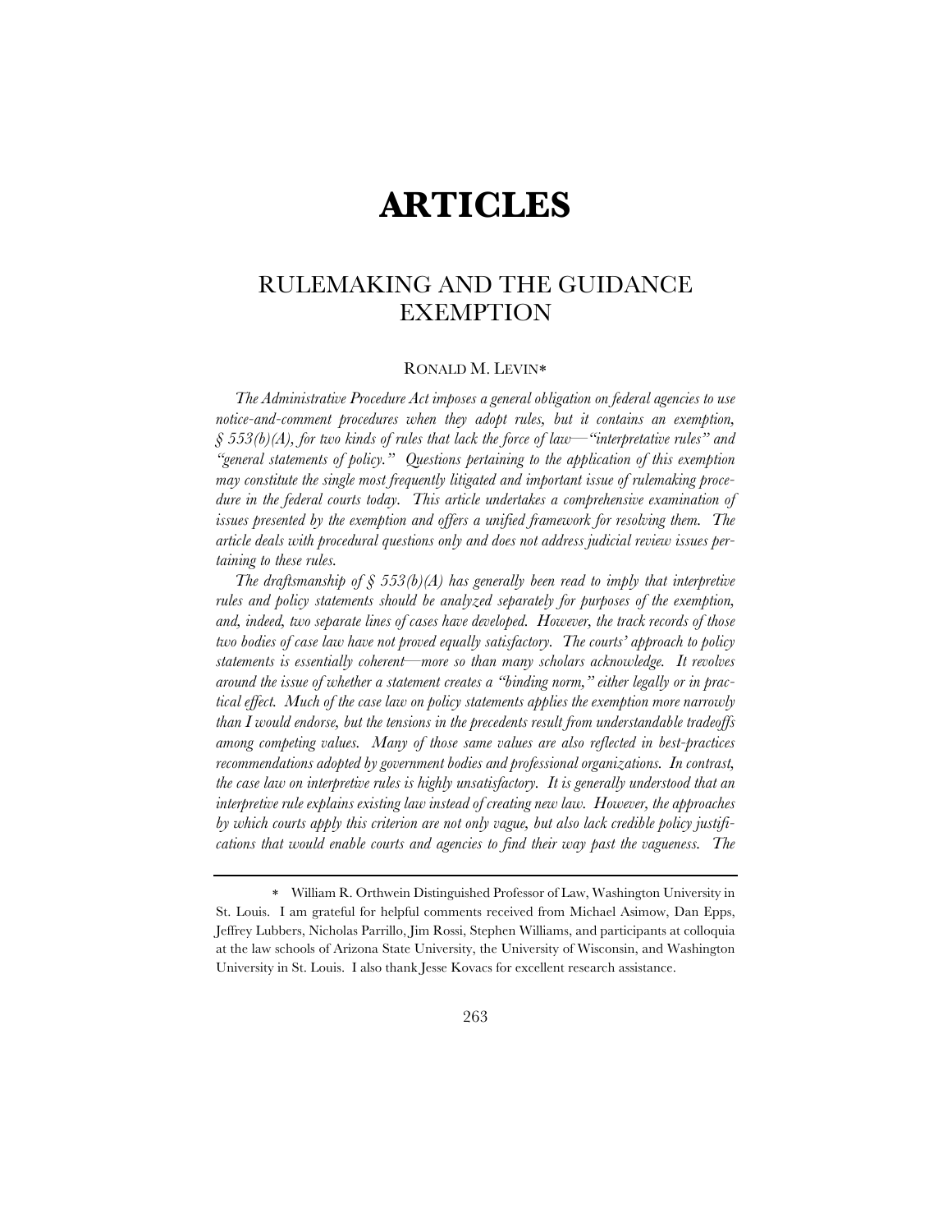# ARTICLES

## RULEMAKING AND THE GUIDANCE EXEMPTION

RONALD M. LEVIN*

*The Administrative Procedure Act imposes a general obligation on federal agencies to use notice-and-comment procedures when they adopt rules, but it contains an exemption, § 553(b)(A), for two kinds of rules that lack the force of law—"interpretative rules" and "general statements of policy." Questions pertaining to the application of this exemption may constitute the single most frequently litigated and important issue of rulemaking procedure in the federal courts today. This article undertakes a comprehensive examination of issues presented by the exemption and offers a unified framework for resolving them. The article deals with procedural questions only and does not address judicial review issues pertaining to these rules.*

*The draftsmanship of § 553(b)(A) has generally been read to imply that interpretive rules and policy statements should be analyzed separately for purposes of the exemption, and, indeed, two separate lines of cases have developed. However, the track records of those two bodies of case law have not proved equally satisfactory. The courts' approach to policy statements is essentially coherent—more so than many scholars acknowledge. It revolves around the issue of whether a statement creates a "binding norm," either legally or in practical effect. Much of the case law on policy statements applies the exemption more narrowly than I would endorse, but the tensions in the precedents result from understandable tradeoffs among competing values. Many of those same values are also reflected in best-practices recommendations adopted by government bodies and professional organizations. In contrast, the case law on interpretive rules is highly unsatisfactory. It is generally understood that an interpretive rule explains existing law instead of creating new law. However, the approaches by which courts apply this criterion are not only vague, but also lack credible policy justifications that would enable courts and agencies to find their way past the vagueness. The*

---

\* William R. Orthwein Distinguished Professor of Law, Washington University in St. Louis. I am grateful for helpful comments received from Michael Asimow, Dan Epps, Jeffrey Lubbers, Nicholas Parrillo, Jim Rossi, Stephen Williams, and participants at colloquia at the law schools of Arizona State University, the University of Wisconsin, and Washington University in St. Louis. I also thank Jesse Kovacs for excellent research assistance.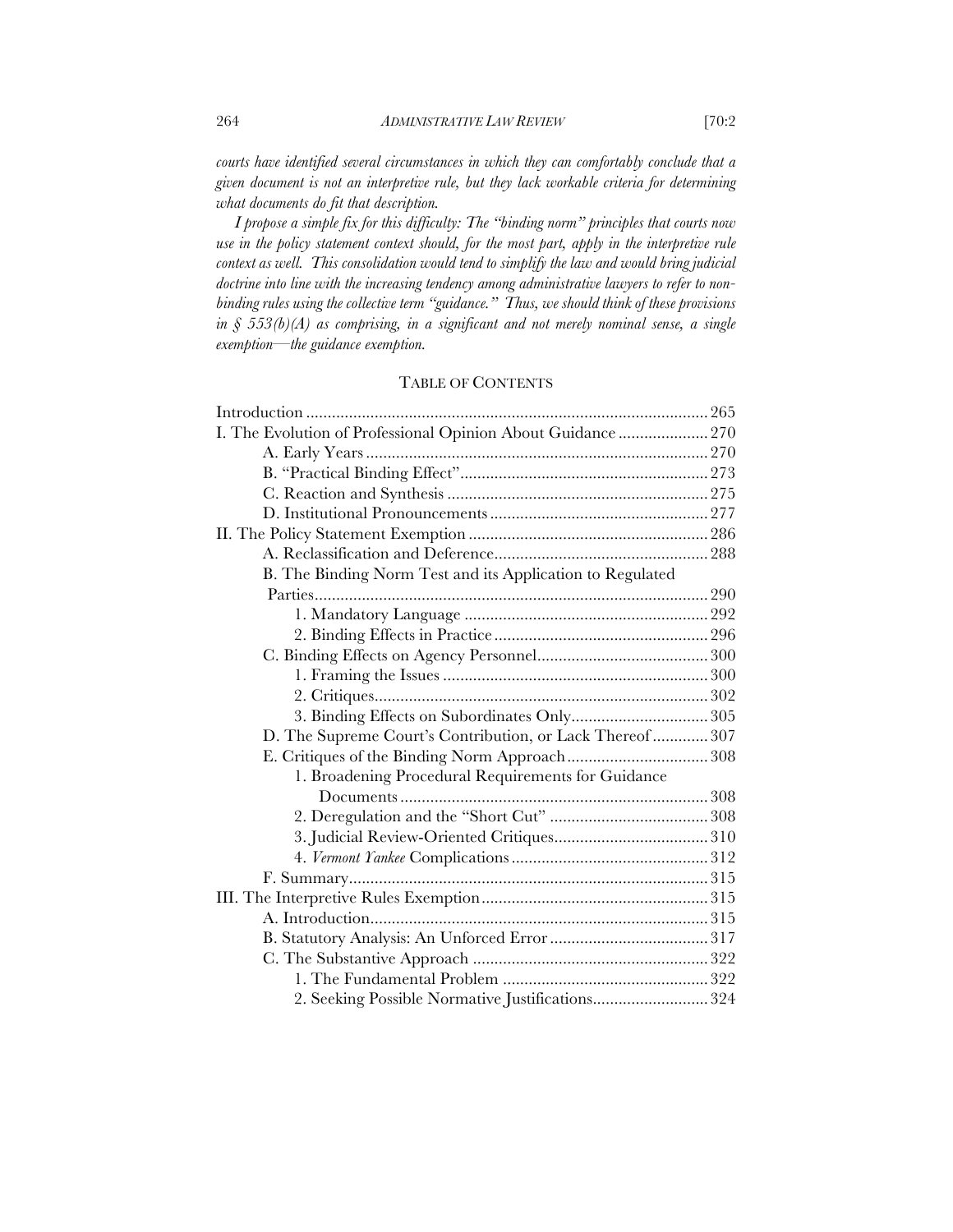*courts have identified several circumstances in which they can comfortably conclude that a given document is not an interpretive rule, but they lack workable criteria for determining what documents do fit that description.*

*I propose a simple fix for this difficulty: The "binding norm" principles that courts now use in the policy statement context should, for the most part, apply in the interpretive rule context as well. This consolidation would tend to simplify the law and would bring judicial doctrine into line with the increasing tendency among administrative lawyers to refer to non-binding rules using the collective term "guidance." Thus, we should think of these provisions in § 553(b)(A) as comprising, in a significant and not merely nominal sense, a single exemption—the guidance exemption.*

## TABLE OF CONTENTS

- Introduction ... 265
- I. The Evolution of Professional Opinion About Guidance ... 270
  - A. Early Years ... 270
  - B. "Practical Binding Effect" ... 273
  - C. Reaction and Synthesis ... 275
  - D. Institutional Pronouncements ... 277
- II. The Policy Statement Exemption ... 286
  - A. Reclassification and Deference ... 288
  - B. The Binding Norm Test and its Application to Regulated Parties ... 290
    - 1. Mandatory Language ... 292
    - 2. Binding Effects in Practice ... 296
  - C. Binding Effects on Agency Personnel ... 300
    - 1. Framing the Issues ... 300
    - 2. Critiques ... 302
    - 3. Binding Effects on Subordinates Only ... 305
  - D. The Supreme Court's Contribution, or Lack Thereof ... 307
  - E. Critiques of the Binding Norm Approach ... 308
    - 1. Broadening Procedural Requirements for Guidance Documents ... 308
    - 2. Deregulation and the "Short Cut" ... 308
    - 3. Judicial Review-Oriented Critiques ... 310
    - 4. *Vermont Yankee* Complications ... 312
  - F. Summary ... 315
- III. The Interpretive Rules Exemption ... 315
  - A. Introduction ... 315
  - B. Statutory Analysis: An Unforced Error ... 317
  - C. The Substantive Approach ... 322
    - 1. The Fundamental Problem ... 322
    - 2. Seeking Possible Normative Justifications ... 324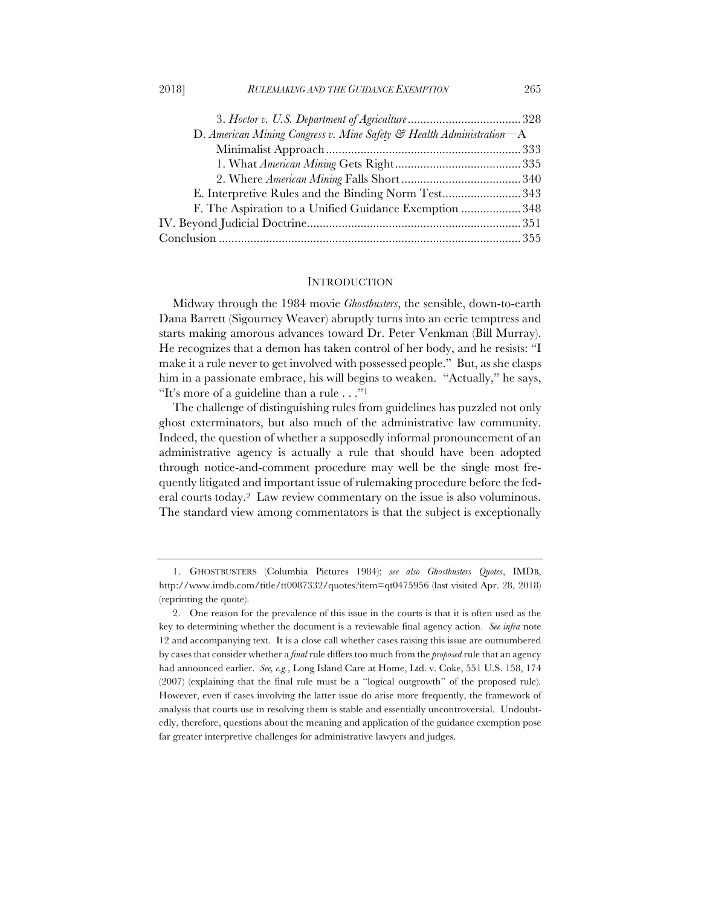3. *Hoctor v. U.S. Department of Agriculture* .................................... 328

D. *American Mining Congress v. Mine Safety & Health Administration*—A Minimalist Approach .............................................................. 333

1. What *American Mining* Gets Right ........................................ 335

2. Where *American Mining* Falls Short ...................................... 340

E. Interpretive Rules and the Binding Norm Test ......................... 343

F. The Aspiration to a Unified Guidance Exemption ................... 348

IV. Beyond Judicial Doctrine .................................................................... 351

Conclusion ............................................................................................... 355

## INTRODUCTION

Midway through the 1984 movie *Ghostbusters*, the sensible, down-to-earth Dana Barrett (Sigourney Weaver) abruptly turns into an eerie temptress and starts making amorous advances toward Dr. Peter Venkman (Bill Murray). He recognizes that a demon has taken control of her body, and he resists: "I make it a rule never to get involved with possessed people." But, as she clasps him in a passionate embrace, his will begins to weaken. "Actually," he says, "It's more of a guideline than a rule . . ."[1]

The challenge of distinguishing rules from guidelines has puzzled not only ghost exterminators, but also much of the administrative law community. Indeed, the question of whether a supposedly informal pronouncement of an administrative agency is actually a rule that should have been adopted through notice-and-comment procedure may well be the single most frequently litigated and important issue of rulemaking procedure before the federal courts today.[2] Law review commentary on the issue is also voluminous. The standard view among commentators is that the subject is exceptionally

---

1. GHOSTBUSTERS (Columbia Pictures 1984); *see also Ghostbusters Quotes*, IMDB, http://www.imdb.com/title/tt0087332/quotes?item=qt0475956 (last visited Apr. 28, 2018) (reprinting the quote).

2. One reason for the prevalence of this issue in the courts is that it is often used as the key to determining whether the document is a reviewable final agency action. *See infra* note 12 and accompanying text. It is a close call whether cases raising this issue are outnumbered by cases that consider whether a *final* rule differs too much from the *proposed* rule that an agency had announced earlier. *See, e.g.*, Long Island Care at Home, Ltd. v. Coke, 551 U.S. 158, 174 (2007) (explaining that the final rule must be a "logical outgrowth" of the proposed rule). However, even if cases involving the latter issue do arise more frequently, the framework of analysis that courts use in resolving them is stable and essentially uncontroversial. Undoubtedly, therefore, questions about the meaning and application of the guidance exemption pose far greater interpretive challenges for administrative lawyers and judges.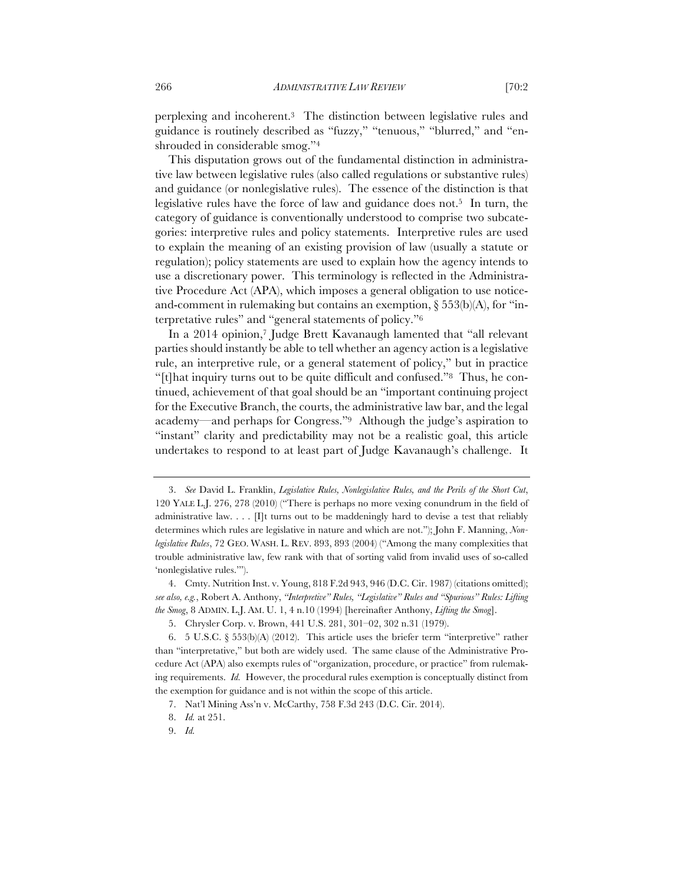perplexing and incoherent.[3] The distinction between legislative rules and guidance is routinely described as "fuzzy," "tenuous," "blurred," and "enshrouded in considerable smog."[4]

This disputation grows out of the fundamental distinction in administrative law between legislative rules (also called regulations or substantive rules) and guidance (or nonlegislative rules). The essence of the distinction is that legislative rules have the force of law and guidance does not.[5] In turn, the category of guidance is conventionally understood to comprise two subcategories: interpretive rules and policy statements. Interpretive rules are used to explain the meaning of an existing provision of law (usually a statute or regulation); policy statements are used to explain how the agency intends to use a discretionary power. This terminology is reflected in the Administrative Procedure Act (APA), which imposes a general obligation to use notice-and-comment in rulemaking but contains an exemption, § 553(b)(A), for "interpretative rules" and "general statements of policy."[6]

In a 2014 opinion,[7] Judge Brett Kavanaugh lamented that "all relevant parties should instantly be able to tell whether an agency action is a legislative rule, an interpretive rule, or a general statement of policy," but in practice "[t]hat inquiry turns out to be quite difficult and confused."[8] Thus, he continued, achievement of that goal should be an "important continuing project for the Executive Branch, the courts, the administrative law bar, and the legal academy—and perhaps for Congress."[9] Although the judge's aspiration to "instant" clarity and predictability may not be a realistic goal, this article undertakes to respond to at least part of Judge Kavanaugh's challenge. It

---

3. *See* David L. Franklin, *Legislative Rules, Nonlegislative Rules, and the Perils of the Short Cut*, 120 YALE L.J. 276, 278 (2010) ("There is perhaps no more vexing conundrum in the field of administrative law. . . . [I]t turns out to be maddeningly hard to devise a test that reliably determines which rules are legislative in nature and which are not."); John F. Manning, *Nonlegislative Rules*, 72 GEO. WASH. L. REV. 893, 893 (2004) ("Among the many complexities that trouble administrative law, few rank with that of sorting valid from invalid uses of so-called 'nonlegislative rules.'").

4. Cmty. Nutrition Inst. v. Young, 818 F.2d 943, 946 (D.C. Cir. 1987) (citations omitted); *see also, e.g.*, Robert A. Anthony, *"Interpretive" Rules, "Legislative" Rules and "Spurious" Rules: Lifting the Smog*, 8 ADMIN. L.J. AM. U. 1, 4 n.10 (1994) [hereinafter Anthony, *Lifting the Smog*].

5. Chrysler Corp. v. Brown, 441 U.S. 281, 301–02, 302 n.31 (1979).

6. 5 U.S.C. § 553(b)(A) (2012). This article uses the briefer term "interpretive" rather than "interpretative," but both are widely used. The same clause of the Administrative Procedure Act (APA) also exempts rules of "organization, procedure, or practice" from rulemaking requirements. *Id.* However, the procedural rules exemption is conceptually distinct from the exemption for guidance and is not within the scope of this article.

7. Nat'l Mining Ass'n v. McCarthy, 758 F.3d 243 (D.C. Cir. 2014).

8. *Id.* at 251.

9. *Id.*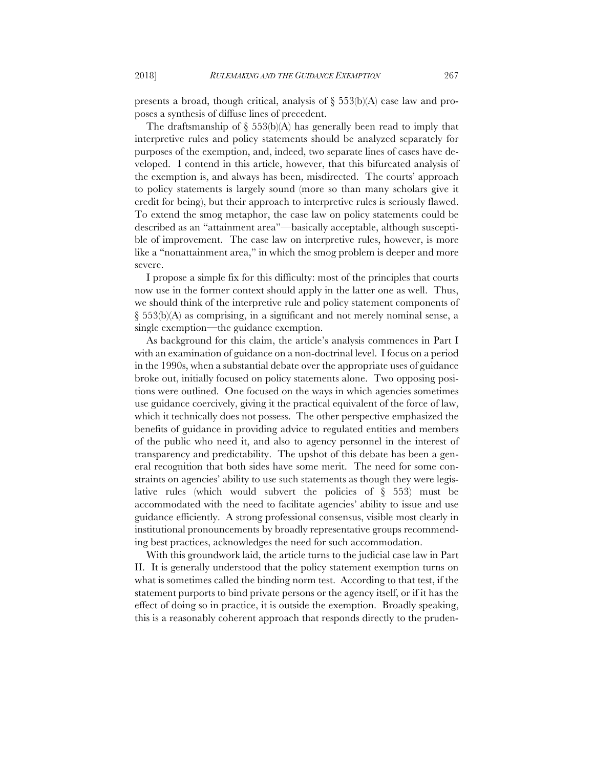presents a broad, though critical, analysis of § 553(b)(A) case law and proposes a synthesis of diffuse lines of precedent.

The draftsmanship of § 553(b)(A) has generally been read to imply that interpretive rules and policy statements should be analyzed separately for purposes of the exemption, and, indeed, two separate lines of cases have developed. I contend in this article, however, that this bifurcated analysis of the exemption is, and always has been, misdirected. The courts' approach to policy statements is largely sound (more so than many scholars give it credit for being), but their approach to interpretive rules is seriously flawed. To extend the smog metaphor, the case law on policy statements could be described as an "attainment area"—basically acceptable, although susceptible of improvement. The case law on interpretive rules, however, is more like a "nonattainment area," in which the smog problem is deeper and more severe.

I propose a simple fix for this difficulty: most of the principles that courts now use in the former context should apply in the latter one as well. Thus, we should think of the interpretive rule and policy statement components of § 553(b)(A) as comprising, in a significant and not merely nominal sense, a single exemption—the guidance exemption.

As background for this claim, the article's analysis commences in Part I with an examination of guidance on a non-doctrinal level. I focus on a period in the 1990s, when a substantial debate over the appropriate uses of guidance broke out, initially focused on policy statements alone. Two opposing positions were outlined. One focused on the ways in which agencies sometimes use guidance coercively, giving it the practical equivalent of the force of law, which it technically does not possess. The other perspective emphasized the benefits of guidance in providing advice to regulated entities and members of the public who need it, and also to agency personnel in the interest of transparency and predictability. The upshot of this debate has been a general recognition that both sides have some merit. The need for some constraints on agencies' ability to use such statements as though they were legislative rules (which would subvert the policies of § 553) must be accommodated with the need to facilitate agencies' ability to issue and use guidance efficiently. A strong professional consensus, visible most clearly in institutional pronouncements by broadly representative groups recommending best practices, acknowledges the need for such accommodation.

With this groundwork laid, the article turns to the judicial case law in Part II. It is generally understood that the policy statement exemption turns on what is sometimes called the binding norm test. According to that test, if the statement purports to bind private persons or the agency itself, or if it has the effect of doing so in practice, it is outside the exemption. Broadly speaking, this is a reasonably coherent approach that responds directly to the pruden-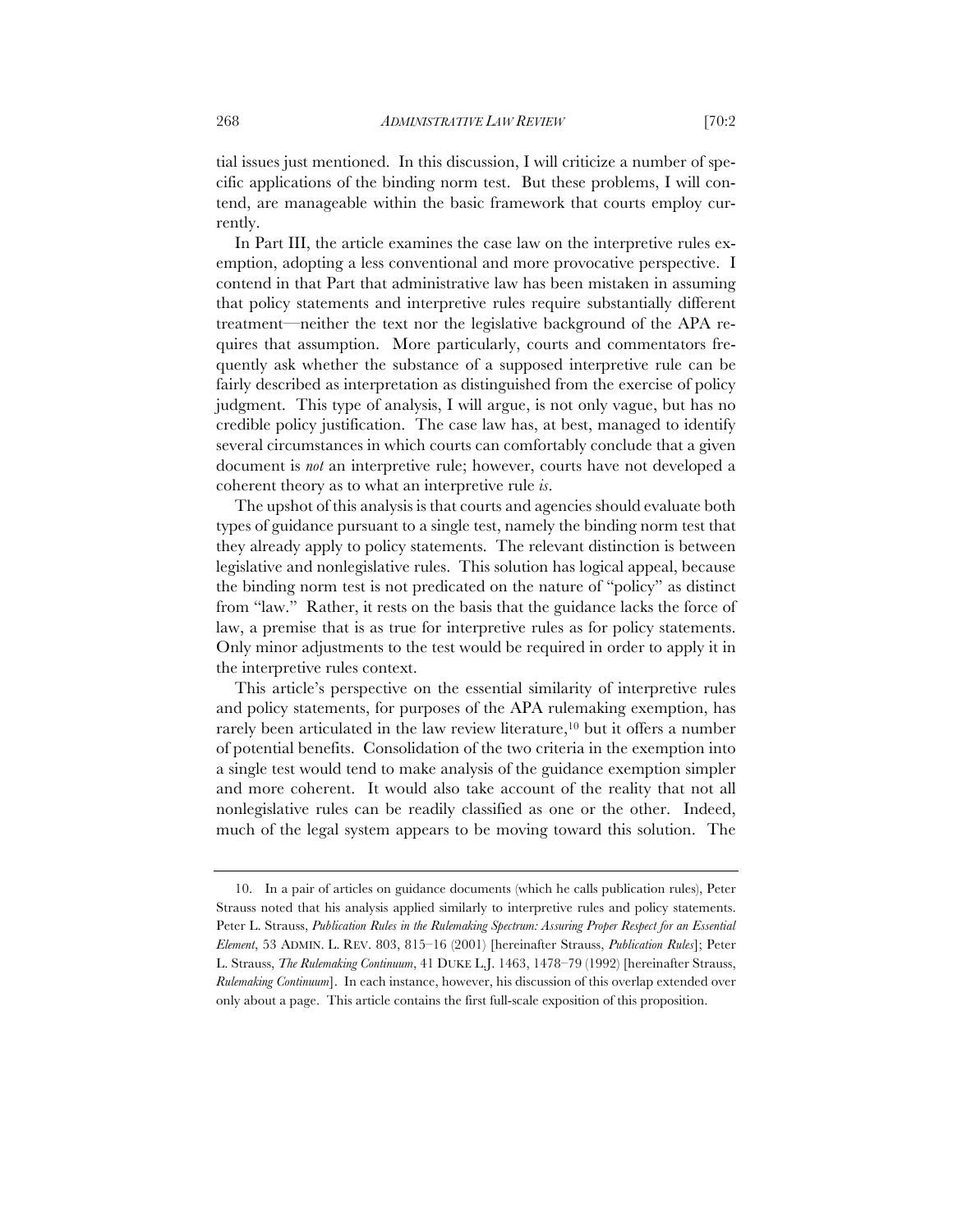tial issues just mentioned. In this discussion, I will criticize a number of specific applications of the binding norm test. But these problems, I will contend, are manageable within the basic framework that courts employ currently.

In Part III, the article examines the case law on the interpretive rules exemption, adopting a less conventional and more provocative perspective. I contend in that Part that administrative law has been mistaken in assuming that policy statements and interpretive rules require substantially different treatment—neither the text nor the legislative background of the APA requires that assumption. More particularly, courts and commentators frequently ask whether the substance of a supposed interpretive rule can be fairly described as interpretation as distinguished from the exercise of policy judgment. This type of analysis, I will argue, is not only vague, but has no credible policy justification. The case law has, at best, managed to identify several circumstances in which courts can comfortably conclude that a given document is *not* an interpretive rule; however, courts have not developed a coherent theory as to what an interpretive rule *is*.

The upshot of this analysis is that courts and agencies should evaluate both types of guidance pursuant to a single test, namely the binding norm test that they already apply to policy statements. The relevant distinction is between legislative and nonlegislative rules. This solution has logical appeal, because the binding norm test is not predicated on the nature of "policy" as distinct from "law." Rather, it rests on the basis that the guidance lacks the force of law, a premise that is as true for interpretive rules as for policy statements. Only minor adjustments to the test would be required in order to apply it in the interpretive rules context.

This article's perspective on the essential similarity of interpretive rules and policy statements, for purposes of the APA rulemaking exemption, has rarely been articulated in the law review literature,[10] but it offers a number of potential benefits. Consolidation of the two criteria in the exemption into a single test would tend to make analysis of the guidance exemption simpler and more coherent. It would also take account of the reality that not all nonlegislative rules can be readily classified as one or the other. Indeed, much of the legal system appears to be moving toward this solution. The

---

10. In a pair of articles on guidance documents (which he calls publication rules), Peter Strauss noted that his analysis applied similarly to interpretive rules and policy statements. Peter L. Strauss, *Publication Rules in the Rulemaking Spectrum: Assuring Proper Respect for an Essential Element*, 53 ADMIN. L. REV. 803, 815–16 (2001) [hereinafter Strauss, *Publication Rules*]; Peter L. Strauss, *The Rulemaking Continuum*, 41 DUKE L.J. 1463, 1478–79 (1992) [hereinafter Strauss, *Rulemaking Continuum*]. In each instance, however, his discussion of this overlap extended over only about a page. This article contains the first full-scale exposition of this proposition.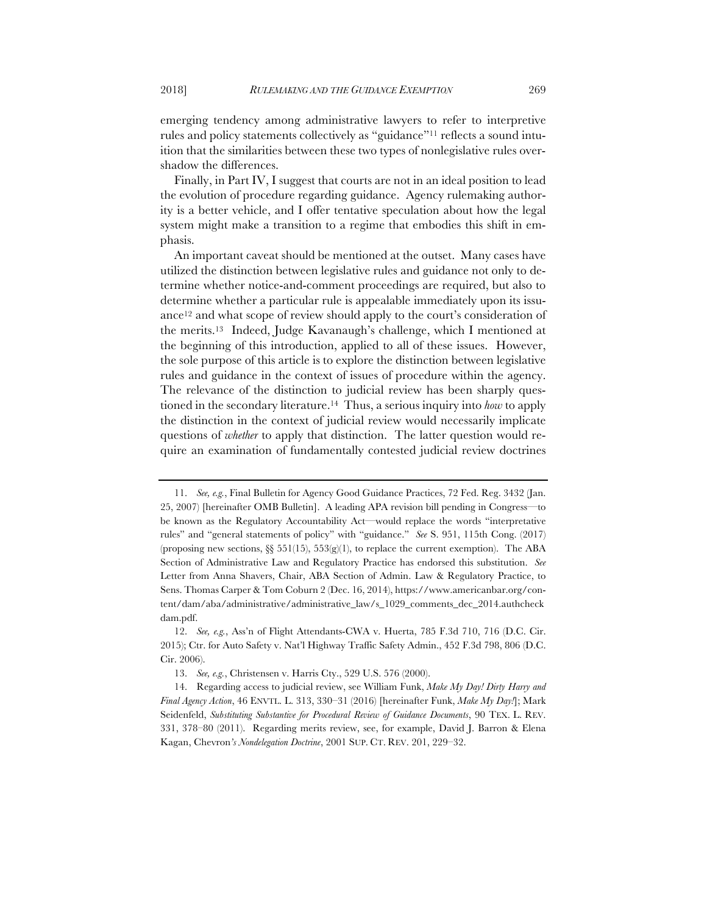emerging tendency among administrative lawyers to refer to interpretive rules and policy statements collectively as "guidance"[11] reflects a sound intuition that the similarities between these two types of nonlegislative rules overshadow the differences.

Finally, in Part IV, I suggest that courts are not in an ideal position to lead the evolution of procedure regarding guidance. Agency rulemaking authority is a better vehicle, and I offer tentative speculation about how the legal system might make a transition to a regime that embodies this shift in emphasis.

An important caveat should be mentioned at the outset. Many cases have utilized the distinction between legislative rules and guidance not only to determine whether notice-and-comment proceedings are required, but also to determine whether a particular rule is appealable immediately upon its issuance[12] and what scope of review should apply to the court's consideration of the merits.[13] Indeed, Judge Kavanaugh's challenge, which I mentioned at the beginning of this introduction, applied to all of these issues. However, the sole purpose of this article is to explore the distinction between legislative rules and guidance in the context of issues of procedure within the agency. The relevance of the distinction to judicial review has been sharply questioned in the secondary literature.[14] Thus, a serious inquiry into *how* to apply the distinction in the context of judicial review would necessarily implicate questions of *whether* to apply that distinction. The latter question would require an examination of fundamentally contested judicial review doctrines

---

11. *See, e.g.*, Final Bulletin for Agency Good Guidance Practices, 72 Fed. Reg. 3432 (Jan. 25, 2007) [hereinafter OMB Bulletin]. A leading APA revision bill pending in Congress—to be known as the Regulatory Accountability Act—would replace the words "interpretative rules" and "general statements of policy" with "guidance." *See* S. 951, 115th Cong. (2017) (proposing new sections, §§ 551(15), 553(g)(1), to replace the current exemption). The ABA Section of Administrative Law and Regulatory Practice has endorsed this substitution. *See* Letter from Anna Shavers, Chair, ABA Section of Admin. Law & Regulatory Practice, to Sens. Thomas Carper & Tom Coburn 2 (Dec. 16, 2014), https://www.americanbar.org/content/dam/aba/administrative/administrative_law/s_1029_comments_dec_2014.authcheckdam.pdf.

12. *See, e.g.*, Ass'n of Flight Attendants-CWA v. Huerta, 785 F.3d 710, 716 (D.C. Cir. 2015); Ctr. for Auto Safety v. Nat'l Highway Traffic Safety Admin., 452 F.3d 798, 806 (D.C. Cir. 2006).

13. *See, e.g.*, Christensen v. Harris Cty., 529 U.S. 576 (2000).

14. Regarding access to judicial review, see William Funk, *Make My Day! Dirty Harry and Final Agency Action*, 46 ENVTL. L. 313, 330–31 (2016) [hereinafter Funk, *Make My Day!*]; Mark Seidenfeld, *Substituting Substantive for Procedural Review of Guidance Documents*, 90 TEX. L. REV. 331, 378–80 (2011). Regarding merits review, see, for example, David J. Barron & Elena Kagan, *Chevron's Nondelegation Doctrine*, 2001 SUP. CT. REV. 201, 229–32.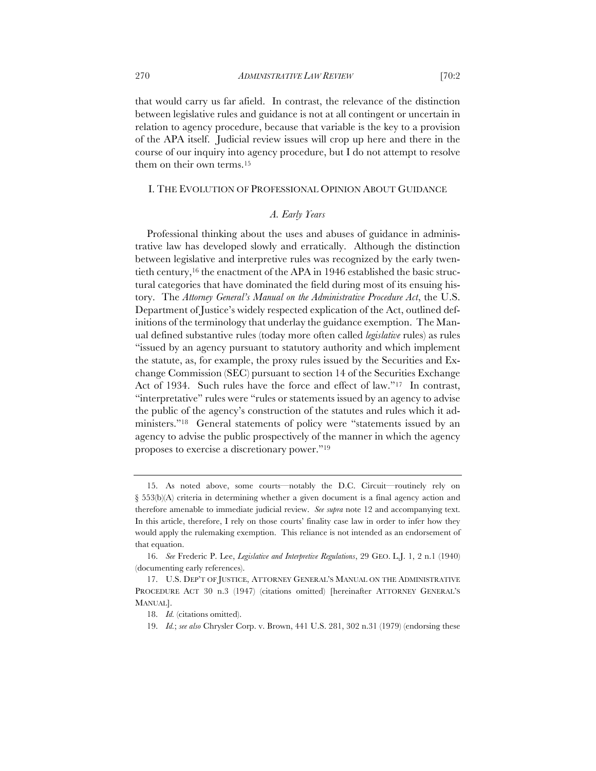that would carry us far afield. In contrast, the relevance of the distinction between legislative rules and guidance is not at all contingent or uncertain in relation to agency procedure, because that variable is the key to a provision of the APA itself. Judicial review issues will crop up here and there in the course of our inquiry into agency procedure, but I do not attempt to resolve them on their own terms.[15]

## I. THE EVOLUTION OF PROFESSIONAL OPINION ABOUT GUIDANCE

### *A. Early Years*

Professional thinking about the uses and abuses of guidance in administrative law has developed slowly and erratically. Although the distinction between legislative and interpretive rules was recognized by the early twentieth century,[16] the enactment of the APA in 1946 established the basic structural categories that have dominated the field during most of its ensuing history. The *Attorney General's Manual on the Administrative Procedure Act*, the U.S. Department of Justice's widely respected explication of the Act, outlined definitions of the terminology that underlay the guidance exemption. The Manual defined substantive rules (today more often called *legislative* rules) as rules "issued by an agency pursuant to statutory authority and which implement the statute, as, for example, the proxy rules issued by the Securities and Exchange Commission (SEC) pursuant to section 14 of the Securities Exchange Act of 1934. Such rules have the force and effect of law."[17] In contrast, "interpretative" rules were "rules or statements issued by an agency to advise the public of the agency's construction of the statutes and rules which it administers."[18] General statements of policy were "statements issued by an agency to advise the public prospectively of the manner in which the agency proposes to exercise a discretionary power."[19]

---

15. As noted above, some courts—notably the D.C. Circuit—routinely rely on § 553(b)(A) criteria in determining whether a given document is a final agency action and therefore amenable to immediate judicial review. *See supra* note 12 and accompanying text. In this article, therefore, I rely on those courts' finality case law in order to infer how they would apply the rulemaking exemption. This reliance is not intended as an endorsement of that equation.

16. *See* Frederic P. Lee, *Legislative and Interpretive Regulations*, 29 GEO. L.J. 1, 2 n.1 (1940) (documenting early references).

17. U.S. DEP'T OF JUSTICE, ATTORNEY GENERAL'S MANUAL ON THE ADMINISTRATIVE PROCEDURE ACT 30 n.3 (1947) (citations omitted) [hereinafter ATTORNEY GENERAL'S MANUAL].

18. *Id.* (citations omitted).

19. *Id.*; *see also* Chrysler Corp. v. Brown, 441 U.S. 281, 302 n.31 (1979) (endorsing these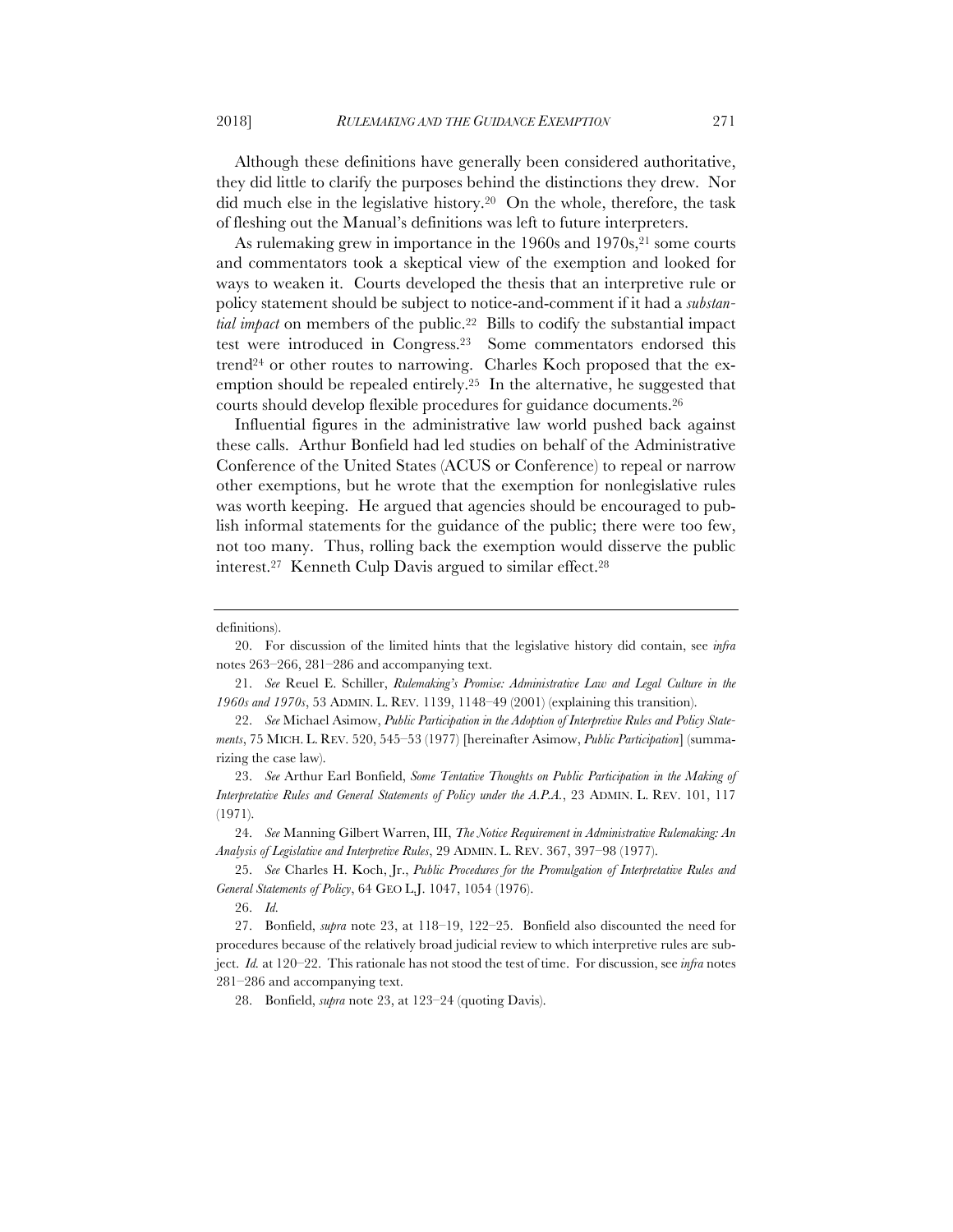Although these definitions have generally been considered authoritative, they did little to clarify the purposes behind the distinctions they drew. Nor did much else in the legislative history.[20] On the whole, therefore, the task of fleshing out the Manual's definitions was left to future interpreters.

As rulemaking grew in importance in the 1960s and 1970s,[21] some courts and commentators took a skeptical view of the exemption and looked for ways to weaken it. Courts developed the thesis that an interpretive rule or policy statement should be subject to notice-and-comment if it had a *substantial impact* on members of the public.[22] Bills to codify the substantial impact test were introduced in Congress.[23] Some commentators endorsed this trend[24] or other routes to narrowing. Charles Koch proposed that the exemption should be repealed entirely.[25] In the alternative, he suggested that courts should develop flexible procedures for guidance documents.[26]

Influential figures in the administrative law world pushed back against these calls. Arthur Bonfield had led studies on behalf of the Administrative Conference of the United States (ACUS or Conference) to repeal or narrow other exemptions, but he wrote that the exemption for nonlegislative rules was worth keeping. He argued that agencies should be encouraged to publish informal statements for the guidance of the public; there were too few, not too many. Thus, rolling back the exemption would disserve the public interest.[27] Kenneth Culp Davis argued to similar effect.[28]

---

definitions).

20. For discussion of the limited hints that the legislative history did contain, see *infra* notes 263–266, 281–286 and accompanying text.

21. *See* Reuel E. Schiller, *Rulemaking's Promise: Administrative Law and Legal Culture in the 1960s and 1970s*, 53 ADMIN. L. REV. 1139, 1148–49 (2001) (explaining this transition).

22. *See* Michael Asimow, *Public Participation in the Adoption of Interpretive Rules and Policy Statements*, 75 MICH. L. REV. 520, 545–53 (1977) [hereinafter Asimow, *Public Participation*] (summarizing the case law).

23. *See* Arthur Earl Bonfield, *Some Tentative Thoughts on Public Participation in the Making of Interpretative Rules and General Statements of Policy under the A.P.A.*, 23 ADMIN. L. REV. 101, 117 (1971).

24. *See* Manning Gilbert Warren, III, *The Notice Requirement in Administrative Rulemaking: An Analysis of Legislative and Interpretive Rules*, 29 ADMIN. L. REV. 367, 397–98 (1977).

25. *See* Charles H. Koch, Jr., *Public Procedures for the Promulgation of Interpretative Rules and General Statements of Policy*, 64 GEO L.J. 1047, 1054 (1976).

26. *Id.*

27. Bonfield, *supra* note 23, at 118–19, 122–25. Bonfield also discounted the need for procedures because of the relatively broad judicial review to which interpretive rules are subject. *Id.* at 120–22. This rationale has not stood the test of time. For discussion, see *infra* notes 281–286 and accompanying text.

28. Bonfield, *supra* note 23, at 123–24 (quoting Davis).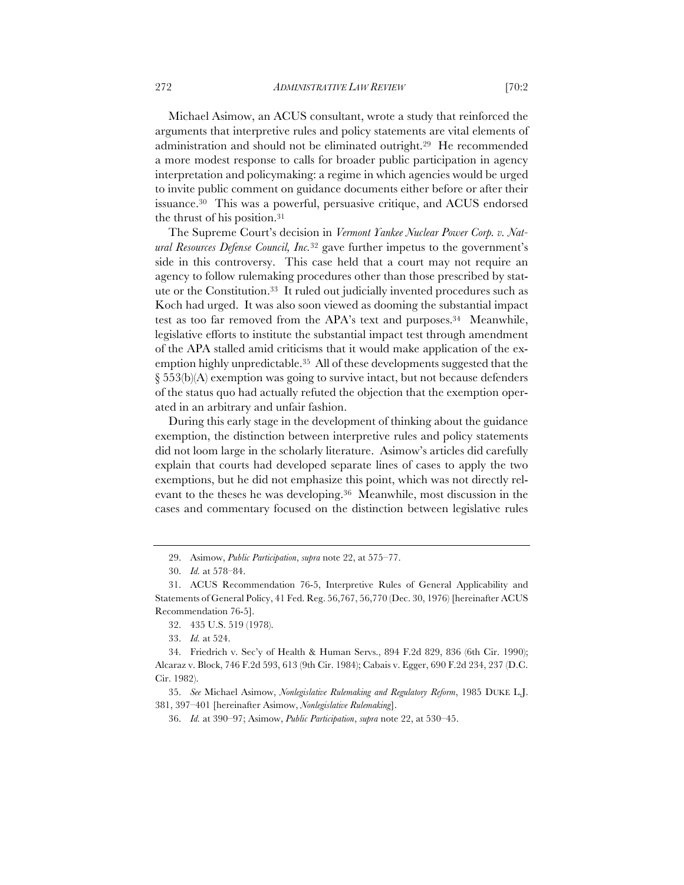Michael Asimow, an ACUS consultant, wrote a study that reinforced the arguments that interpretive rules and policy statements are vital elements of administration and should not be eliminated outright.[29] He recommended a more modest response to calls for broader public participation in agency interpretation and policymaking: a regime in which agencies would be urged to invite public comment on guidance documents either before or after their issuance.[30] This was a powerful, persuasive critique, and ACUS endorsed the thrust of his position.[31]

The Supreme Court's decision in *Vermont Yankee Nuclear Power Corp. v. Natural Resources Defense Council, Inc.*[32] gave further impetus to the government's side in this controversy. This case held that a court may not require an agency to follow rulemaking procedures other than those prescribed by statute or the Constitution.[33] It ruled out judicially invented procedures such as Koch had urged. It was also soon viewed as dooming the substantial impact test as too far removed from the APA's text and purposes.[34] Meanwhile, legislative efforts to institute the substantial impact test through amendment of the APA stalled amid criticisms that it would make application of the exemption highly unpredictable.[35] All of these developments suggested that the § 553(b)(A) exemption was going to survive intact, but not because defenders of the status quo had actually refuted the objection that the exemption operated in an arbitrary and unfair fashion.

During this early stage in the development of thinking about the guidance exemption, the distinction between interpretive rules and policy statements did not loom large in the scholarly literature. Asimow's articles did carefully explain that courts had developed separate lines of cases to apply the two exemptions, but he did not emphasize this point, which was not directly relevant to the theses he was developing.[36] Meanwhile, most discussion in the cases and commentary focused on the distinction between legislative rules

---

29. Asimow, *Public Participation*, *supra* note 22, at 575–77.

30. *Id.* at 578–84.

31. ACUS Recommendation 76-5, Interpretive Rules of General Applicability and Statements of General Policy, 41 Fed. Reg. 56,767, 56,770 (Dec. 30, 1976) [hereinafter ACUS Recommendation 76-5].

32. 435 U.S. 519 (1978).

33. *Id.* at 524.

34. Friedrich v. Sec'y of Health & Human Servs., 894 F.2d 829, 836 (6th Cir. 1990); Alcaraz v. Block, 746 F.2d 593, 613 (9th Cir. 1984); Cabais v. Egger, 690 F.2d 234, 237 (D.C. Cir. 1982).

35. *See* Michael Asimow, *Nonlegislative Rulemaking and Regulatory Reform*, 1985 DUKE L.J. 381, 397–401 [hereinafter Asimow, *Nonlegislative Rulemaking*].

36. *Id.* at 390–97; Asimow, *Public Participation*, *supra* note 22, at 530–45.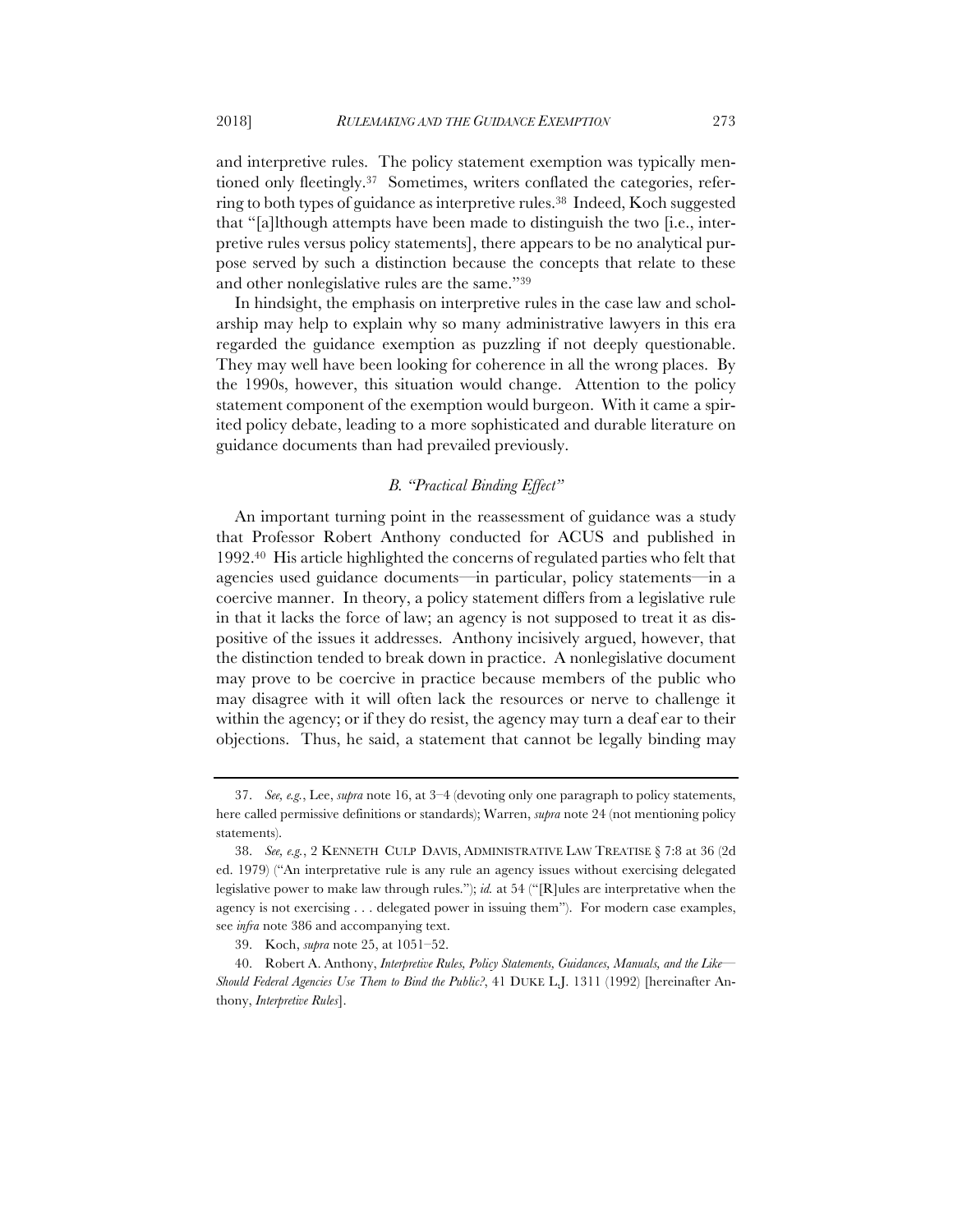and interpretive rules. The policy statement exemption was typically mentioned only fleetingly.[37] Sometimes, writers conflated the categories, referring to both types of guidance as interpretive rules.[38] Indeed, Koch suggested that "[a]lthough attempts have been made to distinguish the two [i.e., interpretive rules versus policy statements], there appears to be no analytical purpose served by such a distinction because the concepts that relate to these and other nonlegislative rules are the same."[39]

In hindsight, the emphasis on interpretive rules in the case law and scholarship may help to explain why so many administrative lawyers in this era regarded the guidance exemption as puzzling if not deeply questionable. They may well have been looking for coherence in all the wrong places. By the 1990s, however, this situation would change. Attention to the policy statement component of the exemption would burgeon. With it came a spirited policy debate, leading to a more sophisticated and durable literature on guidance documents than had prevailed previously.

### *B. "Practical Binding Effect"*

An important turning point in the reassessment of guidance was a study that Professor Robert Anthony conducted for ACUS and published in 1992.[40] His article highlighted the concerns of regulated parties who felt that agencies used guidance documents—in particular, policy statements—in a coercive manner. In theory, a policy statement differs from a legislative rule in that it lacks the force of law; an agency is not supposed to treat it as dispositive of the issues it addresses. Anthony incisively argued, however, that the distinction tended to break down in practice. A nonlegislative document may prove to be coercive in practice because members of the public who may disagree with it will often lack the resources or nerve to challenge it within the agency; or if they do resist, the agency may turn a deaf ear to their objections. Thus, he said, a statement that cannot be legally binding may

---

37. *See, e.g.*, Lee, *supra* note 16, at 3–4 (devoting only one paragraph to policy statements, here called permissive definitions or standards); Warren, *supra* note 24 (not mentioning policy statements).

38. *See, e.g.*, 2 KENNETH CULP DAVIS, ADMINISTRATIVE LAW TREATISE § 7:8 at 36 (2d ed. 1979) ("An interpretative rule is any rule an agency issues without exercising delegated legislative power to make law through rules."); *id.* at 54 ("[R]ules are interpretative when the agency is not exercising . . . delegated power in issuing them"). For modern case examples, see *infra* note 386 and accompanying text.

39. Koch, *supra* note 25, at 1051–52.

40. Robert A. Anthony, *Interpretive Rules, Policy Statements, Guidances, Manuals, and the Like—Should Federal Agencies Use Them to Bind the Public?*, 41 DUKE L.J. 1311 (1992) [hereinafter Anthony, *Interpretive Rules*].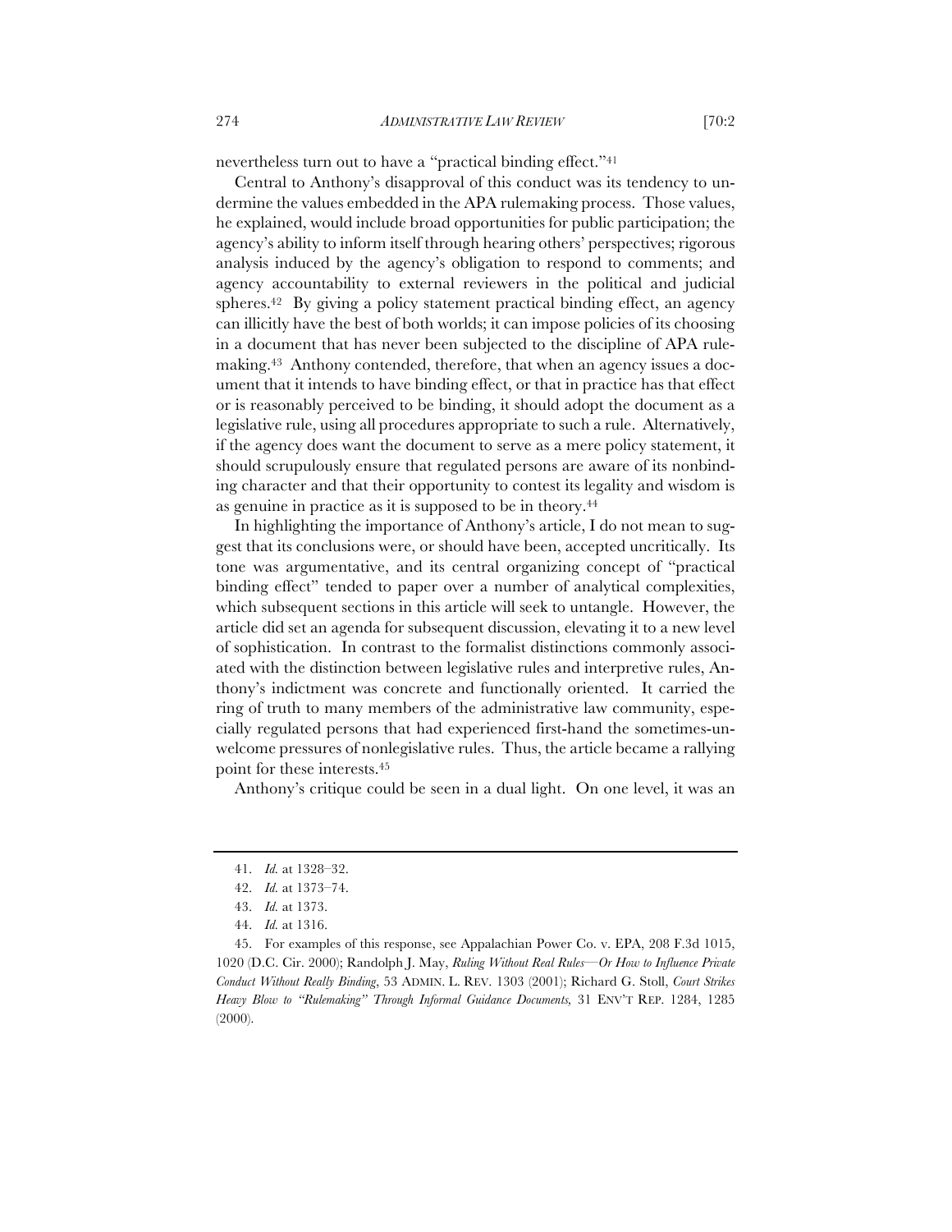nevertheless turn out to have a "practical binding effect."[41]

Central to Anthony's disapproval of this conduct was its tendency to undermine the values embedded in the APA rulemaking process. Those values, he explained, would include broad opportunities for public participation; the agency's ability to inform itself through hearing others' perspectives; rigorous analysis induced by the agency's obligation to respond to comments; and agency accountability to external reviewers in the political and judicial spheres.[42] By giving a policy statement practical binding effect, an agency can illicitly have the best of both worlds; it can impose policies of its choosing in a document that has never been subjected to the discipline of APA rulemaking.[43] Anthony contended, therefore, that when an agency issues a document that it intends to have binding effect, or that in practice has that effect or is reasonably perceived to be binding, it should adopt the document as a legislative rule, using all procedures appropriate to such a rule. Alternatively, if the agency does want the document to serve as a mere policy statement, it should scrupulously ensure that regulated persons are aware of its nonbinding character and that their opportunity to contest its legality and wisdom is as genuine in practice as it is supposed to be in theory.[44]

In highlighting the importance of Anthony's article, I do not mean to suggest that its conclusions were, or should have been, accepted uncritically. Its tone was argumentative, and its central organizing concept of "practical binding effect" tended to paper over a number of analytical complexities, which subsequent sections in this article will seek to untangle. However, the article did set an agenda for subsequent discussion, elevating it to a new level of sophistication. In contrast to the formalist distinctions commonly associated with the distinction between legislative rules and interpretive rules, Anthony's indictment was concrete and functionally oriented. It carried the ring of truth to many members of the administrative law community, especially regulated persons that had experienced first-hand the sometimes-unwelcome pressures of nonlegislative rules. Thus, the article became a rallying point for these interests.[45]

Anthony's critique could be seen in a dual light. On one level, it was an

---

41. *Id.* at 1328–32.

42. *Id.* at 1373–74.

43. *Id.* at 1373.

44. *Id.* at 1316.

45. For examples of this response, see Appalachian Power Co. v. EPA, 208 F.3d 1015, 1020 (D.C. Cir. 2000); Randolph J. May, *Ruling Without Real Rules—Or How to Influence Private Conduct Without Really Binding*, 53 ADMIN. L. REV. 1303 (2001); Richard G. Stoll, *Court Strikes Heavy Blow to "Rulemaking" Through Informal Guidance Documents*, 31 ENV'T REP. 1284, 1285 (2000).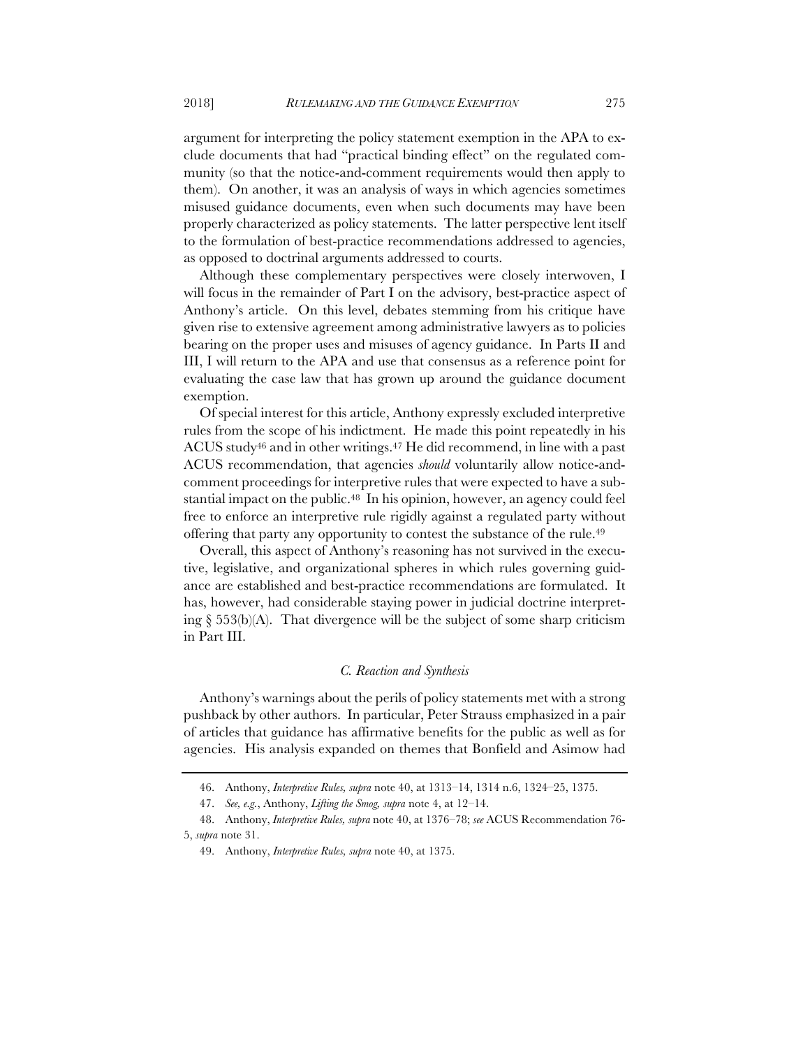argument for interpreting the policy statement exemption in the APA to exclude documents that had "practical binding effect" on the regulated community (so that the notice-and-comment requirements would then apply to them). On another, it was an analysis of ways in which agencies sometimes misused guidance documents, even when such documents may have been properly characterized as policy statements. The latter perspective lent itself to the formulation of best-practice recommendations addressed to agencies, as opposed to doctrinal arguments addressed to courts.

Although these complementary perspectives were closely interwoven, I will focus in the remainder of Part I on the advisory, best-practice aspect of Anthony's article. On this level, debates stemming from his critique have given rise to extensive agreement among administrative lawyers as to policies bearing on the proper uses and misuses of agency guidance. In Parts II and III, I will return to the APA and use that consensus as a reference point for evaluating the case law that has grown up around the guidance document exemption.

Of special interest for this article, Anthony expressly excluded interpretive rules from the scope of his indictment. He made this point repeatedly in his ACUS study[46] and in other writings.[47] He did recommend, in line with a past ACUS recommendation, that agencies *should* voluntarily allow notice-and-comment proceedings for interpretive rules that were expected to have a substantial impact on the public.[48] In his opinion, however, an agency could feel free to enforce an interpretive rule rigidly against a regulated party without offering that party any opportunity to contest the substance of the rule.[49]

Overall, this aspect of Anthony's reasoning has not survived in the executive, legislative, and organizational spheres in which rules governing guidance are established and best-practice recommendations are formulated. It has, however, had considerable staying power in judicial doctrine interpreting § 553(b)(A). That divergence will be the subject of some sharp criticism in Part III.

### *C. Reaction and Synthesis*

Anthony's warnings about the perils of policy statements met with a strong pushback by other authors. In particular, Peter Strauss emphasized in a pair of articles that guidance has affirmative benefits for the public as well as for agencies. His analysis expanded on themes that Bonfield and Asimow had

---

46. Anthony, *Interpretive Rules, supra* note 40, at 1313–14, 1314 n.6, 1324–25, 1375.

47. *See, e.g.*, Anthony, *Lifting the Smog, supra* note 4, at 12–14.

48. Anthony, *Interpretive Rules, supra* note 40, at 1376–78; *see* ACUS Recommendation 76-5, *supra* note 31.

49. Anthony, *Interpretive Rules, supra* note 40, at 1375.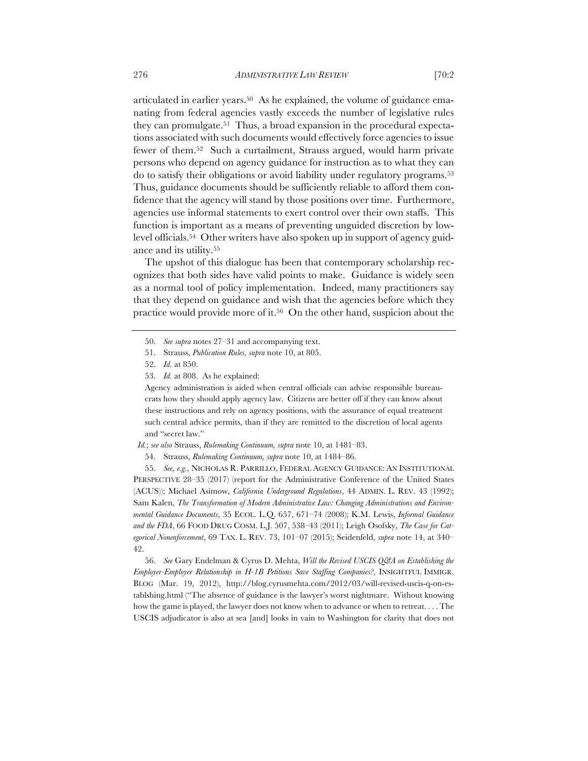articulated in earlier years.[50] As he explained, the volume of guidance emanating from federal agencies vastly exceeds the number of legislative rules they can promulgate.[51] Thus, a broad expansion in the procedural expectations associated with such documents would effectively force agencies to issue fewer of them.[52] Such a curtailment, Strauss argued, would harm private persons who depend on agency guidance for instruction as to what they can do to satisfy their obligations or avoid liability under regulatory programs.[53] Thus, guidance documents should be sufficiently reliable to afford them confidence that the agency will stand by those positions over time. Furthermore, agencies use informal statements to exert control over their own staffs. This function is important as a means of preventing unguided discretion by low-level officials.[54] Other writers have also spoken up in support of agency guidance and its utility.[55]

The upshot of this dialogue has been that contemporary scholarship recognizes that both sides have valid points to make. Guidance is widely seen as a normal tool of policy implementation. Indeed, many practitioners say that they depend on guidance and wish that the agencies before which they practice would provide more of it.[56] On the other hand, suspicion about the

---

50. *See supra* notes 27–31 and accompanying text.

51. Strauss, *Publication Rules*, *supra* note 10, at 805.

52. *Id.* at 850.

53. *Id.* at 808. As he explained:

> Agency administration is aided when central officials can advise responsible bureaucrats how they should apply agency law. Citizens are better off if they can know about these instructions and rely on agency positions, with the assurance of equal treatment such central advice permits, than if they are remitted to the discretion of local agents and "secret law."

*Id.*; *see also* Strauss, *Rulemaking Continuum, supra* note 10, at 1481–83.

54. Strauss, *Rulemaking Continuum, supra* note 10, at 1484–86.

55. *See, e.g.*, NICHOLAS R. PARRILLO, FEDERAL AGENCY GUIDANCE: AN INSTITUTIONAL PERSPECTIVE 28–35 (2017) (report for the Administrative Conference of the United States (ACUS)); Michael Asimow, *California Underground Regulations*, 44 ADMIN. L. REV. 43 (1992); Sam Kalen, *The Transformation of Modern Administrative Law: Changing Administrations and Environmental Guidance Documents*, 35 ECOL. L.Q. 657, 671–74 (2008); K.M. Lewis, *Informal Guidance and the FDA*, 66 FOOD DRUG COSM. L.J. 507, 538–43 (2011); Leigh Osofsky, *The Case for Categorical Nonenforcement*, 69 TAX. L. REV. 73, 101–07 (2015); Seidenfeld, *supra* note 14, at 340–42.

56. *See* Gary Endelman & Cyrus D. Mehta, *Will the Revised USCIS Q&A on Establishing the Employer-Employee Relationship in H-1B Petitions Save Staffing Companies?*, INSIGHTFUL IMMIGR. BLOG (Mar. 19, 2012), http://blog.cyrusmehta.com/2012/03/will-revised-uscis-q-on-establshing.html ("The absence of guidance is the lawyer's worst nightmare. Without knowing how the game is played, the lawyer does not know when to advance or when to retreat. . . . The USCIS adjudicator is also at sea [and] looks in vain to Washington for clarity that does not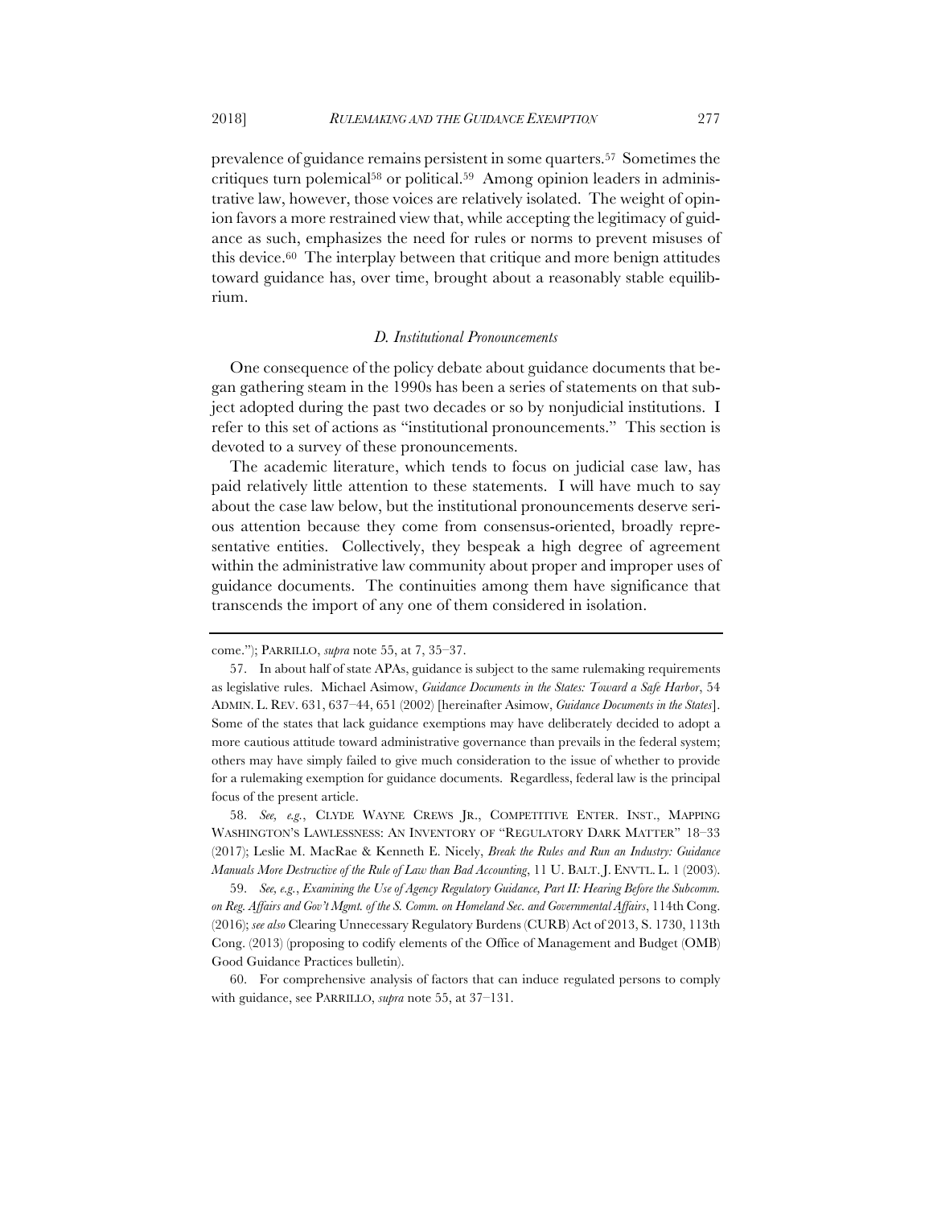prevalence of guidance remains persistent in some quarters.[57] Sometimes the critiques turn polemical[58] or political.[59] Among opinion leaders in administrative law, however, those voices are relatively isolated. The weight of opinion favors a more restrained view that, while accepting the legitimacy of guidance as such, emphasizes the need for rules or norms to prevent misuses of this device.[60] The interplay between that critique and more benign attitudes toward guidance has, over time, brought about a reasonably stable equilibrium.

### *D. Institutional Pronouncements*

One consequence of the policy debate about guidance documents that began gathering steam in the 1990s has been a series of statements on that subject adopted during the past two decades or so by nonjudicial institutions. I refer to this set of actions as "institutional pronouncements." This section is devoted to a survey of these pronouncements.

The academic literature, which tends to focus on judicial case law, has paid relatively little attention to these statements. I will have much to say about the case law below, but the institutional pronouncements deserve serious attention because they come from consensus-oriented, broadly representative entities. Collectively, they bespeak a high degree of agreement within the administrative law community about proper and improper uses of guidance documents. The continuities among them have significance that transcends the import of any one of them considered in isolation.

---

come."); PARRILLO, *supra* note 55, at 7, 35–37.

57. In about half of state APAs, guidance is subject to the same rulemaking requirements as legislative rules. Michael Asimow, *Guidance Documents in the States: Toward a Safe Harbor*, 54 ADMIN. L. REV. 631, 637–44, 651 (2002) [hereinafter Asimow, *Guidance Documents in the States*]. Some of the states that lack guidance exemptions may have deliberately decided to adopt a more cautious attitude toward administrative governance than prevails in the federal system; others may have simply failed to give much consideration to the issue of whether to provide for a rulemaking exemption for guidance documents. Regardless, federal law is the principal focus of the present article.

58. *See, e.g.*, CLYDE WAYNE CREWS JR., COMPETITIVE ENTER. INST., MAPPING WASHINGTON'S LAWLESSNESS: AN INVENTORY OF "REGULATORY DARK MATTER" 18–33 (2017); Leslie M. MacRae & Kenneth E. Nicely, *Break the Rules and Run an Industry: Guidance Manuals More Destructive of the Rule of Law than Bad Accounting*, 11 U. BALT. J. ENVTL. L. 1 (2003).

59. *See, e.g.*, *Examining the Use of Agency Regulatory Guidance, Part II: Hearing Before the Subcomm. on Reg. Affairs and Gov't Mgmt. of the S. Comm. on Homeland Sec. and Governmental Affairs*, 114th Cong. (2016); *see also* Clearing Unnecessary Regulatory Burdens (CURB) Act of 2013, S. 1730, 113th Cong. (2013) (proposing to codify elements of the Office of Management and Budget (OMB) Good Guidance Practices bulletin).

60. For comprehensive analysis of factors that can induce regulated persons to comply with guidance, see PARRILLO, *supra* note 55, at 37–131.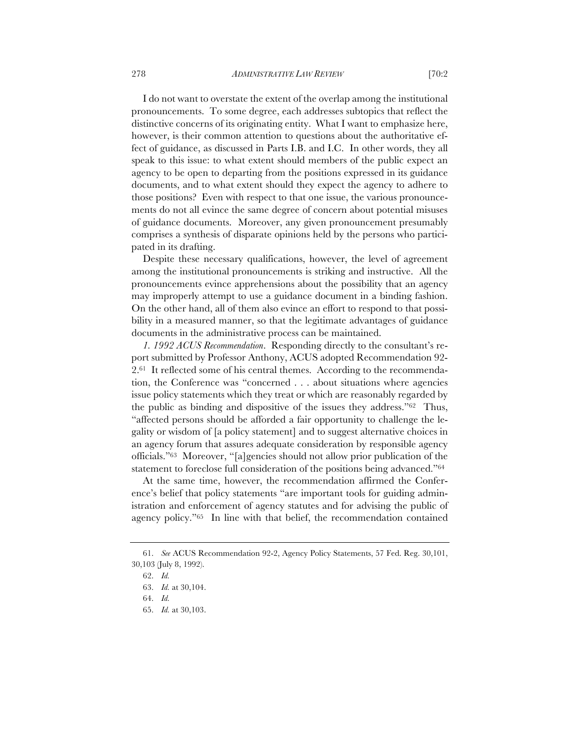I do not want to overstate the extent of the overlap among the institutional pronouncements. To some degree, each addresses subtopics that reflect the distinctive concerns of its originating entity. What I want to emphasize here, however, is their common attention to questions about the authoritative effect of guidance, as discussed in Parts I.B. and I.C. In other words, they all speak to this issue: to what extent should members of the public expect an agency to be open to departing from the positions expressed in its guidance documents, and to what extent should they expect the agency to adhere to those positions? Even with respect to that one issue, the various pronouncements do not all evince the same degree of concern about potential misuses of guidance documents. Moreover, any given pronouncement presumably comprises a synthesis of disparate opinions held by the persons who participated in its drafting.

Despite these necessary qualifications, however, the level of agreement among the institutional pronouncements is striking and instructive. All the pronouncements evince apprehensions about the possibility that an agency may improperly attempt to use a guidance document in a binding fashion. On the other hand, all of them also evince an effort to respond to that possibility in a measured manner, so that the legitimate advantages of guidance documents in the administrative process can be maintained.

*1. 1992 ACUS Recommendation*. Responding directly to the consultant's report submitted by Professor Anthony, ACUS adopted Recommendation 92-2.[61] It reflected some of his central themes. According to the recommendation, the Conference was "concerned . . . about situations where agencies issue policy statements which they treat or which are reasonably regarded by the public as binding and dispositive of the issues they address."[62] Thus, "affected persons should be afforded a fair opportunity to challenge the legality or wisdom of [a policy statement] and to suggest alternative choices in an agency forum that assures adequate consideration by responsible agency officials."[63] Moreover, "[a]gencies should not allow prior publication of the statement to foreclose full consideration of the positions being advanced."[64]

At the same time, however, the recommendation affirmed the Conference's belief that policy statements "are important tools for guiding administration and enforcement of agency statutes and for advising the public of agency policy."[65] In line with that belief, the recommendation contained

---

61. *See* ACUS Recommendation 92-2, Agency Policy Statements, 57 Fed. Reg. 30,101, 30,103 (July 8, 1992).

62. *Id.*

63. *Id.* at 30,104.

64. *Id.*

65. *Id.* at 30,103.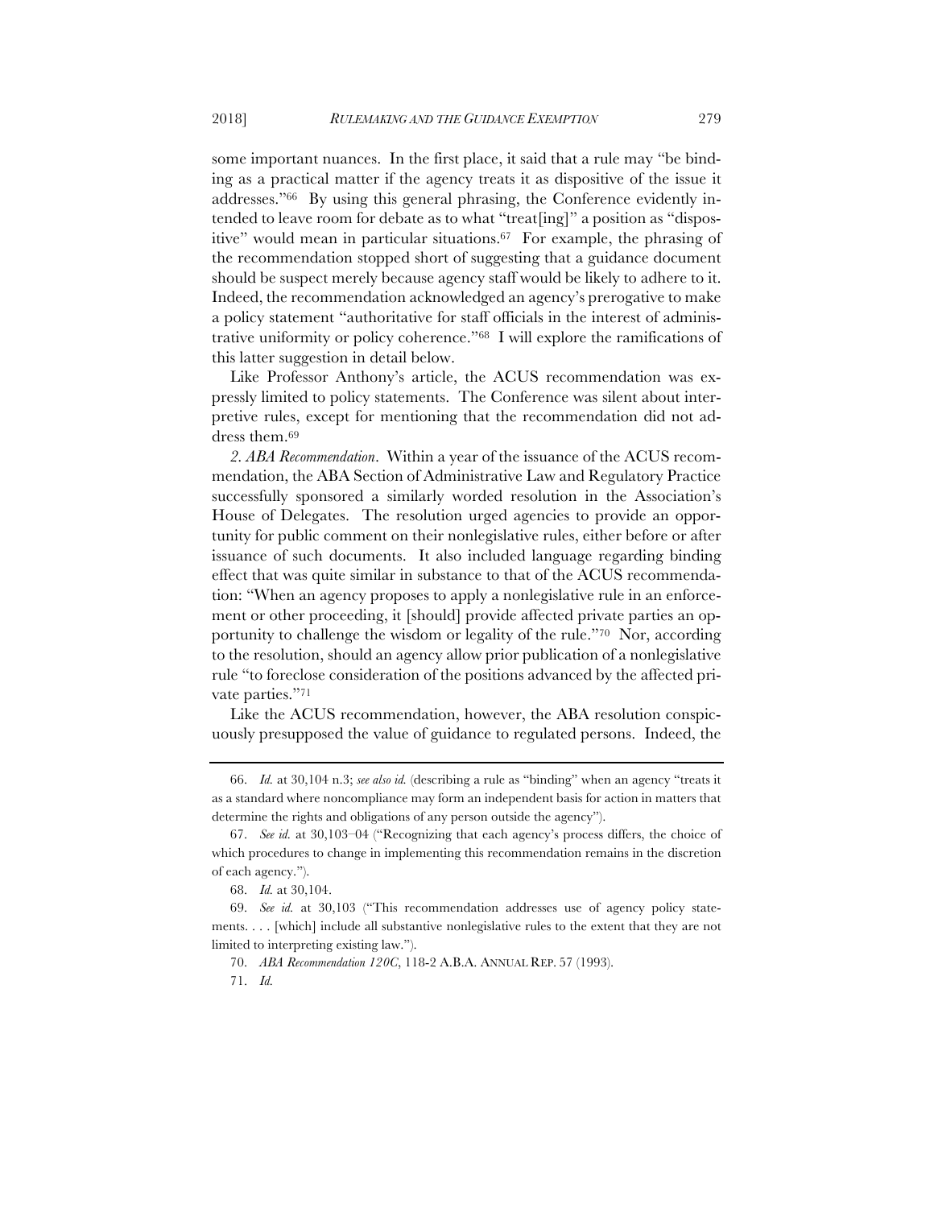some important nuances. In the first place, it said that a rule may "be binding as a practical matter if the agency treats it as dispositive of the issue it addresses."[66] By using this general phrasing, the Conference evidently intended to leave room for debate as to what "treat[ing]" a position as "dispositive" would mean in particular situations.[67] For example, the phrasing of the recommendation stopped short of suggesting that a guidance document should be suspect merely because agency staff would be likely to adhere to it. Indeed, the recommendation acknowledged an agency's prerogative to make a policy statement "authoritative for staff officials in the interest of administrative uniformity or policy coherence."[68] I will explore the ramifications of this latter suggestion in detail below.

Like Professor Anthony's article, the ACUS recommendation was expressly limited to policy statements. The Conference was silent about interpretive rules, except for mentioning that the recommendation did not address them.[69]

*2. ABA Recommendation*. Within a year of the issuance of the ACUS recommendation, the ABA Section of Administrative Law and Regulatory Practice successfully sponsored a similarly worded resolution in the Association's House of Delegates. The resolution urged agencies to provide an opportunity for public comment on their nonlegislative rules, either before or after issuance of such documents. It also included language regarding binding effect that was quite similar in substance to that of the ACUS recommendation: "When an agency proposes to apply a nonlegislative rule in an enforcement or other proceeding, it [should] provide affected private parties an opportunity to challenge the wisdom or legality of the rule."[70] Nor, according to the resolution, should an agency allow prior publication of a nonlegislative rule "to foreclose consideration of the positions advanced by the affected private parties."[71]

Like the ACUS recommendation, however, the ABA resolution conspicuously presupposed the value of guidance to regulated persons. Indeed, the

---

66. *Id.* at 30,104 n.3; *see also id.* (describing a rule as "binding" when an agency "treats it as a standard where noncompliance may form an independent basis for action in matters that determine the rights and obligations of any person outside the agency").

67. *See id.* at 30,103–04 ("Recognizing that each agency's process differs, the choice of which procedures to change in implementing this recommendation remains in the discretion of each agency.").

68. *Id.* at 30,104.

69. *See id.* at 30,103 ("This recommendation addresses use of agency policy statements. . . . [which] include all substantive nonlegislative rules to the extent that they are not limited to interpreting existing law.").

70. *ABA Recommendation 120C*, 118-2 A.B.A. ANNUAL REP. 57 (1993).

71. *Id.*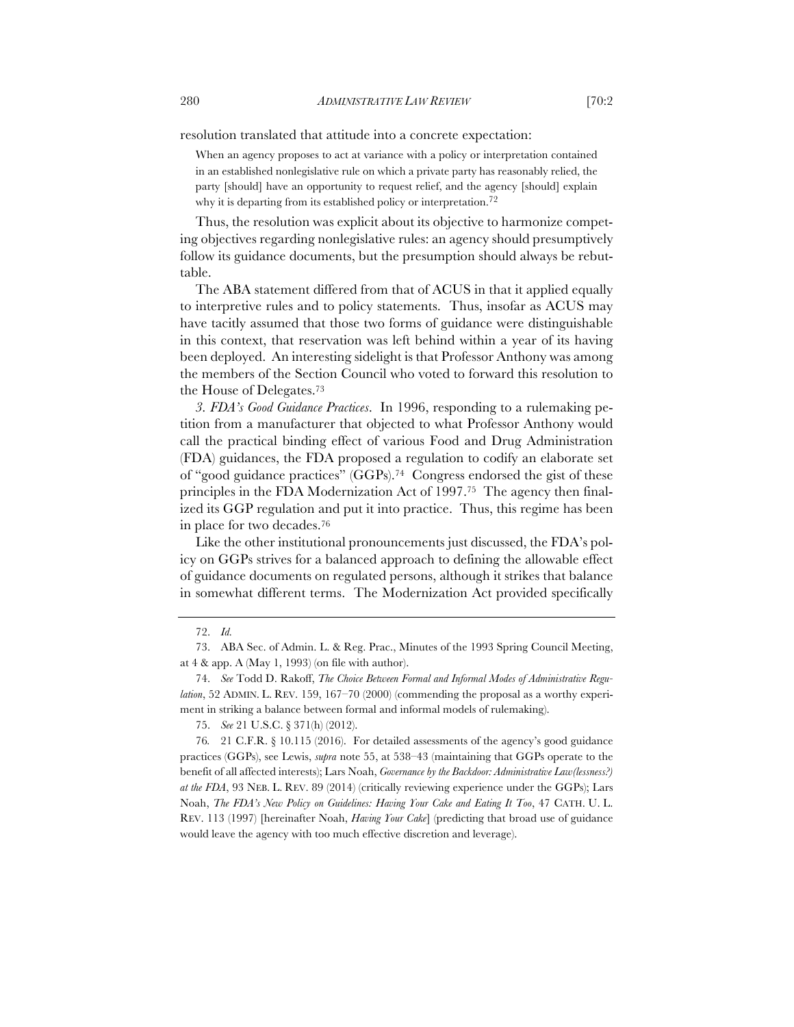resolution translated that attitude into a concrete expectation:

> When an agency proposes to act at variance with a policy or interpretation contained in an established nonlegislative rule on which a private party has reasonably relied, the party [should] have an opportunity to request relief, and the agency [should] explain why it is departing from its established policy or interpretation.[72]

Thus, the resolution was explicit about its objective to harmonize competing objectives regarding nonlegislative rules: an agency should presumptively follow its guidance documents, but the presumption should always be rebuttable.

The ABA statement differed from that of ACUS in that it applied equally to interpretive rules and to policy statements. Thus, insofar as ACUS may have tacitly assumed that those two forms of guidance were distinguishable in this context, that reservation was left behind within a year of its having been deployed. An interesting sidelight is that Professor Anthony was among the members of the Section Council who voted to forward this resolution to the House of Delegates.[73]

*3. FDA's Good Guidance Practices*. In 1996, responding to a rulemaking petition from a manufacturer that objected to what Professor Anthony would call the practical binding effect of various Food and Drug Administration (FDA) guidances, the FDA proposed a regulation to codify an elaborate set of "good guidance practices" (GGPs).[74] Congress endorsed the gist of these principles in the FDA Modernization Act of 1997.[75] The agency then finalized its GGP regulation and put it into practice. Thus, this regime has been in place for two decades.[76]

Like the other institutional pronouncements just discussed, the FDA's policy on GGPs strives for a balanced approach to defining the allowable effect of guidance documents on regulated persons, although it strikes that balance in somewhat different terms. The Modernization Act provided specifically

---

72. *Id.*

73. ABA Sec. of Admin. L. & Reg. Prac., Minutes of the 1993 Spring Council Meeting, at 4 & app. A (May 1, 1993) (on file with author).

74. *See* Todd D. Rakoff, *The Choice Between Formal and Informal Modes of Administrative Regulation*, 52 ADMIN. L. REV. 159, 167–70 (2000) (commending the proposal as a worthy experiment in striking a balance between formal and informal models of rulemaking).

75. *See* 21 U.S.C. § 371(h) (2012).

76. 21 C.F.R. § 10.115 (2016). For detailed assessments of the agency's good guidance practices (GGPs), see Lewis, *supra* note 55, at 538–43 (maintaining that GGPs operate to the benefit of all affected interests); Lars Noah, *Governance by the Backdoor: Administrative Law(lessness?) at the FDA*, 93 NEB. L. REV. 89 (2014) (critically reviewing experience under the GGPs); Lars Noah, *The FDA's New Policy on Guidelines: Having Your Cake and Eating It Too*, 47 CATH. U. L. REV. 113 (1997) [hereinafter Noah, *Having Your Cake*] (predicting that broad use of guidance would leave the agency with too much effective discretion and leverage).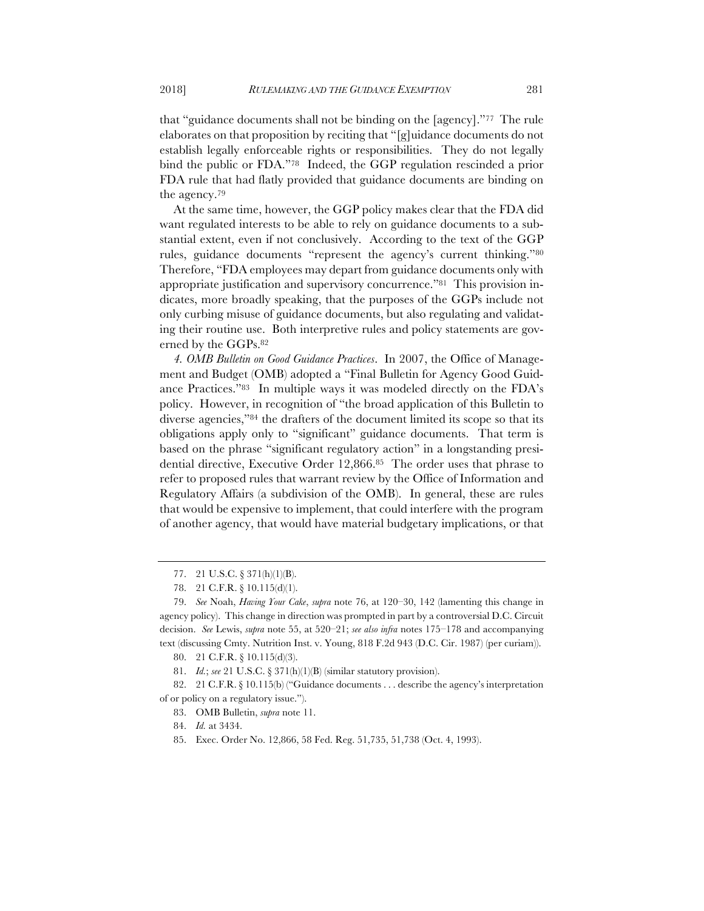that "guidance documents shall not be binding on the [agency]."[77] The rule elaborates on that proposition by reciting that "[g]uidance documents do not establish legally enforceable rights or responsibilities. They do not legally bind the public or FDA."[78] Indeed, the GGP regulation rescinded a prior FDA rule that had flatly provided that guidance documents are binding on the agency.[79]

At the same time, however, the GGP policy makes clear that the FDA did want regulated interests to be able to rely on guidance documents to a substantial extent, even if not conclusively. According to the text of the GGP rules, guidance documents "represent the agency's current thinking."[80] Therefore, "FDA employees may depart from guidance documents only with appropriate justification and supervisory concurrence."[81] This provision indicates, more broadly speaking, that the purposes of the GGPs include not only curbing misuse of guidance documents, but also regulating and validating their routine use. Both interpretive rules and policy statements are governed by the GGPs.[82]

*4. OMB Bulletin on Good Guidance Practices*. In 2007, the Office of Management and Budget (OMB) adopted a "Final Bulletin for Agency Good Guidance Practices."[83] In multiple ways it was modeled directly on the FDA's policy. However, in recognition of "the broad application of this Bulletin to diverse agencies,"[84] the drafters of the document limited its scope so that its obligations apply only to "significant" guidance documents. That term is based on the phrase "significant regulatory action" in a longstanding presidential directive, Executive Order 12,866.[85] The order uses that phrase to refer to proposed rules that warrant review by the Office of Information and Regulatory Affairs (a subdivision of the OMB). In general, these are rules that would be expensive to implement, that could interfere with the program of another agency, that would have material budgetary implications, or that

---

77. 21 U.S.C. § 371(h)(1)(B).

78. 21 C.F.R. § 10.115(d)(1).

79. *See* Noah, *Having Your Cake*, *supra* note 76, at 120–30, 142 (lamenting this change in agency policy). This change in direction was prompted in part by a controversial D.C. Circuit decision. *See* Lewis, *supra* note 55, at 520–21; *see also infra* notes 175–178 and accompanying text (discussing Cmty. Nutrition Inst. v. Young, 818 F.2d 943 (D.C. Cir. 1987) (per curiam)).

80. 21 C.F.R. § 10.115(d)(3).

81. *Id.*; *see* 21 U.S.C. § 371(h)(1)(B) (similar statutory provision).

82. 21 C.F.R. § 10.115(b) ("Guidance documents . . . describe the agency's interpretation of or policy on a regulatory issue.").

83. OMB Bulletin, *supra* note 11.

84. *Id.* at 3434.

85. Exec. Order No. 12,866, 58 Fed. Reg. 51,735, 51,738 (Oct. 4, 1993).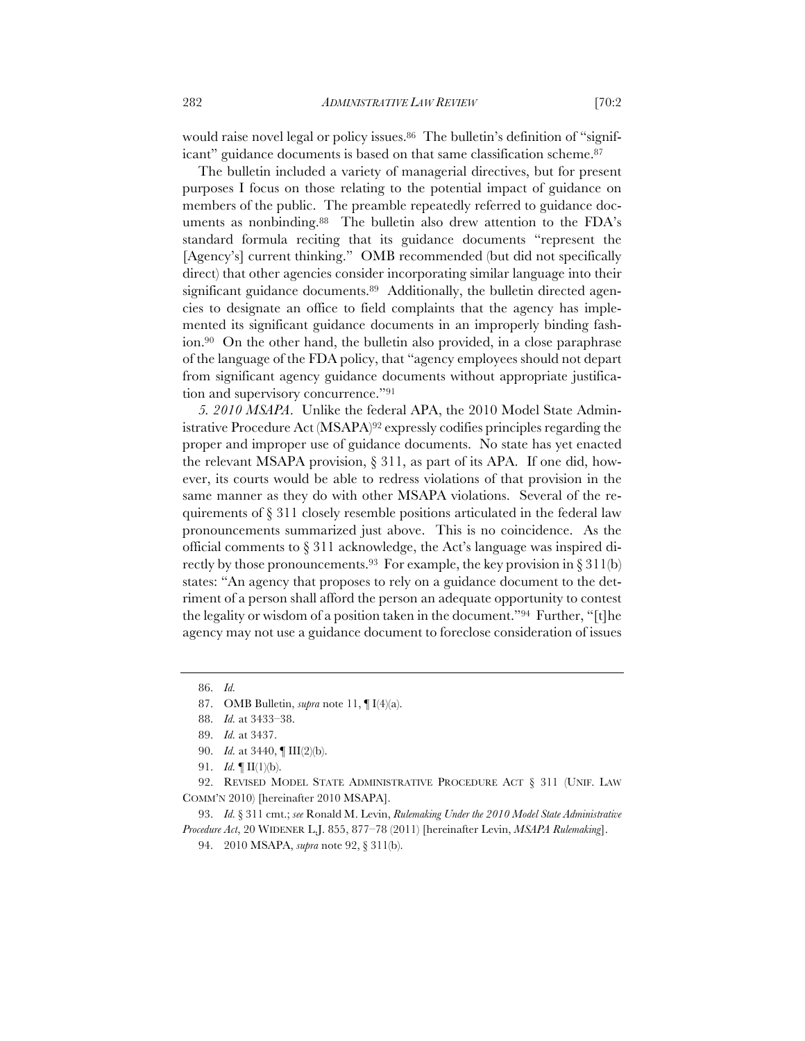would raise novel legal or policy issues.[86] The bulletin's definition of "significant" guidance documents is based on that same classification scheme.[87]

The bulletin included a variety of managerial directives, but for present purposes I focus on those relating to the potential impact of guidance on members of the public. The preamble repeatedly referred to guidance documents as nonbinding.[88] The bulletin also drew attention to the FDA's standard formula reciting that its guidance documents "represent the [Agency's] current thinking." OMB recommended (but did not specifically direct) that other agencies consider incorporating similar language into their significant guidance documents.[89] Additionally, the bulletin directed agencies to designate an office to field complaints that the agency has implemented its significant guidance documents in an improperly binding fashion.[90] On the other hand, the bulletin also provided, in a close paraphrase of the language of the FDA policy, that "agency employees should not depart from significant agency guidance documents without appropriate justification and supervisory concurrence."[91]

*5. 2010 MSAPA*. Unlike the federal APA, the 2010 Model State Administrative Procedure Act (MSAPA)[92] expressly codifies principles regarding the proper and improper use of guidance documents. No state has yet enacted the relevant MSAPA provision, § 311, as part of its APA. If one did, however, its courts would be able to redress violations of that provision in the same manner as they do with other MSAPA violations. Several of the requirements of § 311 closely resemble positions articulated in the federal law pronouncements summarized just above. This is no coincidence. As the official comments to § 311 acknowledge, the Act's language was inspired directly by those pronouncements.[93] For example, the key provision in § 311(b) states: "An agency that proposes to rely on a guidance document to the detriment of a person shall afford the person an adequate opportunity to contest the legality or wisdom of a position taken in the document."[94] Further, "[t]he agency may not use a guidance document to foreclose consideration of issues

---

86. *Id.*

87. OMB Bulletin, *supra* note 11, ¶ I(4)(a).

88. *Id.* at 3433–38.

89. *Id.* at 3437.

90. *Id.* at 3440, ¶ III(2)(b).

91. *Id.* ¶ II(1)(b).

92. REVISED MODEL STATE ADMINISTRATIVE PROCEDURE ACT § 311 (UNIF. LAW COMM'N 2010) [hereinafter 2010 MSAPA].

93. *Id.* § 311 cmt.; *see* Ronald M. Levin, *Rulemaking Under the 2010 Model State Administrative Procedure Act*, 20 WIDENER L.J. 855, 877–78 (2011) [hereinafter Levin, *MSAPA Rulemaking*].

94. 2010 MSAPA, *supra* note 92, § 311(b).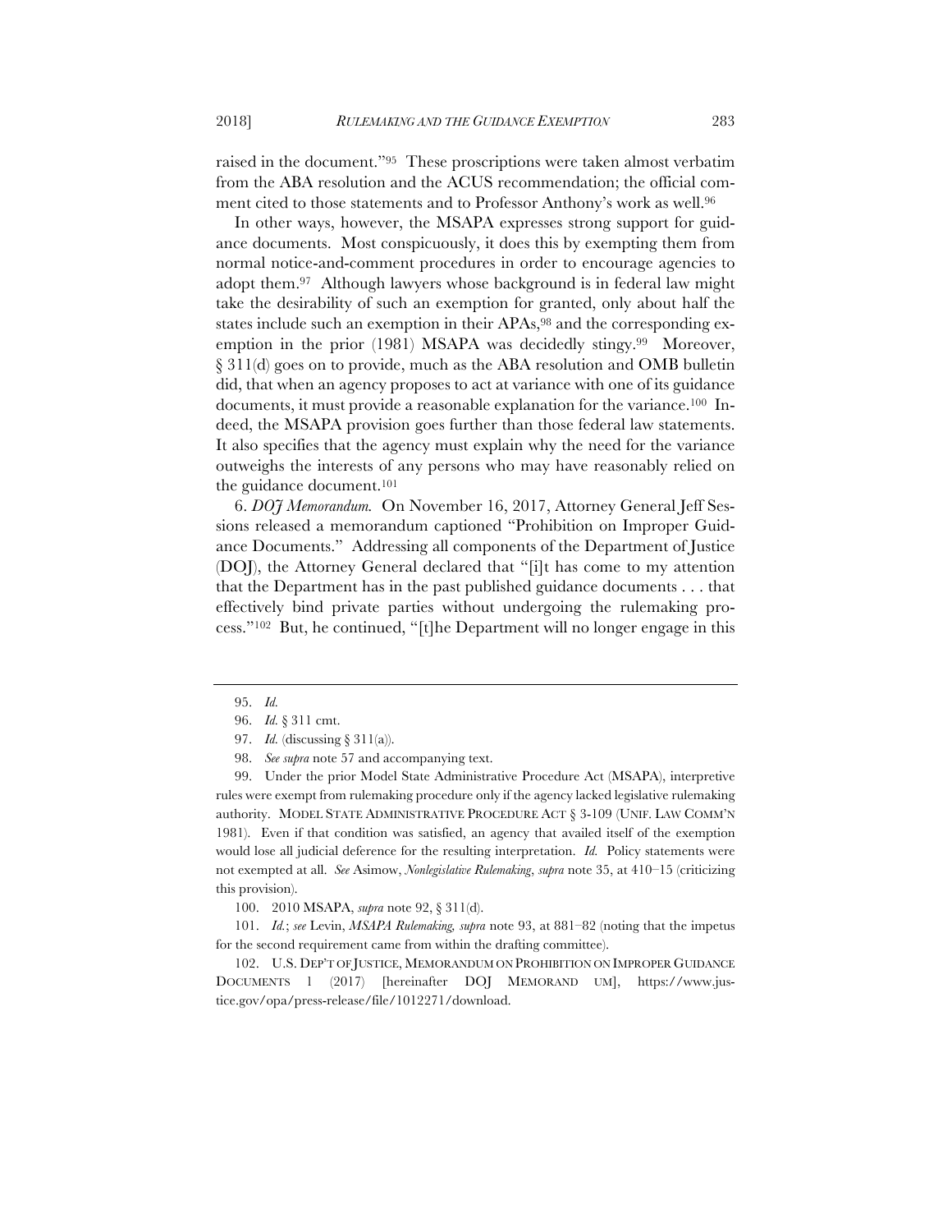raised in the document."[95] These proscriptions were taken almost verbatim from the ABA resolution and the ACUS recommendation; the official comment cited to those statements and to Professor Anthony's work as well.[96]

In other ways, however, the MSAPA expresses strong support for guidance documents. Most conspicuously, it does this by exempting them from normal notice-and-comment procedures in order to encourage agencies to adopt them.[97] Although lawyers whose background is in federal law might take the desirability of such an exemption for granted, only about half the states include such an exemption in their APAs,[98] and the corresponding exemption in the prior (1981) MSAPA was decidedly stingy.[99] Moreover, § 311(d) goes on to provide, much as the ABA resolution and OMB bulletin did, that when an agency proposes to act at variance with one of its guidance documents, it must provide a reasonable explanation for the variance.[100] Indeed, the MSAPA provision goes further than those federal law statements. It also specifies that the agency must explain why the need for the variance outweighs the interests of any persons who may have reasonably relied on the guidance document.[101]

6. *DOJ Memorandum.* On November 16, 2017, Attorney General Jeff Sessions released a memorandum captioned "Prohibition on Improper Guidance Documents." Addressing all components of the Department of Justice (DOJ), the Attorney General declared that "[i]t has come to my attention that the Department has in the past published guidance documents . . . that effectively bind private parties without undergoing the rulemaking process."[102] But, he continued, "[t]he Department will no longer engage in this

---

95. *Id.*

96. *Id.* § 311 cmt.

97. *Id.* (discussing § 311(a)).

98. *See supra* note 57 and accompanying text.

99. Under the prior Model State Administrative Procedure Act (MSAPA), interpretive rules were exempt from rulemaking procedure only if the agency lacked legislative rulemaking authority. MODEL STATE ADMINISTRATIVE PROCEDURE ACT § 3-109 (UNIF. LAW COMM'N 1981). Even if that condition was satisfied, an agency that availed itself of the exemption would lose all judicial deference for the resulting interpretation. *Id.* Policy statements were not exempted at all. *See* Asimow, *Nonlegislative Rulemaking*, *supra* note 35, at 410–15 (criticizing this provision).

100. 2010 MSAPA, *supra* note 92, § 311(d).

101. *Id.*; *see* Levin, *MSAPA Rulemaking, supra* note 93, at 881–82 (noting that the impetus for the second requirement came from within the drafting committee).

102. U.S. DEP'T OF JUSTICE, MEMORANDUM ON PROHIBITION ON IMPROPER GUIDANCE DOCUMENTS 1 (2017) [hereinafter DOJ MEMORANDUM], https://www.justice.gov/opa/press-release/file/1012271/download.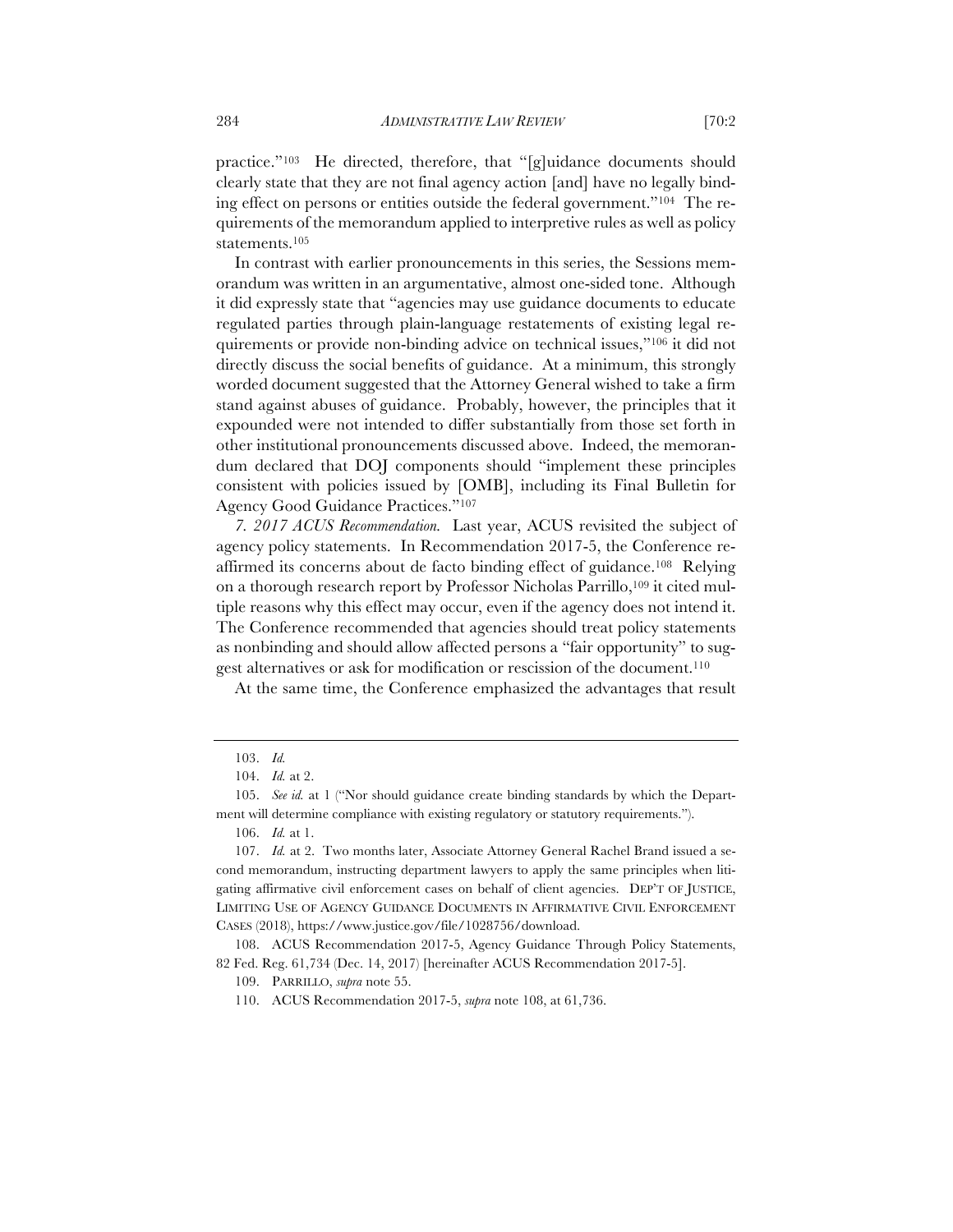practice."[103] He directed, therefore, that "[g]uidance documents should clearly state that they are not final agency action [and] have no legally binding effect on persons or entities outside the federal government."[104] The requirements of the memorandum applied to interpretive rules as well as policy statements.[105]

In contrast with earlier pronouncements in this series, the Sessions memorandum was written in an argumentative, almost one-sided tone. Although it did expressly state that "agencies may use guidance documents to educate regulated parties through plain-language restatements of existing legal requirements or provide non-binding advice on technical issues,"[106] it did not directly discuss the social benefits of guidance. At a minimum, this strongly worded document suggested that the Attorney General wished to take a firm stand against abuses of guidance. Probably, however, the principles that it expounded were not intended to differ substantially from those set forth in other institutional pronouncements discussed above. Indeed, the memorandum declared that DOJ components should "implement these principles consistent with policies issued by [OMB], including its Final Bulletin for Agency Good Guidance Practices."[107]

*7. 2017 ACUS Recommendation.* Last year, ACUS revisited the subject of agency policy statements. In Recommendation 2017-5, the Conference reaffirmed its concerns about de facto binding effect of guidance.[108] Relying on a thorough research report by Professor Nicholas Parrillo,[109] it cited multiple reasons why this effect may occur, even if the agency does not intend it. The Conference recommended that agencies should treat policy statements as nonbinding and should allow affected persons a "fair opportunity" to suggest alternatives or ask for modification or rescission of the document.[110]

At the same time, the Conference emphasized the advantages that result

---

103. *Id.*

104. *Id.* at 2.

105. *See id.* at 1 ("Nor should guidance create binding standards by which the Department will determine compliance with existing regulatory or statutory requirements.").

106. *Id.* at 1.

107. *Id.* at 2. Two months later, Associate Attorney General Rachel Brand issued a second memorandum, instructing department lawyers to apply the same principles when litigating affirmative civil enforcement cases on behalf of client agencies. DEP'T OF JUSTICE, LIMITING USE OF AGENCY GUIDANCE DOCUMENTS IN AFFIRMATIVE CIVIL ENFORCEMENT CASES (2018), https://www.justice.gov/file/1028756/download.

108. ACUS Recommendation 2017-5, Agency Guidance Through Policy Statements, 82 Fed. Reg. 61,734 (Dec. 14, 2017) [hereinafter ACUS Recommendation 2017-5].

109. PARRILLO, *supra* note 55.

110. ACUS Recommendation 2017-5, *supra* note 108, at 61,736.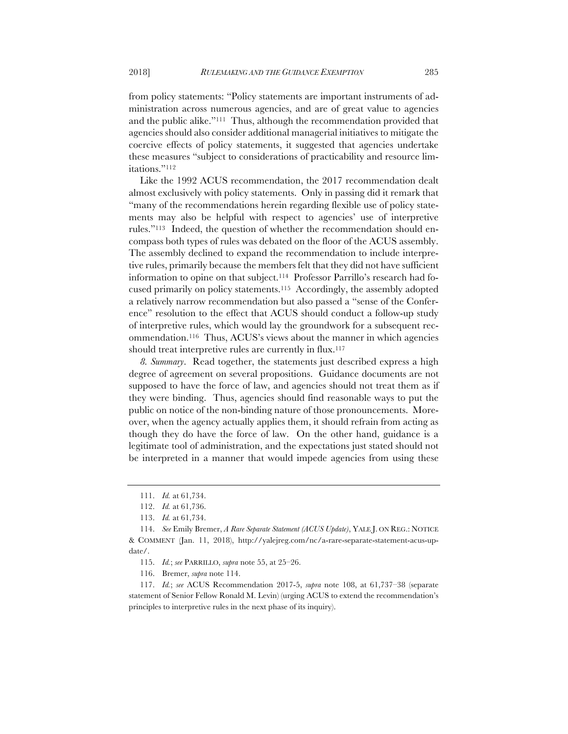from policy statements: "Policy statements are important instruments of administration across numerous agencies, and are of great value to agencies and the public alike."[111] Thus, although the recommendation provided that agencies should also consider additional managerial initiatives to mitigate the coercive effects of policy statements, it suggested that agencies undertake these measures "subject to considerations of practicability and resource limitations."[112]

Like the 1992 ACUS recommendation, the 2017 recommendation dealt almost exclusively with policy statements. Only in passing did it remark that "many of the recommendations herein regarding flexible use of policy statements may also be helpful with respect to agencies' use of interpretive rules."[113] Indeed, the question of whether the recommendation should encompass both types of rules was debated on the floor of the ACUS assembly. The assembly declined to expand the recommendation to include interpretive rules, primarily because the members felt that they did not have sufficient information to opine on that subject.[114] Professor Parrillo's research had focused primarily on policy statements.[115] Accordingly, the assembly adopted a relatively narrow recommendation but also passed a "sense of the Conference" resolution to the effect that ACUS should conduct a follow-up study of interpretive rules, which would lay the groundwork for a subsequent recommendation.[116] Thus, ACUS's views about the manner in which agencies should treat interpretive rules are currently in flux.[117]

*8. Summary*. Read together, the statements just described express a high degree of agreement on several propositions. Guidance documents are not supposed to have the force of law, and agencies should not treat them as if they were binding. Thus, agencies should find reasonable ways to put the public on notice of the non-binding nature of those pronouncements. Moreover, when the agency actually applies them, it should refrain from acting as though they do have the force of law. On the other hand, guidance is a legitimate tool of administration, and the expectations just stated should not be interpreted in a manner that would impede agencies from using these

---

111. *Id.* at 61,734.

112. *Id.* at 61,736.

113. *Id.* at 61,734.

114. *See* Emily Bremer, *A Rare Separate Statement (ACUS Update)*, YALE J. ON REG.: NOTICE & COMMENT (Jan. 11, 2018), http://yalejreg.com/nc/a-rare-separate-statement-acus-update/.

115. *Id.*; *see* PARRILLO, *supra* note 55, at 25–26.

116. Bremer, *supra* note 114.

117. *Id.*; *see* ACUS Recommendation 2017-5, *supra* note 108, at 61,737–38 (separate statement of Senior Fellow Ronald M. Levin) (urging ACUS to extend the recommendation's principles to interpretive rules in the next phase of its inquiry).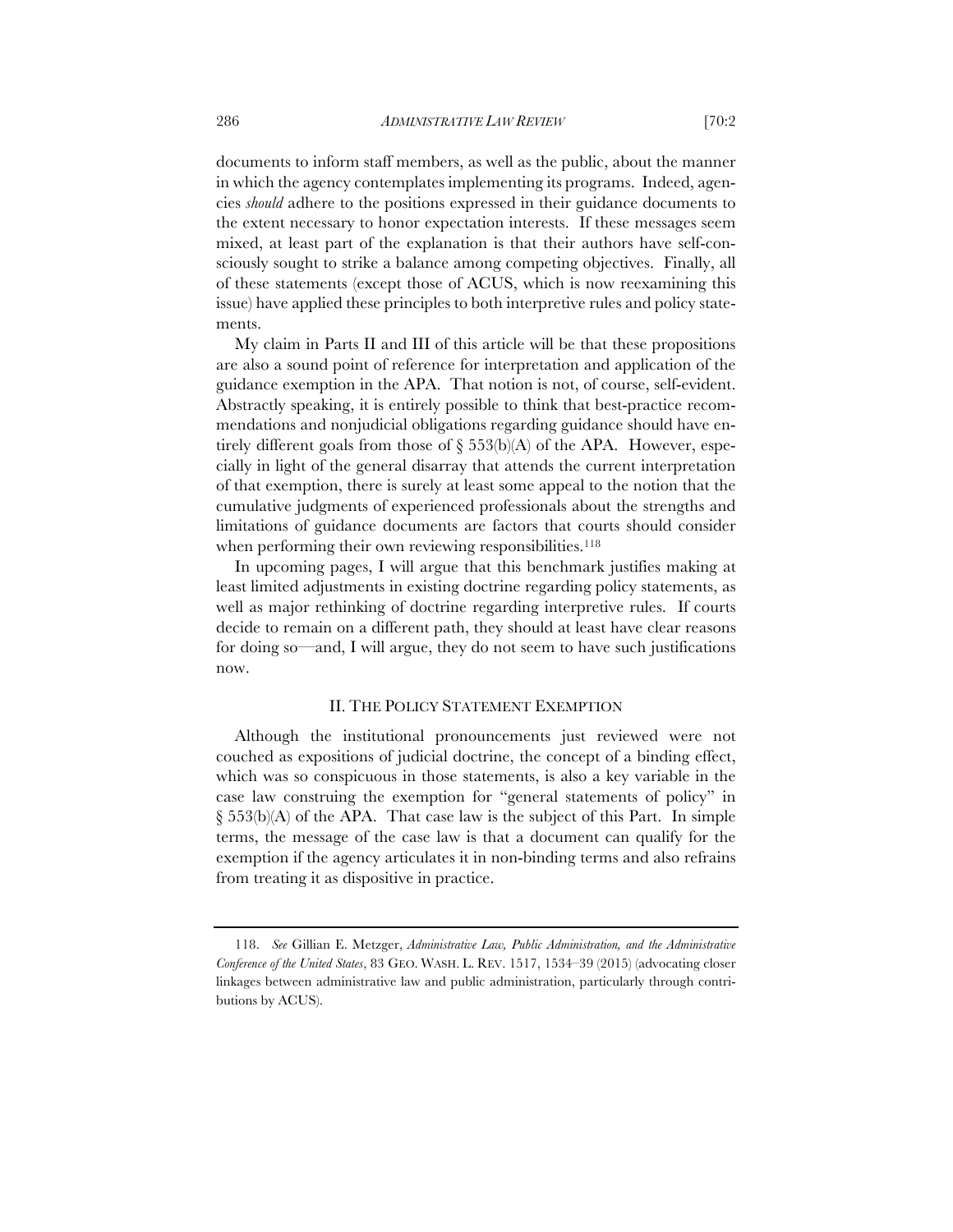documents to inform staff members, as well as the public, about the manner in which the agency contemplates implementing its programs. Indeed, agencies *should* adhere to the positions expressed in their guidance documents to the extent necessary to honor expectation interests. If these messages seem mixed, at least part of the explanation is that their authors have self-consciously sought to strike a balance among competing objectives. Finally, all of these statements (except those of ACUS, which is now reexamining this issue) have applied these principles to both interpretive rules and policy statements.

My claim in Parts II and III of this article will be that these propositions are also a sound point of reference for interpretation and application of the guidance exemption in the APA. That notion is not, of course, self-evident. Abstractly speaking, it is entirely possible to think that best-practice recommendations and nonjudicial obligations regarding guidance should have entirely different goals from those of § 553(b)(A) of the APA. However, especially in light of the general disarray that attends the current interpretation of that exemption, there is surely at least some appeal to the notion that the cumulative judgments of experienced professionals about the strengths and limitations of guidance documents are factors that courts should consider when performing their own reviewing responsibilities.[118]

In upcoming pages, I will argue that this benchmark justifies making at least limited adjustments in existing doctrine regarding policy statements, as well as major rethinking of doctrine regarding interpretive rules. If courts decide to remain on a different path, they should at least have clear reasons for doing so—and, I will argue, they do not seem to have such justifications now.

## II. THE POLICY STATEMENT EXEMPTION

Although the institutional pronouncements just reviewed were not couched as expositions of judicial doctrine, the concept of a binding effect, which was so conspicuous in those statements, is also a key variable in the case law construing the exemption for "general statements of policy" in § 553(b)(A) of the APA. That case law is the subject of this Part. In simple terms, the message of the case law is that a document can qualify for the exemption if the agency articulates it in non-binding terms and also refrains from treating it as dispositive in practice.

---

118. *See* Gillian E. Metzger, *Administrative Law, Public Administration, and the Administrative Conference of the United States*, 83 GEO. WASH. L. REV. 1517, 1534–39 (2015) (advocating closer linkages between administrative law and public administration, particularly through contributions by ACUS).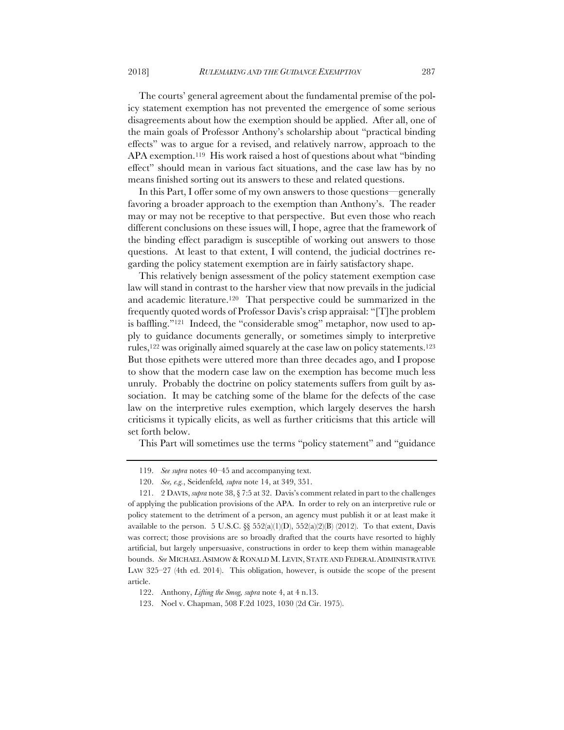The courts' general agreement about the fundamental premise of the policy statement exemption has not prevented the emergence of some serious disagreements about how the exemption should be applied. After all, one of the main goals of Professor Anthony's scholarship about "practical binding effects" was to argue for a revised, and relatively narrow, approach to the APA exemption.[119] His work raised a host of questions about what "binding effect" should mean in various fact situations, and the case law has by no means finished sorting out its answers to these and related questions.

In this Part, I offer some of my own answers to those questions—generally favoring a broader approach to the exemption than Anthony's. The reader may or may not be receptive to that perspective. But even those who reach different conclusions on these issues will, I hope, agree that the framework of the binding effect paradigm is susceptible of working out answers to those questions. At least to that extent, I will contend, the judicial doctrines regarding the policy statement exemption are in fairly satisfactory shape.

This relatively benign assessment of the policy statement exemption case law will stand in contrast to the harsher view that now prevails in the judicial and academic literature.[120] That perspective could be summarized in the frequently quoted words of Professor Davis's crisp appraisal: "[T]he problem is baffling."[121] Indeed, the "considerable smog" metaphor, now used to apply to guidance documents generally, or sometimes simply to interpretive rules,[122] was originally aimed squarely at the case law on policy statements.[123] But those epithets were uttered more than three decades ago, and I propose to show that the modern case law on the exemption has become much less unruly. Probably the doctrine on policy statements suffers from guilt by association. It may be catching some of the blame for the defects of the case law on the interpretive rules exemption, which largely deserves the harsh criticisms it typically elicits, as well as further criticisms that this article will set forth below.

This Part will sometimes use the terms "policy statement" and "guidance

---

119. *See supra* notes 40–45 and accompanying text.

120. *See, e.g.*, Seidenfeld*, supra* note 14, at 349, 351.

121. 2 DAVIS, *supra* note 38, § 7:5 at 32. Davis's comment related in part to the challenges of applying the publication provisions of the APA. In order to rely on an interpretive rule or policy statement to the detriment of a person, an agency must publish it or at least make it available to the person. 5 U.S.C. §§ 552(a)(1)(D), 552(a)(2)(B) (2012). To that extent, Davis was correct; those provisions are so broadly drafted that the courts have resorted to highly artificial, but largely unpersuasive, constructions in order to keep them within manageable bounds. *See* MICHAEL ASIMOW & RONALD M. LEVIN, STATE AND FEDERAL ADMINISTRATIVE LAW 325–27 (4th ed. 2014). This obligation, however, is outside the scope of the present article.

122. Anthony, *Lifting the Smog*, *supra* note 4, at 4 n.13.

123. Noel v. Chapman, 508 F.2d 1023, 1030 (2d Cir. 1975).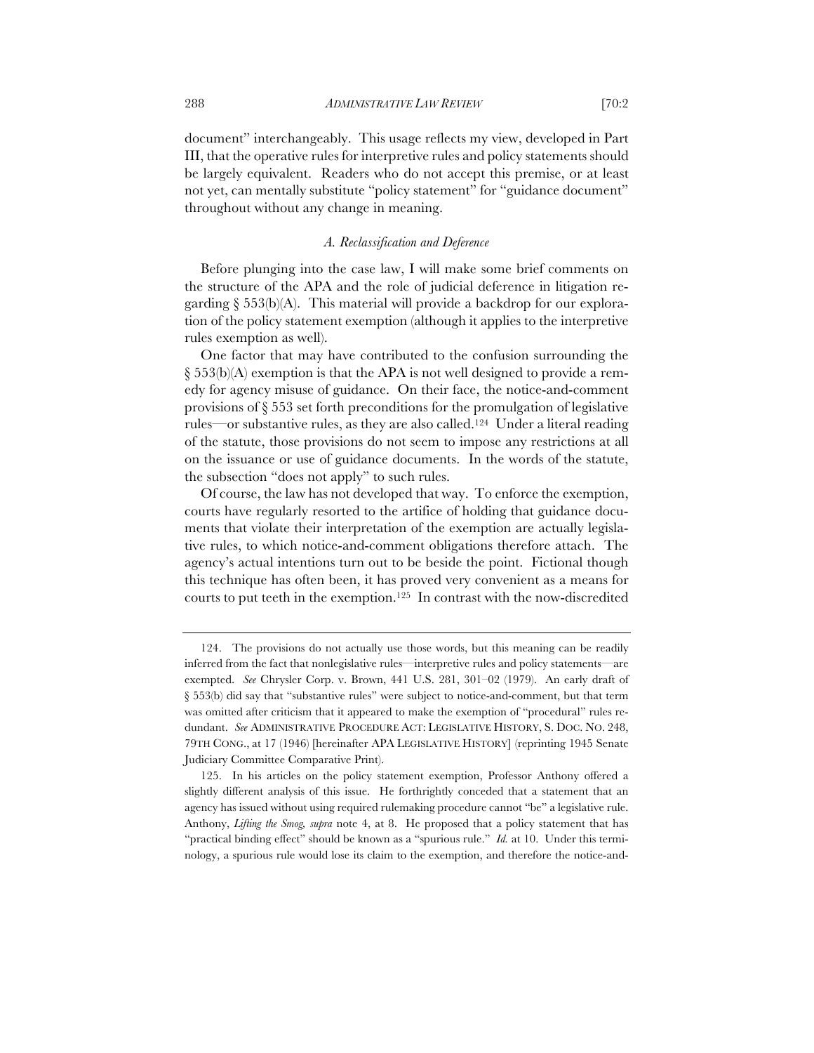document" interchangeably. This usage reflects my view, developed in Part III, that the operative rules for interpretive rules and policy statements should be largely equivalent. Readers who do not accept this premise, or at least not yet, can mentally substitute "policy statement" for "guidance document" throughout without any change in meaning.

### *A. Reclassification and Deference*

Before plunging into the case law, I will make some brief comments on the structure of the APA and the role of judicial deference in litigation regarding § 553(b)(A). This material will provide a backdrop for our exploration of the policy statement exemption (although it applies to the interpretive rules exemption as well).

One factor that may have contributed to the confusion surrounding the § 553(b)(A) exemption is that the APA is not well designed to provide a remedy for agency misuse of guidance. On their face, the notice-and-comment provisions of § 553 set forth preconditions for the promulgation of legislative rules—or substantive rules, as they are also called.[124] Under a literal reading of the statute, those provisions do not seem to impose any restrictions at all on the issuance or use of guidance documents. In the words of the statute, the subsection "does not apply" to such rules.

Of course, the law has not developed that way. To enforce the exemption, courts have regularly resorted to the artifice of holding that guidance documents that violate their interpretation of the exemption are actually legislative rules, to which notice-and-comment obligations therefore attach. The agency's actual intentions turn out to be beside the point. Fictional though this technique has often been, it has proved very convenient as a means for courts to put teeth in the exemption.[125] In contrast with the now-discredited

---

124. The provisions do not actually use those words, but this meaning can be readily inferred from the fact that nonlegislative rules—interpretive rules and policy statements—are exempted. *See* Chrysler Corp. v. Brown, 441 U.S. 281, 301–02 (1979). An early draft of § 553(b) did say that "substantive rules" were subject to notice-and-comment, but that term was omitted after criticism that it appeared to make the exemption of "procedural" rules redundant. *See* ADMINISTRATIVE PROCEDURE ACT: LEGISLATIVE HISTORY, S. DOC. NO. 248, 79TH CONG., at 17 (1946) [hereinafter APA LEGISLATIVE HISTORY] (reprinting 1945 Senate Judiciary Committee Comparative Print).

125. In his articles on the policy statement exemption, Professor Anthony offered a slightly different analysis of this issue. He forthrightly conceded that a statement that an agency has issued without using required rulemaking procedure cannot "be" a legislative rule. Anthony, *Lifting the Smog*, *supra* note 4, at 8. He proposed that a policy statement that has "practical binding effect" should be known as a "spurious rule." *Id.* at 10. Under this terminology, a spurious rule would lose its claim to the exemption, and therefore the notice-and-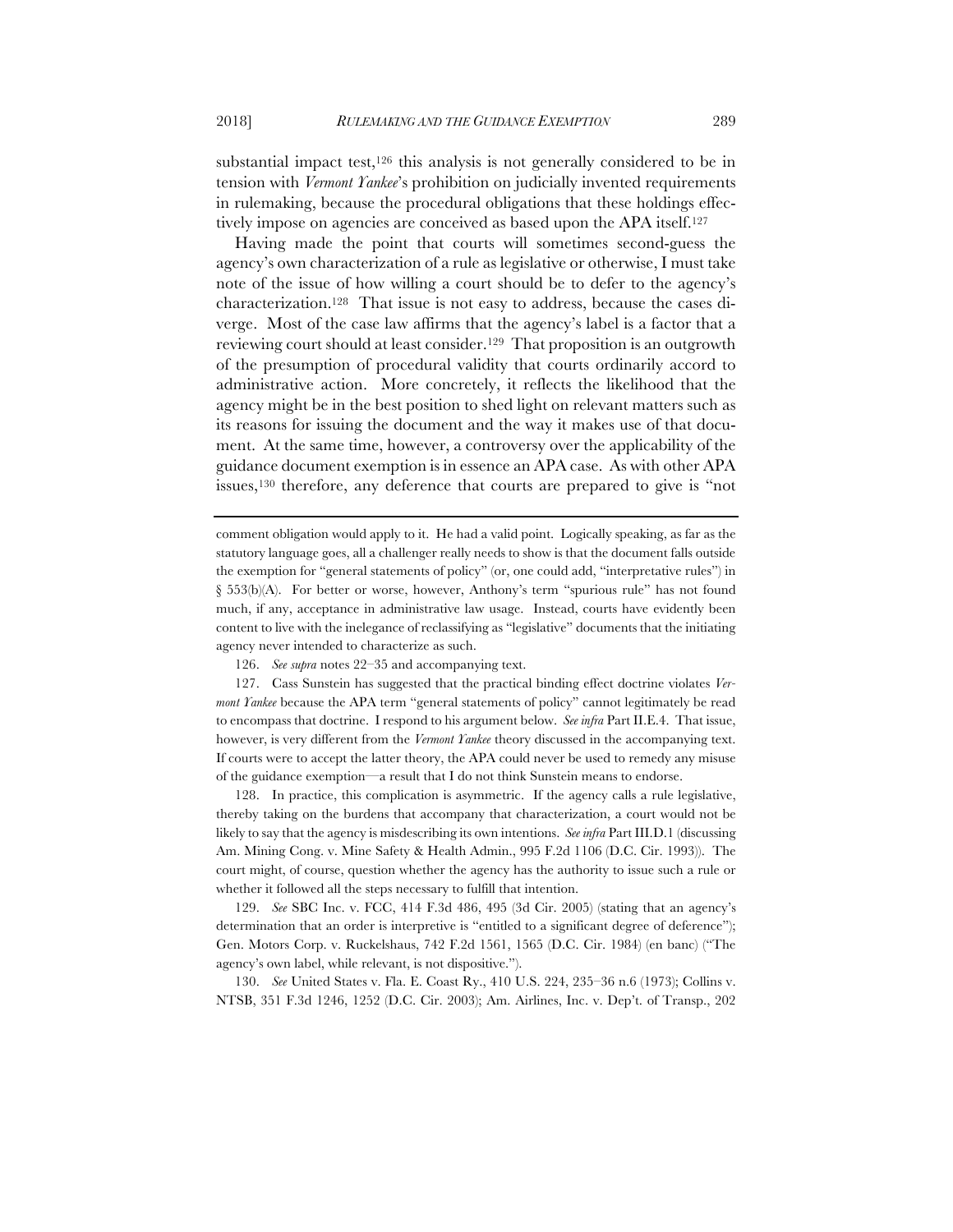substantial impact test,[126] this analysis is not generally considered to be in tension with *Vermont Yankee*'s prohibition on judicially invented requirements in rulemaking, because the procedural obligations that these holdings effectively impose on agencies are conceived as based upon the APA itself.[127]

Having made the point that courts will sometimes second-guess the agency's own characterization of a rule as legislative or otherwise, I must take note of the issue of how willing a court should be to defer to the agency's characterization.[128] That issue is not easy to address, because the cases diverge. Most of the case law affirms that the agency's label is a factor that a reviewing court should at least consider.[129] That proposition is an outgrowth of the presumption of procedural validity that courts ordinarily accord to administrative action. More concretely, it reflects the likelihood that the agency might be in the best position to shed light on relevant matters such as its reasons for issuing the document and the way it makes use of that document. At the same time, however, a controversy over the applicability of the guidance document exemption is in essence an APA case. As with other APA issues,[130] therefore, any deference that courts are prepared to give is "not

---

comment obligation would apply to it. He had a valid point. Logically speaking, as far as the statutory language goes, all a challenger really needs to show is that the document falls outside the exemption for "general statements of policy" (or, one could add, "interpretative rules") in § 553(b)(A). For better or worse, however, Anthony's term "spurious rule" has not found much, if any, acceptance in administrative law usage. Instead, courts have evidently been content to live with the inelegance of reclassifying as "legislative" documents that the initiating agency never intended to characterize as such.

126. *See supra* notes 22–35 and accompanying text.

127. Cass Sunstein has suggested that the practical binding effect doctrine violates *Vermont Yankee* because the APA term "general statements of policy" cannot legitimately be read to encompass that doctrine. I respond to his argument below. *See infra* Part II.E.4. That issue, however, is very different from the *Vermont Yankee* theory discussed in the accompanying text. If courts were to accept the latter theory, the APA could never be used to remedy any misuse of the guidance exemption—a result that I do not think Sunstein means to endorse.

128. In practice, this complication is asymmetric. If the agency calls a rule legislative, thereby taking on the burdens that accompany that characterization, a court would not be likely to say that the agency is misdescribing its own intentions. *See infra* Part III.D.1 (discussing Am. Mining Cong. v. Mine Safety & Health Admin., 995 F.2d 1106 (D.C. Cir. 1993)). The court might, of course, question whether the agency has the authority to issue such a rule or whether it followed all the steps necessary to fulfill that intention.

129. *See* SBC Inc. v. FCC, 414 F.3d 486, 495 (3d Cir. 2005) (stating that an agency's determination that an order is interpretive is "entitled to a significant degree of deference"); Gen. Motors Corp. v. Ruckelshaus, 742 F.2d 1561, 1565 (D.C. Cir. 1984) (en banc) ("The agency's own label, while relevant, is not dispositive.").

130. *See* United States v. Fla. E. Coast Ry., 410 U.S. 224, 235–36 n.6 (1973); Collins v. NTSB, 351 F.3d 1246, 1252 (D.C. Cir. 2003); Am. Airlines, Inc. v. Dep't. of Transp., 202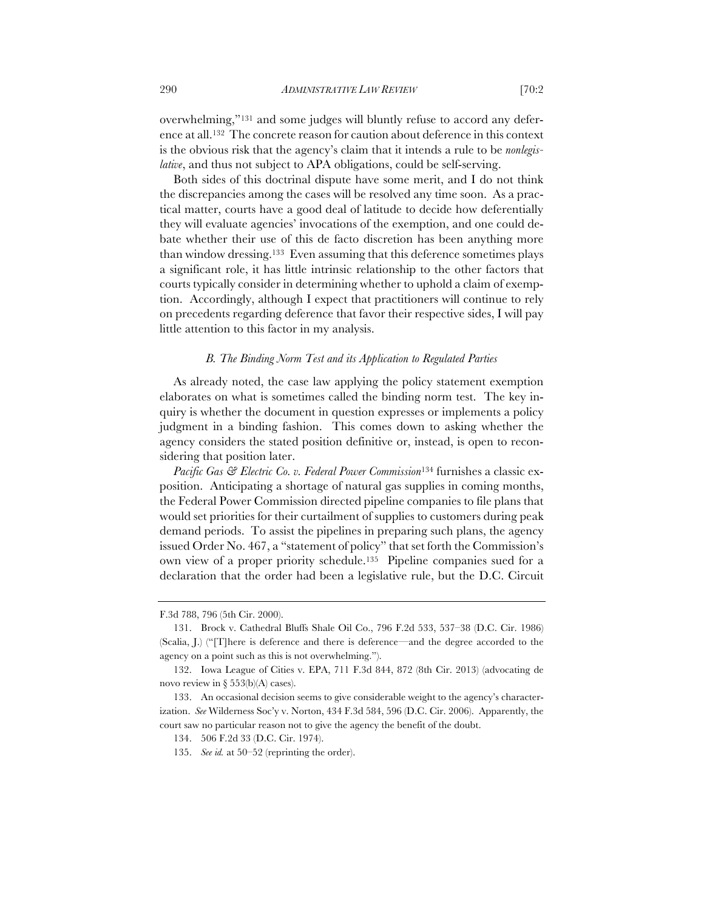overwhelming,"[131] and some judges will bluntly refuse to accord any deference at all.[132] The concrete reason for caution about deference in this context is the obvious risk that the agency's claim that it intends a rule to be *nonlegislative*, and thus not subject to APA obligations, could be self-serving.

Both sides of this doctrinal dispute have some merit, and I do not think the discrepancies among the cases will be resolved any time soon. As a practical matter, courts have a good deal of latitude to decide how deferentially they will evaluate agencies' invocations of the exemption, and one could debate whether their use of this de facto discretion has been anything more than window dressing.[133] Even assuming that this deference sometimes plays a significant role, it has little intrinsic relationship to the other factors that courts typically consider in determining whether to uphold a claim of exemption. Accordingly, although I expect that practitioners will continue to rely on precedents regarding deference that favor their respective sides, I will pay little attention to this factor in my analysis.

### *B. The Binding Norm Test and its Application to Regulated Parties*

As already noted, the case law applying the policy statement exemption elaborates on what is sometimes called the binding norm test. The key inquiry is whether the document in question expresses or implements a policy judgment in a binding fashion. This comes down to asking whether the agency considers the stated position definitive or, instead, is open to reconsidering that position later.

*Pacific Gas & Electric Co. v. Federal Power Commission*[134] furnishes a classic exposition. Anticipating a shortage of natural gas supplies in coming months, the Federal Power Commission directed pipeline companies to file plans that would set priorities for their curtailment of supplies to customers during peak demand periods. To assist the pipelines in preparing such plans, the agency issued Order No. 467, a "statement of policy" that set forth the Commission's own view of a proper priority schedule.[135] Pipeline companies sued for a declaration that the order had been a legislative rule, but the D.C. Circuit

---

F.3d 788, 796 (5th Cir. 2000).

131. Brock v. Cathedral Bluffs Shale Oil Co., 796 F.2d 533, 537–38 (D.C. Cir. 1986) (Scalia, J.) ("[T]here is deference and there is deference—and the degree accorded to the agency on a point such as this is not overwhelming.").

132. Iowa League of Cities v. EPA, 711 F.3d 844, 872 (8th Cir. 2013) (advocating de novo review in § 553(b)(A) cases).

133. An occasional decision seems to give considerable weight to the agency's characterization. *See* Wilderness Soc'y v. Norton, 434 F.3d 584, 596 (D.C. Cir. 2006). Apparently, the court saw no particular reason not to give the agency the benefit of the doubt.

134. 506 F.2d 33 (D.C. Cir. 1974).

135. *See id.* at 50–52 (reprinting the order).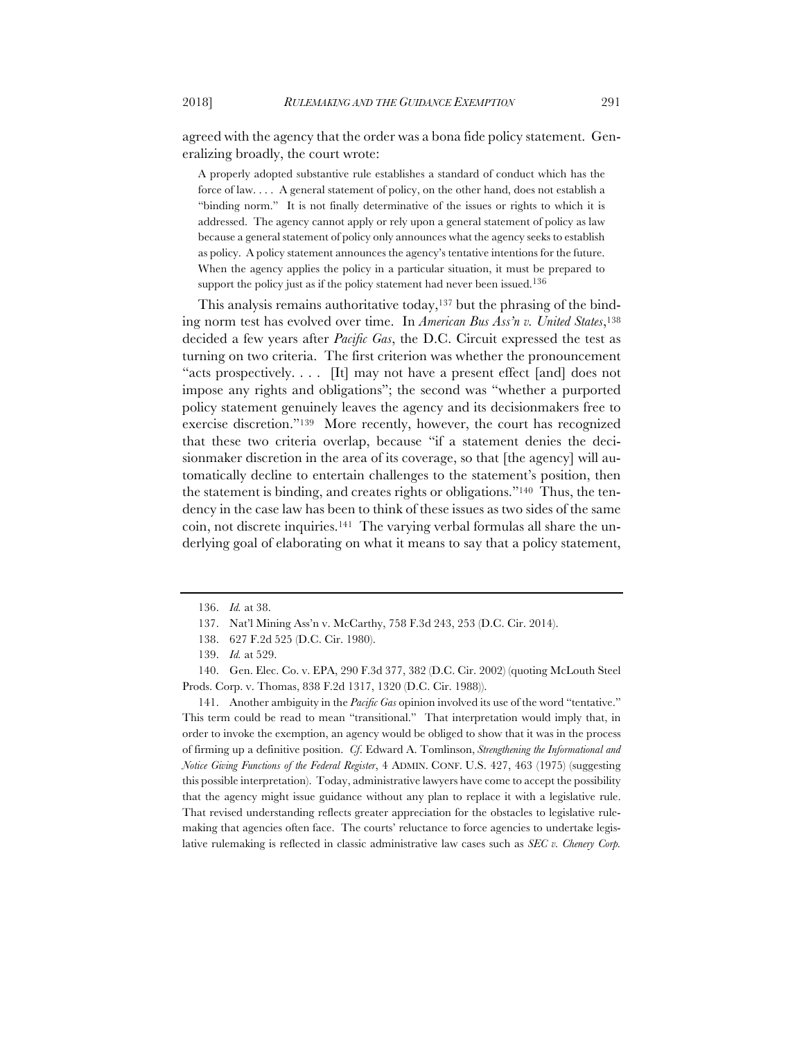agreed with the agency that the order was a bona fide policy statement. Generalizing broadly, the court wrote:

> A properly adopted substantive rule establishes a standard of conduct which has the force of law. . . . A general statement of policy, on the other hand, does not establish a "binding norm." It is not finally determinative of the issues or rights to which it is addressed. The agency cannot apply or rely upon a general statement of policy as law because a general statement of policy only announces what the agency seeks to establish as policy. A policy statement announces the agency's tentative intentions for the future. When the agency applies the policy in a particular situation, it must be prepared to support the policy just as if the policy statement had never been issued.[136]

This analysis remains authoritative today,[137] but the phrasing of the binding norm test has evolved over time. In *American Bus Ass'n v. United States*,[138] decided a few years after *Pacific Gas*, the D.C. Circuit expressed the test as turning on two criteria. The first criterion was whether the pronouncement "acts prospectively. . . . [It] may not have a present effect [and] does not impose any rights and obligations"; the second was "whether a purported policy statement genuinely leaves the agency and its decisionmakers free to exercise discretion."[139] More recently, however, the court has recognized that these two criteria overlap, because "if a statement denies the decisionmaker discretion in the area of its coverage, so that [the agency] will automatically decline to entertain challenges to the statement's position, then the statement is binding, and creates rights or obligations."[140] Thus, the tendency in the case law has been to think of these issues as two sides of the same coin, not discrete inquiries.[141] The varying verbal formulas all share the underlying goal of elaborating on what it means to say that a policy statement,

---

136. *Id.* at 38.

137. Nat'l Mining Ass'n v. McCarthy, 758 F.3d 243, 253 (D.C. Cir. 2014).

138. 627 F.2d 525 (D.C. Cir. 1980).

139. *Id.* at 529.

140. Gen. Elec. Co. v. EPA, 290 F.3d 377, 382 (D.C. Cir. 2002) (quoting McLouth Steel Prods. Corp. v. Thomas, 838 F.2d 1317, 1320 (D.C. Cir. 1988)).

141. Another ambiguity in the *Pacific Gas* opinion involved its use of the word "tentative." This term could be read to mean "transitional." That interpretation would imply that, in order to invoke the exemption, an agency would be obliged to show that it was in the process of firming up a definitive position. *Cf.* Edward A. Tomlinson, *Strengthening the Informational and Notice Giving Functions of the Federal Register*, 4 ADMIN. CONF. U.S. 427, 463 (1975) (suggesting this possible interpretation). Today, administrative lawyers have come to accept the possibility that the agency might issue guidance without any plan to replace it with a legislative rule. That revised understanding reflects greater appreciation for the obstacles to legislative rulemaking that agencies often face. The courts' reluctance to force agencies to undertake legislative rulemaking is reflected in classic administrative law cases such as *SEC v. Chenery Corp.*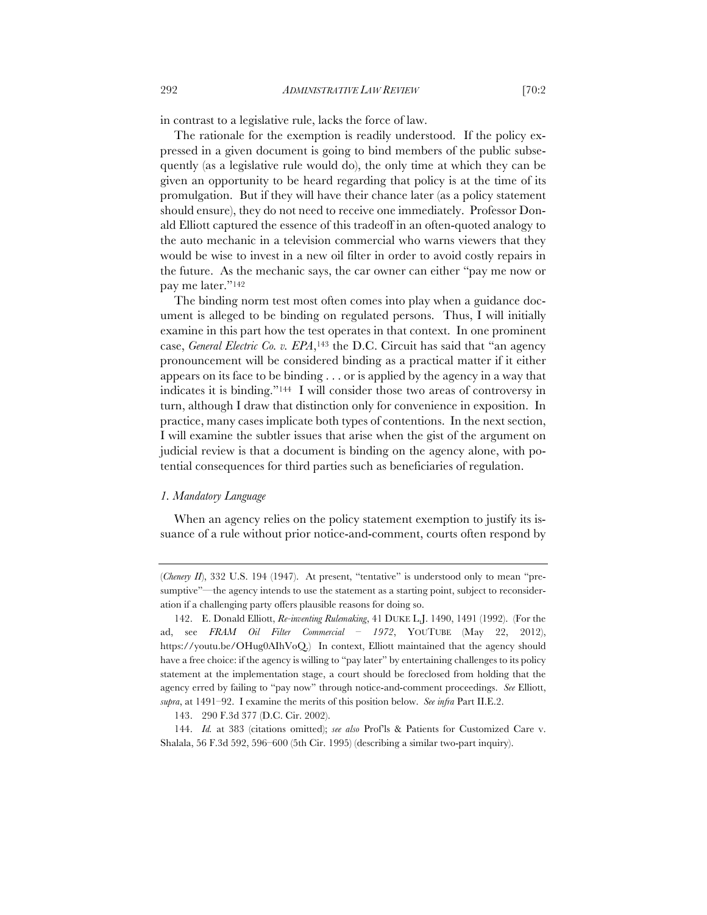in contrast to a legislative rule, lacks the force of law.

The rationale for the exemption is readily understood. If the policy expressed in a given document is going to bind members of the public subsequently (as a legislative rule would do), the only time at which they can be given an opportunity to be heard regarding that policy is at the time of its promulgation. But if they will have their chance later (as a policy statement should ensure), they do not need to receive one immediately. Professor Donald Elliott captured the essence of this tradeoff in an often-quoted analogy to the auto mechanic in a television commercial who warns viewers that they would be wise to invest in a new oil filter in order to avoid costly repairs in the future. As the mechanic says, the car owner can either "pay me now or pay me later."[142]

The binding norm test most often comes into play when a guidance document is alleged to be binding on regulated persons. Thus, I will initially examine in this part how the test operates in that context. In one prominent case, *General Electric Co. v. EPA*,[143] the D.C. Circuit has said that "an agency pronouncement will be considered binding as a practical matter if it either appears on its face to be binding . . . or is applied by the agency in a way that indicates it is binding."[144] I will consider those two areas of controversy in turn, although I draw that distinction only for convenience in exposition. In practice, many cases implicate both types of contentions. In the next section, I will examine the subtler issues that arise when the gist of the argument on judicial review is that a document is binding on the agency alone, with potential consequences for third parties such as beneficiaries of regulation.

### *1. Mandatory Language*

When an agency relies on the policy statement exemption to justify its issuance of a rule without prior notice-and-comment, courts often respond by

---

(*Chenery II*), 332 U.S. 194 (1947). At present, "tentative" is understood only to mean "presumptive"—the agency intends to use the statement as a starting point, subject to reconsideration if a challenging party offers plausible reasons for doing so.

142. E. Donald Elliott, *Re-inventing Rulemaking*, 41 DUKE L.J. 1490, 1491 (1992). (For the ad, see *FRAM Oil Filter Commercial – 1972*, YOUTUBE (May 22, 2012), https://youtu.be/OHug0AIhVoQ.) In context, Elliott maintained that the agency should have a free choice: if the agency is willing to "pay later" by entertaining challenges to its policy statement at the implementation stage, a court should be foreclosed from holding that the agency erred by failing to "pay now" through notice-and-comment proceedings. *See* Elliott, *supra*, at 1491–92. I examine the merits of this position below. *See infra* Part II.E.2.

143. 290 F.3d 377 (D.C. Cir. 2002).

144. *Id.* at 383 (citations omitted); *see also* Prof'ls & Patients for Customized Care v. Shalala, 56 F.3d 592, 596–600 (5th Cir. 1995) (describing a similar two-part inquiry).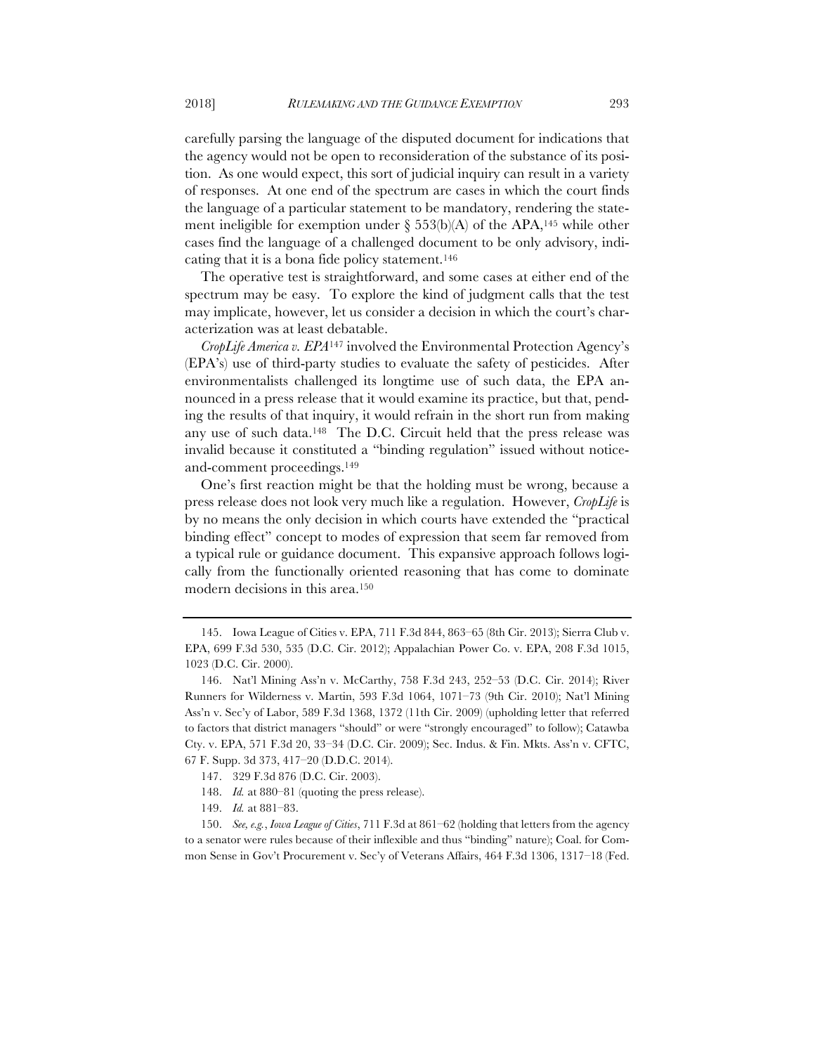carefully parsing the language of the disputed document for indications that the agency would not be open to reconsideration of the substance of its position. As one would expect, this sort of judicial inquiry can result in a variety of responses. At one end of the spectrum are cases in which the court finds the language of a particular statement to be mandatory, rendering the statement ineligible for exemption under § 553(b)(A) of the APA,[145] while other cases find the language of a challenged document to be only advisory, indicating that it is a bona fide policy statement.[146]

The operative test is straightforward, and some cases at either end of the spectrum may be easy. To explore the kind of judgment calls that the test may implicate, however, let us consider a decision in which the court's characterization was at least debatable.

*CropLife America v. EPA*[147] involved the Environmental Protection Agency's (EPA's) use of third-party studies to evaluate the safety of pesticides. After environmentalists challenged its longtime use of such data, the EPA announced in a press release that it would examine its practice, but that, pending the results of that inquiry, it would refrain in the short run from making any use of such data.[148] The D.C. Circuit held that the press release was invalid because it constituted a "binding regulation" issued without notice-and-comment proceedings.[149]

One's first reaction might be that the holding must be wrong, because a press release does not look very much like a regulation. However, *CropLife* is by no means the only decision in which courts have extended the "practical binding effect" concept to modes of expression that seem far removed from a typical rule or guidance document. This expansive approach follows logically from the functionally oriented reasoning that has come to dominate modern decisions in this area.[150]

---

145. Iowa League of Cities v. EPA, 711 F.3d 844, 863–65 (8th Cir. 2013); Sierra Club v. EPA, 699 F.3d 530, 535 (D.C. Cir. 2012); Appalachian Power Co. v. EPA, 208 F.3d 1015, 1023 (D.C. Cir. 2000).

146. Nat'l Mining Ass'n v. McCarthy, 758 F.3d 243, 252–53 (D.C. Cir. 2014); River Runners for Wilderness v. Martin, 593 F.3d 1064, 1071–73 (9th Cir. 2010); Nat'l Mining Ass'n v. Sec'y of Labor, 589 F.3d 1368, 1372 (11th Cir. 2009) (upholding letter that referred to factors that district managers "should" or were "strongly encouraged" to follow); Catawba Cty. v. EPA, 571 F.3d 20, 33–34 (D.C. Cir. 2009); Sec. Indus. & Fin. Mkts. Ass'n v. CFTC, 67 F. Supp. 3d 373, 417–20 (D.D.C. 2014).

147. 329 F.3d 876 (D.C. Cir. 2003).

148. *Id.* at 880–81 (quoting the press release).

149. *Id.* at 881–83.

150. *See, e.g.*, *Iowa League of Cities*, 711 F.3d at 861–62 (holding that letters from the agency to a senator were rules because of their inflexible and thus "binding" nature); Coal. for Common Sense in Gov't Procurement v. Sec'y of Veterans Affairs, 464 F.3d 1306, 1317–18 (Fed.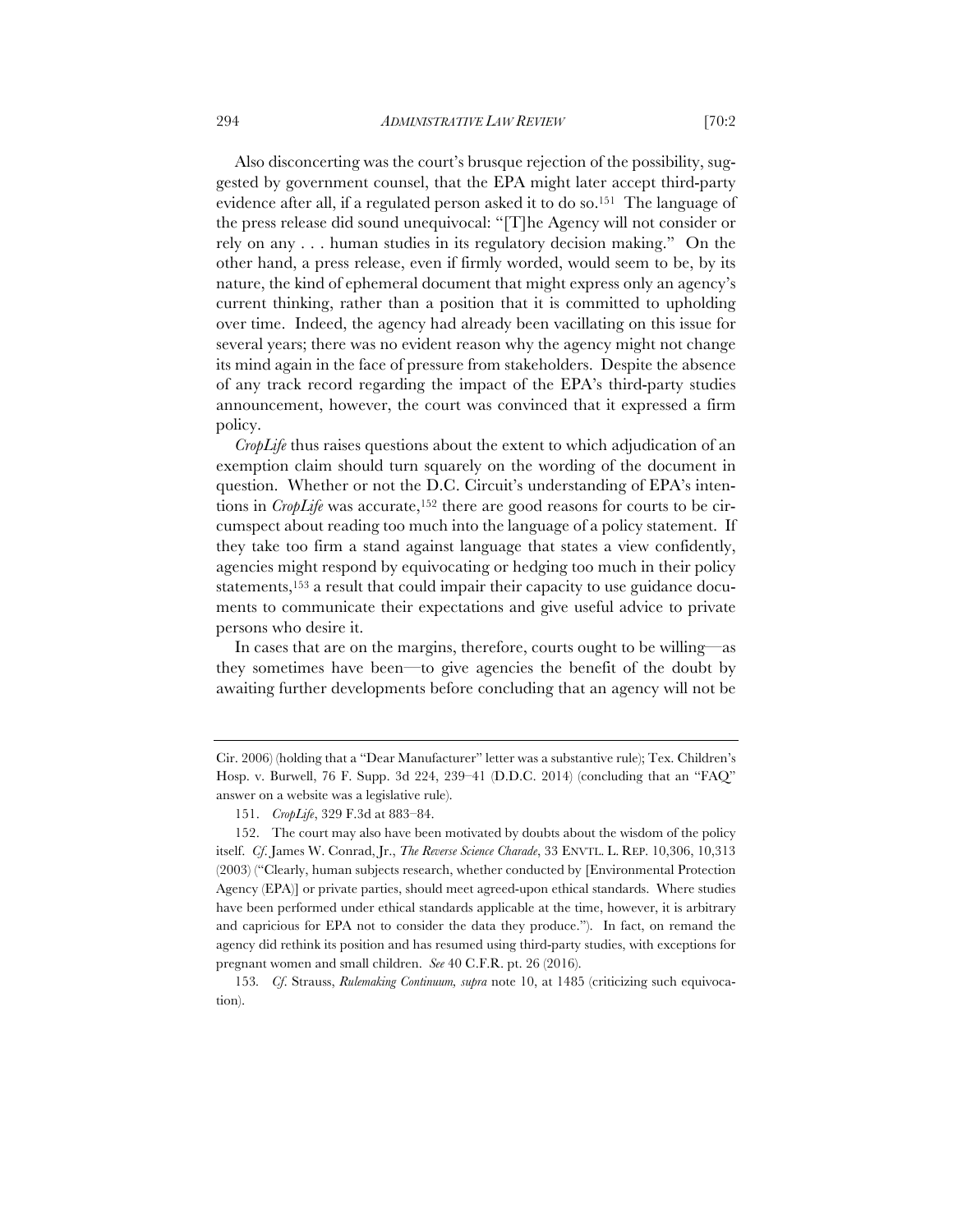Also disconcerting was the court's brusque rejection of the possibility, suggested by government counsel, that the EPA might later accept third-party evidence after all, if a regulated person asked it to do so.[151] The language of the press release did sound unequivocal: "[T]he Agency will not consider or rely on any . . . human studies in its regulatory decision making." On the other hand, a press release, even if firmly worded, would seem to be, by its nature, the kind of ephemeral document that might express only an agency's current thinking, rather than a position that it is committed to upholding over time. Indeed, the agency had already been vacillating on this issue for several years; there was no evident reason why the agency might not change its mind again in the face of pressure from stakeholders. Despite the absence of any track record regarding the impact of the EPA's third-party studies announcement, however, the court was convinced that it expressed a firm policy.

*CropLife* thus raises questions about the extent to which adjudication of an exemption claim should turn squarely on the wording of the document in question. Whether or not the D.C. Circuit's understanding of EPA's intentions in *CropLife* was accurate,[152] there are good reasons for courts to be circumspect about reading too much into the language of a policy statement. If they take too firm a stand against language that states a view confidently, agencies might respond by equivocating or hedging too much in their policy statements,[153] a result that could impair their capacity to use guidance documents to communicate their expectations and give useful advice to private persons who desire it.

In cases that are on the margins, therefore, courts ought to be willing—as they sometimes have been—to give agencies the benefit of the doubt by awaiting further developments before concluding that an agency will not be

---

Cir. 2006) (holding that a "Dear Manufacturer" letter was a substantive rule); Tex. Children's Hosp. v. Burwell, 76 F. Supp. 3d 224, 239–41 (D.D.C. 2014) (concluding that an "FAQ" answer on a website was a legislative rule).

151. *CropLife*, 329 F.3d at 883–84.

152. The court may also have been motivated by doubts about the wisdom of the policy itself. *Cf*. James W. Conrad, Jr., *The Reverse Science Charade*, 33 ENVTL. L. REP. 10,306, 10,313 (2003) ("Clearly, human subjects research, whether conducted by [Environmental Protection Agency (EPA)] or private parties, should meet agreed-upon ethical standards. Where studies have been performed under ethical standards applicable at the time, however, it is arbitrary and capricious for EPA not to consider the data they produce."). In fact, on remand the agency did rethink its position and has resumed using third-party studies, with exceptions for pregnant women and small children. *See* 40 C.F.R. pt. 26 (2016).

153. *Cf*. Strauss, *Rulemaking Continuum, supra* note 10, at 1485 (criticizing such equivocation).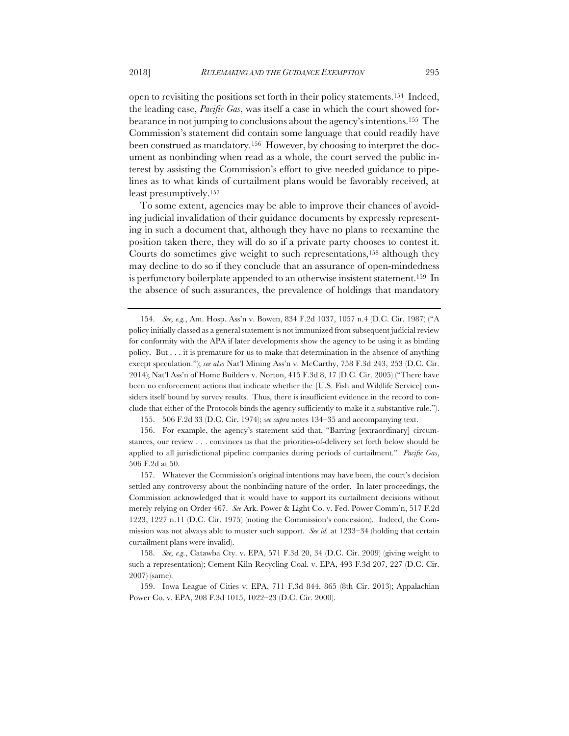open to revisiting the positions set forth in their policy statements.[154] Indeed, the leading case, *Pacific Gas*, was itself a case in which the court showed forbearance in not jumping to conclusions about the agency's intentions.[155] The Commission's statement did contain some language that could readily have been construed as mandatory.[156] However, by choosing to interpret the document as nonbinding when read as a whole, the court served the public interest by assisting the Commission's effort to give needed guidance to pipelines as to what kinds of curtailment plans would be favorably received, at least presumptively.[157]

To some extent, agencies may be able to improve their chances of avoiding judicial invalidation of their guidance documents by expressly representing in such a document that, although they have no plans to reexamine the position taken there, they will do so if a private party chooses to contest it. Courts do sometimes give weight to such representations,[158] although they may decline to do so if they conclude that an assurance of open-mindedness is perfunctory boilerplate appended to an otherwise insistent statement.[159] In the absence of such assurances, the prevalence of holdings that mandatory

---

154. *See, e.g.*, Am. Hosp. Ass'n v. Bowen, 834 F.2d 1037, 1057 n.4 (D.C. Cir. 1987) ("A policy initially classed as a general statement is not immunized from subsequent judicial review for conformity with the APA if later developments show the agency to be using it as binding policy. But . . . it is premature for us to make that determination in the absence of anything except speculation."); *see also* Nat'l Mining Ass'n v. McCarthy, 758 F.3d 243, 253 (D.C. Cir. 2014); Nat'l Ass'n of Home Builders v. Norton, 415 F.3d 8, 17 (D.C. Cir. 2005) ("There have been no enforcement actions that indicate whether the [U.S. Fish and Wildlife Service] considers itself bound by survey results. Thus, there is insufficient evidence in the record to conclude that either of the Protocols binds the agency sufficiently to make it a substantive rule.").

155. 506 F.2d 33 (D.C. Cir. 1974); *see supra* notes 134–35 and accompanying text.

156. For example, the agency's statement said that, "Barring [extraordinary] circumstances, our review . . . convinces us that the priorities-of-delivery set forth below should be applied to all jurisdictional pipeline companies during periods of curtailment." *Pacific Gas*, 506 F.2d at 50.

157. Whatever the Commission's original intentions may have been, the court's decision settled any controversy about the nonbinding nature of the order. In later proceedings, the Commission acknowledged that it would have to support its curtailment decisions without merely relying on Order 467. *See* Ark. Power & Light Co. v. Fed. Power Comm'n, 517 F.2d 1223, 1227 n.11 (D.C. Cir. 1975) (noting the Commission's concession). Indeed, the Commission was not always able to muster such support. *See id.* at 1233–34 (holding that certain curtailment plans were invalid).

158. *See, e.g.*, Catawba Cty. v. EPA, 571 F.3d 20, 34 (D.C. Cir. 2009) (giving weight to such a representation); Cement Kiln Recycling Coal. v. EPA, 493 F.3d 207, 227 (D.C. Cir. 2007) (same).

159. Iowa League of Cities v. EPA, 711 F.3d 844, 865 (8th Cir. 2013); Appalachian Power Co. v. EPA, 208 F.3d 1015, 1022–23 (D.C. Cir. 2000).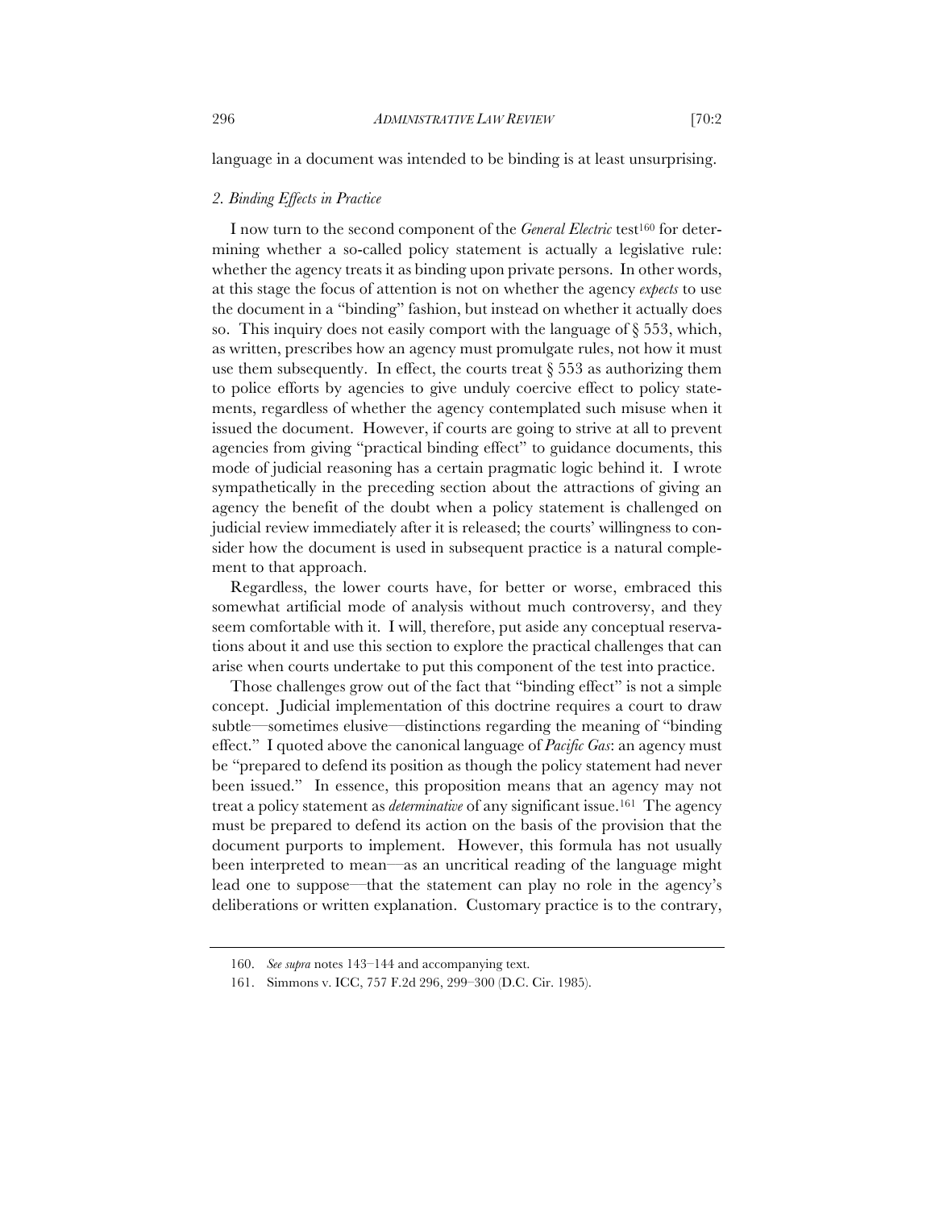language in a document was intended to be binding is at least unsurprising.

### *2. Binding Effects in Practice*

I now turn to the second component of the *General Electric* test[160] for determining whether a so-called policy statement is actually a legislative rule: whether the agency treats it as binding upon private persons. In other words, at this stage the focus of attention is not on whether the agency *expects* to use the document in a "binding" fashion, but instead on whether it actually does so. This inquiry does not easily comport with the language of § 553, which, as written, prescribes how an agency must promulgate rules, not how it must use them subsequently. In effect, the courts treat § 553 as authorizing them to police efforts by agencies to give unduly coercive effect to policy statements, regardless of whether the agency contemplated such misuse when it issued the document. However, if courts are going to strive at all to prevent agencies from giving "practical binding effect" to guidance documents, this mode of judicial reasoning has a certain pragmatic logic behind it. I wrote sympathetically in the preceding section about the attractions of giving an agency the benefit of the doubt when a policy statement is challenged on judicial review immediately after it is released; the courts' willingness to consider how the document is used in subsequent practice is a natural complement to that approach.

Regardless, the lower courts have, for better or worse, embraced this somewhat artificial mode of analysis without much controversy, and they seem comfortable with it. I will, therefore, put aside any conceptual reservations about it and use this section to explore the practical challenges that can arise when courts undertake to put this component of the test into practice.

Those challenges grow out of the fact that "binding effect" is not a simple concept. Judicial implementation of this doctrine requires a court to draw subtle—sometimes elusive—distinctions regarding the meaning of "binding effect." I quoted above the canonical language of *Pacific Gas*: an agency must be "prepared to defend its position as though the policy statement had never been issued." In essence, this proposition means that an agency may not treat a policy statement as *determinative* of any significant issue.[161] The agency must be prepared to defend its action on the basis of the provision that the document purports to implement. However, this formula has not usually been interpreted to mean—as an uncritical reading of the language might lead one to suppose—that the statement can play no role in the agency's deliberations or written explanation. Customary practice is to the contrary,

---

160. *See supra* notes 143–144 and accompanying text.

161. Simmons v. ICC, 757 F.2d 296, 299–300 (D.C. Cir. 1985).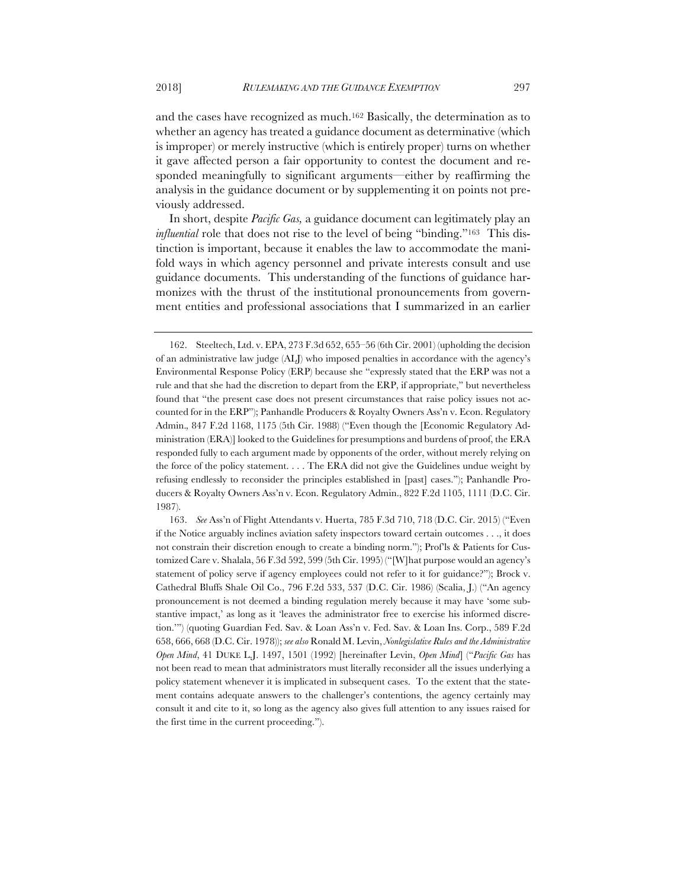and the cases have recognized as much.[162] Basically, the determination as to whether an agency has treated a guidance document as determinative (which is improper) or merely instructive (which is entirely proper) turns on whether it gave affected person a fair opportunity to contest the document and responded meaningfully to significant arguments—either by reaffirming the analysis in the guidance document or by supplementing it on points not previously addressed.

In short, despite *Pacific Gas,* a guidance document can legitimately play an *influential* role that does not rise to the level of being "binding."[163] This distinction is important, because it enables the law to accommodate the manifold ways in which agency personnel and private interests consult and use guidance documents. This understanding of the functions of guidance harmonizes with the thrust of the institutional pronouncements from government entities and professional associations that I summarized in an earlier

---

162. Steeltech, Ltd. v. EPA, 273 F.3d 652, 655–56 (6th Cir. 2001) (upholding the decision of an administrative law judge (ALJ) who imposed penalties in accordance with the agency's Environmental Response Policy (ERP) because she "expressly stated that the ERP was not a rule and that she had the discretion to depart from the ERP, if appropriate," but nevertheless found that "the present case does not present circumstances that raise policy issues not accounted for in the ERP"); Panhandle Producers & Royalty Owners Ass'n v. Econ. Regulatory Admin., 847 F.2d 1168, 1175 (5th Cir. 1988) ("Even though the [Economic Regulatory Administration (ERA)] looked to the Guidelines for presumptions and burdens of proof, the ERA responded fully to each argument made by opponents of the order, without merely relying on the force of the policy statement. . . . The ERA did not give the Guidelines undue weight by refusing endlessly to reconsider the principles established in [past] cases."); Panhandle Producers & Royalty Owners Ass'n v. Econ. Regulatory Admin., 822 F.2d 1105, 1111 (D.C. Cir. 1987).

163. *See* Ass'n of Flight Attendants v. Huerta, 785 F.3d 710, 718 (D.C. Cir. 2015) ("Even if the Notice arguably inclines aviation safety inspectors toward certain outcomes . . ., it does not constrain their discretion enough to create a binding norm."); Prof'ls & Patients for Customized Care v. Shalala, 56 F.3d 592, 599 (5th Cir. 1995) ("[W]hat purpose would an agency's statement of policy serve if agency employees could not refer to it for guidance?"); Brock v. Cathedral Bluffs Shale Oil Co., 796 F.2d 533, 537 (D.C. Cir. 1986) (Scalia, J.) ("An agency pronouncement is not deemed a binding regulation merely because it may have 'some substantive impact,' as long as it 'leaves the administrator free to exercise his informed discretion.'") (quoting Guardian Fed. Sav. & Loan Ass'n v. Fed. Sav. & Loan Ins. Corp., 589 F.2d 658, 666, 668 (D.C. Cir. 1978)); *see also* Ronald M. Levin, *Nonlegislative Rules and the Administrative Open Mind*, 41 DUKE L.J. 1497, 1501 (1992) [hereinafter Levin, *Open Mind*] ("*Pacific Gas* has not been read to mean that administrators must literally reconsider all the issues underlying a policy statement whenever it is implicated in subsequent cases. To the extent that the statement contains adequate answers to the challenger's contentions, the agency certainly may consult it and cite to it, so long as the agency also gives full attention to any issues raised for the first time in the current proceeding.").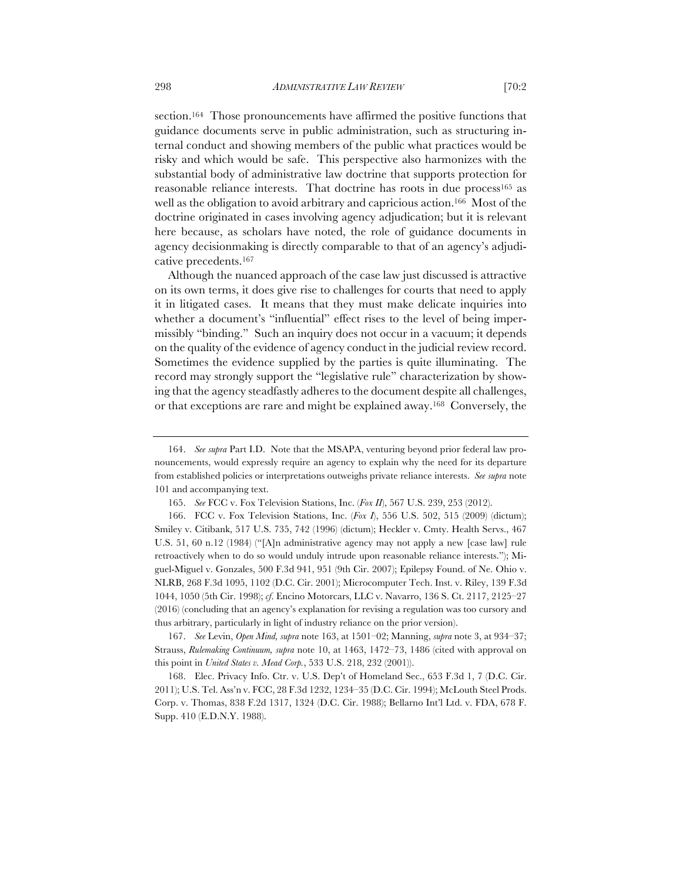section.[164] Those pronouncements have affirmed the positive functions that guidance documents serve in public administration, such as structuring internal conduct and showing members of the public what practices would be risky and which would be safe. This perspective also harmonizes with the substantial body of administrative law doctrine that supports protection for reasonable reliance interests. That doctrine has roots in due process[165] as well as the obligation to avoid arbitrary and capricious action.[166] Most of the doctrine originated in cases involving agency adjudication; but it is relevant here because, as scholars have noted, the role of guidance documents in agency decisionmaking is directly comparable to that of an agency's adjudicative precedents.[167]

Although the nuanced approach of the case law just discussed is attractive on its own terms, it does give rise to challenges for courts that need to apply it in litigated cases. It means that they must make delicate inquiries into whether a document's "influential" effect rises to the level of being impermissibly "binding." Such an inquiry does not occur in a vacuum; it depends on the quality of the evidence of agency conduct in the judicial review record. Sometimes the evidence supplied by the parties is quite illuminating. The record may strongly support the "legislative rule" characterization by showing that the agency steadfastly adheres to the document despite all challenges, or that exceptions are rare and might be explained away.[168] Conversely, the

---

164. *See supra* Part I.D. Note that the MSAPA, venturing beyond prior federal law pronouncements, would expressly require an agency to explain why the need for its departure from established policies or interpretations outweighs private reliance interests. *See supra* note 101 and accompanying text.

165. *See* FCC v. Fox Television Stations, Inc. (*Fox II*), 567 U.S. 239, 253 (2012).

166. FCC v. Fox Television Stations, Inc. (*Fox I*), 556 U.S. 502, 515 (2009) (dictum); Smiley v. Citibank, 517 U.S. 735, 742 (1996) (dictum); Heckler v. Cmty. Health Servs., 467 U.S. 51, 60 n.12 (1984) ("[A]n administrative agency may not apply a new [case law] rule retroactively when to do so would unduly intrude upon reasonable reliance interests."); Miguel-Miguel v. Gonzales, 500 F.3d 941, 951 (9th Cir. 2007); Epilepsy Found. of Ne. Ohio v. NLRB, 268 F.3d 1095, 1102 (D.C. Cir. 2001); Microcomputer Tech. Inst. v. Riley, 139 F.3d 1044, 1050 (5th Cir. 1998); *cf.* Encino Motorcars, LLC v. Navarro, 136 S. Ct. 2117, 2125–27 (2016) (concluding that an agency's explanation for revising a regulation was too cursory and thus arbitrary, particularly in light of industry reliance on the prior version).

167. *See* Levin, *Open Mind, supra* note 163, at 1501–02; Manning, *supra* note 3, at 934–37; Strauss, *Rulemaking Continuum, supra* note 10, at 1463, 1472–73, 1486 (cited with approval on this point in *United States v. Mead Corp.*, 533 U.S. 218, 232 (2001)).

168. Elec. Privacy Info. Ctr. v. U.S. Dep't of Homeland Sec., 653 F.3d 1, 7 (D.C. Cir. 2011); U.S. Tel. Ass'n v. FCC, 28 F.3d 1232, 1234–35 (D.C. Cir. 1994); McLouth Steel Prods. Corp. v. Thomas, 838 F.2d 1317, 1324 (D.C. Cir. 1988); Bellarno Int'l Ltd. v. FDA, 678 F. Supp. 410 (E.D.N.Y. 1988).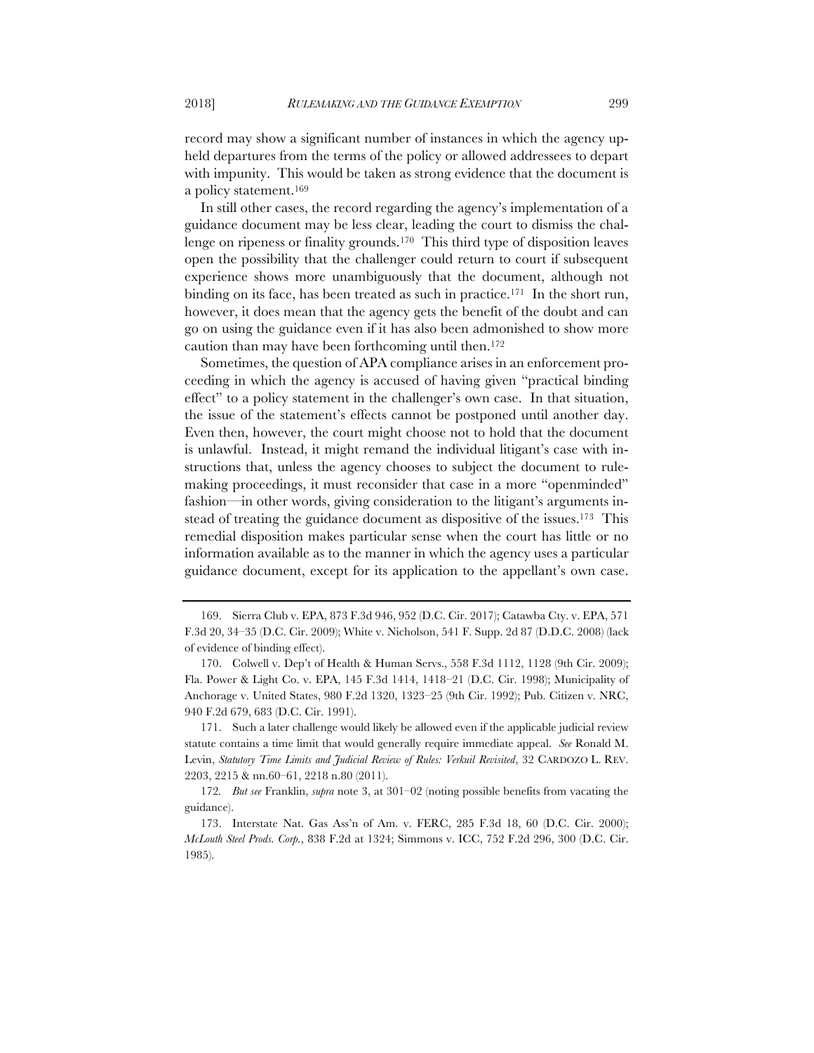record may show a significant number of instances in which the agency upheld departures from the terms of the policy or allowed addressees to depart with impunity. This would be taken as strong evidence that the document is a policy statement.[169]

In still other cases, the record regarding the agency's implementation of a guidance document may be less clear, leading the court to dismiss the challenge on ripeness or finality grounds.[170] This third type of disposition leaves open the possibility that the challenger could return to court if subsequent experience shows more unambiguously that the document, although not binding on its face, has been treated as such in practice.[171] In the short run, however, it does mean that the agency gets the benefit of the doubt and can go on using the guidance even if it has also been admonished to show more caution than may have been forthcoming until then.[172]

Sometimes, the question of APA compliance arises in an enforcement proceeding in which the agency is accused of having given "practical binding effect" to a policy statement in the challenger's own case. In that situation, the issue of the statement's effects cannot be postponed until another day. Even then, however, the court might choose not to hold that the document is unlawful. Instead, it might remand the individual litigant's case with instructions that, unless the agency chooses to subject the document to rulemaking proceedings, it must reconsider that case in a more "openminded" fashion—in other words, giving consideration to the litigant's arguments instead of treating the guidance document as dispositive of the issues.[173] This remedial disposition makes particular sense when the court has little or no information available as to the manner in which the agency uses a particular guidance document, except for its application to the appellant's own case.

---

169. Sierra Club v. EPA, 873 F.3d 946, 952 (D.C. Cir. 2017); Catawba Cty. v. EPA, 571 F.3d 20, 34–35 (D.C. Cir. 2009); White v. Nicholson, 541 F. Supp. 2d 87 (D.D.C. 2008) (lack of evidence of binding effect).

170. Colwell v. Dep't of Health & Human Servs., 558 F.3d 1112, 1128 (9th Cir. 2009); Fla. Power & Light Co. v. EPA, 145 F.3d 1414, 1418–21 (D.C. Cir. 1998); Municipality of Anchorage v. United States, 980 F.2d 1320, 1323–25 (9th Cir. 1992); Pub. Citizen v. NRC, 940 F.2d 679, 683 (D.C. Cir. 1991).

171. Such a later challenge would likely be allowed even if the applicable judicial review statute contains a time limit that would generally require immediate appeal. *See* Ronald M. Levin, *Statutory Time Limits and Judicial Review of Rules: Verkuil Revisited*, 32 CARDOZO L. REV. 2203, 2215 & nn.60–61, 2218 n.80 (2011).

172. *But see* Franklin, *supra* note 3, at 301–02 (noting possible benefits from vacating the guidance).

173. Interstate Nat. Gas Ass'n of Am. v. FERC, 285 F.3d 18, 60 (D.C. Cir. 2000); *McLouth Steel Prods. Corp.*, 838 F.2d at 1324; Simmons v. ICC, 752 F.2d 296, 300 (D.C. Cir. 1985).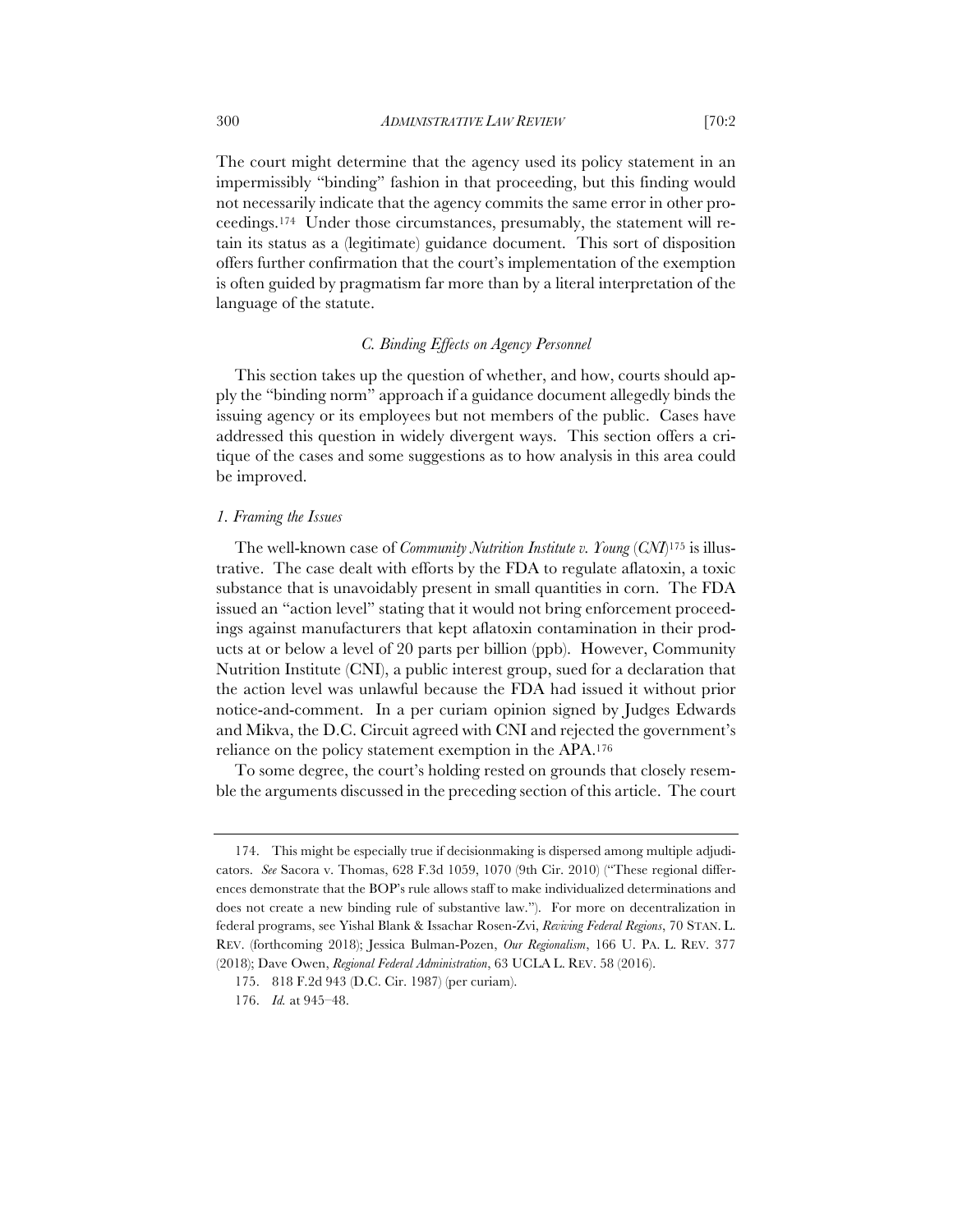The court might determine that the agency used its policy statement in an impermissibly "binding" fashion in that proceeding, but this finding would not necessarily indicate that the agency commits the same error in other proceedings.[174] Under those circumstances, presumably, the statement will retain its status as a (legitimate) guidance document. This sort of disposition offers further confirmation that the court's implementation of the exemption is often guided by pragmatism far more than by a literal interpretation of the language of the statute.

### *C. Binding Effects on Agency Personnel*

This section takes up the question of whether, and how, courts should apply the "binding norm" approach if a guidance document allegedly binds the issuing agency or its employees but not members of the public. Cases have addressed this question in widely divergent ways. This section offers a critique of the cases and some suggestions as to how analysis in this area could be improved.

#### *1. Framing the Issues*

The well-known case of *Community Nutrition Institute v. Young* (*CNI*)[175] is illustrative. The case dealt with efforts by the FDA to regulate aflatoxin, a toxic substance that is unavoidably present in small quantities in corn. The FDA issued an "action level" stating that it would not bring enforcement proceedings against manufacturers that kept aflatoxin contamination in their products at or below a level of 20 parts per billion (ppb). However, Community Nutrition Institute (CNI), a public interest group, sued for a declaration that the action level was unlawful because the FDA had issued it without prior notice-and-comment. In a per curiam opinion signed by Judges Edwards and Mikva, the D.C. Circuit agreed with CNI and rejected the government's reliance on the policy statement exemption in the APA.[176]

To some degree, the court's holding rested on grounds that closely resemble the arguments discussed in the preceding section of this article. The court

---

174. This might be especially true if decisionmaking is dispersed among multiple adjudicators. *See* Sacora v. Thomas, 628 F.3d 1059, 1070 (9th Cir. 2010) ("These regional differences demonstrate that the BOP's rule allows staff to make individualized determinations and does not create a new binding rule of substantive law."). For more on decentralization in federal programs, see Yishal Blank & Issachar Rosen-Zvi, *Reviving Federal Regions*, 70 STAN. L. REV. (forthcoming 2018); Jessica Bulman-Pozen, *Our Regionalism*, 166 U. PA. L. REV. 377 (2018); Dave Owen, *Regional Federal Administration*, 63 UCLA L. REV. 58 (2016).

175. 818 F.2d 943 (D.C. Cir. 1987) (per curiam).

176. *Id.* at 945–48.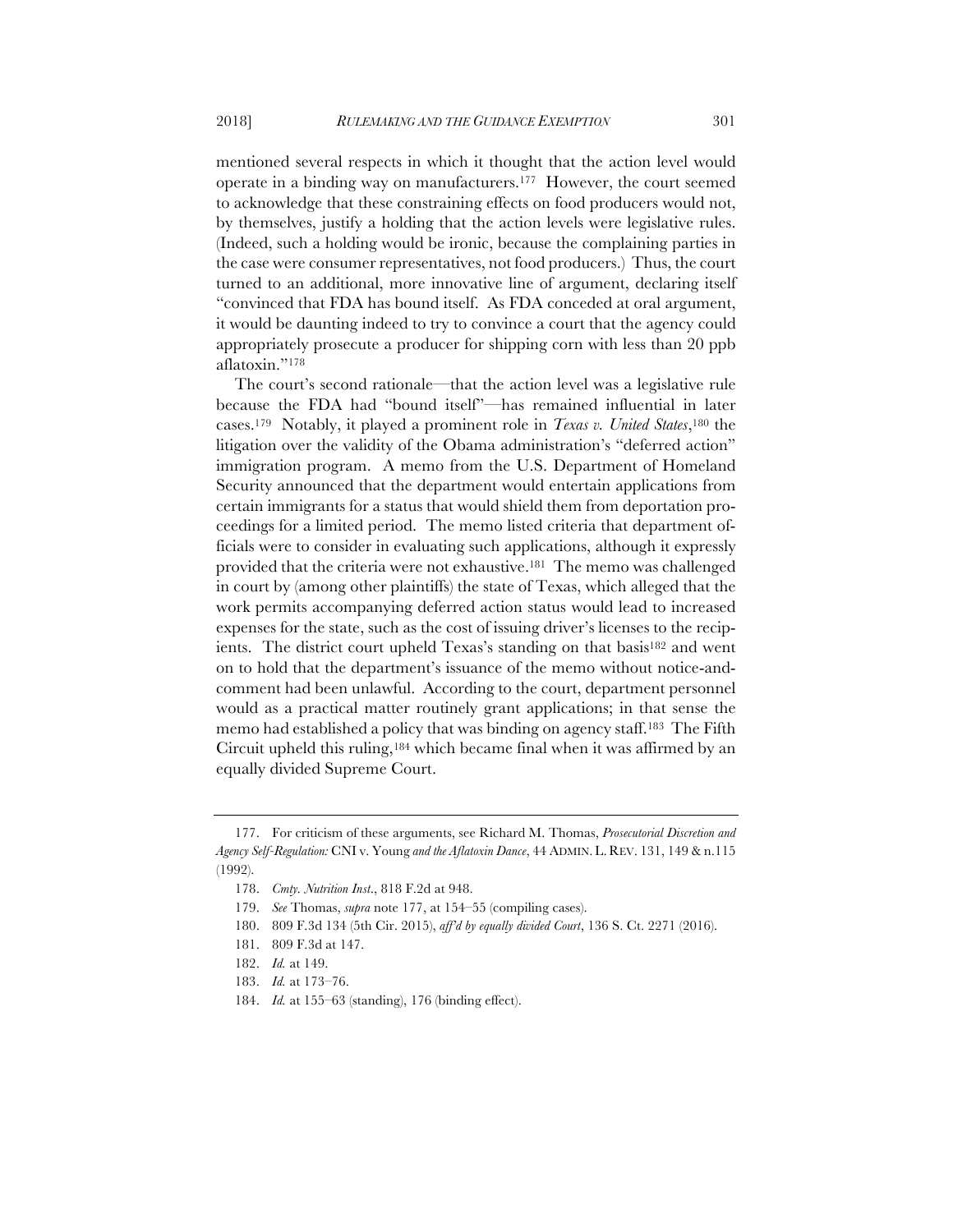mentioned several respects in which it thought that the action level would operate in a binding way on manufacturers.[177] However, the court seemed to acknowledge that these constraining effects on food producers would not, by themselves, justify a holding that the action levels were legislative rules. (Indeed, such a holding would be ironic, because the complaining parties in the case were consumer representatives, not food producers.) Thus, the court turned to an additional, more innovative line of argument, declaring itself "convinced that FDA has bound itself. As FDA conceded at oral argument, it would be daunting indeed to try to convince a court that the agency could appropriately prosecute a producer for shipping corn with less than 20 ppb aflatoxin."[178]

The court's second rationale—that the action level was a legislative rule because the FDA had "bound itself"—has remained influential in later cases.[179] Notably, it played a prominent role in *Texas v. United States*,[180] the litigation over the validity of the Obama administration's "deferred action" immigration program. A memo from the U.S. Department of Homeland Security announced that the department would entertain applications from certain immigrants for a status that would shield them from deportation proceedings for a limited period. The memo listed criteria that department officials were to consider in evaluating such applications, although it expressly provided that the criteria were not exhaustive.[181] The memo was challenged in court by (among other plaintiffs) the state of Texas, which alleged that the work permits accompanying deferred action status would lead to increased expenses for the state, such as the cost of issuing driver's licenses to the recipients. The district court upheld Texas's standing on that basis[182] and went on to hold that the department's issuance of the memo without notice-and-comment had been unlawful. According to the court, department personnel would as a practical matter routinely grant applications; in that sense the memo had established a policy that was binding on agency staff.[183] The Fifth Circuit upheld this ruling,[184] which became final when it was affirmed by an equally divided Supreme Court.

---

177. For criticism of these arguments, see Richard M. Thomas, *Prosecutorial Discretion and Agency Self-Regulation:* CNI v. Young *and the Aflatoxin Dance*, 44 ADMIN. L. REV. 131, 149 & n.115 (1992).

178. *Cmty. Nutrition Inst.*, 818 F.2d at 948.

179. *See* Thomas, *supra* note 177, at 154–55 (compiling cases).

180. 809 F.3d 134 (5th Cir. 2015), *aff'd by equally divided Court*, 136 S. Ct. 2271 (2016).

181. 809 F.3d at 147.

182. *Id.* at 149.

183. *Id.* at 173–76.

184. *Id.* at 155–63 (standing), 176 (binding effect).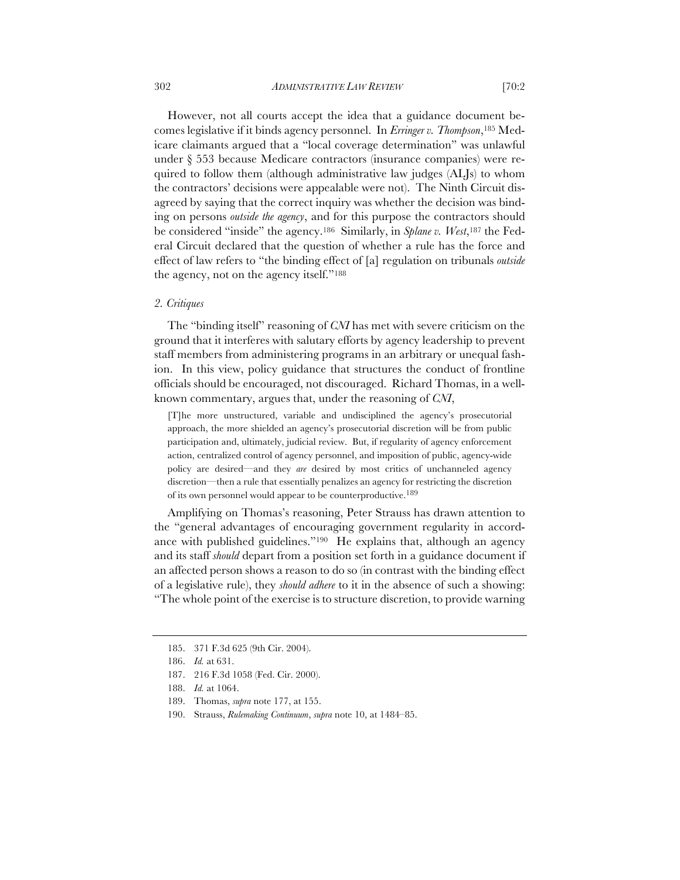However, not all courts accept the idea that a guidance document becomes legislative if it binds agency personnel. In *Erringer v. Thompson*,[185] Medicare claimants argued that a "local coverage determination" was unlawful under § 553 because Medicare contractors (insurance companies) were required to follow them (although administrative law judges (ALJs) to whom the contractors' decisions were appealable were not). The Ninth Circuit disagreed by saying that the correct inquiry was whether the decision was binding on persons *outside the agency*, and for this purpose the contractors should be considered "inside" the agency.[186] Similarly, in *Splane v. West*,[187] the Federal Circuit declared that the question of whether a rule has the force and effect of law refers to "the binding effect of [a] regulation on tribunals *outside* the agency, not on the agency itself."[188]

### *2. Critiques*

The "binding itself" reasoning of *CNI* has met with severe criticism on the ground that it interferes with salutary efforts by agency leadership to prevent staff members from administering programs in an arbitrary or unequal fashion. In this view, policy guidance that structures the conduct of frontline officials should be encouraged, not discouraged. Richard Thomas, in a well-known commentary, argues that, under the reasoning of *CNI*,

> [T]he more unstructured, variable and undisciplined the agency's prosecutorial approach, the more shielded an agency's prosecutorial discretion will be from public participation and, ultimately, judicial review. But, if regularity of agency enforcement action, centralized control of agency personnel, and imposition of public, agency-wide policy are desired—and they *are* desired by most critics of unchanneled agency discretion—then a rule that essentially penalizes an agency for restricting the discretion of its own personnel would appear to be counterproductive.[189]

Amplifying on Thomas's reasoning, Peter Strauss has drawn attention to the "general advantages of encouraging government regularity in accordance with published guidelines."[190] He explains that, although an agency and its staff *should* depart from a position set forth in a guidance document if an affected person shows a reason to do so (in contrast with the binding effect of a legislative rule), they *should adhere* to it in the absence of such a showing: "The whole point of the exercise is to structure discretion, to provide warning

---

185. 371 F.3d 625 (9th Cir. 2004).

186. *Id.* at 631.

187. 216 F.3d 1058 (Fed. Cir. 2000).

188. *Id.* at 1064.

189. Thomas, *supra* note 177, at 155.

190. Strauss, *Rulemaking Continuum*, *supra* note 10, at 1484–85.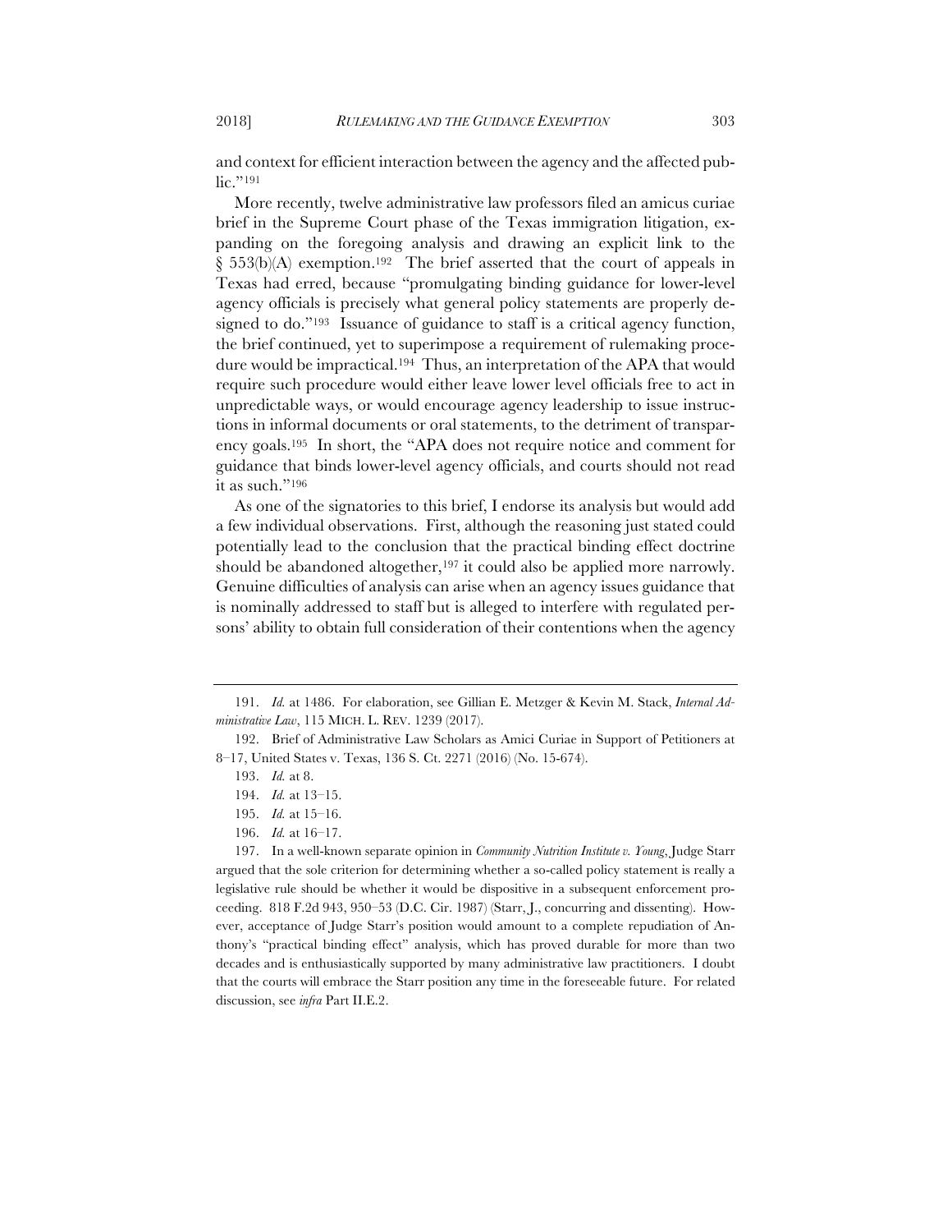and context for efficient interaction between the agency and the affected public."[191]

More recently, twelve administrative law professors filed an amicus curiae brief in the Supreme Court phase of the Texas immigration litigation, expanding on the foregoing analysis and drawing an explicit link to the § 553(b)(A) exemption.[192] The brief asserted that the court of appeals in Texas had erred, because "promulgating binding guidance for lower-level agency officials is precisely what general policy statements are properly designed to do."[193] Issuance of guidance to staff is a critical agency function, the brief continued, yet to superimpose a requirement of rulemaking procedure would be impractical.[194] Thus, an interpretation of the APA that would require such procedure would either leave lower level officials free to act in unpredictable ways, or would encourage agency leadership to issue instructions in informal documents or oral statements, to the detriment of transparency goals.[195] In short, the "APA does not require notice and comment for guidance that binds lower-level agency officials, and courts should not read it as such."[196]

As one of the signatories to this brief, I endorse its analysis but would add a few individual observations. First, although the reasoning just stated could potentially lead to the conclusion that the practical binding effect doctrine should be abandoned altogether,[197] it could also be applied more narrowly. Genuine difficulties of analysis can arise when an agency issues guidance that is nominally addressed to staff but is alleged to interfere with regulated persons' ability to obtain full consideration of their contentions when the agency

---

191. *Id.* at 1486. For elaboration, see Gillian E. Metzger & Kevin M. Stack, *Internal Administrative Law*, 115 MICH. L. REV. 1239 (2017).

192. Brief of Administrative Law Scholars as Amici Curiae in Support of Petitioners at 8–17, United States v. Texas, 136 S. Ct. 2271 (2016) (No. 15-674).

193. *Id.* at 8.

194. *Id.* at 13–15.

195. *Id.* at 15–16.

196. *Id.* at 16–17.

197. In a well-known separate opinion in *Community Nutrition Institute v. Young*, Judge Starr argued that the sole criterion for determining whether a so-called policy statement is really a legislative rule should be whether it would be dispositive in a subsequent enforcement proceeding. 818 F.2d 943, 950–53 (D.C. Cir. 1987) (Starr, J., concurring and dissenting). However, acceptance of Judge Starr's position would amount to a complete repudiation of Anthony's "practical binding effect" analysis, which has proved durable for more than two decades and is enthusiastically supported by many administrative law practitioners. I doubt that the courts will embrace the Starr position any time in the foreseeable future. For related discussion, see *infra* Part II.E.2.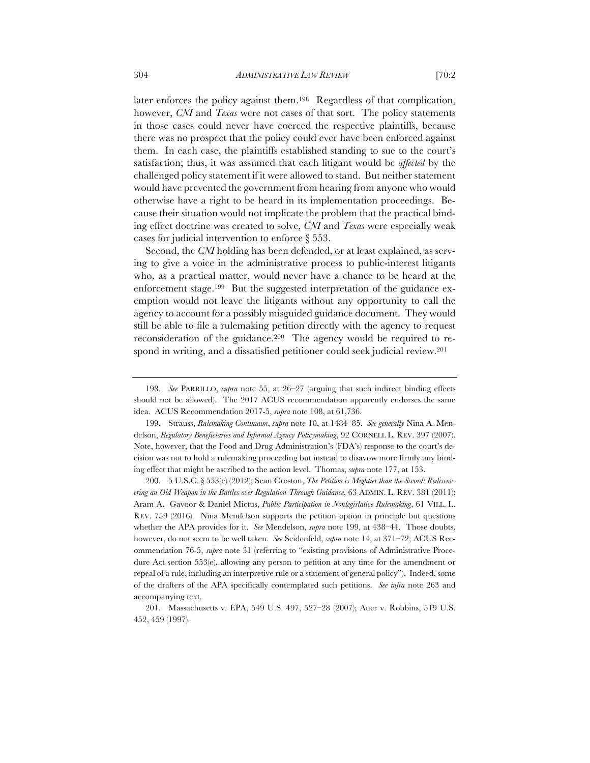later enforces the policy against them.[198] Regardless of that complication, however, *CNI* and *Texas* were not cases of that sort. The policy statements in those cases could never have coerced the respective plaintiffs, because there was no prospect that the policy could ever have been enforced against them. In each case, the plaintiffs established standing to sue to the court's satisfaction; thus, it was assumed that each litigant would be *affected* by the challenged policy statement if it were allowed to stand. But neither statement would have prevented the government from hearing from anyone who would otherwise have a right to be heard in its implementation proceedings. Because their situation would not implicate the problem that the practical binding effect doctrine was created to solve, *CNI* and *Texas* were especially weak cases for judicial intervention to enforce § 553.

Second, the *CNI* holding has been defended, or at least explained, as serving to give a voice in the administrative process to public-interest litigants who, as a practical matter, would never have a chance to be heard at the enforcement stage.[199] But the suggested interpretation of the guidance exemption would not leave the litigants without any opportunity to call the agency to account for a possibly misguided guidance document. They would still be able to file a rulemaking petition directly with the agency to request reconsideration of the guidance.[200] The agency would be required to respond in writing, and a dissatisfied petitioner could seek judicial review.[201]

---

198. *See* PARRILLO, *supra* note 55, at 26–27 (arguing that such indirect binding effects should not be allowed). The 2017 ACUS recommendation apparently endorses the same idea. ACUS Recommendation 2017-5, *supra* note 108, at 61,736.

199. Strauss, *Rulemaking Continuum*, *supra* note 10, at 1484–85. *See generally* Nina A. Mendelson, *Regulatory Beneficiaries and Informal Agency Policymaking*, 92 CORNELL L. REV. 397 (2007). Note, however, that the Food and Drug Administration's (FDA's) response to the court's decision was not to hold a rulemaking proceeding but instead to disavow more firmly any binding effect that might be ascribed to the action level. Thomas, *supra* note 177, at 153.

200. 5 U.S.C. § 553(e) (2012); Sean Croston, *The Petition is Mightier than the Sword: Rediscovering an Old Weapon in the Battles over Regulation Through Guidance*, 63 ADMIN. L. REV. 381 (2011); Aram A. Gavoor & Daniel Mictus, *Public Participation in Nonlegislative Rulemaking*, 61 VILL. L. REV. 759 (2016). Nina Mendelson supports the petition option in principle but questions whether the APA provides for it. *See* Mendelson, *supra* note 199, at 438–44. Those doubts, however, do not seem to be well taken. *See* Seidenfeld, *supra* note 14, at 371–72; ACUS Recommendation 76-5, *supra* note 31 (referring to "existing provisions of Administrative Procedure Act section 553(e), allowing any person to petition at any time for the amendment or repeal of a rule, including an interpretive rule or a statement of general policy"). Indeed, some of the drafters of the APA specifically contemplated such petitions. *See infra* note 263 and accompanying text.

201. Massachusetts v. EPA, 549 U.S. 497, 527–28 (2007); Auer v. Robbins, 519 U.S. 452, 459 (1997).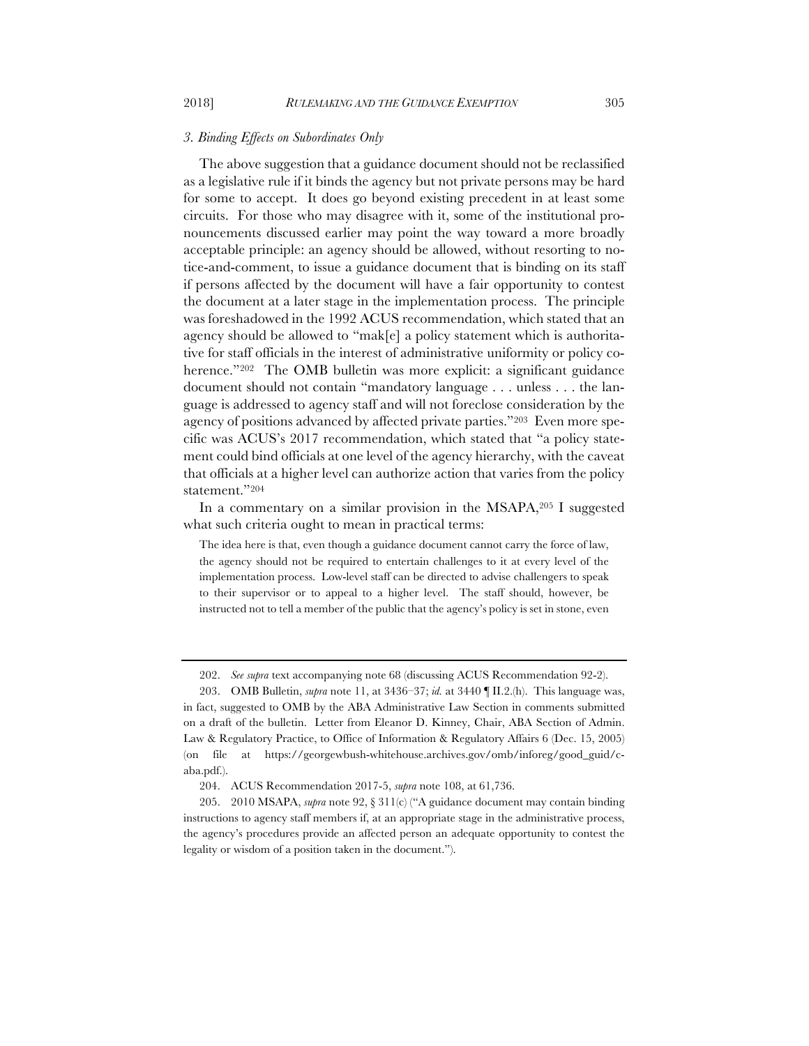### *3. Binding Effects on Subordinates Only*

The above suggestion that a guidance document should not be reclassified as a legislative rule if it binds the agency but not private persons may be hard for some to accept. It does go beyond existing precedent in at least some circuits. For those who may disagree with it, some of the institutional pronouncements discussed earlier may point the way toward a more broadly acceptable principle: an agency should be allowed, without resorting to notice-and-comment, to issue a guidance document that is binding on its staff if persons affected by the document will have a fair opportunity to contest the document at a later stage in the implementation process. The principle was foreshadowed in the 1992 ACUS recommendation, which stated that an agency should be allowed to "mak[e] a policy statement which is authoritative for staff officials in the interest of administrative uniformity or policy coherence."[202] The OMB bulletin was more explicit: a significant guidance document should not contain "mandatory language . . . unless . . . the language is addressed to agency staff and will not foreclose consideration by the agency of positions advanced by affected private parties."[203] Even more specific was ACUS's 2017 recommendation, which stated that "a policy statement could bind officials at one level of the agency hierarchy, with the caveat that officials at a higher level can authorize action that varies from the policy statement."[204]

In a commentary on a similar provision in the MSAPA,[205] I suggested what such criteria ought to mean in practical terms:

> The idea here is that, even though a guidance document cannot carry the force of law, the agency should not be required to entertain challenges to it at every level of the implementation process. Low-level staff can be directed to advise challengers to speak to their supervisor or to appeal to a higher level. The staff should, however, be instructed not to tell a member of the public that the agency's policy is set in stone, even

---

202. *See supra* text accompanying note 68 (discussing ACUS Recommendation 92-2).

203. OMB Bulletin, *supra* note 11, at 3436–37; *id.* at 3440 ¶ II.2.(h). This language was, in fact, suggested to OMB by the ABA Administrative Law Section in comments submitted on a draft of the bulletin. Letter from Eleanor D. Kinney, Chair, ABA Section of Admin. Law & Regulatory Practice, to Office of Information & Regulatory Affairs 6 (Dec. 15, 2005) (on file at https://georgewbush-whitehouse.archives.gov/omb/inforeg/good_guid/c-aba.pdf.).

204. ACUS Recommendation 2017-5, *supra* note 108, at 61,736.

205. 2010 MSAPA, *supra* note 92, § 311(c) ("A guidance document may contain binding instructions to agency staff members if, at an appropriate stage in the administrative process, the agency's procedures provide an affected person an adequate opportunity to contest the legality or wisdom of a position taken in the document.").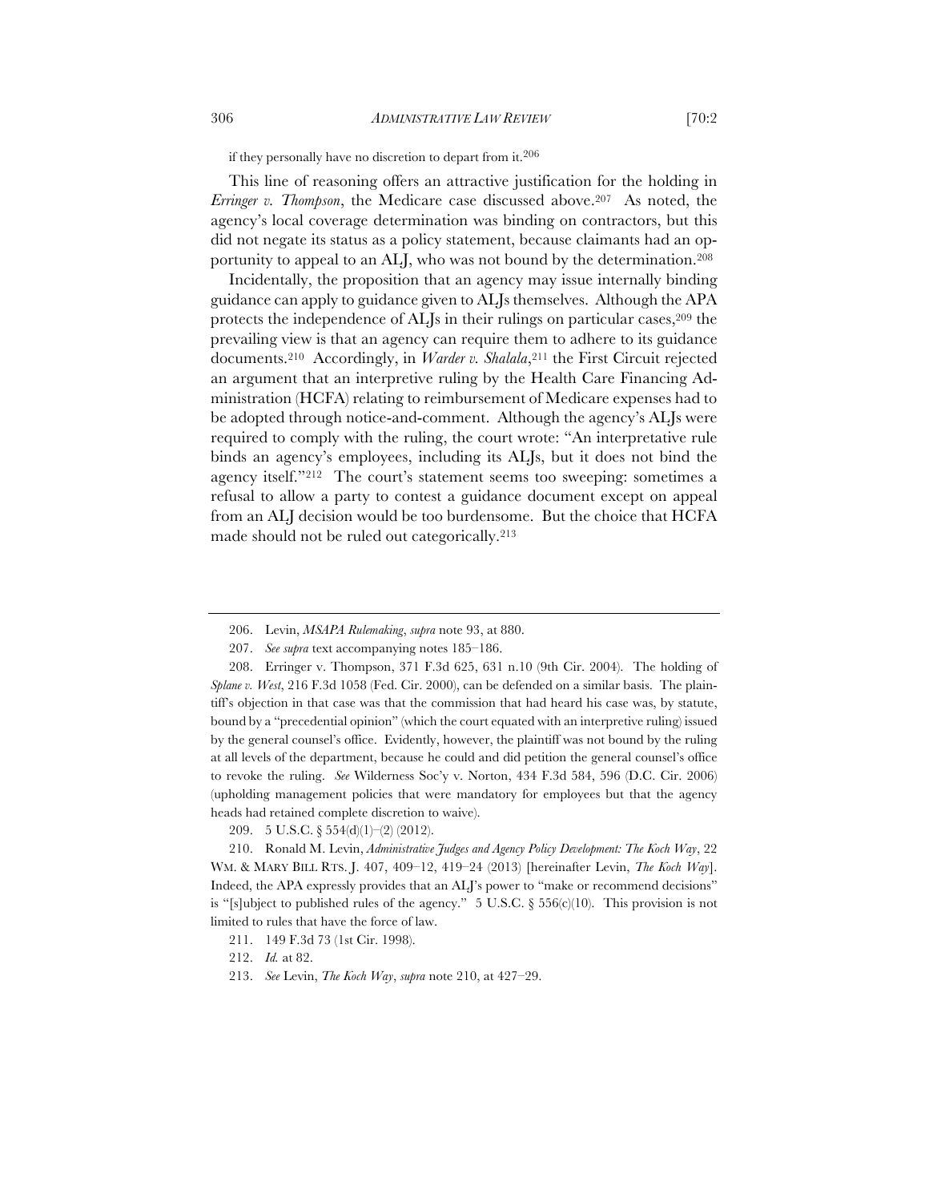if they personally have no discretion to depart from it.[206]

This line of reasoning offers an attractive justification for the holding in *Erringer v. Thompson*, the Medicare case discussed above.[207] As noted, the agency's local coverage determination was binding on contractors, but this did not negate its status as a policy statement, because claimants had an opportunity to appeal to an ALJ, who was not bound by the determination.[208]

Incidentally, the proposition that an agency may issue internally binding guidance can apply to guidance given to ALJs themselves. Although the APA protects the independence of ALJs in their rulings on particular cases,[209] the prevailing view is that an agency can require them to adhere to its guidance documents.[210] Accordingly, in *Warder v. Shalala*,[211] the First Circuit rejected an argument that an interpretive ruling by the Health Care Financing Administration (HCFA) relating to reimbursement of Medicare expenses had to be adopted through notice-and-comment. Although the agency's ALJs were required to comply with the ruling, the court wrote: "An interpretative rule binds an agency's employees, including its ALJs, but it does not bind the agency itself."[212] The court's statement seems too sweeping: sometimes a refusal to allow a party to contest a guidance document except on appeal from an ALJ decision would be too burdensome. But the choice that HCFA made should not be ruled out categorically.[213]

---

206. Levin, *MSAPA Rulemaking*, *supra* note 93, at 880.

207. *See supra* text accompanying notes 185–186.

208. Erringer v. Thompson, 371 F.3d 625, 631 n.10 (9th Cir. 2004). The holding of *Splane v. West*, 216 F.3d 1058 (Fed. Cir. 2000), can be defended on a similar basis. The plaintiff's objection in that case was that the commission that had heard his case was, by statute, bound by a "precedential opinion" (which the court equated with an interpretive ruling) issued by the general counsel's office. Evidently, however, the plaintiff was not bound by the ruling at all levels of the department, because he could and did petition the general counsel's office to revoke the ruling. *See* Wilderness Soc'y v. Norton, 434 F.3d 584, 596 (D.C. Cir. 2006) (upholding management policies that were mandatory for employees but that the agency heads had retained complete discretion to waive).

209. 5 U.S.C. § 554(d)(1)–(2) (2012).

210. Ronald M. Levin, *Administrative Judges and Agency Policy Development: The Koch Way*, 22 WM. & MARY BILL RTS. J. 407, 409–12, 419–24 (2013) [hereinafter Levin, *The Koch Way*]. Indeed, the APA expressly provides that an ALJ's power to "make or recommend decisions" is "[s]ubject to published rules of the agency." 5 U.S.C. § 556(c)(10). This provision is not limited to rules that have the force of law.

211. 149 F.3d 73 (1st Cir. 1998).

212. *Id.* at 82.

213. *See* Levin, *The Koch Way*, *supra* note 210, at 427–29.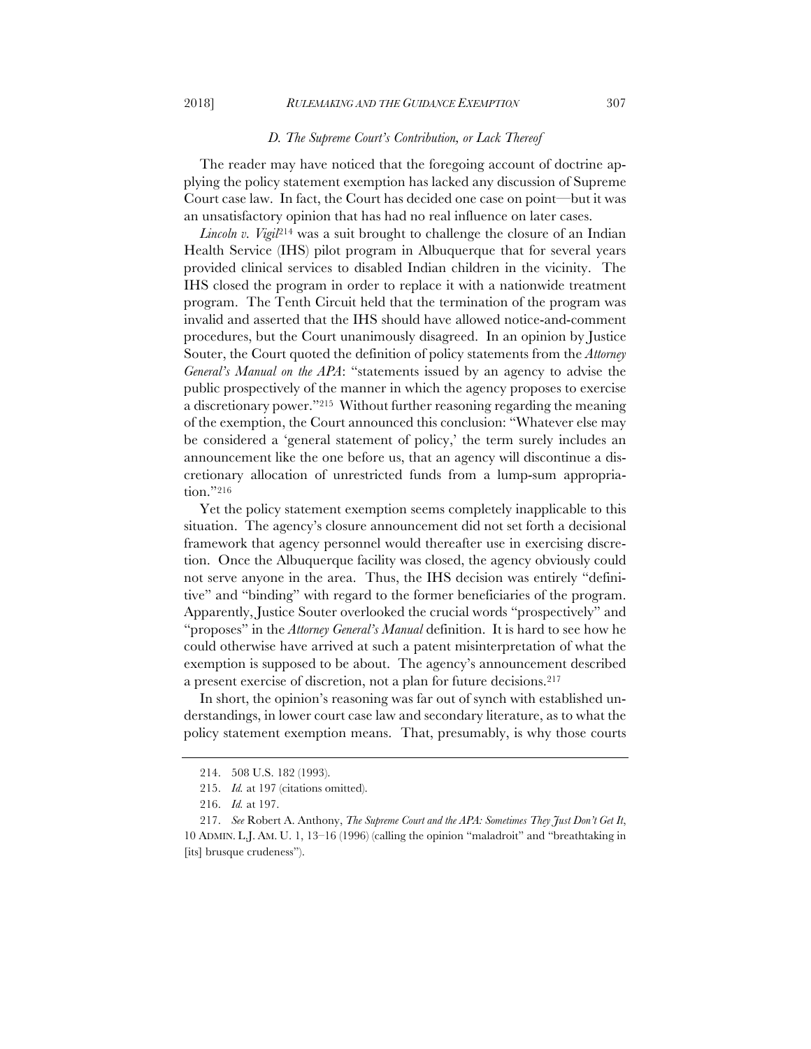### *D. The Supreme Court's Contribution, or Lack Thereof*

The reader may have noticed that the foregoing account of doctrine applying the policy statement exemption has lacked any discussion of Supreme Court case law. In fact, the Court has decided one case on point—but it was an unsatisfactory opinion that has had no real influence on later cases.

*Lincoln v. Vigil*[214] was a suit brought to challenge the closure of an Indian Health Service (IHS) pilot program in Albuquerque that for several years provided clinical services to disabled Indian children in the vicinity. The IHS closed the program in order to replace it with a nationwide treatment program. The Tenth Circuit held that the termination of the program was invalid and asserted that the IHS should have allowed notice-and-comment procedures, but the Court unanimously disagreed. In an opinion by Justice Souter, the Court quoted the definition of policy statements from the *Attorney General's Manual on the APA*: "statements issued by an agency to advise the public prospectively of the manner in which the agency proposes to exercise a discretionary power."[215] Without further reasoning regarding the meaning of the exemption, the Court announced this conclusion: "Whatever else may be considered a 'general statement of policy,' the term surely includes an announcement like the one before us, that an agency will discontinue a discretionary allocation of unrestricted funds from a lump-sum appropriation."[216]

Yet the policy statement exemption seems completely inapplicable to this situation. The agency's closure announcement did not set forth a decisional framework that agency personnel would thereafter use in exercising discretion. Once the Albuquerque facility was closed, the agency obviously could not serve anyone in the area. Thus, the IHS decision was entirely "definitive" and "binding" with regard to the former beneficiaries of the program. Apparently, Justice Souter overlooked the crucial words "prospectively" and "proposes" in the *Attorney General's Manual* definition. It is hard to see how he could otherwise have arrived at such a patent misinterpretation of what the exemption is supposed to be about. The agency's announcement described a present exercise of discretion, not a plan for future decisions.[217]

In short, the opinion's reasoning was far out of synch with established understandings, in lower court case law and secondary literature, as to what the policy statement exemption means. That, presumably, is why those courts

---

214. 508 U.S. 182 (1993).

215. *Id.* at 197 (citations omitted).

216. *Id.* at 197.

217. *See* Robert A. Anthony, *The Supreme Court and the APA: Sometimes They Just Don't Get It*, 10 ADMIN. L.J. AM. U. 1, 13–16 (1996) (calling the opinion "maladroit" and "breathtaking in [its] brusque crudeness").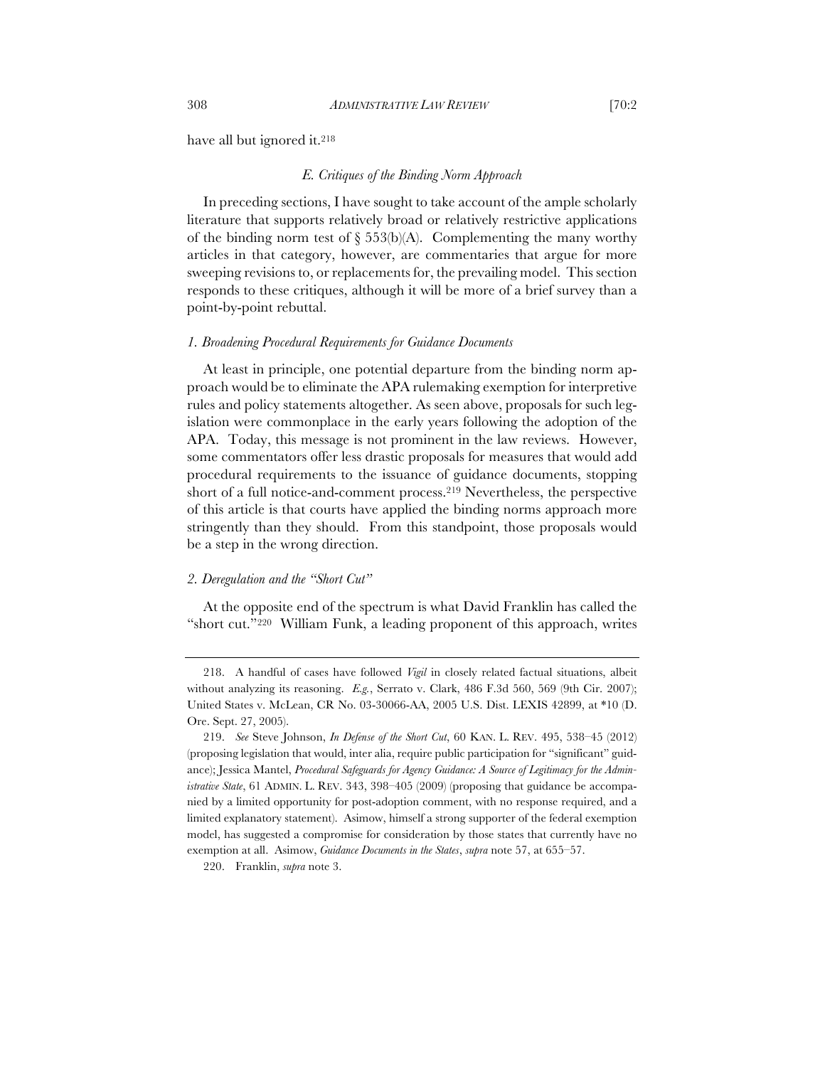have all but ignored it.[218]

### *E. Critiques of the Binding Norm Approach*

In preceding sections, I have sought to take account of the ample scholarly literature that supports relatively broad or relatively restrictive applications of the binding norm test of § 553(b)(A). Complementing the many worthy articles in that category, however, are commentaries that argue for more sweeping revisions to, or replacements for, the prevailing model. This section responds to these critiques, although it will be more of a brief survey than a point-by-point rebuttal.

#### *1. Broadening Procedural Requirements for Guidance Documents*

At least in principle, one potential departure from the binding norm approach would be to eliminate the APA rulemaking exemption for interpretive rules and policy statements altogether. As seen above, proposals for such legislation were commonplace in the early years following the adoption of the APA. Today, this message is not prominent in the law reviews. However, some commentators offer less drastic proposals for measures that would add procedural requirements to the issuance of guidance documents, stopping short of a full notice-and-comment process.[219] Nevertheless, the perspective of this article is that courts have applied the binding norms approach more stringently than they should. From this standpoint, those proposals would be a step in the wrong direction.

#### *2. Deregulation and the "Short Cut"*

At the opposite end of the spectrum is what David Franklin has called the "short cut."[220] William Funk, a leading proponent of this approach, writes

---

218. A handful of cases have followed *Vigil* in closely related factual situations, albeit without analyzing its reasoning. *E.g.*, Serrato v. Clark, 486 F.3d 560, 569 (9th Cir. 2007); United States v. McLean, CR No. 03-30066-AA, 2005 U.S. Dist. LEXIS 42899, at *10 (D. Ore. Sept. 27, 2005).

219. *See* Steve Johnson, *In Defense of the Short Cut*, 60 KAN. L. REV. 495, 538–45 (2012) (proposing legislation that would, inter alia, require public participation for "significant" guidance); Jessica Mantel, *Procedural Safeguards for Agency Guidance: A Source of Legitimacy for the Administrative State*, 61 ADMIN. L. REV. 343, 398–405 (2009) (proposing that guidance be accompanied by a limited opportunity for post-adoption comment, with no response required, and a limited explanatory statement). Asimow, himself a strong supporter of the federal exemption model, has suggested a compromise for consideration by those states that currently have no exemption at all. Asimow, *Guidance Documents in the States*, *supra* note 57, at 655–57.

220. Franklin, *supra* note 3.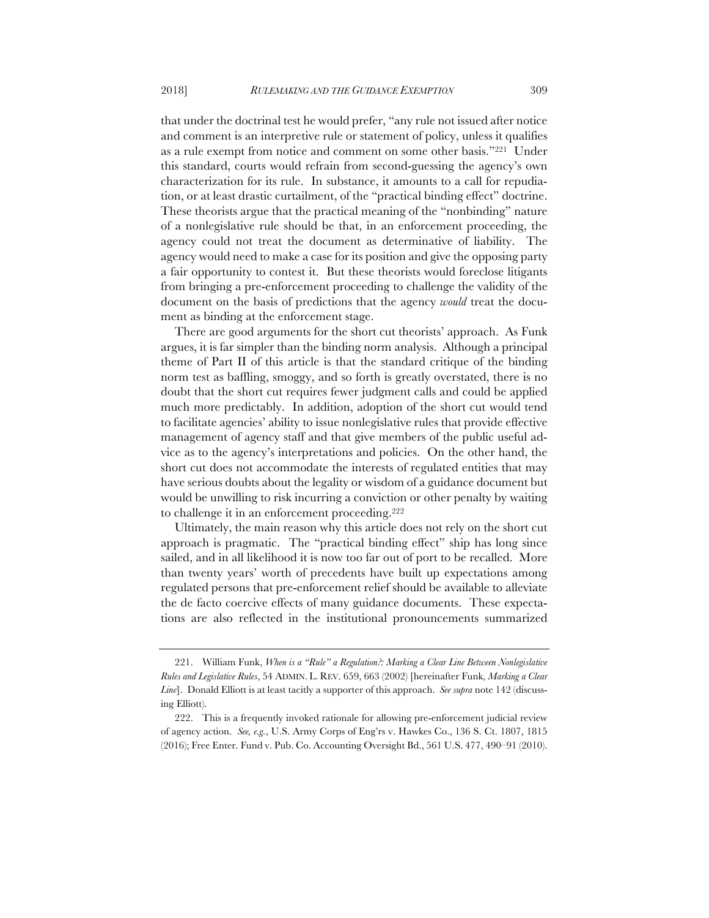that under the doctrinal test he would prefer, "any rule not issued after notice and comment is an interpretive rule or statement of policy, unless it qualifies as a rule exempt from notice and comment on some other basis."[221] Under this standard, courts would refrain from second-guessing the agency's own characterization for its rule. In substance, it amounts to a call for repudiation, or at least drastic curtailment, of the "practical binding effect" doctrine. These theorists argue that the practical meaning of the "nonbinding" nature of a nonlegislative rule should be that, in an enforcement proceeding, the agency could not treat the document as determinative of liability. The agency would need to make a case for its position and give the opposing party a fair opportunity to contest it. But these theorists would foreclose litigants from bringing a pre-enforcement proceeding to challenge the validity of the document on the basis of predictions that the agency *would* treat the document as binding at the enforcement stage.

There are good arguments for the short cut theorists' approach. As Funk argues, it is far simpler than the binding norm analysis. Although a principal theme of Part II of this article is that the standard critique of the binding norm test as baffling, smoggy, and so forth is greatly overstated, there is no doubt that the short cut requires fewer judgment calls and could be applied much more predictably. In addition, adoption of the short cut would tend to facilitate agencies' ability to issue nonlegislative rules that provide effective management of agency staff and that give members of the public useful advice as to the agency's interpretations and policies. On the other hand, the short cut does not accommodate the interests of regulated entities that may have serious doubts about the legality or wisdom of a guidance document but would be unwilling to risk incurring a conviction or other penalty by waiting to challenge it in an enforcement proceeding.[222]

Ultimately, the main reason why this article does not rely on the short cut approach is pragmatic. The "practical binding effect" ship has long since sailed, and in all likelihood it is now too far out of port to be recalled. More than twenty years' worth of precedents have built up expectations among regulated persons that pre-enforcement relief should be available to alleviate the de facto coercive effects of many guidance documents. These expectations are also reflected in the institutional pronouncements summarized

---

221. William Funk, *When is a "Rule" a Regulation?: Marking a Clear Line Between Nonlegislative Rules and Legislative Rules*, 54 ADMIN. L. REV. 659, 663 (2002) [hereinafter Funk, *Marking a Clear Line*]. Donald Elliott is at least tacitly a supporter of this approach. *See supra* note 142 (discussing Elliott).

222. This is a frequently invoked rationale for allowing pre-enforcement judicial review of agency action. *See, e.g.*, U.S. Army Corps of Eng'rs v. Hawkes Co., 136 S. Ct. 1807, 1815 (2016); Free Enter. Fund v. Pub. Co. Accounting Oversight Bd., 561 U.S. 477, 490–91 (2010).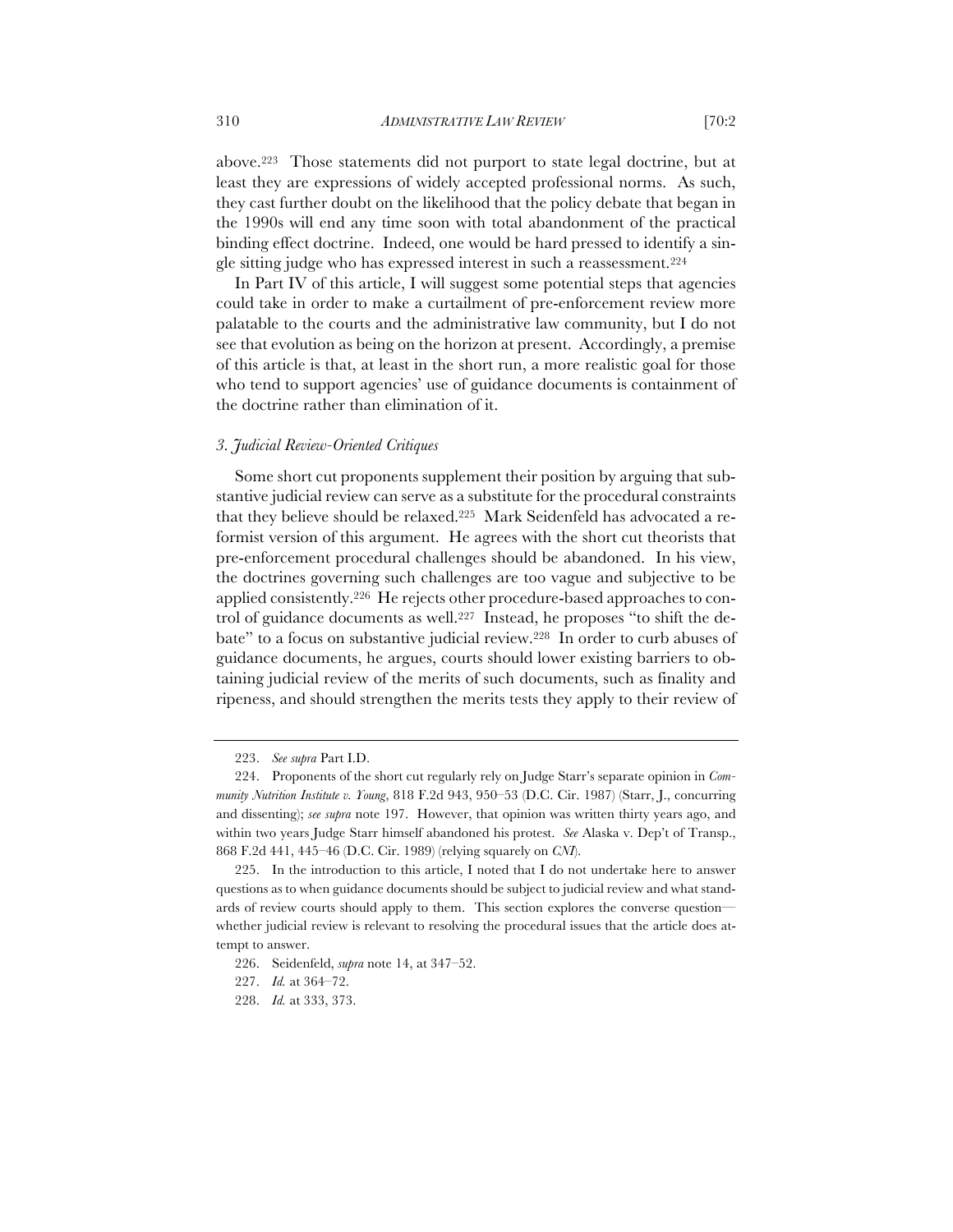above.[223] Those statements did not purport to state legal doctrine, but at least they are expressions of widely accepted professional norms. As such, they cast further doubt on the likelihood that the policy debate that began in the 1990s will end any time soon with total abandonment of the practical binding effect doctrine. Indeed, one would be hard pressed to identify a single sitting judge who has expressed interest in such a reassessment.[224]

In Part IV of this article, I will suggest some potential steps that agencies could take in order to make a curtailment of pre-enforcement review more palatable to the courts and the administrative law community, but I do not see that evolution as being on the horizon at present. Accordingly, a premise of this article is that, at least in the short run, a more realistic goal for those who tend to support agencies' use of guidance documents is containment of the doctrine rather than elimination of it.

### *3. Judicial Review-Oriented Critiques*

Some short cut proponents supplement their position by arguing that substantive judicial review can serve as a substitute for the procedural constraints that they believe should be relaxed.[225] Mark Seidenfeld has advocated a reformist version of this argument. He agrees with the short cut theorists that pre-enforcement procedural challenges should be abandoned. In his view, the doctrines governing such challenges are too vague and subjective to be applied consistently.[226] He rejects other procedure-based approaches to control of guidance documents as well.[227] Instead, he proposes "to shift the debate" to a focus on substantive judicial review.[228] In order to curb abuses of guidance documents, he argues, courts should lower existing barriers to obtaining judicial review of the merits of such documents, such as finality and ripeness, and should strengthen the merits tests they apply to their review of

---

223. *See supra* Part I.D.

224. Proponents of the short cut regularly rely on Judge Starr's separate opinion in *Community Nutrition Institute v. Young*, 818 F.2d 943, 950–53 (D.C. Cir. 1987) (Starr, J., concurring and dissenting); *see supra* note 197. However, that opinion was written thirty years ago, and within two years Judge Starr himself abandoned his protest. *See* Alaska v. Dep't of Transp., 868 F.2d 441, 445–46 (D.C. Cir. 1989) (relying squarely on *CNI*).

225. In the introduction to this article, I noted that I do not undertake here to answer questions as to when guidance documents should be subject to judicial review and what standards of review courts should apply to them. This section explores the converse question—whether judicial review is relevant to resolving the procedural issues that the article does attempt to answer.

226. Seidenfeld, *supra* note 14, at 347–52.

227. *Id.* at 364–72.

228. *Id.* at 333, 373.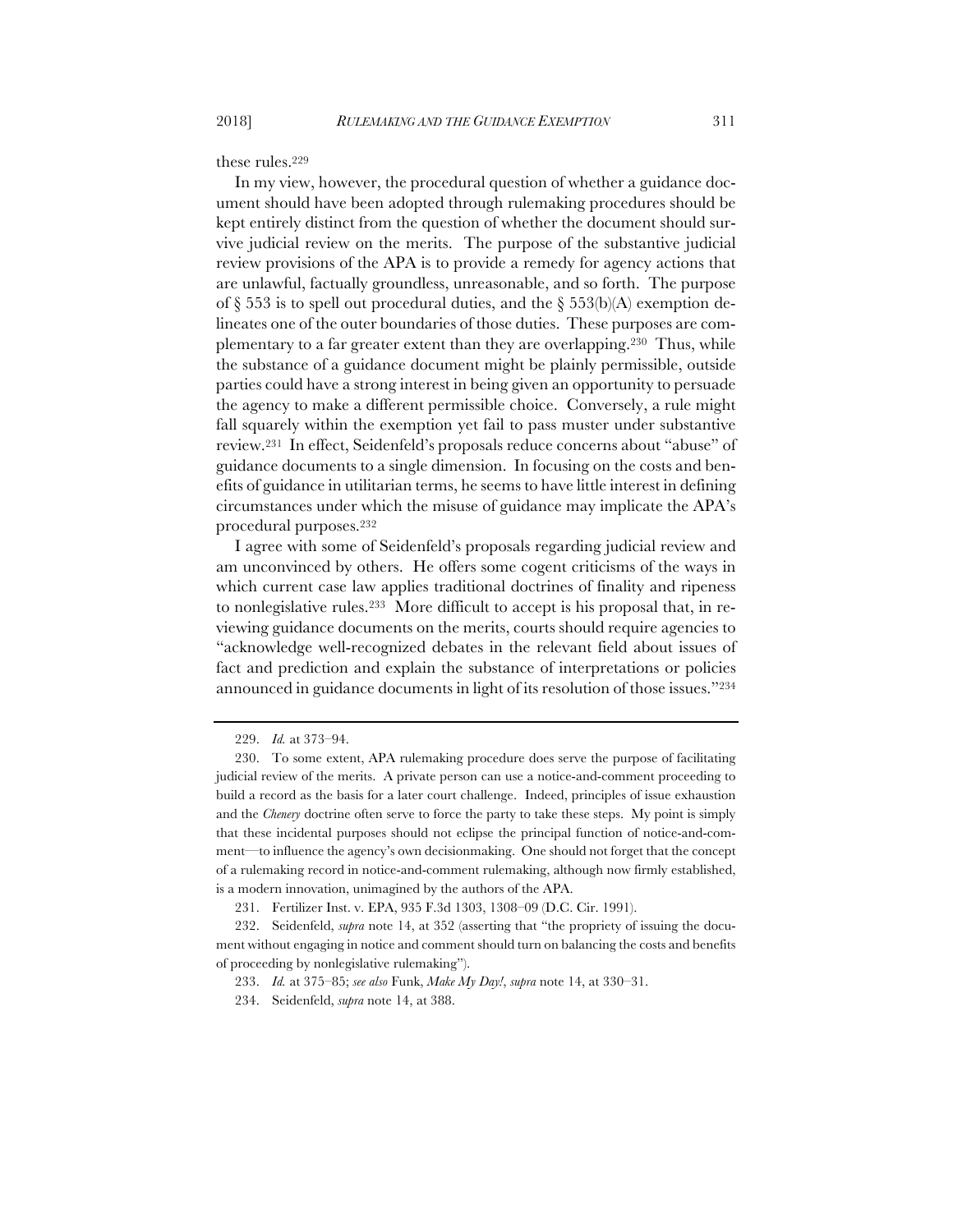these rules.[229]

In my view, however, the procedural question of whether a guidance document should have been adopted through rulemaking procedures should be kept entirely distinct from the question of whether the document should survive judicial review on the merits. The purpose of the substantive judicial review provisions of the APA is to provide a remedy for agency actions that are unlawful, factually groundless, unreasonable, and so forth. The purpose of § 553 is to spell out procedural duties, and the § 553(b)(A) exemption delineates one of the outer boundaries of those duties. These purposes are complementary to a far greater extent than they are overlapping.[230] Thus, while the substance of a guidance document might be plainly permissible, outside parties could have a strong interest in being given an opportunity to persuade the agency to make a different permissible choice. Conversely, a rule might fall squarely within the exemption yet fail to pass muster under substantive review.[231] In effect, Seidenfeld's proposals reduce concerns about "abuse" of guidance documents to a single dimension. In focusing on the costs and benefits of guidance in utilitarian terms, he seems to have little interest in defining circumstances under which the misuse of guidance may implicate the APA's procedural purposes.[232]

I agree with some of Seidenfeld's proposals regarding judicial review and am unconvinced by others. He offers some cogent criticisms of the ways in which current case law applies traditional doctrines of finality and ripeness to nonlegislative rules.[233] More difficult to accept is his proposal that, in reviewing guidance documents on the merits, courts should require agencies to "acknowledge well-recognized debates in the relevant field about issues of fact and prediction and explain the substance of interpretations or policies announced in guidance documents in light of its resolution of those issues."[234]

---

229. *Id.* at 373–94.

230. To some extent, APA rulemaking procedure does serve the purpose of facilitating judicial review of the merits. A private person can use a notice-and-comment proceeding to build a record as the basis for a later court challenge. Indeed, principles of issue exhaustion and the *Chenery* doctrine often serve to force the party to take these steps. My point is simply that these incidental purposes should not eclipse the principal function of notice-and-comment—to influence the agency's own decisionmaking. One should not forget that the concept of a rulemaking record in notice-and-comment rulemaking, although now firmly established, is a modern innovation, unimagined by the authors of the APA.

231. Fertilizer Inst. v. EPA, 935 F.3d 1303, 1308–09 (D.C. Cir. 1991).

232. Seidenfeld, *supra* note 14, at 352 (asserting that "the propriety of issuing the document without engaging in notice and comment should turn on balancing the costs and benefits of proceeding by nonlegislative rulemaking").

233. *Id.* at 375–85; *see also* Funk, *Make My Day!*, *supra* note 14, at 330–31.

234. Seidenfeld, *supra* note 14, at 388.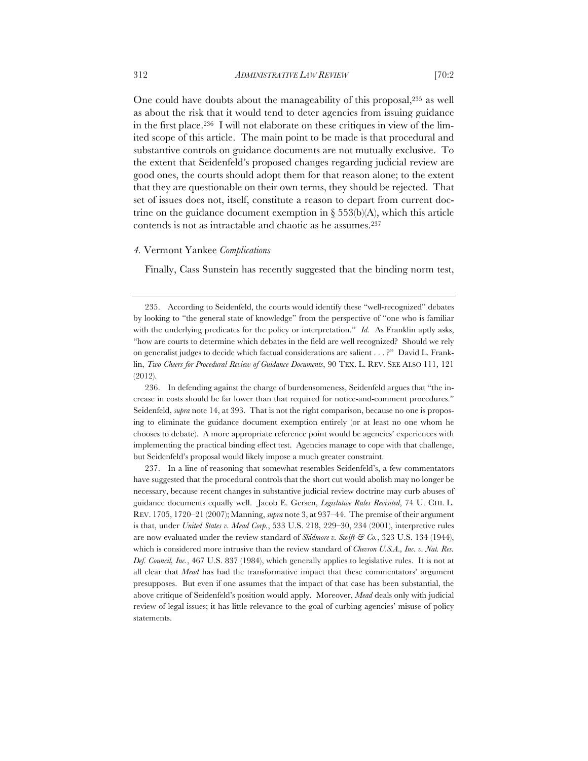One could have doubts about the manageability of this proposal,[235] as well as about the risk that it would tend to deter agencies from issuing guidance in the first place.[236] I will not elaborate on these critiques in view of the limited scope of this article. The main point to be made is that procedural and substantive controls on guidance documents are not mutually exclusive. To the extent that Seidenfeld's proposed changes regarding judicial review are good ones, the courts should adopt them for that reason alone; to the extent that they are questionable on their own terms, they should be rejected. That set of issues does not, itself, constitute a reason to depart from current doctrine on the guidance document exemption in § 553(b)(A), which this article contends is not as intractable and chaotic as he assumes.[237]

#### *4.* Vermont Yankee *Complications*

Finally, Cass Sunstein has recently suggested that the binding norm test,

---

235. According to Seidenfeld, the courts would identify these "well-recognized" debates by looking to "the general state of knowledge" from the perspective of "one who is familiar with the underlying predicates for the policy or interpretation." *Id.* As Franklin aptly asks, "how are courts to determine which debates in the field are well recognized? Should we rely on generalist judges to decide which factual considerations are salient . . . ?" David L. Franklin, *Two Cheers for Procedural Review of Guidance Documents*, 90 TEX. L. REV. SEE ALSO 111, 121 (2012).

236. In defending against the charge of burdensomeness, Seidenfeld argues that "the increase in costs should be far lower than that required for notice-and-comment procedures." Seidenfeld, *supra* note 14, at 393. That is not the right comparison, because no one is proposing to eliminate the guidance document exemption entirely (or at least no one whom he chooses to debate). A more appropriate reference point would be agencies' experiences with implementing the practical binding effect test. Agencies manage to cope with that challenge, but Seidenfeld's proposal would likely impose a much greater constraint.

237. In a line of reasoning that somewhat resembles Seidenfeld's, a few commentators have suggested that the procedural controls that the short cut would abolish may no longer be necessary, because recent changes in substantive judicial review doctrine may curb abuses of guidance documents equally well. Jacob E. Gersen, *Legislative Rules Revisited*, 74 U. CHI. L. REV. 1705, 1720–21 (2007); Manning, *supra* note 3, at 937–44. The premise of their argument is that, under *United States v. Mead Corp.*, 533 U.S. 218, 229–30, 234 (2001), interpretive rules are now evaluated under the review standard of *Skidmore v. Swift & Co.*, 323 U.S. 134 (1944), which is considered more intrusive than the review standard of *Chevron U.S.A., Inc. v. Nat. Res. Def. Council, Inc.*, 467 U.S. 837 (1984), which generally applies to legislative rules. It is not at all clear that *Mead* has had the transformative impact that these commentators' argument presupposes. But even if one assumes that the impact of that case has been substantial, the above critique of Seidenfeld's position would apply. Moreover, *Mead* deals only with judicial review of legal issues; it has little relevance to the goal of curbing agencies' misuse of policy statements.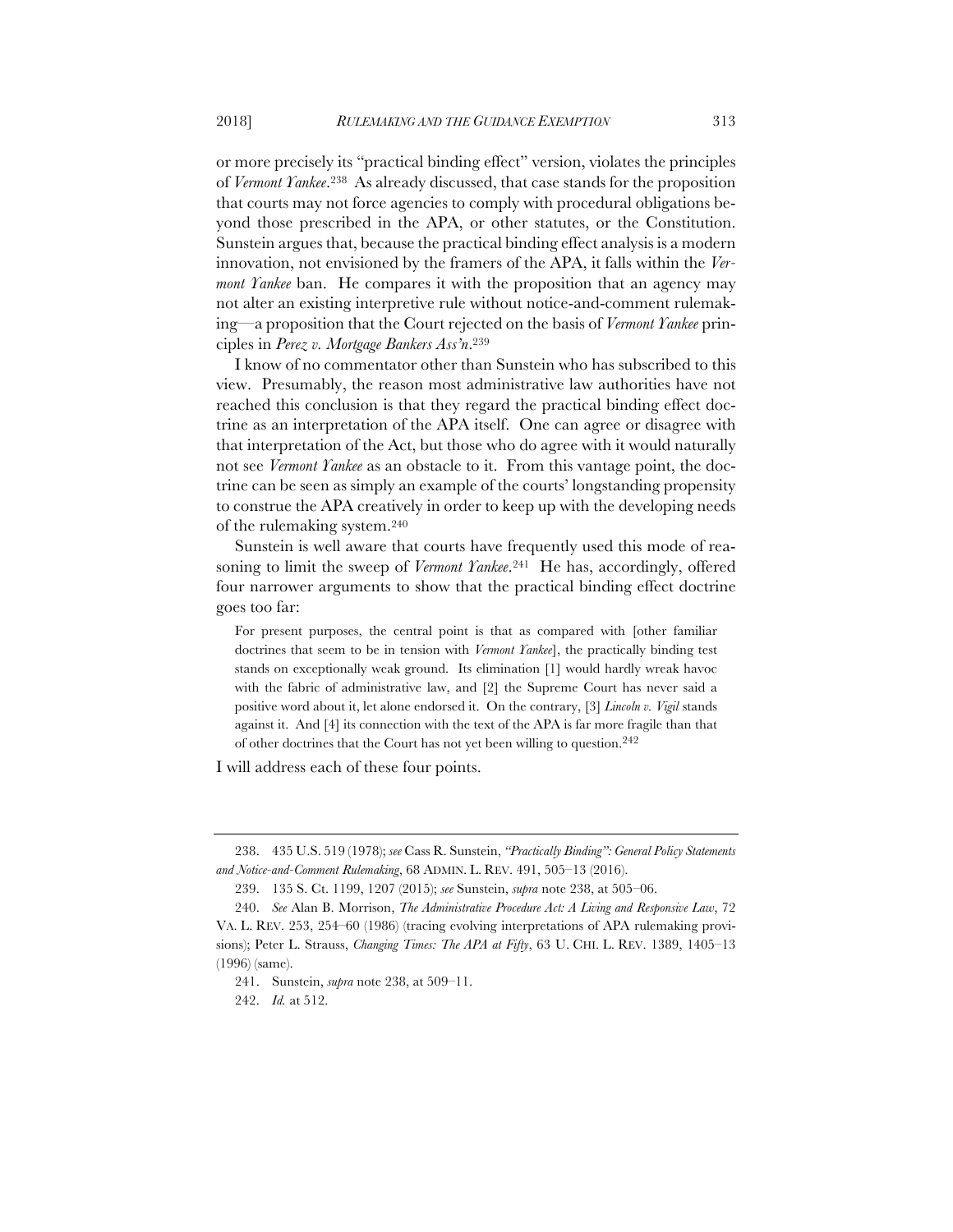or more precisely its "practical binding effect" version, violates the principles of *Vermont Yankee*.[238] As already discussed, that case stands for the proposition that courts may not force agencies to comply with procedural obligations beyond those prescribed in the APA, or other statutes, or the Constitution. Sunstein argues that, because the practical binding effect analysis is a modern innovation, not envisioned by the framers of the APA, it falls within the *Vermont Yankee* ban. He compares it with the proposition that an agency may not alter an existing interpretive rule without notice-and-comment rulemaking—a proposition that the Court rejected on the basis of *Vermont Yankee* principles in *Perez v. Mortgage Bankers Ass'n*.[239]

I know of no commentator other than Sunstein who has subscribed to this view. Presumably, the reason most administrative law authorities have not reached this conclusion is that they regard the practical binding effect doctrine as an interpretation of the APA itself. One can agree or disagree with that interpretation of the Act, but those who do agree with it would naturally not see *Vermont Yankee* as an obstacle to it. From this vantage point, the doctrine can be seen as simply an example of the courts' longstanding propensity to construe the APA creatively in order to keep up with the developing needs of the rulemaking system.[240]

Sunstein is well aware that courts have frequently used this mode of reasoning to limit the sweep of *Vermont Yankee*.[241] He has, accordingly, offered four narrower arguments to show that the practical binding effect doctrine goes too far:

> For present purposes, the central point is that as compared with [other familiar doctrines that seem to be in tension with *Vermont Yankee*], the practically binding test stands on exceptionally weak ground. Its elimination [1] would hardly wreak havoc with the fabric of administrative law, and [2] the Supreme Court has never said a positive word about it, let alone endorsed it. On the contrary, [3] *Lincoln v. Vigil* stands against it. And [4] its connection with the text of the APA is far more fragile than that of other doctrines that the Court has not yet been willing to question.[242]

I will address each of these four points.

---

238. 435 U.S. 519 (1978); *see* Cass R. Sunstein, *"Practically Binding": General Policy Statements and Notice-and-Comment Rulemaking*, 68 ADMIN. L. REV. 491, 505–13 (2016).

239. 135 S. Ct. 1199, 1207 (2015); *see* Sunstein, *supra* note 238, at 505–06.

240. *See* Alan B. Morrison, *The Administrative Procedure Act: A Living and Responsive Law*, 72 VA. L. REV. 253, 254–60 (1986) (tracing evolving interpretations of APA rulemaking provisions); Peter L. Strauss, *Changing Times: The APA at Fifty*, 63 U. CHI. L. REV. 1389, 1405–13 (1996) (same).

241. Sunstein, *supra* note 238, at 509–11.

242. *Id.* at 512.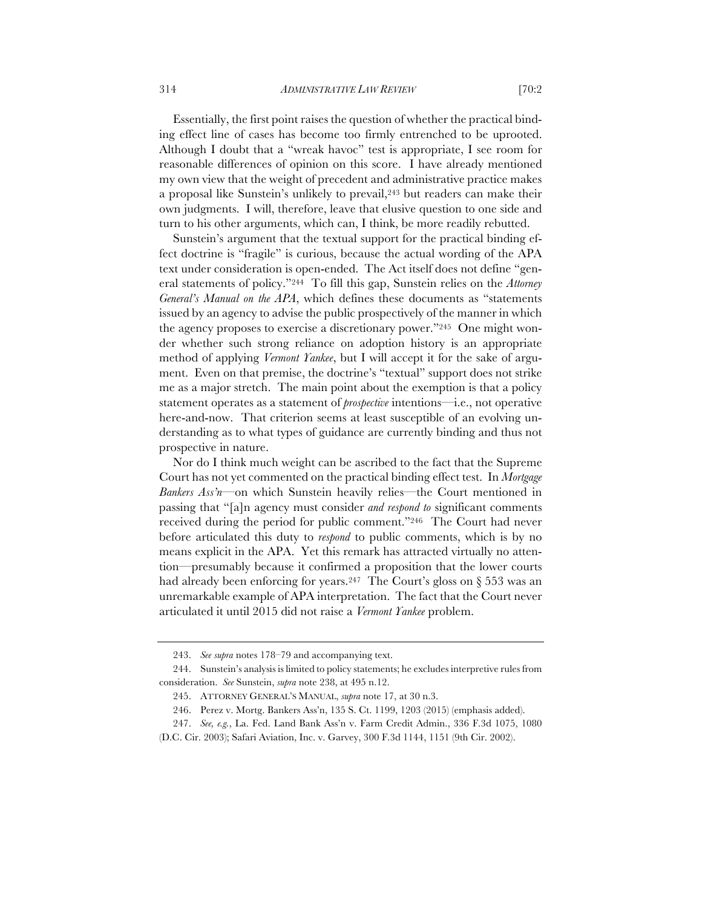Essentially, the first point raises the question of whether the practical binding effect line of cases has become too firmly entrenched to be uprooted. Although I doubt that a "wreak havoc" test is appropriate, I see room for reasonable differences of opinion on this score. I have already mentioned my own view that the weight of precedent and administrative practice makes a proposal like Sunstein's unlikely to prevail,[243] but readers can make their own judgments. I will, therefore, leave that elusive question to one side and turn to his other arguments, which can, I think, be more readily rebutted.

Sunstein's argument that the textual support for the practical binding effect doctrine is "fragile" is curious, because the actual wording of the APA text under consideration is open-ended. The Act itself does not define "general statements of policy."[244] To fill this gap, Sunstein relies on the *Attorney General's Manual on the APA*, which defines these documents as "statements issued by an agency to advise the public prospectively of the manner in which the agency proposes to exercise a discretionary power."[245] One might wonder whether such strong reliance on adoption history is an appropriate method of applying *Vermont Yankee*, but I will accept it for the sake of argument. Even on that premise, the doctrine's "textual" support does not strike me as a major stretch. The main point about the exemption is that a policy statement operates as a statement of *prospective* intentions—i.e., not operative here-and-now. That criterion seems at least susceptible of an evolving understanding as to what types of guidance are currently binding and thus not prospective in nature.

Nor do I think much weight can be ascribed to the fact that the Supreme Court has not yet commented on the practical binding effect test. In *Mortgage Bankers Ass'n*—on which Sunstein heavily relies—the Court mentioned in passing that "[a]n agency must consider *and respond to* significant comments received during the period for public comment."[246] The Court had never before articulated this duty to *respond* to public comments, which is by no means explicit in the APA. Yet this remark has attracted virtually no attention—presumably because it confirmed a proposition that the lower courts had already been enforcing for years.[247] The Court's gloss on § 553 was an unremarkable example of APA interpretation. The fact that the Court never articulated it until 2015 did not raise a *Vermont Yankee* problem.

---

243. *See supra* notes 178–79 and accompanying text.

244. Sunstein's analysis is limited to policy statements; he excludes interpretive rules from consideration. *See* Sunstein, *supra* note 238, at 495 n.12.

245. ATTORNEY GENERAL'S MANUAL, *supra* note 17, at 30 n.3.

246. Perez v. Mortg. Bankers Ass'n, 135 S. Ct. 1199, 1203 (2015) (emphasis added).

247. *See, e.g.*, La. Fed. Land Bank Ass'n v. Farm Credit Admin., 336 F.3d 1075, 1080 (D.C. Cir. 2003); Safari Aviation, Inc. v. Garvey, 300 F.3d 1144, 1151 (9th Cir. 2002).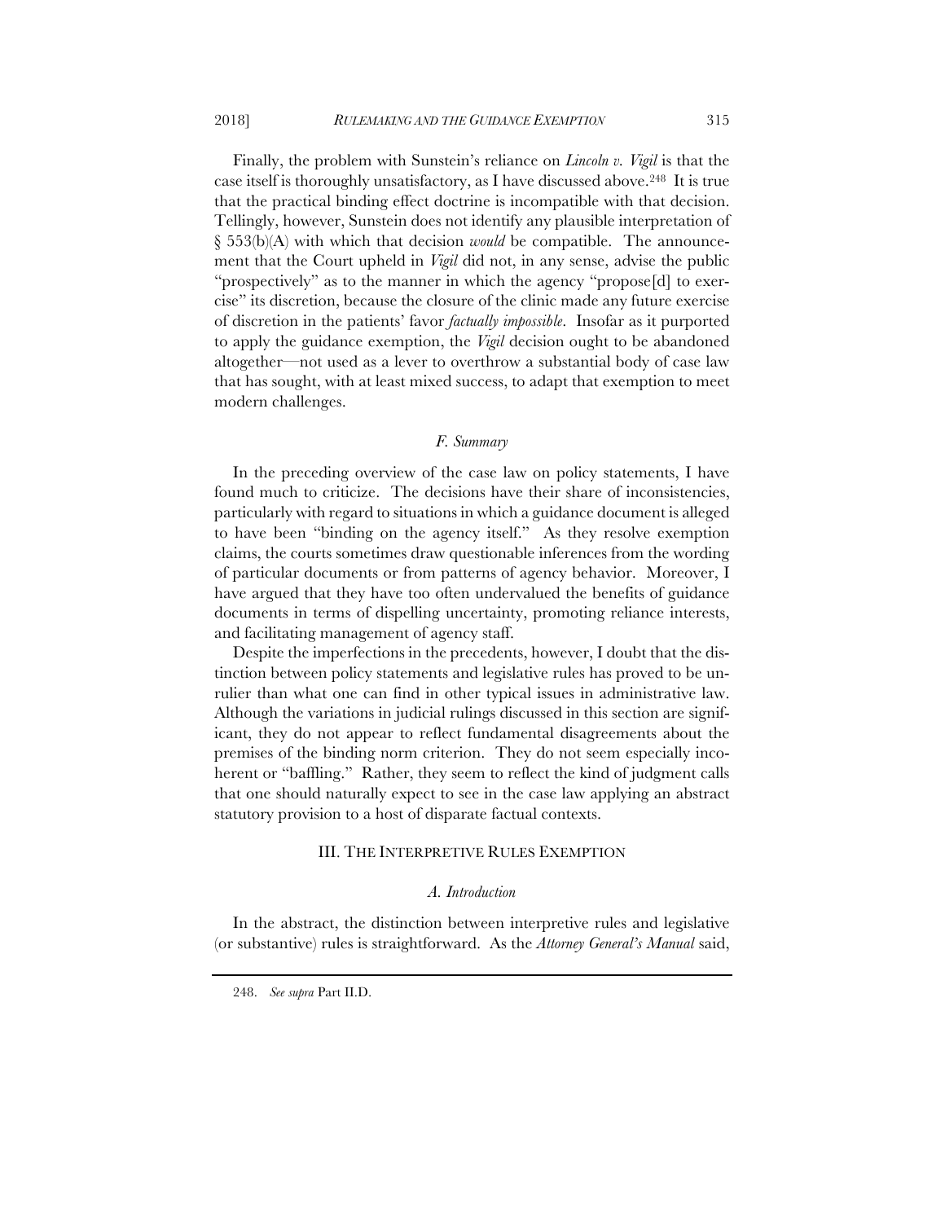Finally, the problem with Sunstein's reliance on *Lincoln v. Vigil* is that the case itself is thoroughly unsatisfactory, as I have discussed above.[248] It is true that the practical binding effect doctrine is incompatible with that decision. Tellingly, however, Sunstein does not identify any plausible interpretation of § 553(b)(A) with which that decision *would* be compatible. The announcement that the Court upheld in *Vigil* did not, in any sense, advise the public "prospectively" as to the manner in which the agency "propose[d] to exercise" its discretion, because the closure of the clinic made any future exercise of discretion in the patients' favor *factually impossible*. Insofar as it purported to apply the guidance exemption, the *Vigil* decision ought to be abandoned altogether—not used as a lever to overthrow a substantial body of case law that has sought, with at least mixed success, to adapt that exemption to meet modern challenges.

### *F. Summary*

In the preceding overview of the case law on policy statements, I have found much to criticize. The decisions have their share of inconsistencies, particularly with regard to situations in which a guidance document is alleged to have been "binding on the agency itself." As they resolve exemption claims, the courts sometimes draw questionable inferences from the wording of particular documents or from patterns of agency behavior. Moreover, I have argued that they have too often undervalued the benefits of guidance documents in terms of dispelling uncertainty, promoting reliance interests, and facilitating management of agency staff.

Despite the imperfections in the precedents, however, I doubt that the distinction between policy statements and legislative rules has proved to be unrulier than what one can find in other typical issues in administrative law. Although the variations in judicial rulings discussed in this section are significant, they do not appear to reflect fundamental disagreements about the premises of the binding norm criterion. They do not seem especially incoherent or "baffling." Rather, they seem to reflect the kind of judgment calls that one should naturally expect to see in the case law applying an abstract statutory provision to a host of disparate factual contexts.

## III. THE INTERPRETIVE RULES EXEMPTION

### *A. Introduction*

In the abstract, the distinction between interpretive rules and legislative (or substantive) rules is straightforward. As the *Attorney General's Manual* said,

248. *See supra* Part II.D.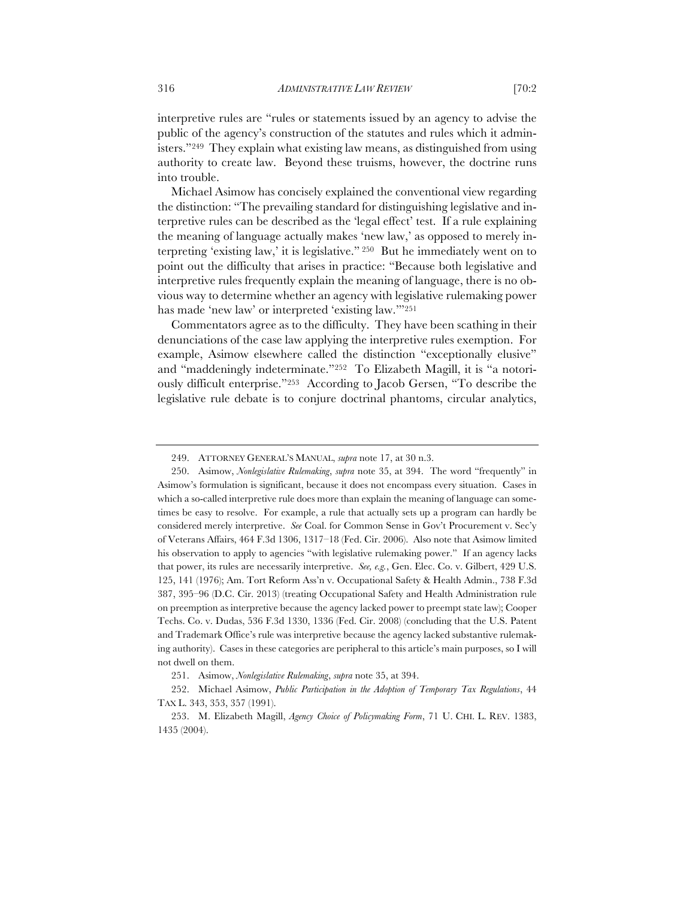interpretive rules are "rules or statements issued by an agency to advise the public of the agency's construction of the statutes and rules which it administers."[249] They explain what existing law means, as distinguished from using authority to create law. Beyond these truisms, however, the doctrine runs into trouble.

Michael Asimow has concisely explained the conventional view regarding the distinction: "The prevailing standard for distinguishing legislative and interpretive rules can be described as the 'legal effect' test. If a rule explaining the meaning of language actually makes 'new law,' as opposed to merely interpreting 'existing law,' it is legislative."[250] But he immediately went on to point out the difficulty that arises in practice: "Because both legislative and interpretive rules frequently explain the meaning of language, there is no obvious way to determine whether an agency with legislative rulemaking power has made 'new law' or interpreted 'existing law.'"[251]

Commentators agree as to the difficulty. They have been scathing in their denunciations of the case law applying the interpretive rules exemption. For example, Asimow elsewhere called the distinction "exceptionally elusive" and "maddeningly indeterminate."[252] To Elizabeth Magill, it is "a notoriously difficult enterprise."[253] According to Jacob Gersen, "To describe the legislative rule debate is to conjure doctrinal phantoms, circular analytics,

---

249. ATTORNEY GENERAL'S MANUAL, *supra* note 17, at 30 n.3.

250. Asimow, *Nonlegislative Rulemaking*, *supra* note 35, at 394. The word "frequently" in Asimow's formulation is significant, because it does not encompass every situation. Cases in which a so-called interpretive rule does more than explain the meaning of language can sometimes be easy to resolve. For example, a rule that actually sets up a program can hardly be considered merely interpretive. *See* Coal. for Common Sense in Gov't Procurement v. Sec'y of Veterans Affairs, 464 F.3d 1306, 1317–18 (Fed. Cir. 2006). Also note that Asimow limited his observation to apply to agencies "with legislative rulemaking power." If an agency lacks that power, its rules are necessarily interpretive. *See, e.g.*, Gen. Elec. Co. v. Gilbert, 429 U.S. 125, 141 (1976); Am. Tort Reform Ass'n v. Occupational Safety & Health Admin., 738 F.3d 387, 395–96 (D.C. Cir. 2013) (treating Occupational Safety and Health Administration rule on preemption as interpretive because the agency lacked power to preempt state law); Cooper Techs. Co. v. Dudas, 536 F.3d 1330, 1336 (Fed. Cir. 2008) (concluding that the U.S. Patent and Trademark Office's rule was interpretive because the agency lacked substantive rulemaking authority). Cases in these categories are peripheral to this article's main purposes, so I will not dwell on them.

251. Asimow, *Nonlegislative Rulemaking*, *supra* note 35, at 394.

252. Michael Asimow, *Public Participation in the Adoption of Temporary Tax Regulations*, 44 TAX L. 343, 353, 357 (1991).

253. M. Elizabeth Magill, *Agency Choice of Policymaking Form*, 71 U. CHI. L. REV. 1383, 1435 (2004).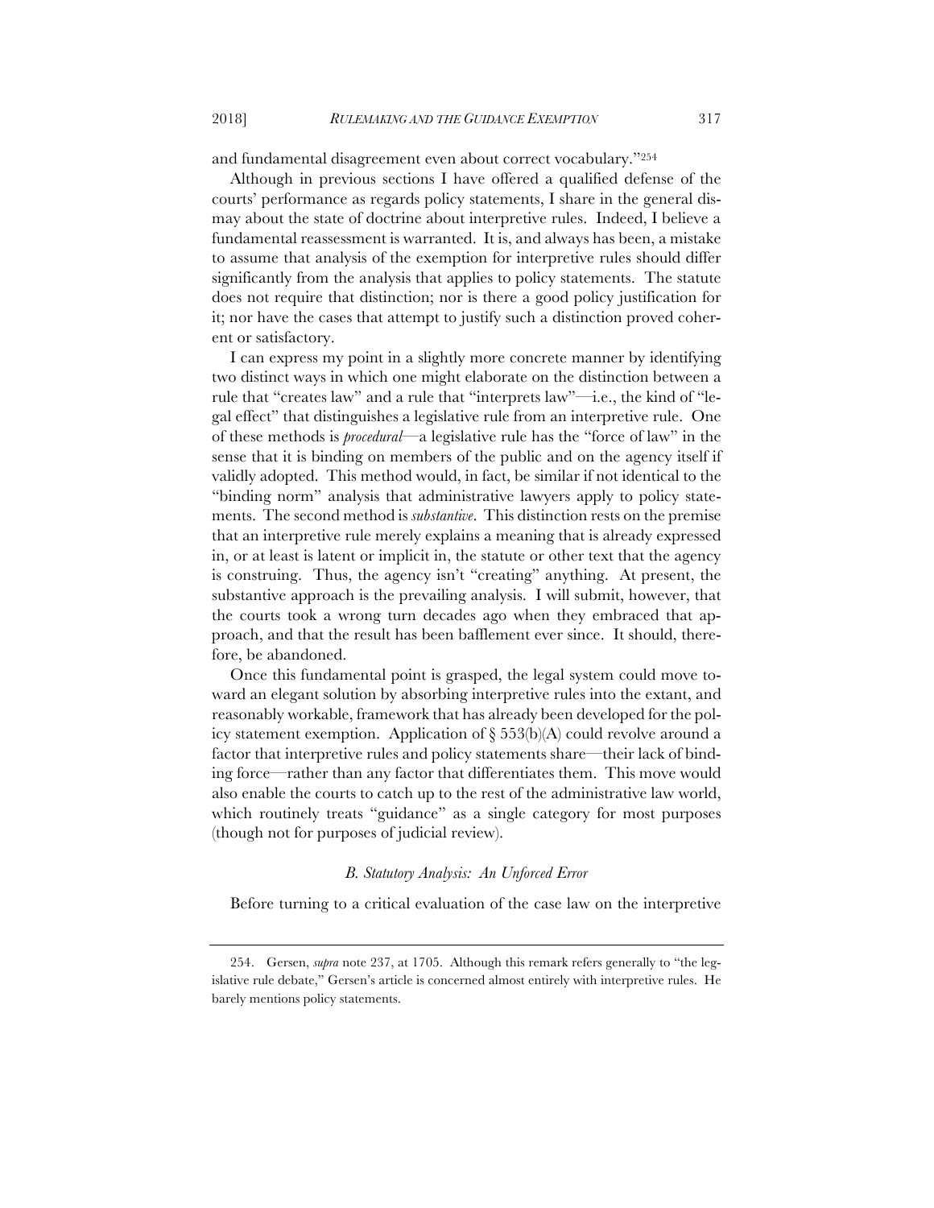and fundamental disagreement even about correct vocabulary."[254]

Although in previous sections I have offered a qualified defense of the courts' performance as regards policy statements, I share in the general dismay about the state of doctrine about interpretive rules. Indeed, I believe a fundamental reassessment is warranted. It is, and always has been, a mistake to assume that analysis of the exemption for interpretive rules should differ significantly from the analysis that applies to policy statements. The statute does not require that distinction; nor is there a good policy justification for it; nor have the cases that attempt to justify such a distinction proved coherent or satisfactory.

I can express my point in a slightly more concrete manner by identifying two distinct ways in which one might elaborate on the distinction between a rule that "creates law" and a rule that "interprets law"—i.e., the kind of "legal effect" that distinguishes a legislative rule from an interpretive rule. One of these methods is *procedural*—a legislative rule has the "force of law" in the sense that it is binding on members of the public and on the agency itself if validly adopted. This method would, in fact, be similar if not identical to the "binding norm" analysis that administrative lawyers apply to policy statements. The second method is *substantive*. This distinction rests on the premise that an interpretive rule merely explains a meaning that is already expressed in, or at least is latent or implicit in, the statute or other text that the agency is construing. Thus, the agency isn't "creating" anything. At present, the substantive approach is the prevailing analysis. I will submit, however, that the courts took a wrong turn decades ago when they embraced that approach, and that the result has been bafflement ever since. It should, therefore, be abandoned.

Once this fundamental point is grasped, the legal system could move toward an elegant solution by absorbing interpretive rules into the extant, and reasonably workable, framework that has already been developed for the policy statement exemption. Application of § 553(b)(A) could revolve around a factor that interpretive rules and policy statements share—their lack of binding force—rather than any factor that differentiates them. This move would also enable the courts to catch up to the rest of the administrative law world, which routinely treats "guidance" as a single category for most purposes (though not for purposes of judicial review).

### *B. Statutory Analysis: An Unforced Error*

Before turning to a critical evaluation of the case law on the interpretive

---

254. Gersen, *supra* note 237, at 1705. Although this remark refers generally to "the legislative rule debate," Gersen's article is concerned almost entirely with interpretive rules. He barely mentions policy statements.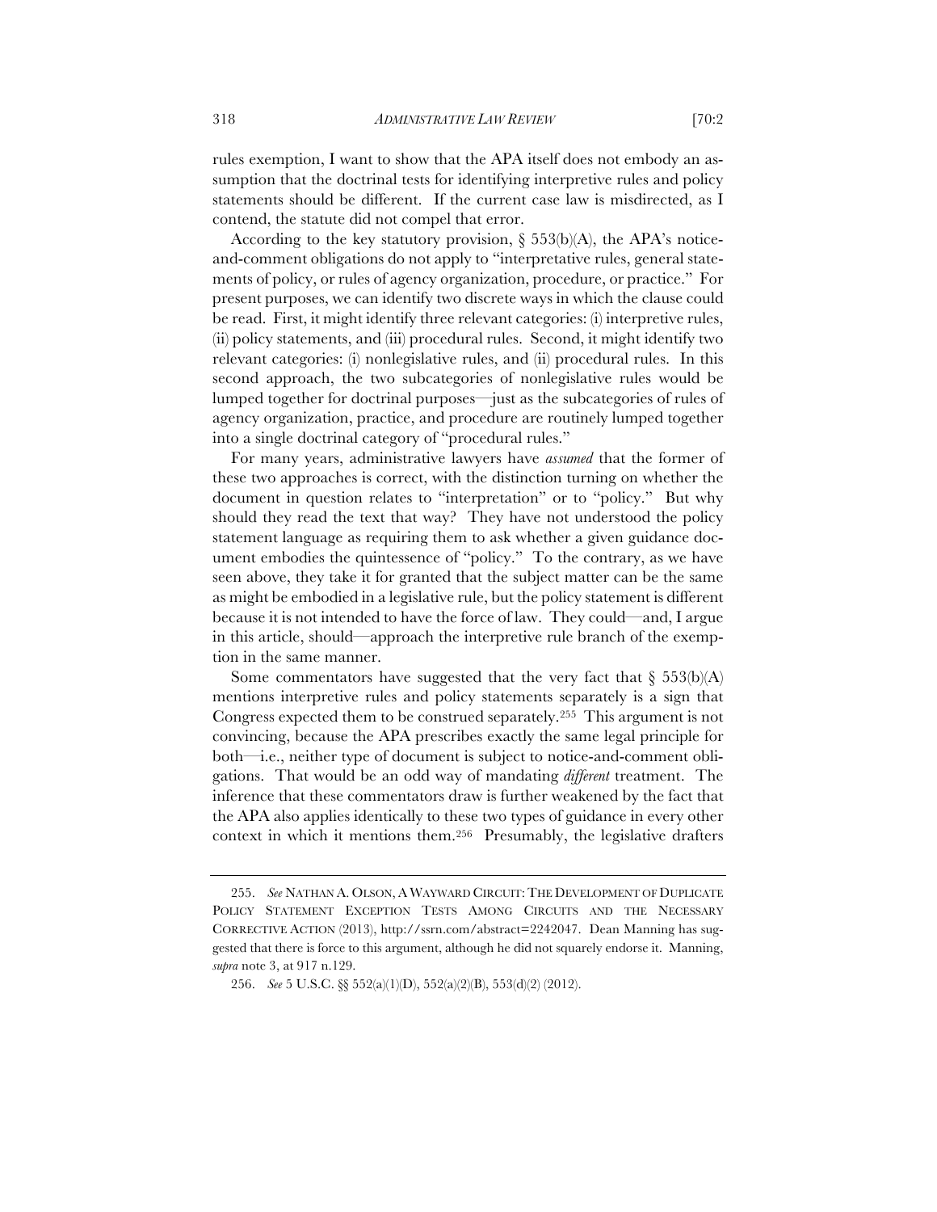rules exemption, I want to show that the APA itself does not embody an assumption that the doctrinal tests for identifying interpretive rules and policy statements should be different. If the current case law is misdirected, as I contend, the statute did not compel that error.

According to the key statutory provision, § 553(b)(A), the APA's notice-and-comment obligations do not apply to "interpretative rules, general statements of policy, or rules of agency organization, procedure, or practice." For present purposes, we can identify two discrete ways in which the clause could be read. First, it might identify three relevant categories: (i) interpretive rules, (ii) policy statements, and (iii) procedural rules. Second, it might identify two relevant categories: (i) nonlegislative rules, and (ii) procedural rules. In this second approach, the two subcategories of nonlegislative rules would be lumped together for doctrinal purposes—just as the subcategories of rules of agency organization, practice, and procedure are routinely lumped together into a single doctrinal category of "procedural rules."

For many years, administrative lawyers have *assumed* that the former of these two approaches is correct, with the distinction turning on whether the document in question relates to "interpretation" or to "policy." But why should they read the text that way? They have not understood the policy statement language as requiring them to ask whether a given guidance document embodies the quintessence of "policy." To the contrary, as we have seen above, they take it for granted that the subject matter can be the same as might be embodied in a legislative rule, but the policy statement is different because it is not intended to have the force of law. They could—and, I argue in this article, should—approach the interpretive rule branch of the exemption in the same manner.

Some commentators have suggested that the very fact that § 553(b)(A) mentions interpretive rules and policy statements separately is a sign that Congress expected them to be construed separately.[255] This argument is not convincing, because the APA prescribes exactly the same legal principle for both—i.e., neither type of document is subject to notice-and-comment obligations. That would be an odd way of mandating *different* treatment. The inference that these commentators draw is further weakened by the fact that the APA also applies identically to these two types of guidance in every other context in which it mentions them.[256] Presumably, the legislative drafters

---

255. *See* NATHAN A. OLSON, A WAYWARD CIRCUIT: THE DEVELOPMENT OF DUPLICATE POLICY STATEMENT EXCEPTION TESTS AMONG CIRCUITS AND THE NECESSARY CORRECTIVE ACTION (2013), http://ssrn.com/abstract=2242047. Dean Manning has suggested that there is force to this argument, although he did not squarely endorse it. Manning, *supra* note 3, at 917 n.129.

256. *See* 5 U.S.C. §§ 552(a)(1)(D), 552(a)(2)(B), 553(d)(2) (2012).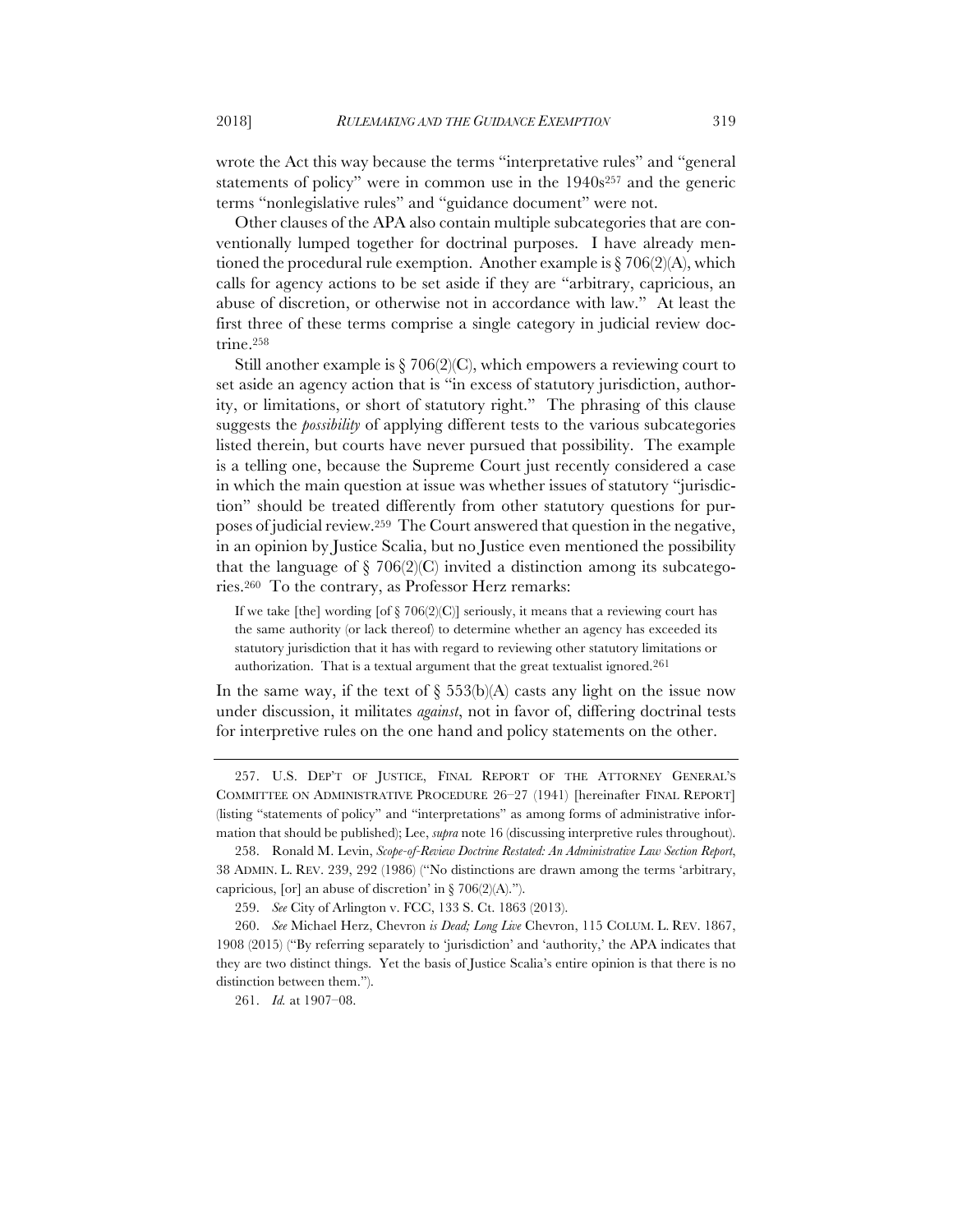wrote the Act this way because the terms "interpretative rules" and "general statements of policy" were in common use in the 1940s[257] and the generic terms "nonlegislative rules" and "guidance document" were not.

Other clauses of the APA also contain multiple subcategories that are conventionally lumped together for doctrinal purposes. I have already mentioned the procedural rule exemption. Another example is § 706(2)(A), which calls for agency actions to be set aside if they are "arbitrary, capricious, an abuse of discretion, or otherwise not in accordance with law." At least the first three of these terms comprise a single category in judicial review doctrine.[258]

Still another example is § 706(2)(C), which empowers a reviewing court to set aside an agency action that is "in excess of statutory jurisdiction, authority, or limitations, or short of statutory right." The phrasing of this clause suggests the *possibility* of applying different tests to the various subcategories listed therein, but courts have never pursued that possibility. The example is a telling one, because the Supreme Court just recently considered a case in which the main question at issue was whether issues of statutory "jurisdiction" should be treated differently from other statutory questions for purposes of judicial review.[259] The Court answered that question in the negative, in an opinion by Justice Scalia, but no Justice even mentioned the possibility that the language of § 706(2)(C) invited a distinction among its subcategories.[260] To the contrary, as Professor Herz remarks:

> If we take [the] wording [of § 706(2)(C)] seriously, it means that a reviewing court has the same authority (or lack thereof) to determine whether an agency has exceeded its statutory jurisdiction that it has with regard to reviewing other statutory limitations or authorization. That is a textual argument that the great textualist ignored.[261]

In the same way, if the text of § 553(b)(A) casts any light on the issue now under discussion, it militates *against*, not in favor of, differing doctrinal tests for interpretive rules on the one hand and policy statements on the other.

---

257. U.S. DEP'T OF JUSTICE, FINAL REPORT OF THE ATTORNEY GENERAL'S COMMITTEE ON ADMINISTRATIVE PROCEDURE 26–27 (1941) [hereinafter FINAL REPORT] (listing "statements of policy" and "interpretations" as among forms of administrative information that should be published); Lee, *supra* note 16 (discussing interpretive rules throughout).

258. Ronald M. Levin, *Scope-of-Review Doctrine Restated: An Administrative Law Section Report*, 38 ADMIN. L. REV. 239, 292 (1986) ("No distinctions are drawn among the terms 'arbitrary, capricious, [or] an abuse of discretion' in § 706(2)(A).").

259. *See* City of Arlington v. FCC, 133 S. Ct. 1863 (2013).

260. *See* Michael Herz, Chevron *is Dead; Long Live* Chevron, 115 COLUM. L. REV. 1867, 1908 (2015) ("By referring separately to 'jurisdiction' and 'authority,' the APA indicates that they are two distinct things. Yet the basis of Justice Scalia's entire opinion is that there is no distinction between them.").

261. *Id.* at 1907–08.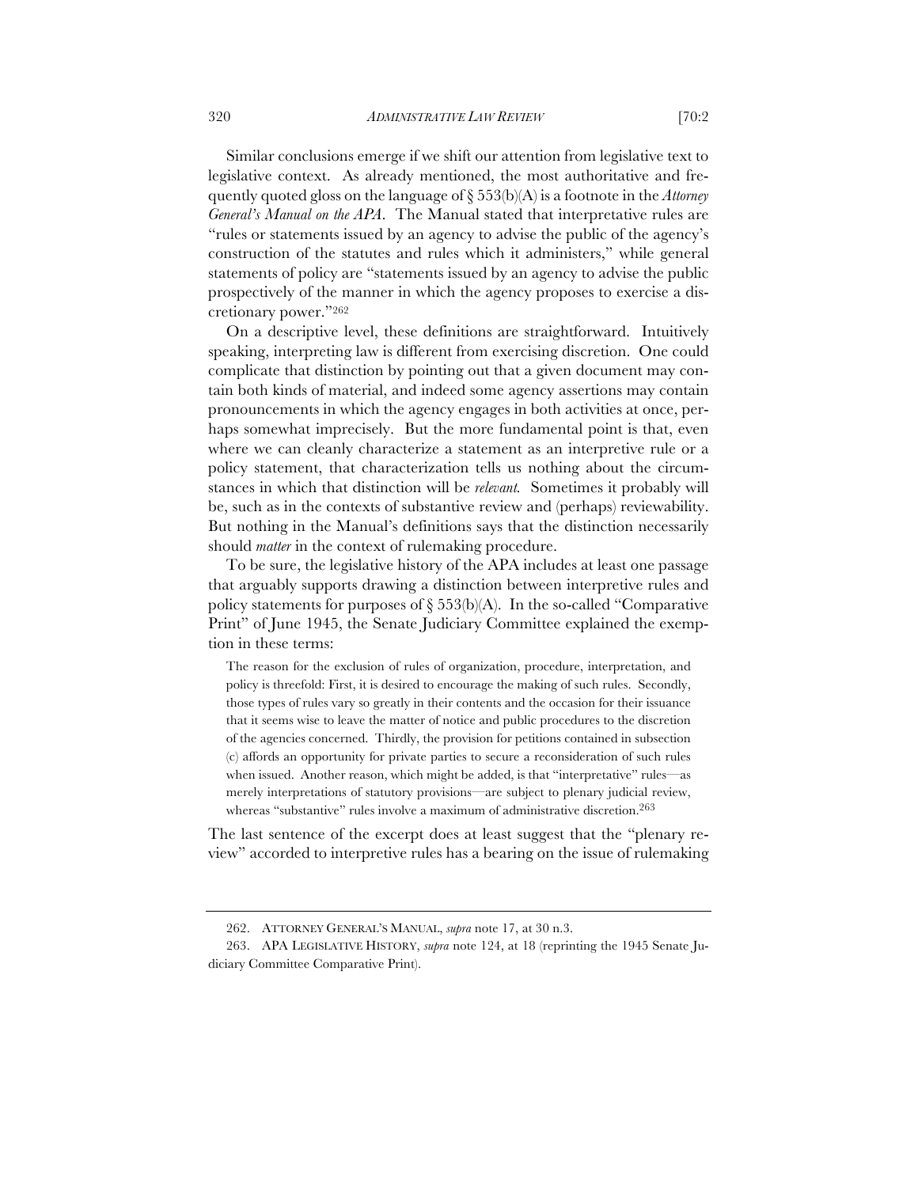Similar conclusions emerge if we shift our attention from legislative text to legislative context. As already mentioned, the most authoritative and frequently quoted gloss on the language of § 553(b)(A) is a footnote in the *Attorney General's Manual on the APA*. The Manual stated that interpretative rules are "rules or statements issued by an agency to advise the public of the agency's construction of the statutes and rules which it administers," while general statements of policy are "statements issued by an agency to advise the public prospectively of the manner in which the agency proposes to exercise a discretionary power."[262]

On a descriptive level, these definitions are straightforward. Intuitively speaking, interpreting law is different from exercising discretion. One could complicate that distinction by pointing out that a given document may contain both kinds of material, and indeed some agency assertions may contain pronouncements in which the agency engages in both activities at once, perhaps somewhat imprecisely. But the more fundamental point is that, even where we can cleanly characterize a statement as an interpretive rule or a policy statement, that characterization tells us nothing about the circumstances in which that distinction will be *relevant*. Sometimes it probably will be, such as in the contexts of substantive review and (perhaps) reviewability. But nothing in the Manual's definitions says that the distinction necessarily should *matter* in the context of rulemaking procedure.

To be sure, the legislative history of the APA includes at least one passage that arguably supports drawing a distinction between interpretive rules and policy statements for purposes of § 553(b)(A). In the so-called "Comparative Print" of June 1945, the Senate Judiciary Committee explained the exemption in these terms:

> The reason for the exclusion of rules of organization, procedure, interpretation, and policy is threefold: First, it is desired to encourage the making of such rules. Secondly, those types of rules vary so greatly in their contents and the occasion for their issuance that it seems wise to leave the matter of notice and public procedures to the discretion of the agencies concerned. Thirdly, the provision for petitions contained in subsection (c) affords an opportunity for private parties to secure a reconsideration of such rules when issued. Another reason, which might be added, is that "interpretative" rules—as merely interpretations of statutory provisions—are subject to plenary judicial review, whereas "substantive" rules involve a maximum of administrative discretion.[263]

The last sentence of the excerpt does at least suggest that the "plenary review" accorded to interpretive rules has a bearing on the issue of rulemaking

---

262. ATTORNEY GENERAL'S MANUAL, *supra* note 17, at 30 n.3.

263. APA LEGISLATIVE HISTORY, *supra* note 124, at 18 (reprinting the 1945 Senate Judiciary Committee Comparative Print).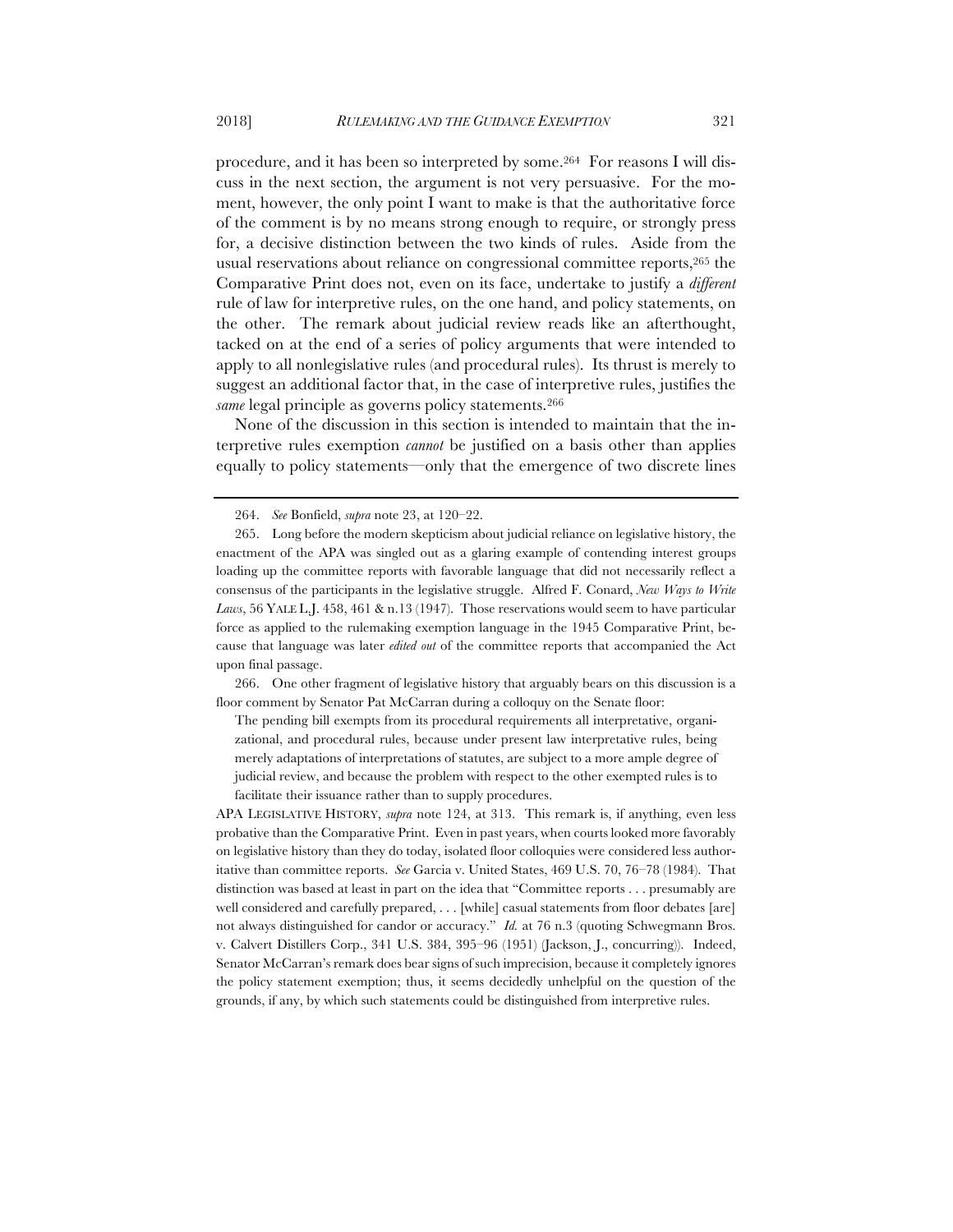procedure, and it has been so interpreted by some.[264] For reasons I will discuss in the next section, the argument is not very persuasive. For the moment, however, the only point I want to make is that the authoritative force of the comment is by no means strong enough to require, or strongly press for, a decisive distinction between the two kinds of rules. Aside from the usual reservations about reliance on congressional committee reports,[265] the Comparative Print does not, even on its face, undertake to justify a *different* rule of law for interpretive rules, on the one hand, and policy statements, on the other. The remark about judicial review reads like an afterthought, tacked on at the end of a series of policy arguments that were intended to apply to all nonlegislative rules (and procedural rules). Its thrust is merely to suggest an additional factor that, in the case of interpretive rules, justifies the *same* legal principle as governs policy statements.[266]

None of the discussion in this section is intended to maintain that the interpretive rules exemption *cannot* be justified on a basis other than applies equally to policy statements—only that the emergence of two discrete lines

---

264. *See* Bonfield, *supra* note 23, at 120–22.

265. Long before the modern skepticism about judicial reliance on legislative history, the enactment of the APA was singled out as a glaring example of contending interest groups loading up the committee reports with favorable language that did not necessarily reflect a consensus of the participants in the legislative struggle. Alfred F. Conard, *New Ways to Write Laws*, 56 YALE L.J. 458, 461 & n.13 (1947). Those reservations would seem to have particular force as applied to the rulemaking exemption language in the 1945 Comparative Print, because that language was later *edited out* of the committee reports that accompanied the Act upon final passage.

266. One other fragment of legislative history that arguably bears on this discussion is a floor comment by Senator Pat McCarran during a colloquy on the Senate floor:

> The pending bill exempts from its procedural requirements all interpretative, organizational, and procedural rules, because under present law interpretative rules, being merely adaptations of interpretations of statutes, are subject to a more ample degree of judicial review, and because the problem with respect to the other exempted rules is to facilitate their issuance rather than to supply procedures.

APA LEGISLATIVE HISTORY, *supra* note 124, at 313. This remark is, if anything, even less probative than the Comparative Print. Even in past years, when courts looked more favorably on legislative history than they do today, isolated floor colloquies were considered less authoritative than committee reports. *See* Garcia v. United States, 469 U.S. 70, 76–78 (1984). That distinction was based at least in part on the idea that "Committee reports . . . presumably are well considered and carefully prepared, . . . [while] casual statements from floor debates [are] not always distinguished for candor or accuracy." *Id.* at 76 n.3 (quoting Schwegmann Bros. v. Calvert Distillers Corp., 341 U.S. 384, 395–96 (1951) (Jackson, J., concurring)). Indeed, Senator McCarran's remark does bear signs of such imprecision, because it completely ignores the policy statement exemption; thus, it seems decidedly unhelpful on the question of the grounds, if any, by which such statements could be distinguished from interpretive rules.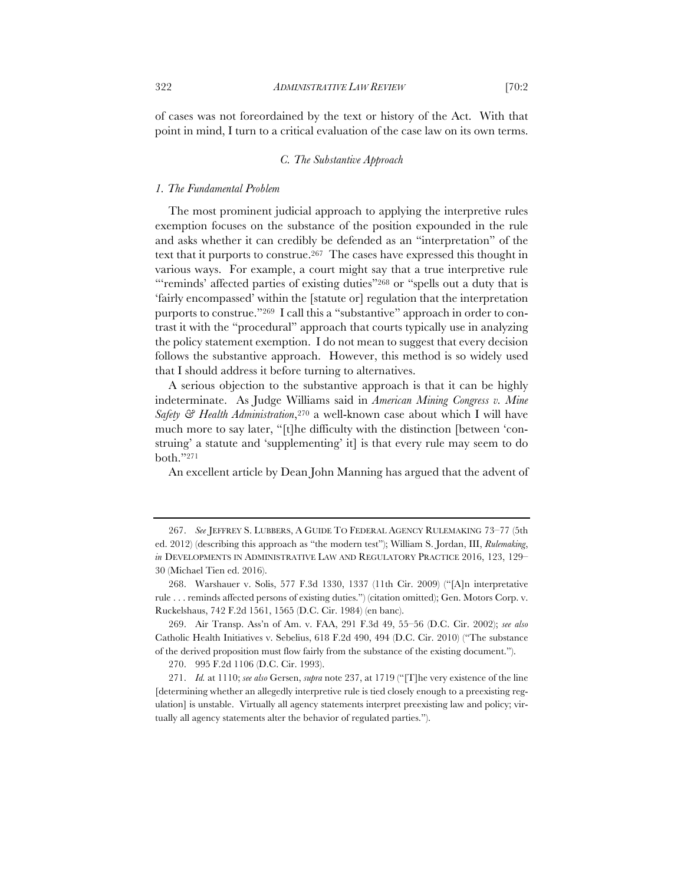of cases was not foreordained by the text or history of the Act. With that point in mind, I turn to a critical evaluation of the case law on its own terms.

### *C. The Substantive Approach*

#### *1. The Fundamental Problem*

The most prominent judicial approach to applying the interpretive rules exemption focuses on the substance of the position expounded in the rule and asks whether it can credibly be defended as an "interpretation" of the text that it purports to construe.[267] The cases have expressed this thought in various ways. For example, a court might say that a true interpretive rule "'reminds' affected parties of existing duties"[268] or "spells out a duty that is 'fairly encompassed' within the [statute or] regulation that the interpretation purports to construe."[269] I call this a "substantive" approach in order to contrast it with the "procedural" approach that courts typically use in analyzing the policy statement exemption. I do not mean to suggest that every decision follows the substantive approach. However, this method is so widely used that I should address it before turning to alternatives.

A serious objection to the substantive approach is that it can be highly indeterminate. As Judge Williams said in *American Mining Congress v. Mine Safety & Health Administration*,[270] a well-known case about which I will have much more to say later, "[t]he difficulty with the distinction [between 'construing' a statute and 'supplementing' it] is that every rule may seem to do both."[271]

An excellent article by Dean John Manning has argued that the advent of

---

267. *See* JEFFREY S. LUBBERS, A GUIDE TO FEDERAL AGENCY RULEMAKING 73–77 (5th ed. 2012) (describing this approach as "the modern test"); William S. Jordan, III, *Rulemaking*, *in* DEVELOPMENTS IN ADMINISTRATIVE LAW AND REGULATORY PRACTICE 2016, 123, 129–30 (Michael Tien ed. 2016).

268. Warshauer v. Solis, 577 F.3d 1330, 1337 (11th Cir. 2009) ("[A]n interpretative rule . . . reminds affected persons of existing duties.") (citation omitted); Gen. Motors Corp. v. Ruckelshaus, 742 F.2d 1561, 1565 (D.C. Cir. 1984) (en banc).

269. Air Transp. Ass'n of Am. v. FAA, 291 F.3d 49, 55–56 (D.C. Cir. 2002); *see also* Catholic Health Initiatives v. Sebelius, 618 F.2d 490, 494 (D.C. Cir. 2010) ("The substance of the derived proposition must flow fairly from the substance of the existing document.").

270. 995 F.2d 1106 (D.C. Cir. 1993).

271. *Id.* at 1110; *see also* Gersen, *supra* note 237, at 1719 ("[T]he very existence of the line [determining whether an allegedly interpretive rule is tied closely enough to a preexisting regulation] is unstable. Virtually all agency statements interpret preexisting law and policy; virtually all agency statements alter the behavior of regulated parties.").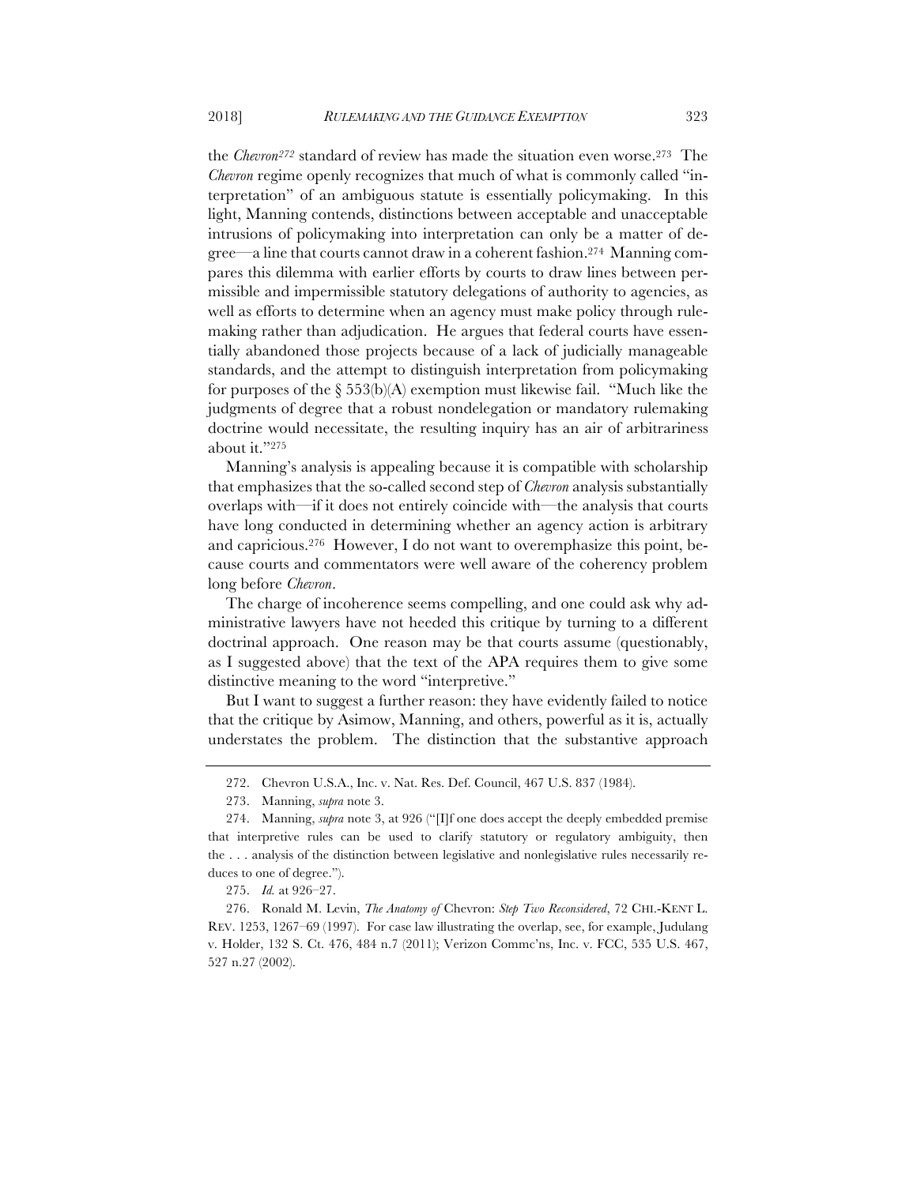the *Chevron*[272] standard of review has made the situation even worse.[273] The *Chevron* regime openly recognizes that much of what is commonly called "interpretation" of an ambiguous statute is essentially policymaking. In this light, Manning contends, distinctions between acceptable and unacceptable intrusions of policymaking into interpretation can only be a matter of degree—a line that courts cannot draw in a coherent fashion.[274] Manning compares this dilemma with earlier efforts by courts to draw lines between permissible and impermissible statutory delegations of authority to agencies, as well as efforts to determine when an agency must make policy through rulemaking rather than adjudication. He argues that federal courts have essentially abandoned those projects because of a lack of judicially manageable standards, and the attempt to distinguish interpretation from policymaking for purposes of the § 553(b)(A) exemption must likewise fail. "Much like the judgments of degree that a robust nondelegation or mandatory rulemaking doctrine would necessitate, the resulting inquiry has an air of arbitrariness about it."[275]

Manning's analysis is appealing because it is compatible with scholarship that emphasizes that the so-called second step of *Chevron* analysis substantially overlaps with—if it does not entirely coincide with—the analysis that courts have long conducted in determining whether an agency action is arbitrary and capricious.[276] However, I do not want to overemphasize this point, because courts and commentators were well aware of the coherency problem long before *Chevron*.

The charge of incoherence seems compelling, and one could ask why administrative lawyers have not heeded this critique by turning to a different doctrinal approach. One reason may be that courts assume (questionably, as I suggested above) that the text of the APA requires them to give some distinctive meaning to the word "interpretive."

But I want to suggest a further reason: they have evidently failed to notice that the critique by Asimow, Manning, and others, powerful as it is, actually understates the problem. The distinction that the substantive approach

---

272. Chevron U.S.A., Inc. v. Nat. Res. Def. Council, 467 U.S. 837 (1984).

273. Manning, *supra* note 3.

274. Manning, *supra* note 3, at 926 ("[I]f one does accept the deeply embedded premise that interpretive rules can be used to clarify statutory or regulatory ambiguity, then the . . . analysis of the distinction between legislative and nonlegislative rules necessarily reduces to one of degree.").

275. *Id.* at 926–27.

276. Ronald M. Levin, *The Anatomy of* Chevron: *Step Two Reconsidered*, 72 CHI.-KENT L. REV. 1253, 1267–69 (1997). For case law illustrating the overlap, see, for example, Judulang v. Holder, 132 S. Ct. 476, 484 n.7 (2011); Verizon Commc'ns, Inc. v. FCC, 535 U.S. 467, 527 n.27 (2002).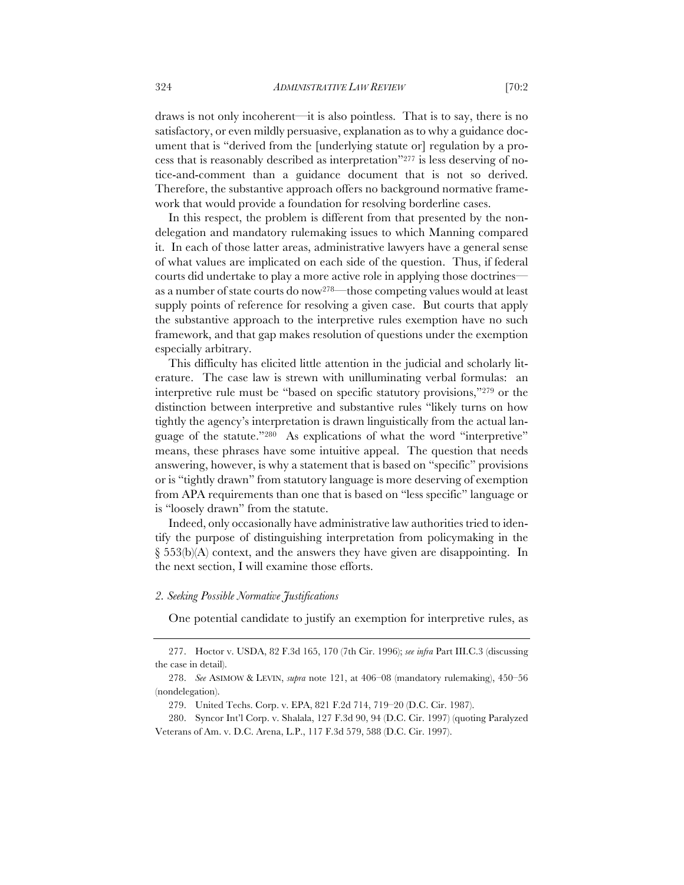draws is not only incoherent—it is also pointless. That is to say, there is no satisfactory, or even mildly persuasive, explanation as to why a guidance document that is "derived from the [underlying statute or] regulation by a process that is reasonably described as interpretation"[277] is less deserving of notice-and-comment than a guidance document that is not so derived. Therefore, the substantive approach offers no background normative framework that would provide a foundation for resolving borderline cases.

In this respect, the problem is different from that presented by the nondelegation and mandatory rulemaking issues to which Manning compared it. In each of those latter areas, administrative lawyers have a general sense of what values are implicated on each side of the question. Thus, if federal courts did undertake to play a more active role in applying those doctrines—as a number of state courts do now[278]—those competing values would at least supply points of reference for resolving a given case. But courts that apply the substantive approach to the interpretive rules exemption have no such framework, and that gap makes resolution of questions under the exemption especially arbitrary.

This difficulty has elicited little attention in the judicial and scholarly literature. The case law is strewn with unilluminating verbal formulas: an interpretive rule must be "based on specific statutory provisions,"[279] or the distinction between interpretive and substantive rules "likely turns on how tightly the agency's interpretation is drawn linguistically from the actual language of the statute."[280] As explications of what the word "interpretive" means, these phrases have some intuitive appeal. The question that needs answering, however, is why a statement that is based on "specific" provisions or is "tightly drawn" from statutory language is more deserving of exemption from APA requirements than one that is based on "less specific" language or is "loosely drawn" from the statute.

Indeed, only occasionally have administrative law authorities tried to identify the purpose of distinguishing interpretation from policymaking in the § 553(b)(A) context, and the answers they have given are disappointing. In the next section, I will examine those efforts.

### *2. Seeking Possible Normative Justifications*

One potential candidate to justify an exemption for interpretive rules, as

---

277. Hoctor v. USDA, 82 F.3d 165, 170 (7th Cir. 1996); *see infra* Part III.C.3 (discussing the case in detail).

278. *See* ASIMOW & LEVIN, *supra* note 121, at 406–08 (mandatory rulemaking), 450–56 (nondelegation).

279. United Techs. Corp. v. EPA, 821 F.2d 714, 719–20 (D.C. Cir. 1987).

280. Syncor Int'l Corp. v. Shalala, 127 F.3d 90, 94 (D.C. Cir. 1997) (quoting Paralyzed Veterans of Am. v. D.C. Arena, L.P., 117 F.3d 579, 588 (D.C. Cir. 1997).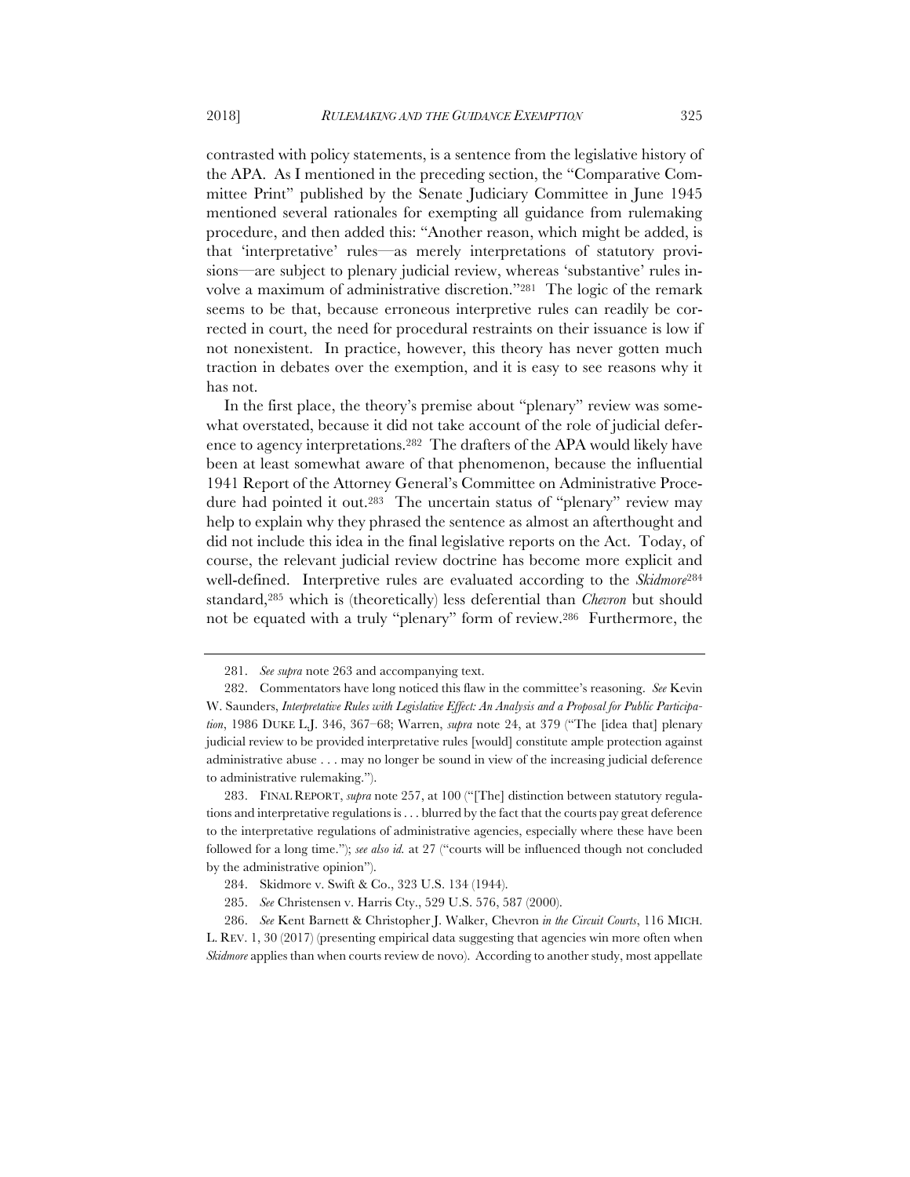contrasted with policy statements, is a sentence from the legislative history of the APA. As I mentioned in the preceding section, the "Comparative Committee Print" published by the Senate Judiciary Committee in June 1945 mentioned several rationales for exempting all guidance from rulemaking procedure, and then added this: "Another reason, which might be added, is that 'interpretative' rules—as merely interpretations of statutory provisions—are subject to plenary judicial review, whereas 'substantive' rules involve a maximum of administrative discretion."[281] The logic of the remark seems to be that, because erroneous interpretive rules can readily be corrected in court, the need for procedural restraints on their issuance is low if not nonexistent. In practice, however, this theory has never gotten much traction in debates over the exemption, and it is easy to see reasons why it has not.

In the first place, the theory's premise about "plenary" review was somewhat overstated, because it did not take account of the role of judicial deference to agency interpretations.[282] The drafters of the APA would likely have been at least somewhat aware of that phenomenon, because the influential 1941 Report of the Attorney General's Committee on Administrative Procedure had pointed it out.[283] The uncertain status of "plenary" review may help to explain why they phrased the sentence as almost an afterthought and did not include this idea in the final legislative reports on the Act. Today, of course, the relevant judicial review doctrine has become more explicit and well-defined. Interpretive rules are evaluated according to the *Skidmore*[284] standard,[285] which is (theoretically) less deferential than *Chevron* but should not be equated with a truly "plenary" form of review.[286] Furthermore, the

---

281. *See supra* note 263 and accompanying text.

282. Commentators have long noticed this flaw in the committee's reasoning. *See* Kevin W. Saunders, *Interpretative Rules with Legislative Effect: An Analysis and a Proposal for Public Participation*, 1986 DUKE L.J. 346, 367–68; Warren, *supra* note 24, at 379 ("The [idea that] plenary judicial review to be provided interpretative rules [would] constitute ample protection against administrative abuse . . . may no longer be sound in view of the increasing judicial deference to administrative rulemaking.").

283. FINAL REPORT, *supra* note 257, at 100 ("[The] distinction between statutory regulations and interpretative regulations is . . . blurred by the fact that the courts pay great deference to the interpretative regulations of administrative agencies, especially where these have been followed for a long time."); *see also id.* at 27 ("courts will be influenced though not concluded by the administrative opinion").

284. Skidmore v. Swift & Co., 323 U.S. 134 (1944).

285. *See* Christensen v. Harris Cty., 529 U.S. 576, 587 (2000).

286. *See* Kent Barnett & Christopher J. Walker, Chevron *in the Circuit Courts*, 116 MICH. L. REV. 1, 30 (2017) (presenting empirical data suggesting that agencies win more often when *Skidmore* applies than when courts review de novo). According to another study, most appellate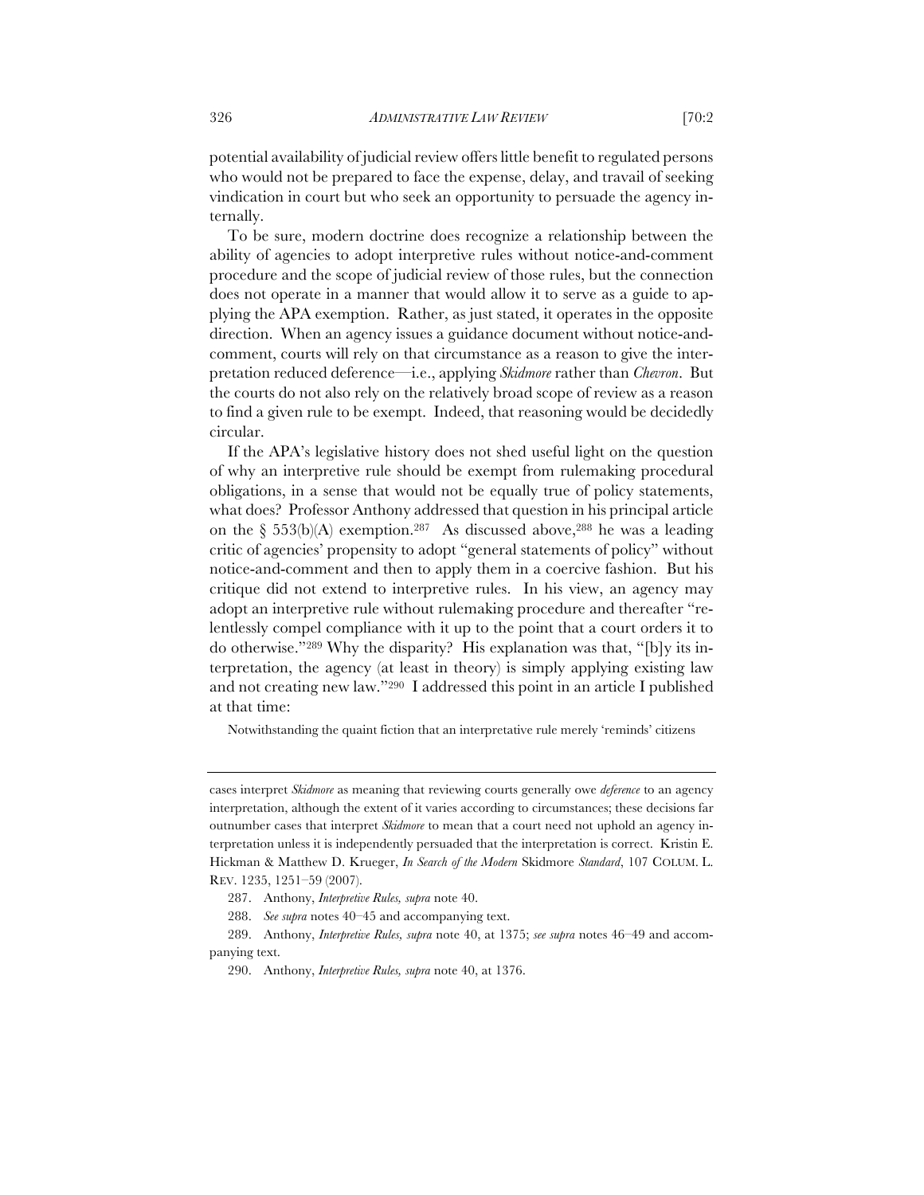potential availability of judicial review offers little benefit to regulated persons who would not be prepared to face the expense, delay, and travail of seeking vindication in court but who seek an opportunity to persuade the agency internally.

To be sure, modern doctrine does recognize a relationship between the ability of agencies to adopt interpretive rules without notice-and-comment procedure and the scope of judicial review of those rules, but the connection does not operate in a manner that would allow it to serve as a guide to applying the APA exemption. Rather, as just stated, it operates in the opposite direction. When an agency issues a guidance document without notice-and-comment, courts will rely on that circumstance as a reason to give the interpretation reduced deference—i.e., applying *Skidmore* rather than *Chevron*. But the courts do not also rely on the relatively broad scope of review as a reason to find a given rule to be exempt. Indeed, that reasoning would be decidedly circular.

If the APA's legislative history does not shed useful light on the question of why an interpretive rule should be exempt from rulemaking procedural obligations, in a sense that would not be equally true of policy statements, what does? Professor Anthony addressed that question in his principal article on the § 553(b)(A) exemption.[287] As discussed above,[288] he was a leading critic of agencies' propensity to adopt "general statements of policy" without notice-and-comment and then to apply them in a coercive fashion. But his critique did not extend to interpretive rules. In his view, an agency may adopt an interpretive rule without rulemaking procedure and thereafter "relentlessly compel compliance with it up to the point that a court orders it to do otherwise."[289] Why the disparity? His explanation was that, "[b]y its interpretation, the agency (at least in theory) is simply applying existing law and not creating new law."[290] I addressed this point in an article I published at that time:

Notwithstanding the quaint fiction that an interpretative rule merely 'reminds' citizens

---

cases interpret *Skidmore* as meaning that reviewing courts generally owe *deference* to an agency interpretation, although the extent of it varies according to circumstances; these decisions far outnumber cases that interpret *Skidmore* to mean that a court need not uphold an agency interpretation unless it is independently persuaded that the interpretation is correct. Kristin E. Hickman & Matthew D. Krueger, *In Search of the Modern* Skidmore *Standard*, 107 COLUM. L. REV. 1235, 1251–59 (2007).

287. Anthony, *Interpretive Rules, supra* note 40.

288. *See supra* notes 40–45 and accompanying text.

289. Anthony, *Interpretive Rules, supra* note 40, at 1375; *see supra* notes 46–49 and accompanying text.

290. Anthony, *Interpretive Rules, supra* note 40, at 1376.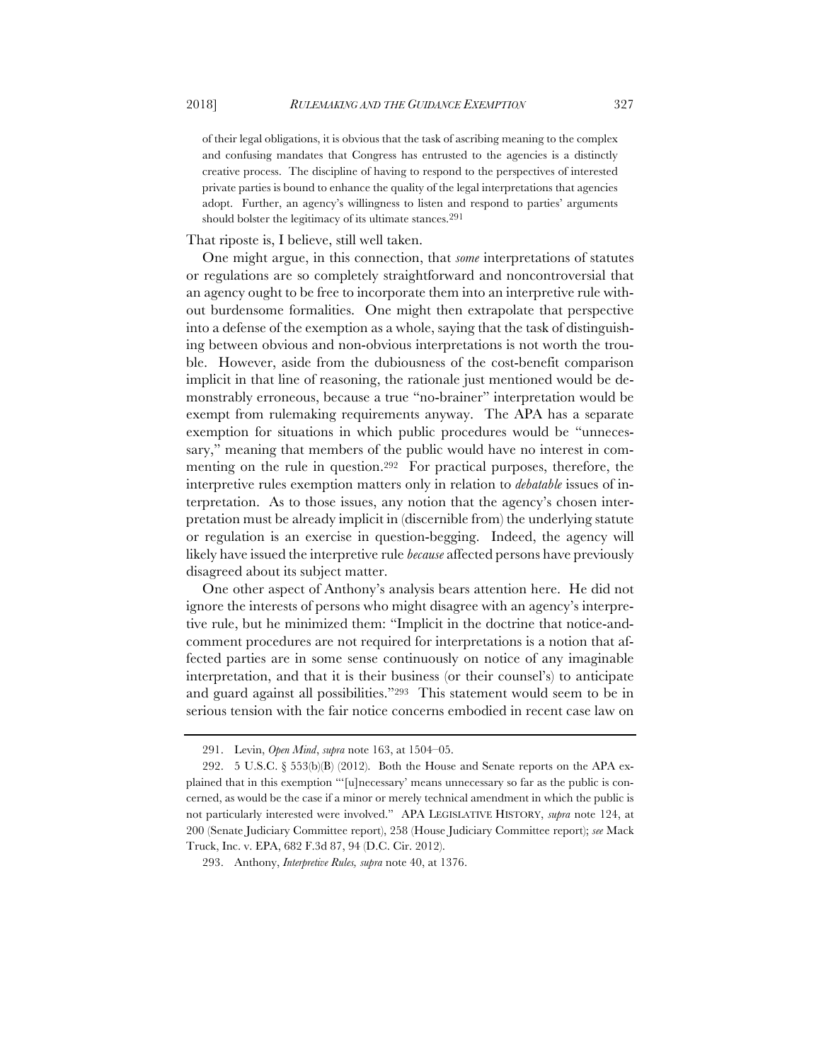> of their legal obligations, it is obvious that the task of ascribing meaning to the complex and confusing mandates that Congress has entrusted to the agencies is a distinctly creative process. The discipline of having to respond to the perspectives of interested private parties is bound to enhance the quality of the legal interpretations that agencies adopt. Further, an agency's willingness to listen and respond to parties' arguments should bolster the legitimacy of its ultimate stances.[291]

That riposte is, I believe, still well taken.

One might argue, in this connection, that *some* interpretations of statutes or regulations are so completely straightforward and noncontroversial that an agency ought to be free to incorporate them into an interpretive rule without burdensome formalities. One might then extrapolate that perspective into a defense of the exemption as a whole, saying that the task of distinguishing between obvious and non-obvious interpretations is not worth the trouble. However, aside from the dubiousness of the cost-benefit comparison implicit in that line of reasoning, the rationale just mentioned would be demonstrably erroneous, because a true "no-brainer" interpretation would be exempt from rulemaking requirements anyway. The APA has a separate exemption for situations in which public procedures would be "unnecessary," meaning that members of the public would have no interest in commenting on the rule in question.[292] For practical purposes, therefore, the interpretive rules exemption matters only in relation to *debatable* issues of interpretation. As to those issues, any notion that the agency's chosen interpretation must be already implicit in (discernible from) the underlying statute or regulation is an exercise in question-begging. Indeed, the agency will likely have issued the interpretive rule *because* affected persons have previously disagreed about its subject matter.

One other aspect of Anthony's analysis bears attention here. He did not ignore the interests of persons who might disagree with an agency's interpretive rule, but he minimized them: "Implicit in the doctrine that notice-and-comment procedures are not required for interpretations is a notion that affected parties are in some sense continuously on notice of any imaginable interpretation, and that it is their business (or their counsel's) to anticipate and guard against all possibilities."[293] This statement would seem to be in serious tension with the fair notice concerns embodied in recent case law on

---

291. Levin, *Open Mind*, *supra* note 163, at 1504–05.

292. 5 U.S.C. § 553(b)(B) (2012). Both the House and Senate reports on the APA explained that in this exemption "'[u]necessary' means unnecessary so far as the public is concerned, as would be the case if a minor or merely technical amendment in which the public is not particularly interested were involved." APA LEGISLATIVE HISTORY, *supra* note 124, at 200 (Senate Judiciary Committee report), 258 (House Judiciary Committee report); *see* Mack Truck, Inc. v. EPA, 682 F.3d 87, 94 (D.C. Cir. 2012).

293. Anthony, *Interpretive Rules, supra* note 40, at 1376.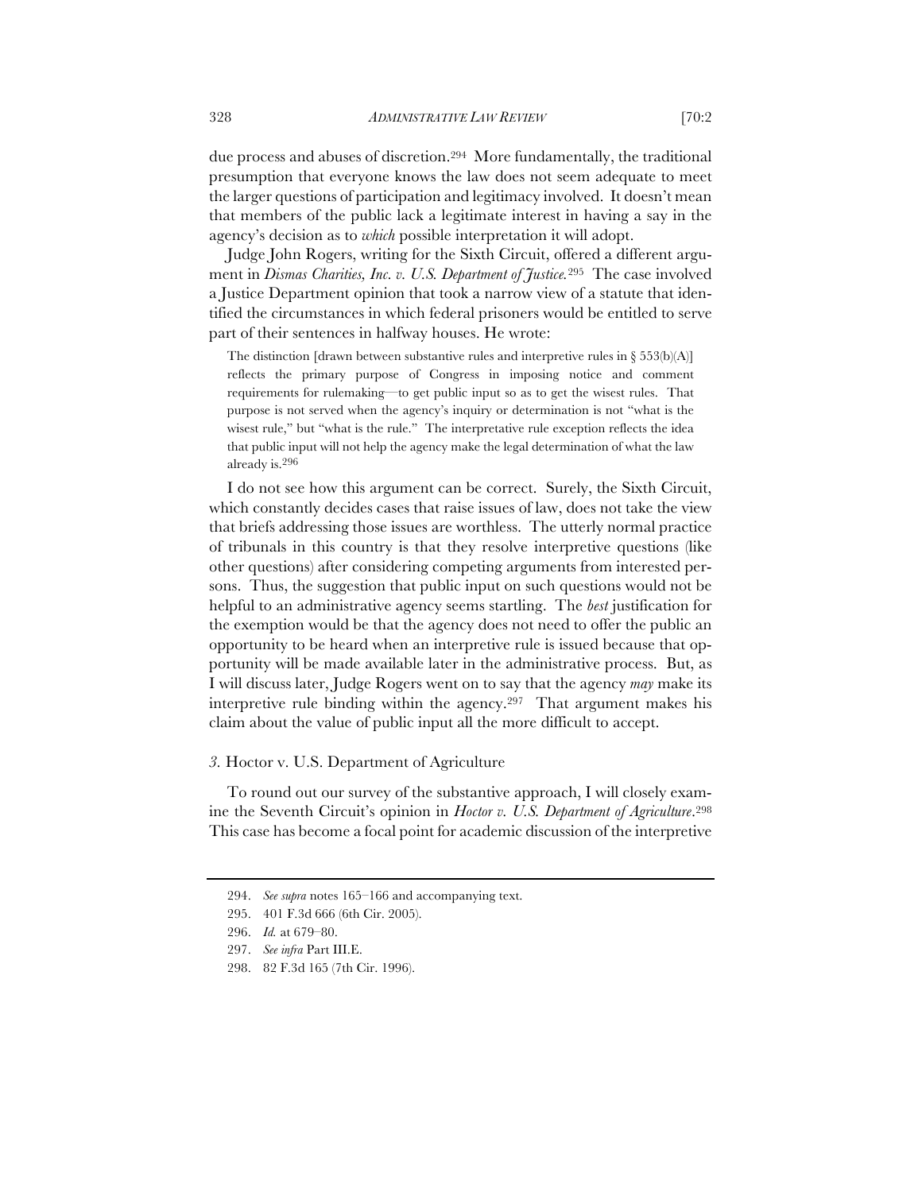due process and abuses of discretion.[294] More fundamentally, the traditional presumption that everyone knows the law does not seem adequate to meet the larger questions of participation and legitimacy involved. It doesn't mean that members of the public lack a legitimate interest in having a say in the agency's decision as to *which* possible interpretation it will adopt.

Judge John Rogers, writing for the Sixth Circuit, offered a different argument in *Dismas Charities, Inc. v. U.S. Department of Justice.*[295] The case involved a Justice Department opinion that took a narrow view of a statute that identified the circumstances in which federal prisoners would be entitled to serve part of their sentences in halfway houses. He wrote:

> The distinction [drawn between substantive rules and interpretive rules in § 553(b)(A)] reflects the primary purpose of Congress in imposing notice and comment requirements for rulemaking—to get public input so as to get the wisest rules. That purpose is not served when the agency's inquiry or determination is not "what is the wisest rule," but "what is the rule." The interpretative rule exception reflects the idea that public input will not help the agency make the legal determination of what the law already is.[296]

I do not see how this argument can be correct. Surely, the Sixth Circuit, which constantly decides cases that raise issues of law, does not take the view that briefs addressing those issues are worthless. The utterly normal practice of tribunals in this country is that they resolve interpretive questions (like other questions) after considering competing arguments from interested persons. Thus, the suggestion that public input on such questions would not be helpful to an administrative agency seems startling. The *best* justification for the exemption would be that the agency does not need to offer the public an opportunity to be heard when an interpretive rule is issued because that opportunity will be made available later in the administrative process. But, as I will discuss later, Judge Rogers went on to say that the agency *may* make its interpretive rule binding within the agency.[297] That argument makes his claim about the value of public input all the more difficult to accept.

### *3.* Hoctor v. U.S. Department of Agriculture

To round out our survey of the substantive approach, I will closely examine the Seventh Circuit's opinion in *Hoctor v. U.S. Department of Agriculture*.[298] This case has become a focal point for academic discussion of the interpretive

---

294. *See supra* notes 165–166 and accompanying text.

295. 401 F.3d 666 (6th Cir. 2005).

296. *Id.* at 679–80.

297. *See infra* Part III.E.

298. 82 F.3d 165 (7th Cir. 1996).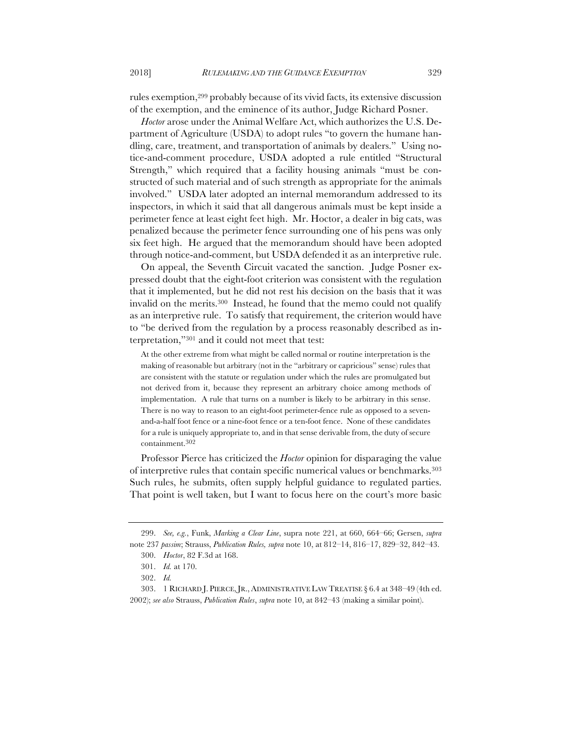rules exemption,[299] probably because of its vivid facts, its extensive discussion of the exemption, and the eminence of its author, Judge Richard Posner.

*Hoctor* arose under the Animal Welfare Act, which authorizes the U.S. Department of Agriculture (USDA) to adopt rules "to govern the humane handling, care, treatment, and transportation of animals by dealers." Using notice-and-comment procedure, USDA adopted a rule entitled "Structural Strength," which required that a facility housing animals "must be constructed of such material and of such strength as appropriate for the animals involved." USDA later adopted an internal memorandum addressed to its inspectors, in which it said that all dangerous animals must be kept inside a perimeter fence at least eight feet high. Mr. Hoctor, a dealer in big cats, was penalized because the perimeter fence surrounding one of his pens was only six feet high. He argued that the memorandum should have been adopted through notice-and-comment, but USDA defended it as an interpretive rule.

On appeal, the Seventh Circuit vacated the sanction. Judge Posner expressed doubt that the eight-foot criterion was consistent with the regulation that it implemented, but he did not rest his decision on the basis that it was invalid on the merits.[300] Instead, he found that the memo could not qualify as an interpretive rule. To satisfy that requirement, the criterion would have to "be derived from the regulation by a process reasonably described as interpretation,"[301] and it could not meet that test:

> At the other extreme from what might be called normal or routine interpretation is the making of reasonable but arbitrary (not in the "arbitrary or capricious" sense) rules that are consistent with the statute or regulation under which the rules are promulgated but not derived from it, because they represent an arbitrary choice among methods of implementation. A rule that turns on a number is likely to be arbitrary in this sense. There is no way to reason to an eight-foot perimeter-fence rule as opposed to a seven-and-a-half foot fence or a nine-foot fence or a ten-foot fence. None of these candidates for a rule is uniquely appropriate to, and in that sense derivable from, the duty of secure containment.[302]

Professor Pierce has criticized the *Hoctor* opinion for disparaging the value of interpretive rules that contain specific numerical values or benchmarks.[303] Such rules, he submits, often supply helpful guidance to regulated parties. That point is well taken, but I want to focus here on the court's more basic

---

299. *See, e.g.*, Funk, *Marking a Clear Line*, supra note 221, at 660, 664–66; Gersen, *supra* note 237 *passim*; Strauss, *Publication Rules, supra* note 10, at 812–14, 816–17, 829–32, 842–43.

300. *Hoctor*, 82 F.3d at 168.

301. *Id.* at 170.

302. *Id.*

303. 1 RICHARD J. PIERCE, JR., ADMINISTRATIVE LAW TREATISE § 6.4 at 348–49 (4th ed. 2002); *see also* Strauss, *Publication Rules*, *supra* note 10, at 842–43 (making a similar point).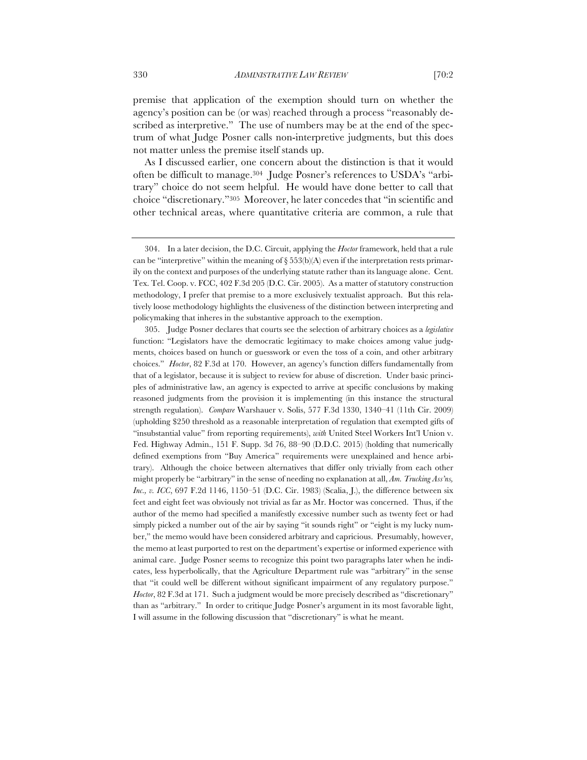premise that application of the exemption should turn on whether the agency's position can be (or was) reached through a process "reasonably described as interpretive." The use of numbers may be at the end of the spectrum of what Judge Posner calls non-interpretive judgments, but this does not matter unless the premise itself stands up.

As I discussed earlier, one concern about the distinction is that it would often be difficult to manage.[304] Judge Posner's references to USDA's "arbitrary" choice do not seem helpful. He would have done better to call that choice "discretionary."[305] Moreover, he later concedes that "in scientific and other technical areas, where quantitative criteria are common, a rule that

---

304. In a later decision, the D.C. Circuit, applying the *Hoctor* framework, held that a rule can be "interpretive" within the meaning of § 553(b)(A) even if the interpretation rests primarily on the context and purposes of the underlying statute rather than its language alone. Cent. Tex. Tel. Coop. v. FCC, 402 F.3d 205 (D.C. Cir. 2005). As a matter of statutory construction methodology, I prefer that premise to a more exclusively textualist approach. But this relatively loose methodology highlights the elusiveness of the distinction between interpreting and policymaking that inheres in the substantive approach to the exemption.

305. Judge Posner declares that courts see the selection of arbitrary choices as a *legislative* function: "Legislators have the democratic legitimacy to make choices among value judgments, choices based on hunch or guesswork or even the toss of a coin, and other arbitrary choices." *Hoctor*, 82 F.3d at 170. However, an agency's function differs fundamentally from that of a legislator, because it is subject to review for abuse of discretion. Under basic principles of administrative law, an agency is expected to arrive at specific conclusions by making reasoned judgments from the provision it is implementing (in this instance the structural strength regulation). *Compare* Warshauer v. Solis, 577 F.3d 1330, 1340–41 (11th Cir. 2009) (upholding $250 threshold as a reasonable interpretation of regulation that exempted gifts of "insubstantial value" from reporting requirements), *with* United Steel Workers Int'l Union v. Fed. Highway Admin., 151 F. Supp. 3d 76, 88–90 (D.D.C. 2015) (holding that numerically defined exemptions from "Buy America" requirements were unexplained and hence arbitrary). Although the choice between alternatives that differ only trivially from each other might properly be "arbitrary" in the sense of needing no explanation at all, *Am. Trucking Ass'ns, Inc., v. ICC*, 697 F.2d 1146, 1150–51 (D.C. Cir. 1983) (Scalia, J.), the difference between six feet and eight feet was obviously not trivial as far as Mr. Hoctor was concerned. Thus, if the author of the memo had specified a manifestly excessive number such as twenty feet or had simply picked a number out of the air by saying "it sounds right" or "eight is my lucky number," the memo would have been considered arbitrary and capricious. Presumably, however, the memo at least purported to rest on the department's expertise or informed experience with animal care. Judge Posner seems to recognize this point two paragraphs later when he indicates, less hyperbolically, that the Agriculture Department rule was "arbitrary" in the sense that "it could well be different without significant impairment of any regulatory purpose." *Hoctor*, 82 F.3d at 171. Such a judgment would be more precisely described as "discretionary" than as "arbitrary." In order to critique Judge Posner's argument in its most favorable light, I will assume in the following discussion that "discretionary" is what he meant.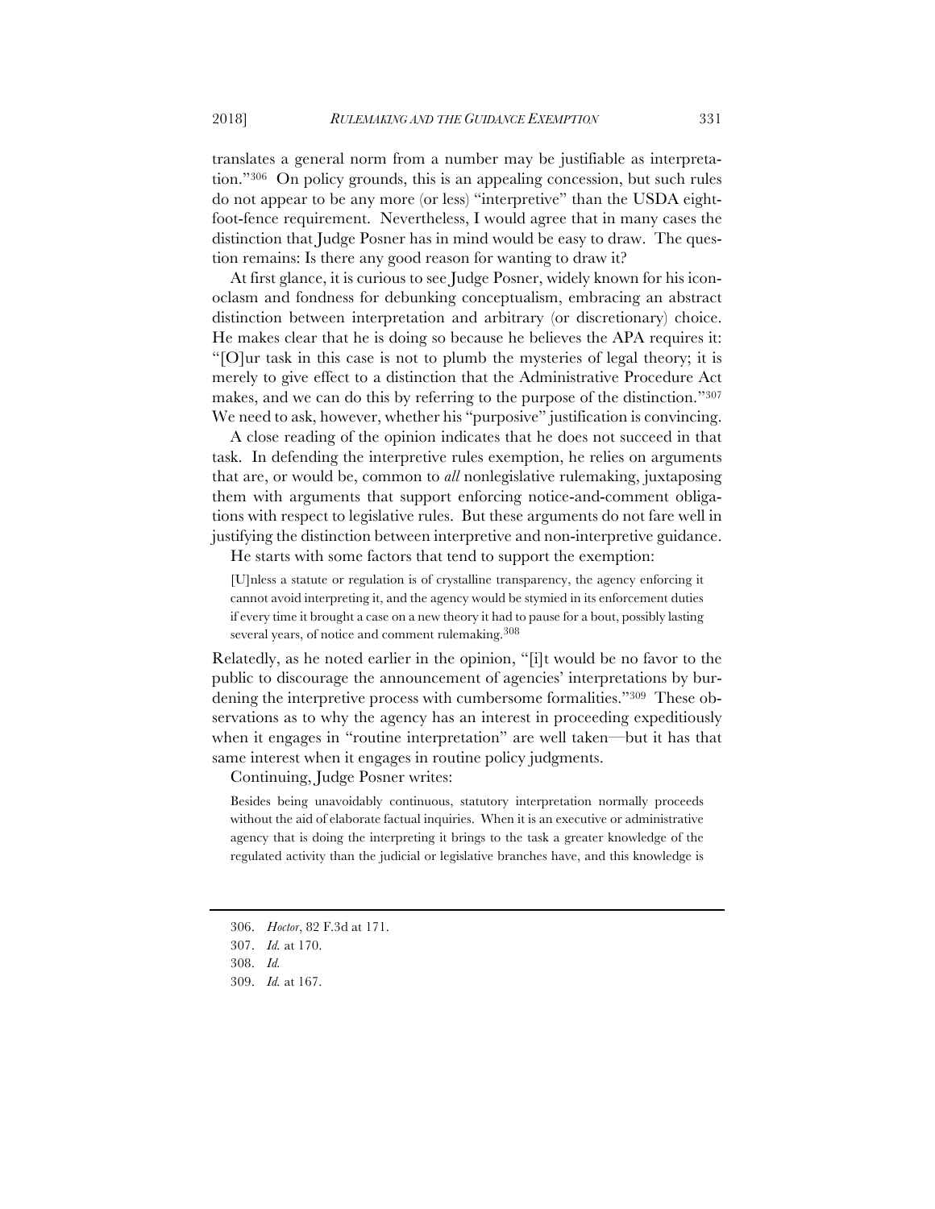translates a general norm from a number may be justifiable as interpretation."[306] On policy grounds, this is an appealing concession, but such rules do not appear to be any more (or less) "interpretive" than the USDA eight-foot-fence requirement. Nevertheless, I would agree that in many cases the distinction that Judge Posner has in mind would be easy to draw. The question remains: Is there any good reason for wanting to draw it?

At first glance, it is curious to see Judge Posner, widely known for his iconoclasm and fondness for debunking conceptualism, embracing an abstract distinction between interpretation and arbitrary (or discretionary) choice. He makes clear that he is doing so because he believes the APA requires it: "[O]ur task in this case is not to plumb the mysteries of legal theory; it is merely to give effect to a distinction that the Administrative Procedure Act makes, and we can do this by referring to the purpose of the distinction."[307] We need to ask, however, whether his "purposive" justification is convincing.

A close reading of the opinion indicates that he does not succeed in that task. In defending the interpretive rules exemption, he relies on arguments that are, or would be, common to *all* nonlegislative rulemaking, juxtaposing them with arguments that support enforcing notice-and-comment obligations with respect to legislative rules. But these arguments do not fare well in justifying the distinction between interpretive and non-interpretive guidance.

He starts with some factors that tend to support the exemption:

> [U]nless a statute or regulation is of crystalline transparency, the agency enforcing it cannot avoid interpreting it, and the agency would be stymied in its enforcement duties if every time it brought a case on a new theory it had to pause for a bout, possibly lasting several years, of notice and comment rulemaking.[308]

Relatedly, as he noted earlier in the opinion, "[i]t would be no favor to the public to discourage the announcement of agencies' interpretations by burdening the interpretive process with cumbersome formalities."[309] These observations as to why the agency has an interest in proceeding expeditiously when it engages in "routine interpretation" are well taken—but it has that same interest when it engages in routine policy judgments.

Continuing, Judge Posner writes:

> Besides being unavoidably continuous, statutory interpretation normally proceeds without the aid of elaborate factual inquiries. When it is an executive or administrative agency that is doing the interpreting it brings to the task a greater knowledge of the regulated activity than the judicial or legislative branches have, and this knowledge is

---

306. *Hoctor*, 82 F.3d at 171.

307. *Id.* at 170.

308. *Id.*

309. *Id.* at 167.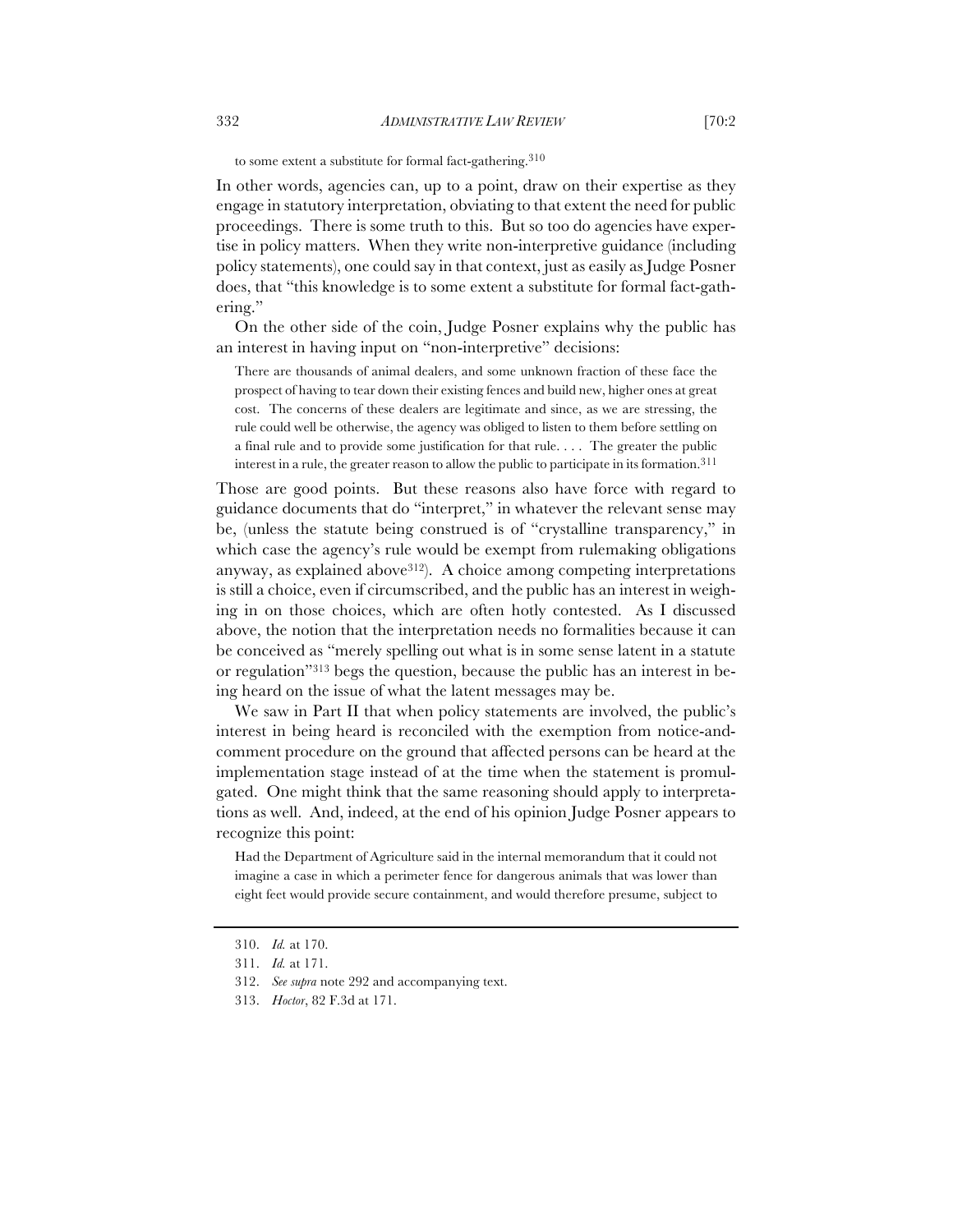> to some extent a substitute for formal fact-gathering.[310]

In other words, agencies can, up to a point, draw on their expertise as they engage in statutory interpretation, obviating to that extent the need for public proceedings. There is some truth to this. But so too do agencies have expertise in policy matters. When they write non-interpretive guidance (including policy statements), one could say in that context, just as easily as Judge Posner does, that "this knowledge is to some extent a substitute for formal fact-gathering."

On the other side of the coin, Judge Posner explains why the public has an interest in having input on "non-interpretive" decisions:

> There are thousands of animal dealers, and some unknown fraction of these face the prospect of having to tear down their existing fences and build new, higher ones at great cost. The concerns of these dealers are legitimate and since, as we are stressing, the rule could well be otherwise, the agency was obliged to listen to them before settling on a final rule and to provide some justification for that rule. . . . The greater the public interest in a rule, the greater reason to allow the public to participate in its formation.[311]

Those are good points. But these reasons also have force with regard to guidance documents that do "interpret," in whatever the relevant sense may be, (unless the statute being construed is of "crystalline transparency," in which case the agency's rule would be exempt from rulemaking obligations anyway, as explained above[312]). A choice among competing interpretations is still a choice, even if circumscribed, and the public has an interest in weighing in on those choices, which are often hotly contested. As I discussed above, the notion that the interpretation needs no formalities because it can be conceived as "merely spelling out what is in some sense latent in a statute or regulation"[313] begs the question, because the public has an interest in being heard on the issue of what the latent messages may be.

We saw in Part II that when policy statements are involved, the public's interest in being heard is reconciled with the exemption from notice-and-comment procedure on the ground that affected persons can be heard at the implementation stage instead of at the time when the statement is promulgated. One might think that the same reasoning should apply to interpretations as well. And, indeed, at the end of his opinion Judge Posner appears to recognize this point:

> Had the Department of Agriculture said in the internal memorandum that it could not imagine a case in which a perimeter fence for dangerous animals that was lower than eight feet would provide secure containment, and would therefore presume, subject to

---

310. *Id.* at 170.

311. *Id.* at 171.

312. *See supra* note 292 and accompanying text.

313. *Hoctor*, 82 F.3d at 171.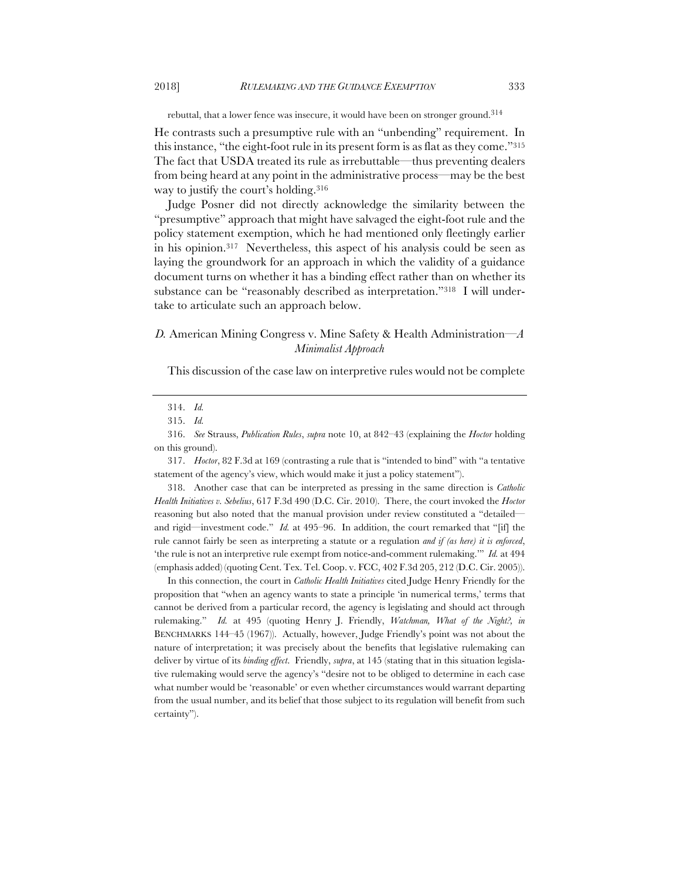rebuttal, that a lower fence was insecure, it would have been on stronger ground.[314]

He contrasts such a presumptive rule with an "unbending" requirement. In this instance, "the eight-foot rule in its present form is as flat as they come."[315] The fact that USDA treated its rule as irrebuttable—thus preventing dealers from being heard at any point in the administrative process—may be the best way to justify the court's holding.[316]

Judge Posner did not directly acknowledge the similarity between the "presumptive" approach that might have salvaged the eight-foot rule and the policy statement exemption, which he had mentioned only fleetingly earlier in his opinion.[317] Nevertheless, this aspect of his analysis could be seen as laying the groundwork for an approach in which the validity of a guidance document turns on whether it has a binding effect rather than on whether its substance can be "reasonably described as interpretation."[318] I will undertake to articulate such an approach below.

### *D.* American Mining Congress v. Mine Safety & Health Administration—*A Minimalist Approach*

This discussion of the case law on interpretive rules would not be complete

---

314. *Id.*

315. *Id.*

316. *See* Strauss, *Publication Rules*, *supra* note 10, at 842–43 (explaining the *Hoctor* holding on this ground).

317. *Hoctor*, 82 F.3d at 169 (contrasting a rule that is "intended to bind" with "a tentative statement of the agency's view, which would make it just a policy statement").

318. Another case that can be interpreted as pressing in the same direction is *Catholic Health Initiatives v. Sebelius*, 617 F.3d 490 (D.C. Cir. 2010). There, the court invoked the *Hoctor* reasoning but also noted that the manual provision under review constituted a "detailed—and rigid—investment code." *Id.* at 495–96. In addition, the court remarked that "[if] the rule cannot fairly be seen as interpreting a statute or a regulation *and if (as here) it is enforced*, 'the rule is not an interpretive rule exempt from notice-and-comment rulemaking.'" *Id.* at 494 (emphasis added) (quoting Cent. Tex. Tel. Coop. v. FCC, 402 F.3d 205, 212 (D.C. Cir. 2005)).

In this connection, the court in *Catholic Health Initiatives* cited Judge Henry Friendly for the proposition that "when an agency wants to state a principle 'in numerical terms,' terms that cannot be derived from a particular record, the agency is legislating and should act through rulemaking." *Id.* at 495 (quoting Henry J. Friendly, *Watchman, What of the Night?*, *in* BENCHMARKS 144–45 (1967)). Actually, however, Judge Friendly's point was not about the nature of interpretation; it was precisely about the benefits that legislative rulemaking can deliver by virtue of its *binding effect*. Friendly, *supra*, at 145 (stating that in this situation legislative rulemaking would serve the agency's "desire not to be obliged to determine in each case what number would be 'reasonable' or even whether circumstances would warrant departing from the usual number, and its belief that those subject to its regulation will benefit from such certainty").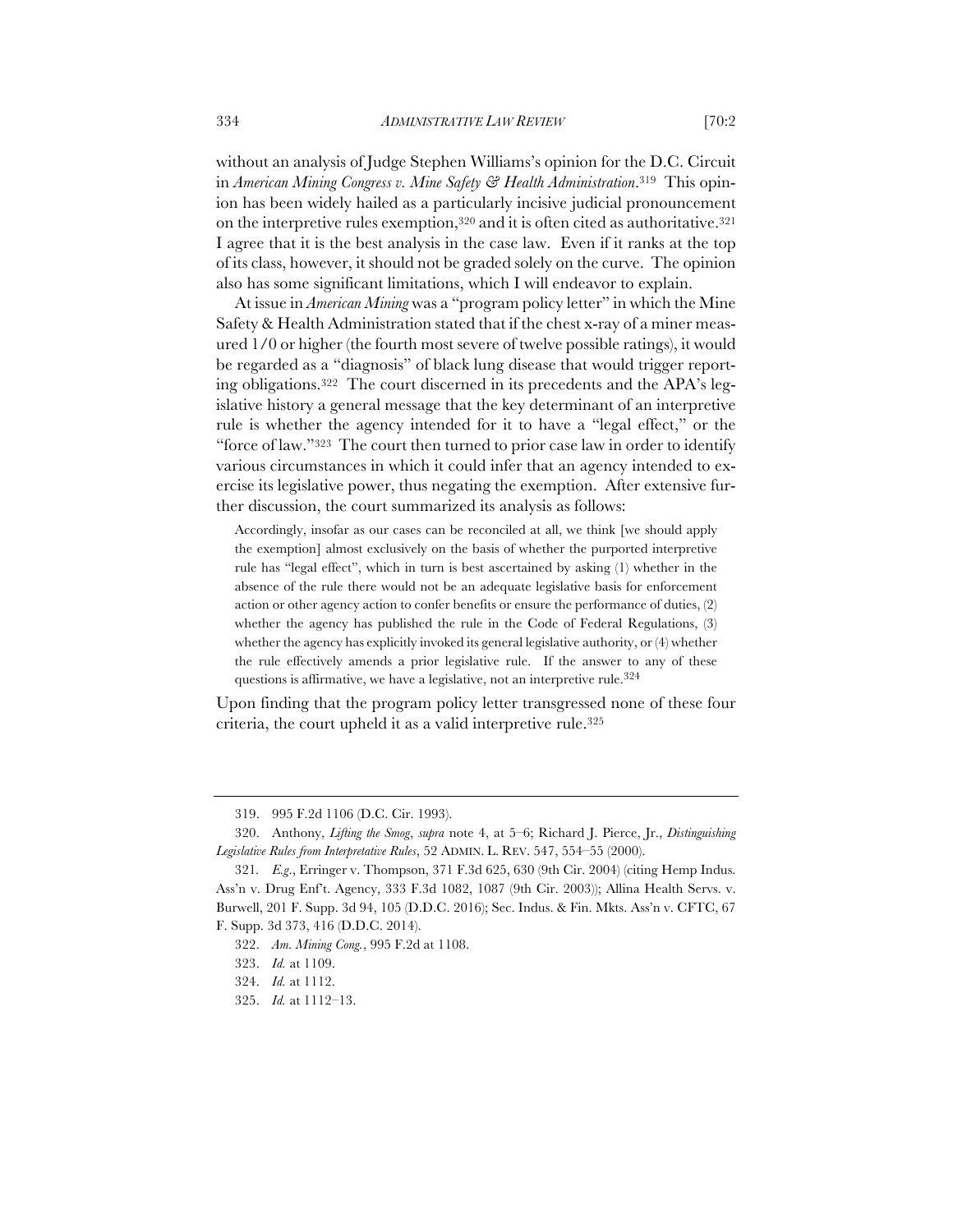without an analysis of Judge Stephen Williams's opinion for the D.C. Circuit in *American Mining Congress v. Mine Safety & Health Administration*.[319] This opinion has been widely hailed as a particularly incisive judicial pronouncement on the interpretive rules exemption,[320] and it is often cited as authoritative.[321] I agree that it is the best analysis in the case law. Even if it ranks at the top of its class, however, it should not be graded solely on the curve. The opinion also has some significant limitations, which I will endeavor to explain.

At issue in *American Mining* was a "program policy letter" in which the Mine Safety & Health Administration stated that if the chest x-ray of a miner measured 1/0 or higher (the fourth most severe of twelve possible ratings), it would be regarded as a "diagnosis" of black lung disease that would trigger reporting obligations.[322] The court discerned in its precedents and the APA's legislative history a general message that the key determinant of an interpretive rule is whether the agency intended for it to have a "legal effect," or the "force of law."[323] The court then turned to prior case law in order to identify various circumstances in which it could infer that an agency intended to exercise its legislative power, thus negating the exemption. After extensive further discussion, the court summarized its analysis as follows:

> Accordingly, insofar as our cases can be reconciled at all, we think [we should apply the exemption] almost exclusively on the basis of whether the purported interpretive rule has "legal effect", which in turn is best ascertained by asking (1) whether in the absence of the rule there would not be an adequate legislative basis for enforcement action or other agency action to confer benefits or ensure the performance of duties, (2) whether the agency has published the rule in the Code of Federal Regulations, (3) whether the agency has explicitly invoked its general legislative authority, or (4) whether the rule effectively amends a prior legislative rule. If the answer to any of these questions is affirmative, we have a legislative, not an interpretive rule.[324]

Upon finding that the program policy letter transgressed none of these four criteria, the court upheld it as a valid interpretive rule.[325]

---

319. 995 F.2d 1106 (D.C. Cir. 1993).

320. Anthony, *Lifting the Smog*, *supra* note 4, at 5–6; Richard J. Pierce, Jr., *Distinguishing Legislative Rules from Interpretative Rules*, 52 ADMIN. L. REV. 547, 554–55 (2000).

321. *E.g.*, Erringer v. Thompson, 371 F.3d 625, 630 (9th Cir. 2004) (citing Hemp Indus. Ass'n v. Drug Enf't. Agency, 333 F.3d 1082, 1087 (9th Cir. 2003)); Allina Health Servs. v. Burwell, 201 F. Supp. 3d 94, 105 (D.D.C. 2016); Sec. Indus. & Fin. Mkts. Ass'n v. CFTC, 67 F. Supp. 3d 373, 416 (D.D.C. 2014).

322. *Am. Mining Cong.*, 995 F.2d at 1108.

323. *Id.* at 1109.

324. *Id.* at 1112.

325. *Id.* at 1112–13.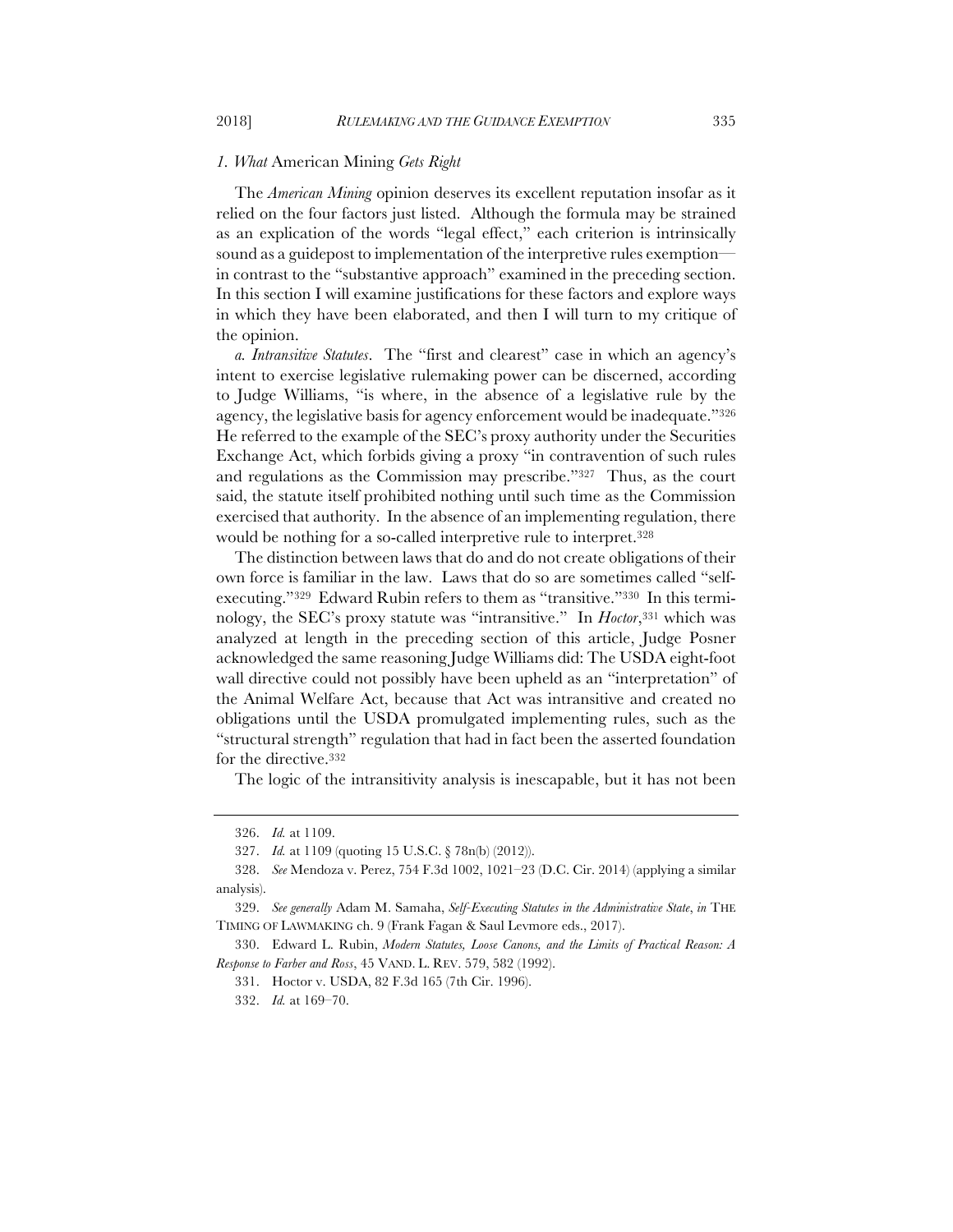### *1. What* American Mining *Gets Right*

The *American Mining* opinion deserves its excellent reputation insofar as it relied on the four factors just listed. Although the formula may be strained as an explication of the words "legal effect," each criterion is intrinsically sound as a guidepost to implementation of the interpretive rules exemption—in contrast to the "substantive approach" examined in the preceding section. In this section I will examine justifications for these factors and explore ways in which they have been elaborated, and then I will turn to my critique of the opinion.

*a. Intransitive Statutes*. The "first and clearest" case in which an agency's intent to exercise legislative rulemaking power can be discerned, according to Judge Williams, "is where, in the absence of a legislative rule by the agency, the legislative basis for agency enforcement would be inadequate."[326] He referred to the example of the SEC's proxy authority under the Securities Exchange Act, which forbids giving a proxy "in contravention of such rules and regulations as the Commission may prescribe."[327] Thus, as the court said, the statute itself prohibited nothing until such time as the Commission exercised that authority. In the absence of an implementing regulation, there would be nothing for a so-called interpretive rule to interpret.[328]

The distinction between laws that do and do not create obligations of their own force is familiar in the law. Laws that do so are sometimes called "self-executing."[329] Edward Rubin refers to them as "transitive."[330] In this terminology, the SEC's proxy statute was "intransitive." In *Hoctor*,[331] which was analyzed at length in the preceding section of this article, Judge Posner acknowledged the same reasoning Judge Williams did: The USDA eight-foot wall directive could not possibly have been upheld as an "interpretation" of the Animal Welfare Act, because that Act was intransitive and created no obligations until the USDA promulgated implementing rules, such as the "structural strength" regulation that had in fact been the asserted foundation for the directive.[332]

The logic of the intransitivity analysis is inescapable, but it has not been

---

326. *Id.* at 1109.

327. *Id.* at 1109 (quoting 15 U.S.C. § 78n(b) (2012)).

328. *See* Mendoza v. Perez, 754 F.3d 1002, 1021–23 (D.C. Cir. 2014) (applying a similar analysis).

329. *See generally* Adam M. Samaha, *Self-Executing Statutes in the Administrative State*, *in* THE TIMING OF LAWMAKING ch. 9 (Frank Fagan & Saul Levmore eds., 2017).

330. Edward L. Rubin, *Modern Statutes, Loose Canons, and the Limits of Practical Reason: A Response to Farber and Ross*, 45 VAND. L. REV. 579, 582 (1992).

331. Hoctor v. USDA, 82 F.3d 165 (7th Cir. 1996).

332. *Id.* at 169–70.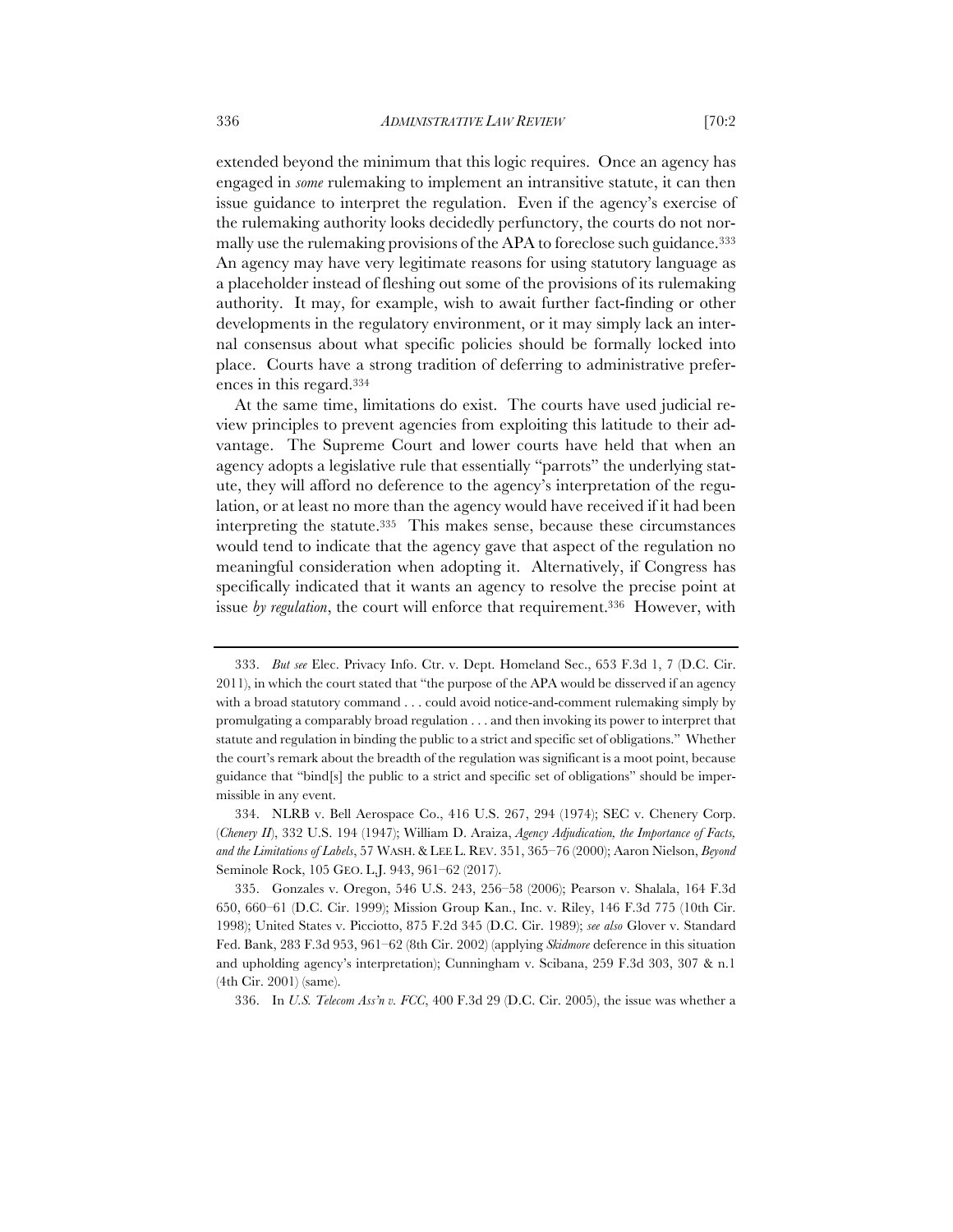extended beyond the minimum that this logic requires. Once an agency has engaged in *some* rulemaking to implement an intransitive statute, it can then issue guidance to interpret the regulation. Even if the agency's exercise of the rulemaking authority looks decidedly perfunctory, the courts do not normally use the rulemaking provisions of the APA to foreclose such guidance.[333] An agency may have very legitimate reasons for using statutory language as a placeholder instead of fleshing out some of the provisions of its rulemaking authority. It may, for example, wish to await further fact-finding or other developments in the regulatory environment, or it may simply lack an internal consensus about what specific policies should be formally locked into place. Courts have a strong tradition of deferring to administrative preferences in this regard.[334]

At the same time, limitations do exist. The courts have used judicial review principles to prevent agencies from exploiting this latitude to their advantage. The Supreme Court and lower courts have held that when an agency adopts a legislative rule that essentially "parrots" the underlying statute, they will afford no deference to the agency's interpretation of the regulation, or at least no more than the agency would have received if it had been interpreting the statute.[335] This makes sense, because these circumstances would tend to indicate that the agency gave that aspect of the regulation no meaningful consideration when adopting it. Alternatively, if Congress has specifically indicated that it wants an agency to resolve the precise point at issue *by regulation*, the court will enforce that requirement.[336] However, with

---

333. *But see* Elec. Privacy Info. Ctr. v. Dept. Homeland Sec., 653 F.3d 1, 7 (D.C. Cir. 2011), in which the court stated that "the purpose of the APA would be disserved if an agency with a broad statutory command . . . could avoid notice-and-comment rulemaking simply by promulgating a comparably broad regulation . . . and then invoking its power to interpret that statute and regulation in binding the public to a strict and specific set of obligations." Whether the court's remark about the breadth of the regulation was significant is a moot point, because guidance that "bind[s] the public to a strict and specific set of obligations" should be impermissible in any event.

334. NLRB v. Bell Aerospace Co., 416 U.S. 267, 294 (1974); SEC v. Chenery Corp. (*Chenery II*), 332 U.S. 194 (1947); William D. Araiza, *Agency Adjudication, the Importance of Facts, and the Limitations of Labels*, 57 WASH. & LEE L. REV. 351, 365–76 (2000); Aaron Nielson, *Beyond* Seminole Rock, 105 GEO. L.J. 943, 961–62 (2017).

335. Gonzales v. Oregon, 546 U.S. 243, 256–58 (2006); Pearson v. Shalala, 164 F.3d 650, 660–61 (D.C. Cir. 1999); Mission Group Kan., Inc. v. Riley, 146 F.3d 775 (10th Cir. 1998); United States v. Picciotto, 875 F.2d 345 (D.C. Cir. 1989); *see also* Glover v. Standard Fed. Bank, 283 F.3d 953, 961–62 (8th Cir. 2002) (applying *Skidmore* deference in this situation and upholding agency's interpretation); Cunningham v. Scibana, 259 F.3d 303, 307 & n.1 (4th Cir. 2001) (same).

336. In *U.S. Telecom Ass'n v. FCC*, 400 F.3d 29 (D.C. Cir. 2005), the issue was whether a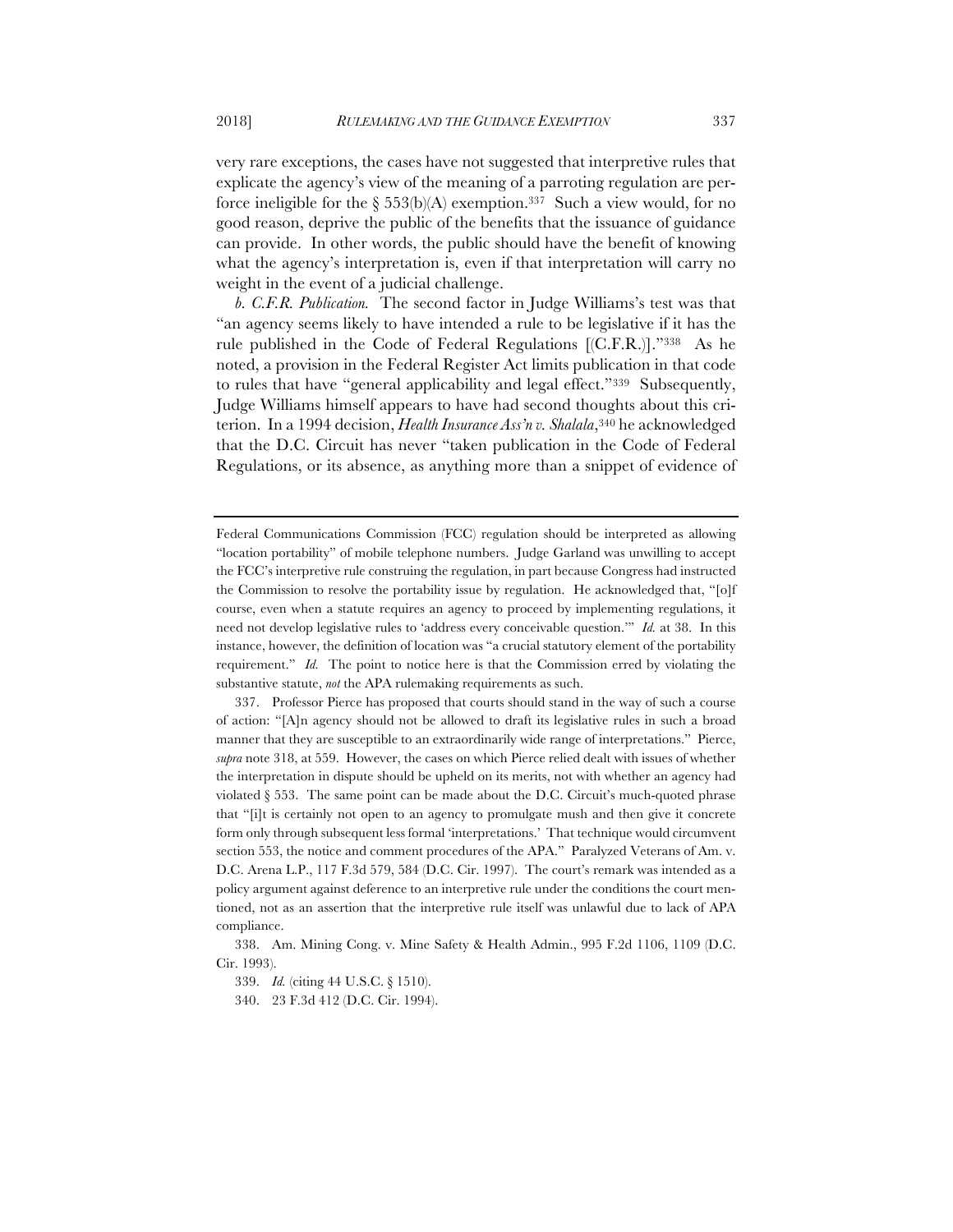very rare exceptions, the cases have not suggested that interpretive rules that explicate the agency's view of the meaning of a parroting regulation are perforce ineligible for the § 553(b)(A) exemption.[337] Such a view would, for no good reason, deprive the public of the benefits that the issuance of guidance can provide. In other words, the public should have the benefit of knowing what the agency's interpretation is, even if that interpretation will carry no weight in the event of a judicial challenge.

*b. C.F.R. Publication.* The second factor in Judge Williams's test was that "an agency seems likely to have intended a rule to be legislative if it has the rule published in the Code of Federal Regulations [(C.F.R.)]."[338] As he noted, a provision in the Federal Register Act limits publication in that code to rules that have "general applicability and legal effect."[339] Subsequently, Judge Williams himself appears to have had second thoughts about this criterion. In a 1994 decision, *Health Insurance Ass'n v. Shalala*,[340] he acknowledged that the D.C. Circuit has never "taken publication in the Code of Federal Regulations, or its absence, as anything more than a snippet of evidence of

---

Federal Communications Commission (FCC) regulation should be interpreted as allowing "location portability" of mobile telephone numbers. Judge Garland was unwilling to accept the FCC's interpretive rule construing the regulation, in part because Congress had instructed the Commission to resolve the portability issue by regulation. He acknowledged that, "[o]f course, even when a statute requires an agency to proceed by implementing regulations, it need not develop legislative rules to 'address every conceivable question.'" *Id.* at 38. In this instance, however, the definition of location was "a crucial statutory element of the portability requirement." *Id.* The point to notice here is that the Commission erred by violating the substantive statute, *not* the APA rulemaking requirements as such.

337. Professor Pierce has proposed that courts should stand in the way of such a course of action: "[A]n agency should not be allowed to draft its legislative rules in such a broad manner that they are susceptible to an extraordinarily wide range of interpretations." Pierce, *supra* note 318, at 559. However, the cases on which Pierce relied dealt with issues of whether the interpretation in dispute should be upheld on its merits, not with whether an agency had violated § 553. The same point can be made about the D.C. Circuit's much-quoted phrase that "[i]t is certainly not open to an agency to promulgate mush and then give it concrete form only through subsequent less formal 'interpretations.' That technique would circumvent section 553, the notice and comment procedures of the APA." Paralyzed Veterans of Am. v. D.C. Arena L.P., 117 F.3d 579, 584 (D.C. Cir. 1997). The court's remark was intended as a policy argument against deference to an interpretive rule under the conditions the court mentioned, not as an assertion that the interpretive rule itself was unlawful due to lack of APA compliance.

338. Am. Mining Cong. v. Mine Safety & Health Admin., 995 F.2d 1106, 1109 (D.C. Cir. 1993).

339. *Id.* (citing 44 U.S.C. § 1510).

340. 23 F.3d 412 (D.C. Cir. 1994).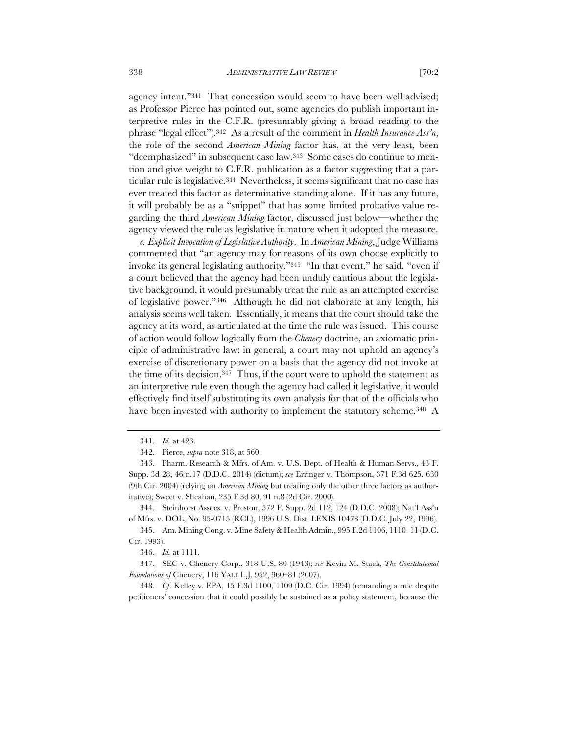agency intent."[341] That concession would seem to have been well advised; as Professor Pierce has pointed out, some agencies do publish important interpretive rules in the C.F.R. (presumably giving a broad reading to the phrase "legal effect").[342] As a result of the comment in *Health Insurance Ass'n*, the role of the second *American Mining* factor has, at the very least, been "deemphasized" in subsequent case law.[343] Some cases do continue to mention and give weight to C.F.R. publication as a factor suggesting that a particular rule is legislative.[344] Nevertheless, it seems significant that no case has ever treated this factor as determinative standing alone. If it has any future, it will probably be as a "snippet" that has some limited probative value regarding the third *American Mining* factor, discussed just below—whether the agency viewed the rule as legislative in nature when it adopted the measure.

*c. Explicit Invocation of Legislative Authority*. In *American Mining*, Judge Williams commented that "an agency may for reasons of its own choose explicitly to invoke its general legislating authority."[345] "In that event," he said, "even if a court believed that the agency had been unduly cautious about the legislative background, it would presumably treat the rule as an attempted exercise of legislative power."[346] Although he did not elaborate at any length, his analysis seems well taken. Essentially, it means that the court should take the agency at its word, as articulated at the time the rule was issued. This course of action would follow logically from the *Chenery* doctrine, an axiomatic principle of administrative law: in general, a court may not uphold an agency's exercise of discretionary power on a basis that the agency did not invoke at the time of its decision.[347] Thus, if the court were to uphold the statement as an interpretive rule even though the agency had called it legislative, it would effectively find itself substituting its own analysis for that of the officials who have been invested with authority to implement the statutory scheme.[348] A

---

341. *Id.* at 423.

342. Pierce, *supra* note 318, at 560.

343. Pharm. Research & Mfrs. of Am. v. U.S. Dept. of Health & Human Servs., 43 F. Supp. 3d 28, 46 n.17 (D.D.C. 2014) (dictum); *see* Erringer v. Thompson, 371 F.3d 625, 630 (9th Cir. 2004) (relying on *American Mining* but treating only the other three factors as authoritative); Sweet v. Sheahan, 235 F.3d 80, 91 n.8 (2d Cir. 2000).

344. Steinhorst Assocs. v. Preston, 572 F. Supp. 2d 112, 124 (D.D.C. 2008); Nat'l Ass'n of Mfrs. v. DOL, No. 95-0715 (RCL), 1996 U.S. Dist. LEXIS 10478 (D.D.C. July 22, 1996).

345. Am. Mining Cong. v. Mine Safety & Health Admin., 995 F.2d 1106, 1110–11 (D.C. Cir. 1993).

346. *Id.* at 1111.

347. SEC v. Chenery Corp., 318 U.S. 80 (1943); *see* Kevin M. Stack, *The Constitutional Foundations of* Chenery, 116 YALE L.J. 952, 960–81 (2007).

348. *Cf.* Kelley v. EPA, 15 F.3d 1100, 1109 (D.C. Cir. 1994) (remanding a rule despite petitioners' concession that it could possibly be sustained as a policy statement, because the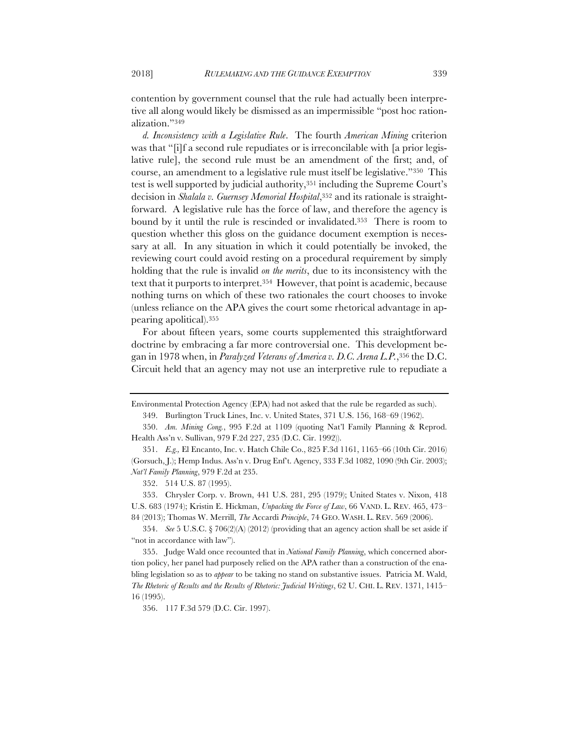contention by government counsel that the rule had actually been interpretive all along would likely be dismissed as an impermissible "post hoc rationalization."[349]

*d. Inconsistency with a Legislative Rule*. The fourth *American Mining* criterion was that "[i]f a second rule repudiates or is irreconcilable with [a prior legislative rule], the second rule must be an amendment of the first; and, of course, an amendment to a legislative rule must itself be legislative."[350] This test is well supported by judicial authority,[351] including the Supreme Court's decision in *Shalala v. Guernsey Memorial Hospital*,[352] and its rationale is straightforward. A legislative rule has the force of law, and therefore the agency is bound by it until the rule is rescinded or invalidated.[353] There is room to question whether this gloss on the guidance document exemption is necessary at all. In any situation in which it could potentially be invoked, the reviewing court could avoid resting on a procedural requirement by simply holding that the rule is invalid *on the merits*, due to its inconsistency with the text that it purports to interpret.[354] However, that point is academic, because nothing turns on which of these two rationales the court chooses to invoke (unless reliance on the APA gives the court some rhetorical advantage in appearing apolitical).[355]

For about fifteen years, some courts supplemented this straightforward doctrine by embracing a far more controversial one. This development began in 1978 when, in *Paralyzed Veterans of America v. D.C. Arena L.P.*,[356] the D.C. Circuit held that an agency may not use an interpretive rule to repudiate a

---

Environmental Protection Agency (EPA) had not asked that the rule be regarded as such).

349. Burlington Truck Lines, Inc. v. United States, 371 U.S. 156, 168–69 (1962).

350. *Am. Mining Cong.*, 995 F.2d at 1109 (quoting Nat'l Family Planning & Reprod. Health Ass'n v. Sullivan, 979 F.2d 227, 235 (D.C. Cir. 1992)).

351. *E.g.,* El Encanto, Inc. v. Hatch Chile Co., 825 F.3d 1161, 1165–66 (10th Cir. 2016) (Gorsuch, J.); Hemp Indus. Ass'n v. Drug Enf't. Agency, 333 F.3d 1082, 1090 (9th Cir. 2003); *Nat'l Family Planning*, 979 F.2d at 235.

352. 514 U.S. 87 (1995).

353. Chrysler Corp. v. Brown, 441 U.S. 281, 295 (1979); United States v. Nixon, 418 U.S. 683 (1974); Kristin E. Hickman, *Unpacking the Force of Law*, 66 VAND. L. REV. 465, 473–84 (2013); Thomas W. Merrill, *The* Accardi *Principle*, 74 GEO. WASH. L. REV. 569 (2006).

354. *See* 5 U.S.C. § 706(2)(A) (2012) (providing that an agency action shall be set aside if "not in accordance with law").

355. Judge Wald once recounted that in *National Family Planning*, which concerned abortion policy, her panel had purposely relied on the APA rather than a construction of the enabling legislation so as to *appear* to be taking no stand on substantive issues. Patricia M. Wald, *The Rhetoric of Results and the Results of Rhetoric: Judicial Writings*, 62 U. CHI. L. REV. 1371, 1415–16 (1995).

356. 117 F.3d 579 (D.C. Cir. 1997).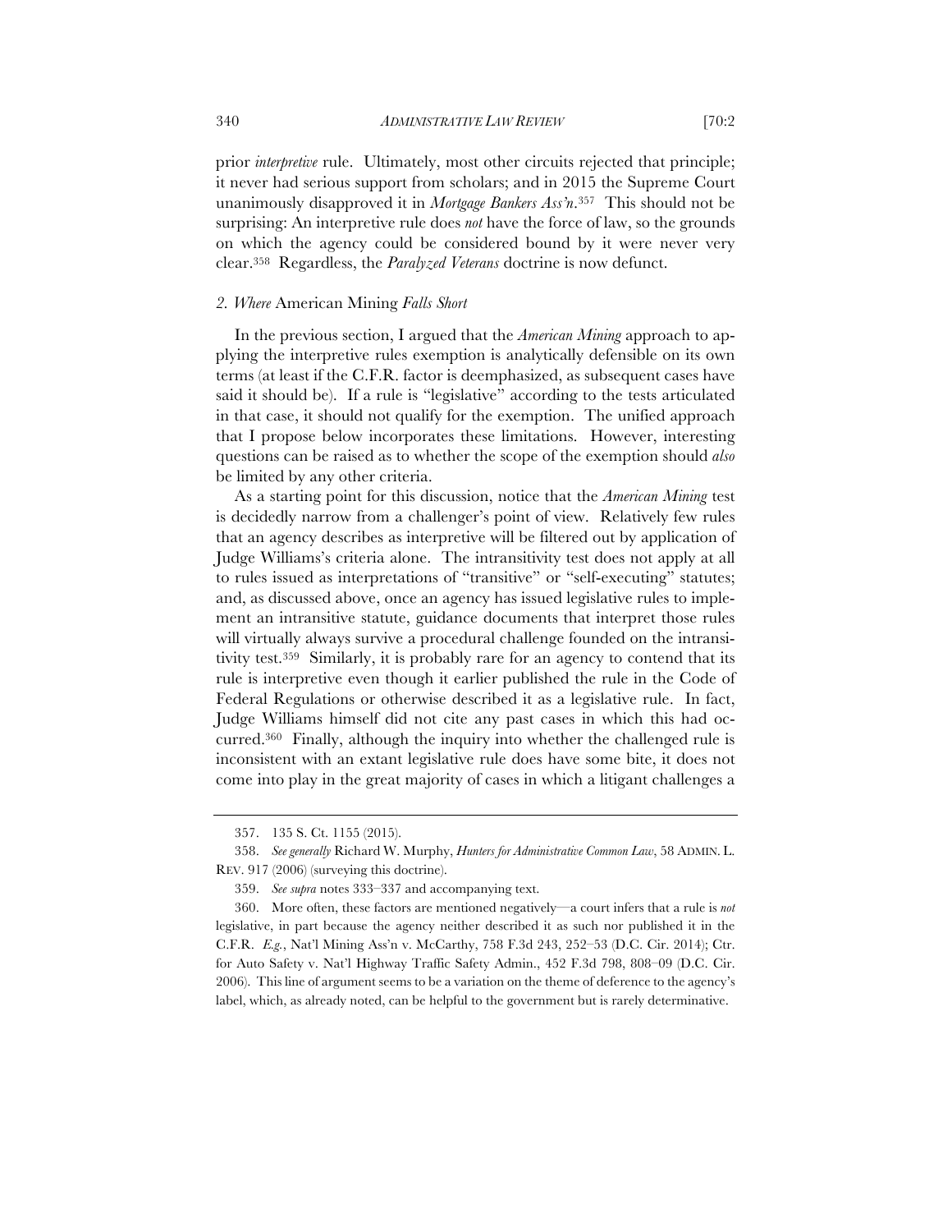prior *interpretive* rule. Ultimately, most other circuits rejected that principle; it never had serious support from scholars; and in 2015 the Supreme Court unanimously disapproved it in *Mortgage Bankers Ass'n*.[357] This should not be surprising: An interpretive rule does *not* have the force of law, so the grounds on which the agency could be considered bound by it were never very clear.[358] Regardless, the *Paralyzed Veterans* doctrine is now defunct.

### 2. *Where* American Mining *Falls Short*

In the previous section, I argued that the *American Mining* approach to applying the interpretive rules exemption is analytically defensible on its own terms (at least if the C.F.R. factor is deemphasized, as subsequent cases have said it should be). If a rule is "legislative" according to the tests articulated in that case, it should not qualify for the exemption. The unified approach that I propose below incorporates these limitations. However, interesting questions can be raised as to whether the scope of the exemption should *also* be limited by any other criteria.

As a starting point for this discussion, notice that the *American Mining* test is decidedly narrow from a challenger's point of view. Relatively few rules that an agency describes as interpretive will be filtered out by application of Judge Williams's criteria alone. The intransitivity test does not apply at all to rules issued as interpretations of "transitive" or "self-executing" statutes; and, as discussed above, once an agency has issued legislative rules to implement an intransitive statute, guidance documents that interpret those rules will virtually always survive a procedural challenge founded on the intransitivity test.[359] Similarly, it is probably rare for an agency to contend that its rule is interpretive even though it earlier published the rule in the Code of Federal Regulations or otherwise described it as a legislative rule. In fact, Judge Williams himself did not cite any past cases in which this had occurred.[360] Finally, although the inquiry into whether the challenged rule is inconsistent with an extant legislative rule does have some bite, it does not come into play in the great majority of cases in which a litigant challenges a

---

357. 135 S. Ct. 1155 (2015).

358. *See generally* Richard W. Murphy, *Hunters for Administrative Common Law*, 58 ADMIN. L. REV. 917 (2006) (surveying this doctrine).

359. *See supra* notes 333–337 and accompanying text.

360. More often, these factors are mentioned negatively—a court infers that a rule is *not* legislative, in part because the agency neither described it as such nor published it in the C.F.R. *E.g.*, Nat'l Mining Ass'n v. McCarthy, 758 F.3d 243, 252–53 (D.C. Cir. 2014); Ctr. for Auto Safety v. Nat'l Highway Traffic Safety Admin., 452 F.3d 798, 808–09 (D.C. Cir. 2006). This line of argument seems to be a variation on the theme of deference to the agency's label, which, as already noted, can be helpful to the government but is rarely determinative.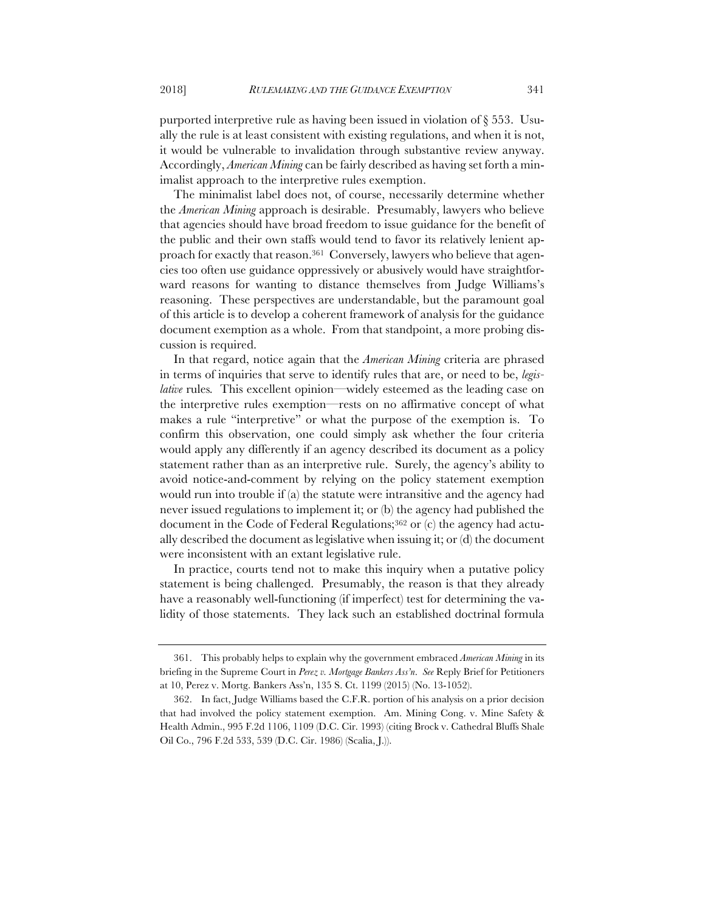purported interpretive rule as having been issued in violation of § 553. Usually the rule is at least consistent with existing regulations, and when it is not, it would be vulnerable to invalidation through substantive review anyway. Accordingly, *American Mining* can be fairly described as having set forth a minimalist approach to the interpretive rules exemption.

The minimalist label does not, of course, necessarily determine whether the *American Mining* approach is desirable. Presumably, lawyers who believe that agencies should have broad freedom to issue guidance for the benefit of the public and their own staffs would tend to favor its relatively lenient approach for exactly that reason.[361] Conversely, lawyers who believe that agencies too often use guidance oppressively or abusively would have straightforward reasons for wanting to distance themselves from Judge Williams's reasoning. These perspectives are understandable, but the paramount goal of this article is to develop a coherent framework of analysis for the guidance document exemption as a whole. From that standpoint, a more probing discussion is required.

In that regard, notice again that the *American Mining* criteria are phrased in terms of inquiries that serve to identify rules that are, or need to be, *legislative* rules. This excellent opinion—widely esteemed as the leading case on the interpretive rules exemption—rests on no affirmative concept of what makes a rule "interpretive" or what the purpose of the exemption is. To confirm this observation, one could simply ask whether the four criteria would apply any differently if an agency described its document as a policy statement rather than as an interpretive rule. Surely, the agency's ability to avoid notice-and-comment by relying on the policy statement exemption would run into trouble if (a) the statute were intransitive and the agency had never issued regulations to implement it; or (b) the agency had published the document in the Code of Federal Regulations;[362] or (c) the agency had actually described the document as legislative when issuing it; or (d) the document were inconsistent with an extant legislative rule.

In practice, courts tend not to make this inquiry when a putative policy statement is being challenged. Presumably, the reason is that they already have a reasonably well-functioning (if imperfect) test for determining the validity of those statements. They lack such an established doctrinal formula

---

361. This probably helps to explain why the government embraced *American Mining* in its briefing in the Supreme Court in *Perez v. Mortgage Bankers Ass'n*. *See* Reply Brief for Petitioners at 10, Perez v. Mortg. Bankers Ass'n, 135 S. Ct. 1199 (2015) (No. 13-1052).

362. In fact, Judge Williams based the C.F.R. portion of his analysis on a prior decision that had involved the policy statement exemption. Am. Mining Cong. v. Mine Safety & Health Admin., 995 F.2d 1106, 1109 (D.C. Cir. 1993) (citing Brock v. Cathedral Bluffs Shale Oil Co., 796 F.2d 533, 539 (D.C. Cir. 1986) (Scalia, J.)).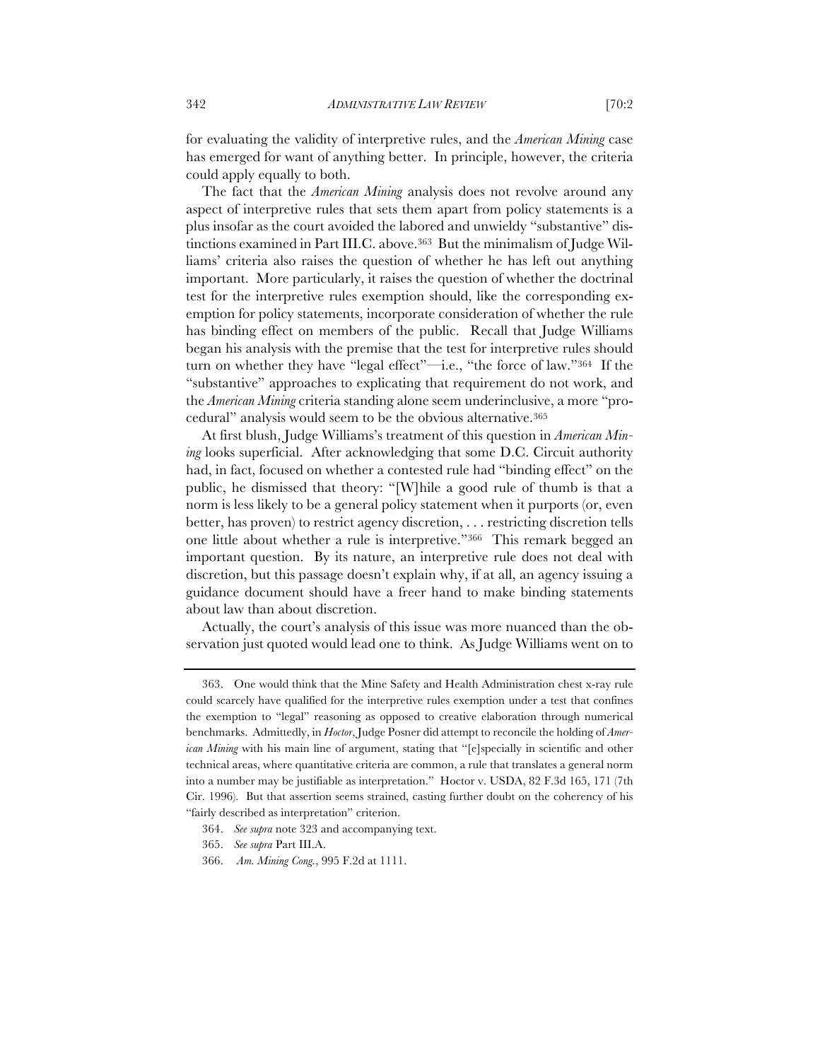for evaluating the validity of interpretive rules, and the *American Mining* case has emerged for want of anything better. In principle, however, the criteria could apply equally to both.

The fact that the *American Mining* analysis does not revolve around any aspect of interpretive rules that sets them apart from policy statements is a plus insofar as the court avoided the labored and unwieldy "substantive" distinctions examined in Part III.C. above.[363] But the minimalism of Judge Williams' criteria also raises the question of whether he has left out anything important. More particularly, it raises the question of whether the doctrinal test for the interpretive rules exemption should, like the corresponding exemption for policy statements, incorporate consideration of whether the rule has binding effect on members of the public. Recall that Judge Williams began his analysis with the premise that the test for interpretive rules should turn on whether they have "legal effect"—i.e., "the force of law."[364] If the "substantive" approaches to explicating that requirement do not work, and the *American Mining* criteria standing alone seem underinclusive, a more "procedural" analysis would seem to be the obvious alternative.[365]

At first blush, Judge Williams's treatment of this question in *American Mining* looks superficial. After acknowledging that some D.C. Circuit authority had, in fact, focused on whether a contested rule had "binding effect" on the public, he dismissed that theory: "[W]hile a good rule of thumb is that a norm is less likely to be a general policy statement when it purports (or, even better, has proven) to restrict agency discretion, . . . restricting discretion tells one little about whether a rule is interpretive."[366] This remark begged an important question. By its nature, an interpretive rule does not deal with discretion, but this passage doesn't explain why, if at all, an agency issuing a guidance document should have a freer hand to make binding statements about law than about discretion.

Actually, the court's analysis of this issue was more nuanced than the observation just quoted would lead one to think. As Judge Williams went on to

---

363. One would think that the Mine Safety and Health Administration chest x-ray rule could scarcely have qualified for the interpretive rules exemption under a test that confines the exemption to "legal" reasoning as opposed to creative elaboration through numerical benchmarks. Admittedly, in *Hoctor*, Judge Posner did attempt to reconcile the holding of *American Mining* with his main line of argument, stating that "[e]specially in scientific and other technical areas, where quantitative criteria are common, a rule that translates a general norm into a number may be justifiable as interpretation." Hoctor v. USDA, 82 F.3d 165, 171 (7th Cir. 1996). But that assertion seems strained, casting further doubt on the coherency of his "fairly described as interpretation" criterion.

364. *See supra* note 323 and accompanying text.

365. *See supra* Part III.A.

366. *Am. Mining Cong.*, 995 F.2d at 1111.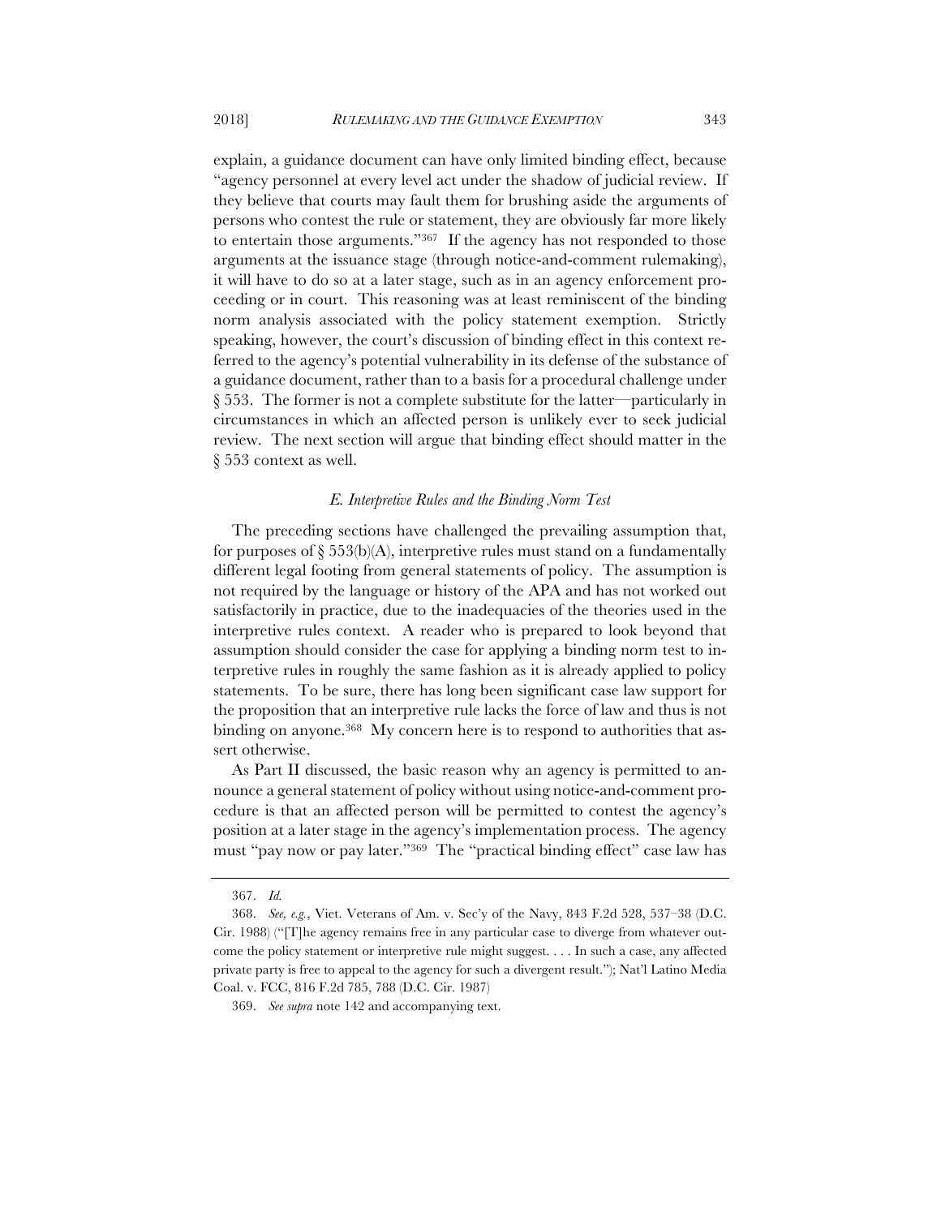explain, a guidance document can have only limited binding effect, because "agency personnel at every level act under the shadow of judicial review. If they believe that courts may fault them for brushing aside the arguments of persons who contest the rule or statement, they are obviously far more likely to entertain those arguments."[367] If the agency has not responded to those arguments at the issuance stage (through notice-and-comment rulemaking), it will have to do so at a later stage, such as in an agency enforcement proceeding or in court. This reasoning was at least reminiscent of the binding norm analysis associated with the policy statement exemption. Strictly speaking, however, the court's discussion of binding effect in this context referred to the agency's potential vulnerability in its defense of the substance of a guidance document, rather than to a basis for a procedural challenge under § 553. The former is not a complete substitute for the latter—particularly in circumstances in which an affected person is unlikely ever to seek judicial review. The next section will argue that binding effect should matter in the § 553 context as well.

### *E. Interpretive Rules and the Binding Norm Test*

The preceding sections have challenged the prevailing assumption that, for purposes of § 553(b)(A), interpretive rules must stand on a fundamentally different legal footing from general statements of policy. The assumption is not required by the language or history of the APA and has not worked out satisfactorily in practice, due to the inadequacies of the theories used in the interpretive rules context. A reader who is prepared to look beyond that assumption should consider the case for applying a binding norm test to interpretive rules in roughly the same fashion as it is already applied to policy statements. To be sure, there has long been significant case law support for the proposition that an interpretive rule lacks the force of law and thus is not binding on anyone.[368] My concern here is to respond to authorities that assert otherwise.

As Part II discussed, the basic reason why an agency is permitted to announce a general statement of policy without using notice-and-comment procedure is that an affected person will be permitted to contest the agency's position at a later stage in the agency's implementation process. The agency must "pay now or pay later."[369] The "practical binding effect" case law has

---

367. *Id.*

368. *See, e.g.*, Viet. Veterans of Am. v. Sec'y of the Navy, 843 F.2d 528, 537–38 (D.C. Cir. 1988) ("[T]he agency remains free in any particular case to diverge from whatever outcome the policy statement or interpretive rule might suggest. . . . In such a case, any affected private party is free to appeal to the agency for such a divergent result."); Nat'l Latino Media Coal. v. FCC, 816 F.2d 785, 788 (D.C. Cir. 1987)

369. *See supra* note 142 and accompanying text.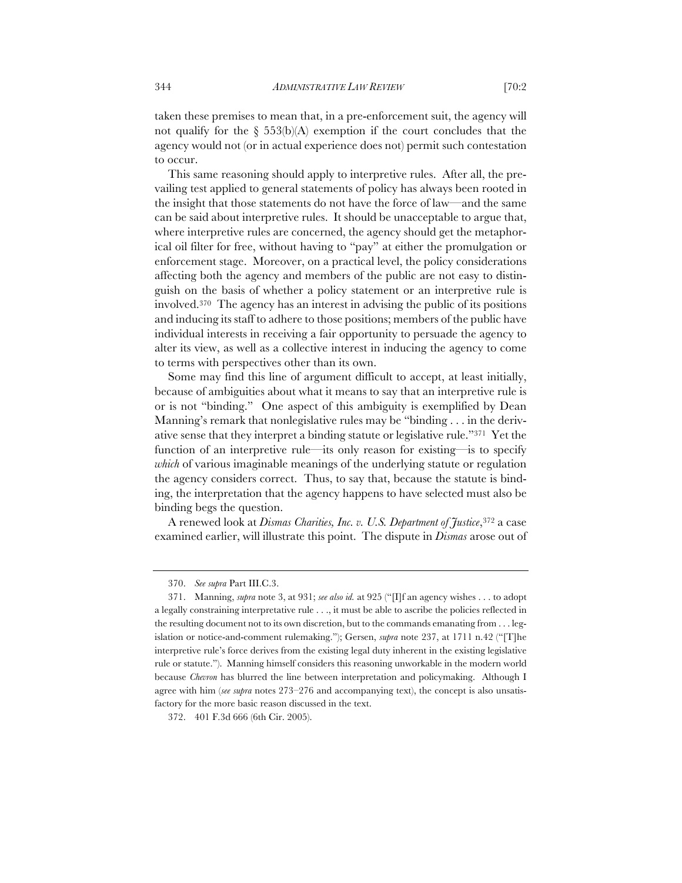taken these premises to mean that, in a pre-enforcement suit, the agency will not qualify for the § 553(b)(A) exemption if the court concludes that the agency would not (or in actual experience does not) permit such contestation to occur.

This same reasoning should apply to interpretive rules. After all, the prevailing test applied to general statements of policy has always been rooted in the insight that those statements do not have the force of law—and the same can be said about interpretive rules. It should be unacceptable to argue that, where interpretive rules are concerned, the agency should get the metaphorical oil filter for free, without having to "pay" at either the promulgation or enforcement stage. Moreover, on a practical level, the policy considerations affecting both the agency and members of the public are not easy to distinguish on the basis of whether a policy statement or an interpretive rule is involved.[370] The agency has an interest in advising the public of its positions and inducing its staff to adhere to those positions; members of the public have individual interests in receiving a fair opportunity to persuade the agency to alter its view, as well as a collective interest in inducing the agency to come to terms with perspectives other than its own.

Some may find this line of argument difficult to accept, at least initially, because of ambiguities about what it means to say that an interpretive rule is or is not "binding." One aspect of this ambiguity is exemplified by Dean Manning's remark that nonlegislative rules may be "binding . . . in the derivative sense that they interpret a binding statute or legislative rule."[371] Yet the function of an interpretive rule—its only reason for existing—is to specify *which* of various imaginable meanings of the underlying statute or regulation the agency considers correct. Thus, to say that, because the statute is binding, the interpretation that the agency happens to have selected must also be binding begs the question.

A renewed look at *Dismas Charities, Inc. v. U.S. Department of Justice*,[372] a case examined earlier, will illustrate this point. The dispute in *Dismas* arose out of

---

370. *See supra* Part III.C.3.

371. Manning, *supra* note 3, at 931; *see also id.* at 925 ("[I]f an agency wishes . . . to adopt a legally constraining interpretative rule . . ., it must be able to ascribe the policies reflected in the resulting document not to its own discretion, but to the commands emanating from . . . legislation or notice-and-comment rulemaking."); Gersen, *supra* note 237, at 1711 n.42 ("[T]he interpretive rule's force derives from the existing legal duty inherent in the existing legislative rule or statute."). Manning himself considers this reasoning unworkable in the modern world because *Chevron* has blurred the line between interpretation and policymaking. Although I agree with him (*see supra* notes 273–276 and accompanying text), the concept is also unsatisfactory for the more basic reason discussed in the text.

372. 401 F.3d 666 (6th Cir. 2005).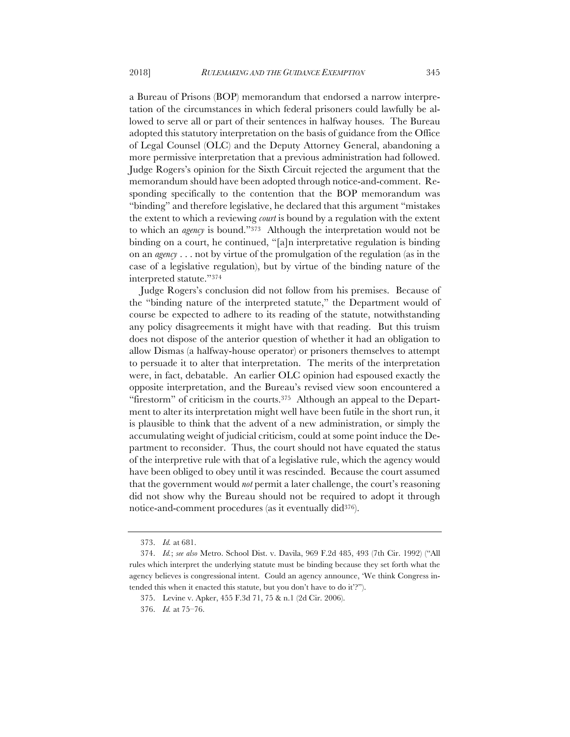a Bureau of Prisons (BOP) memorandum that endorsed a narrow interpretation of the circumstances in which federal prisoners could lawfully be allowed to serve all or part of their sentences in halfway houses. The Bureau adopted this statutory interpretation on the basis of guidance from the Office of Legal Counsel (OLC) and the Deputy Attorney General, abandoning a more permissive interpretation that a previous administration had followed. Judge Rogers's opinion for the Sixth Circuit rejected the argument that the memorandum should have been adopted through notice-and-comment. Responding specifically to the contention that the BOP memorandum was "binding" and therefore legislative, he declared that this argument "mistakes the extent to which a reviewing *court* is bound by a regulation with the extent to which an *agency* is bound."[373] Although the interpretation would not be binding on a court, he continued, "[a]n interpretative regulation is binding on an *agency* . . . not by virtue of the promulgation of the regulation (as in the case of a legislative regulation), but by virtue of the binding nature of the interpreted statute."[374]

Judge Rogers's conclusion did not follow from his premises. Because of the "binding nature of the interpreted statute," the Department would of course be expected to adhere to its reading of the statute, notwithstanding any policy disagreements it might have with that reading. But this truism does not dispose of the anterior question of whether it had an obligation to allow Dismas (a halfway-house operator) or prisoners themselves to attempt to persuade it to alter that interpretation. The merits of the interpretation were, in fact, debatable. An earlier OLC opinion had espoused exactly the opposite interpretation, and the Bureau's revised view soon encountered a "firestorm" of criticism in the courts.[375] Although an appeal to the Department to alter its interpretation might well have been futile in the short run, it is plausible to think that the advent of a new administration, or simply the accumulating weight of judicial criticism, could at some point induce the Department to reconsider. Thus, the court should not have equated the status of the interpretive rule with that of a legislative rule, which the agency would have been obliged to obey until it was rescinded. Because the court assumed that the government would *not* permit a later challenge, the court's reasoning did not show why the Bureau should not be required to adopt it through notice-and-comment procedures (as it eventually did[376]).

---

373. *Id.* at 681.

374. *Id.*; *see also* Metro. School Dist. v. Davila, 969 F.2d 485, 493 (7th Cir. 1992) ("All rules which interpret the underlying statute must be binding because they set forth what the agency believes is congressional intent. Could an agency announce, 'We think Congress intended this when it enacted this statute, but you don't have to do it'?").

375. Levine v. Apker, 455 F.3d 71, 75 & n.1 (2d Cir. 2006).

376. *Id.* at 75–76.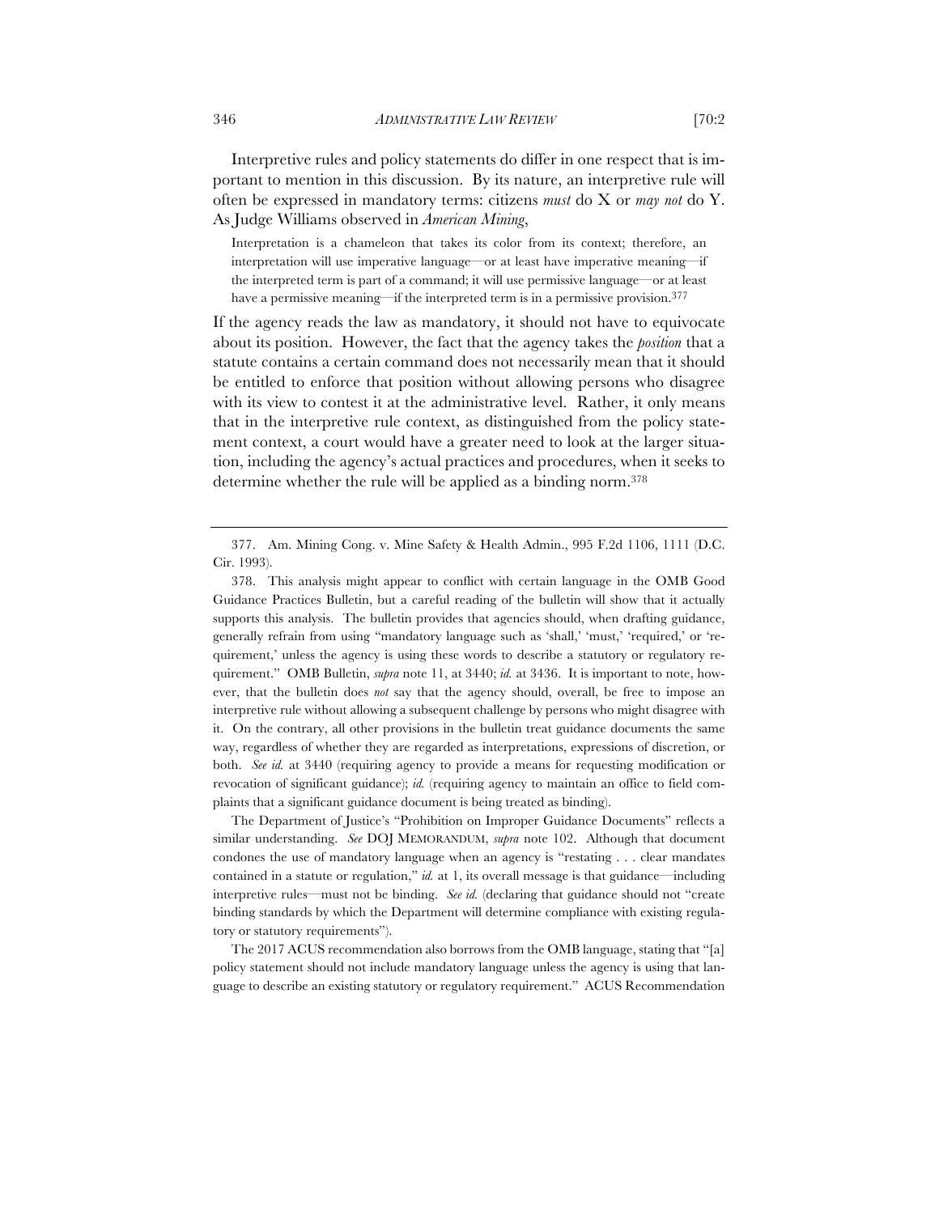Interpretive rules and policy statements do differ in one respect that is important to mention in this discussion. By its nature, an interpretive rule will often be expressed in mandatory terms: citizens *must* do X or *may not* do Y. As Judge Williams observed in *American Mining*,

> Interpretation is a chameleon that takes its color from its context; therefore, an interpretation will use imperative language—or at least have imperative meaning—if the interpreted term is part of a command; it will use permissive language—or at least have a permissive meaning—if the interpreted term is in a permissive provision.[377]

If the agency reads the law as mandatory, it should not have to equivocate about its position. However, the fact that the agency takes the *position* that a statute contains a certain command does not necessarily mean that it should be entitled to enforce that position without allowing persons who disagree with its view to contest it at the administrative level. Rather, it only means that in the interpretive rule context, as distinguished from the policy statement context, a court would have a greater need to look at the larger situation, including the agency's actual practices and procedures, when it seeks to determine whether the rule will be applied as a binding norm.[378]

---

377. Am. Mining Cong. v. Mine Safety & Health Admin., 995 F.2d 1106, 1111 (D.C. Cir. 1993).

378. This analysis might appear to conflict with certain language in the OMB Good Guidance Practices Bulletin, but a careful reading of the bulletin will show that it actually supports this analysis. The bulletin provides that agencies should, when drafting guidance, generally refrain from using "mandatory language such as 'shall,' 'must,' 'required,' or 'requirement,' unless the agency is using these words to describe a statutory or regulatory requirement." OMB Bulletin, *supra* note 11, at 3440; *id.* at 3436. It is important to note, however, that the bulletin does *not* say that the agency should, overall, be free to impose an interpretive rule without allowing a subsequent challenge by persons who might disagree with it. On the contrary, all other provisions in the bulletin treat guidance documents the same way, regardless of whether they are regarded as interpretations, expressions of discretion, or both. *See id.* at 3440 (requiring agency to provide a means for requesting modification or revocation of significant guidance); *id.* (requiring agency to maintain an office to field complaints that a significant guidance document is being treated as binding).

The Department of Justice's "Prohibition on Improper Guidance Documents" reflects a similar understanding. *See* DOJ MEMORANDUM, *supra* note 102. Although that document condones the use of mandatory language when an agency is "restating . . . clear mandates contained in a statute or regulation," *id.* at 1, its overall message is that guidance—including interpretive rules—must not be binding. *See id.* (declaring that guidance should not "create binding standards by which the Department will determine compliance with existing regulatory or statutory requirements").

The 2017 ACUS recommendation also borrows from the OMB language, stating that "[a] policy statement should not include mandatory language unless the agency is using that language to describe an existing statutory or regulatory requirement." ACUS Recommendation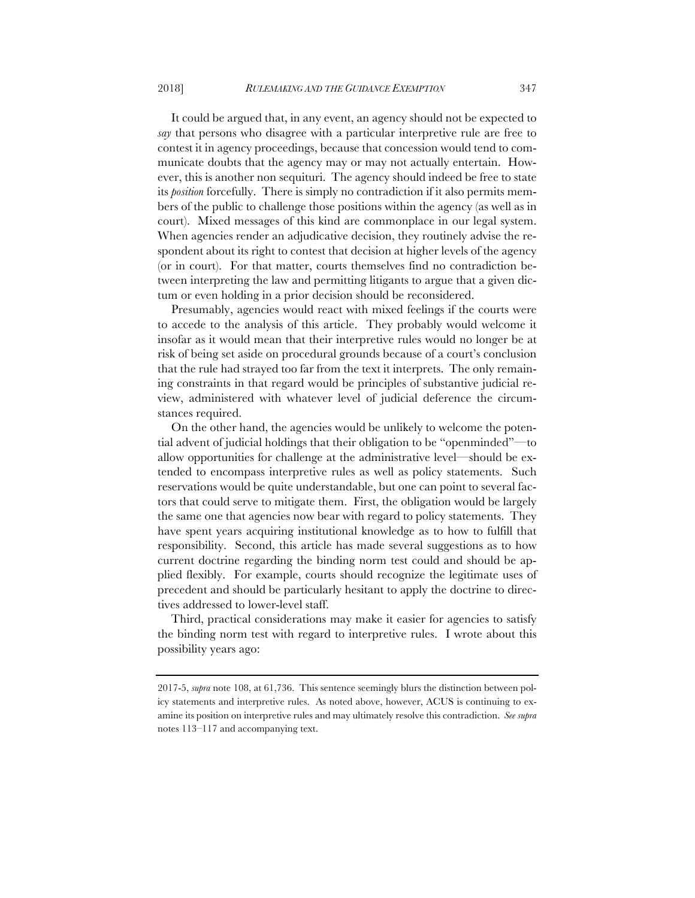It could be argued that, in any event, an agency should not be expected to *say* that persons who disagree with a particular interpretive rule are free to contest it in agency proceedings, because that concession would tend to communicate doubts that the agency may or may not actually entertain. However, this is another non sequituri. The agency should indeed be free to state its *position* forcefully. There is simply no contradiction if it also permits members of the public to challenge those positions within the agency (as well as in court). Mixed messages of this kind are commonplace in our legal system. When agencies render an adjudicative decision, they routinely advise the respondent about its right to contest that decision at higher levels of the agency (or in court). For that matter, courts themselves find no contradiction between interpreting the law and permitting litigants to argue that a given dictum or even holding in a prior decision should be reconsidered.

Presumably, agencies would react with mixed feelings if the courts were to accede to the analysis of this article. They probably would welcome it insofar as it would mean that their interpretive rules would no longer be at risk of being set aside on procedural grounds because of a court's conclusion that the rule had strayed too far from the text it interprets. The only remaining constraints in that regard would be principles of substantive judicial review, administered with whatever level of judicial deference the circumstances required.

On the other hand, the agencies would be unlikely to welcome the potential advent of judicial holdings that their obligation to be "openminded"—to allow opportunities for challenge at the administrative level—should be extended to encompass interpretive rules as well as policy statements. Such reservations would be quite understandable, but one can point to several factors that could serve to mitigate them. First, the obligation would be largely the same one that agencies now bear with regard to policy statements. They have spent years acquiring institutional knowledge as to how to fulfill that responsibility. Second, this article has made several suggestions as to how current doctrine regarding the binding norm test could and should be applied flexibly. For example, courts should recognize the legitimate uses of precedent and should be particularly hesitant to apply the doctrine to directives addressed to lower-level staff.

Third, practical considerations may make it easier for agencies to satisfy the binding norm test with regard to interpretive rules. I wrote about this possibility years ago:

---

2017-5, *supra* note 108, at 61,736. This sentence seemingly blurs the distinction between policy statements and interpretive rules. As noted above, however, ACUS is continuing to examine its position on interpretive rules and may ultimately resolve this contradiction. *See supra* notes 113–117 and accompanying text.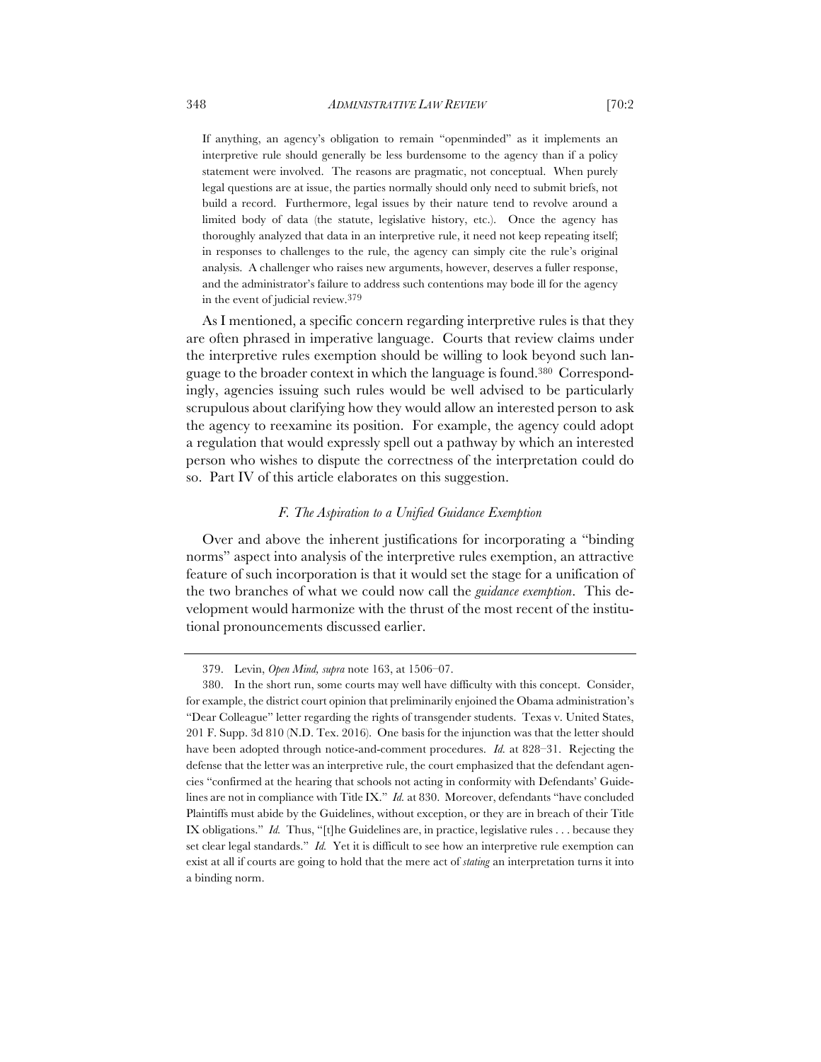> If anything, an agency's obligation to remain "openminded" as it implements an interpretive rule should generally be less burdensome to the agency than if a policy statement were involved. The reasons are pragmatic, not conceptual. When purely legal questions are at issue, the parties normally should only need to submit briefs, not build a record. Furthermore, legal issues by their nature tend to revolve around a limited body of data (the statute, legislative history, etc.). Once the agency has thoroughly analyzed that data in an interpretive rule, it need not keep repeating itself; in responses to challenges to the rule, the agency can simply cite the rule's original analysis. A challenger who raises new arguments, however, deserves a fuller response, and the administrator's failure to address such contentions may bode ill for the agency in the event of judicial review.[379]

As I mentioned, a specific concern regarding interpretive rules is that they are often phrased in imperative language. Courts that review claims under the interpretive rules exemption should be willing to look beyond such language to the broader context in which the language is found.[380] Correspondingly, agencies issuing such rules would be well advised to be particularly scrupulous about clarifying how they would allow an interested person to ask the agency to reexamine its position. For example, the agency could adopt a regulation that would expressly spell out a pathway by which an interested person who wishes to dispute the correctness of the interpretation could do so. Part IV of this article elaborates on this suggestion.

### *F. The Aspiration to a Unified Guidance Exemption*

Over and above the inherent justifications for incorporating a "binding norms" aspect into analysis of the interpretive rules exemption, an attractive feature of such incorporation is that it would set the stage for a unification of the two branches of what we could now call the *guidance exemption*. This development would harmonize with the thrust of the most recent of the institutional pronouncements discussed earlier.

---

379. Levin, *Open Mind, supra* note 163, at 1506–07.

380. In the short run, some courts may well have difficulty with this concept. Consider, for example, the district court opinion that preliminarily enjoined the Obama administration's "Dear Colleague" letter regarding the rights of transgender students. Texas v. United States, 201 F. Supp. 3d 810 (N.D. Tex. 2016). One basis for the injunction was that the letter should have been adopted through notice-and-comment procedures. *Id.* at 828–31. Rejecting the defense that the letter was an interpretive rule, the court emphasized that the defendant agencies "confirmed at the hearing that schools not acting in conformity with Defendants' Guidelines are not in compliance with Title IX." *Id.* at 830. Moreover, defendants "have concluded Plaintiffs must abide by the Guidelines, without exception, or they are in breach of their Title IX obligations." *Id.* Thus, "[t]he Guidelines are, in practice, legislative rules . . . because they set clear legal standards." *Id.* Yet it is difficult to see how an interpretive rule exemption can exist at all if courts are going to hold that the mere act of *stating* an interpretation turns it into a binding norm.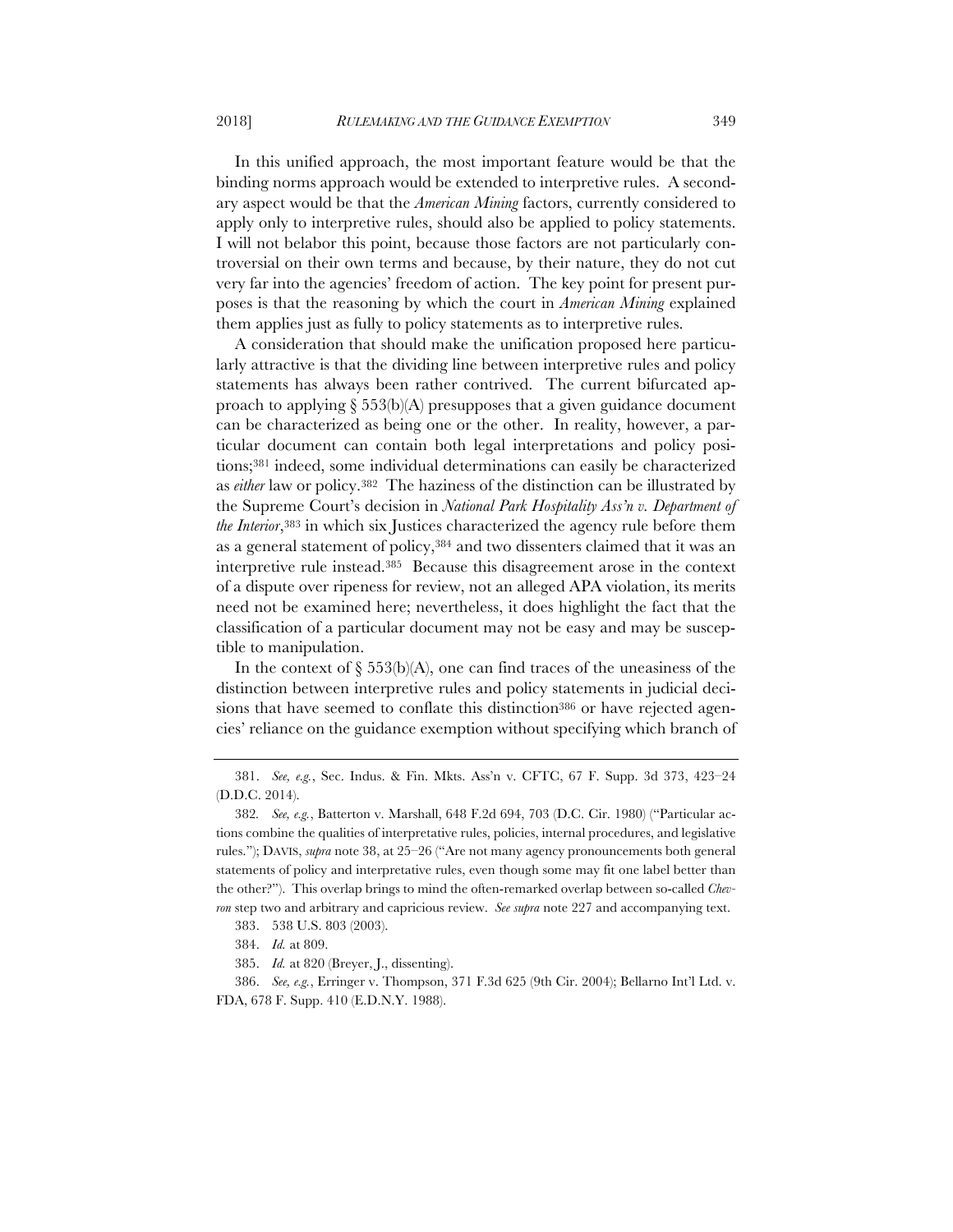In this unified approach, the most important feature would be that the binding norms approach would be extended to interpretive rules. A secondary aspect would be that the *American Mining* factors, currently considered to apply only to interpretive rules, should also be applied to policy statements. I will not belabor this point, because those factors are not particularly controversial on their own terms and because, by their nature, they do not cut very far into the agencies' freedom of action. The key point for present purposes is that the reasoning by which the court in *American Mining* explained them applies just as fully to policy statements as to interpretive rules.

A consideration that should make the unification proposed here particularly attractive is that the dividing line between interpretive rules and policy statements has always been rather contrived. The current bifurcated approach to applying § 553(b)(A) presupposes that a given guidance document can be characterized as being one or the other. In reality, however, a particular document can contain both legal interpretations and policy positions;[381] indeed, some individual determinations can easily be characterized as *either* law or policy.[382] The haziness of the distinction can be illustrated by the Supreme Court's decision in *National Park Hospitality Ass'n v. Department of the Interior*,[383] in which six Justices characterized the agency rule before them as a general statement of policy,[384] and two dissenters claimed that it was an interpretive rule instead.[385] Because this disagreement arose in the context of a dispute over ripeness for review, not an alleged APA violation, its merits need not be examined here; nevertheless, it does highlight the fact that the classification of a particular document may not be easy and may be susceptible to manipulation.

In the context of § 553(b)(A), one can find traces of the uneasiness of the distinction between interpretive rules and policy statements in judicial decisions that have seemed to conflate this distinction[386] or have rejected agencies' reliance on the guidance exemption without specifying which branch of

---

381. *See, e.g.*, Sec. Indus. & Fin. Mkts. Ass'n v. CFTC, 67 F. Supp. 3d 373, 423–24 (D.D.C. 2014).

382. *See, e.g.*, Batterton v. Marshall, 648 F.2d 694, 703 (D.C. Cir. 1980) ("Particular actions combine the qualities of interpretative rules, policies, internal procedures, and legislative rules."); DAVIS, *supra* note 38, at 25–26 ("Are not many agency pronouncements both general statements of policy and interpretative rules, even though some may fit one label better than the other?"). This overlap brings to mind the often-remarked overlap between so-called *Chevron* step two and arbitrary and capricious review. *See supra* note 227 and accompanying text.

383. 538 U.S. 803 (2003).

384. *Id.* at 809.

385. *Id.* at 820 (Breyer, J., dissenting).

386. *See, e.g.*, Erringer v. Thompson, 371 F.3d 625 (9th Cir. 2004); Bellarno Int'l Ltd. v. FDA, 678 F. Supp. 410 (E.D.N.Y. 1988).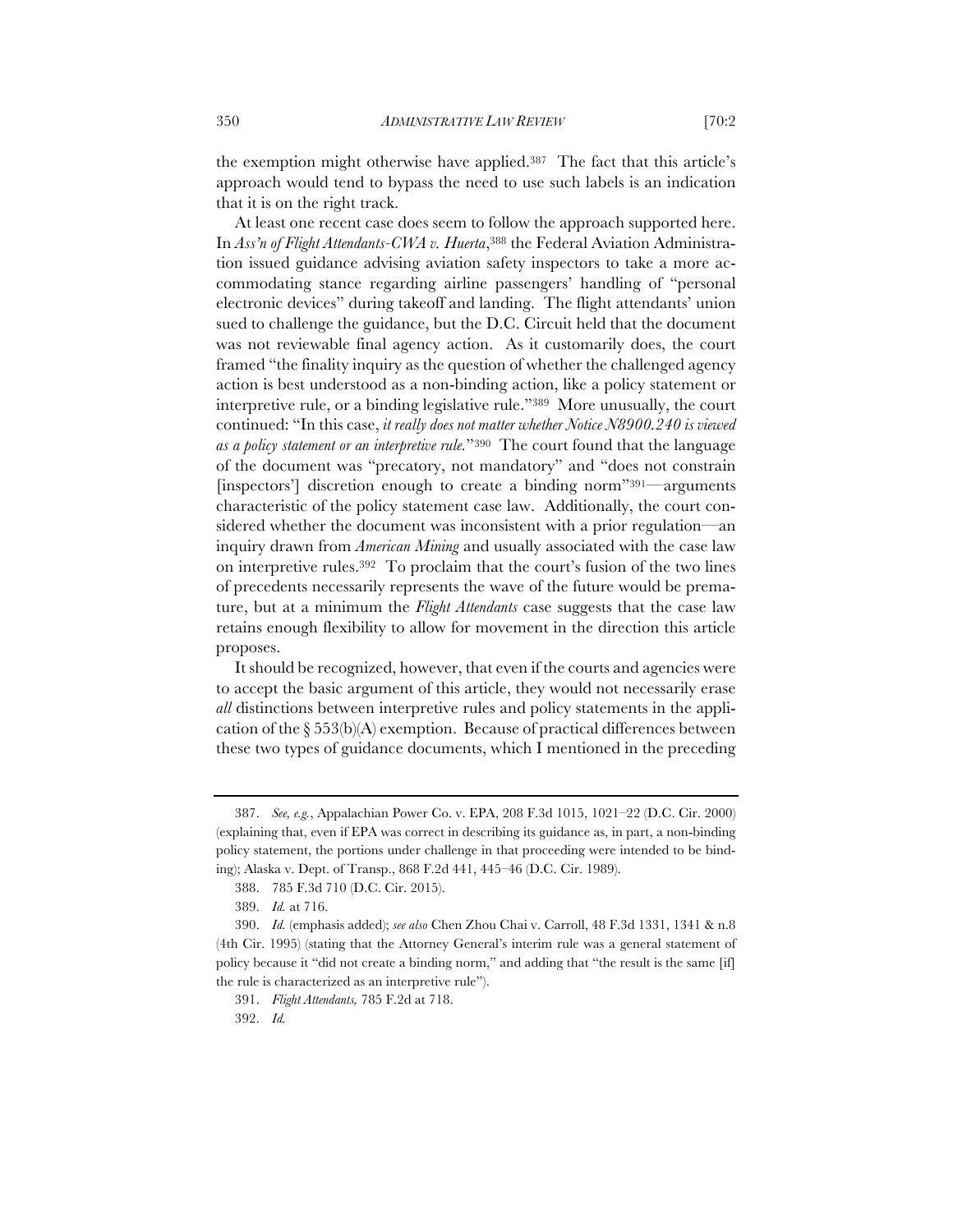the exemption might otherwise have applied.[387] The fact that this article's approach would tend to bypass the need to use such labels is an indication that it is on the right track.

At least one recent case does seem to follow the approach supported here. In *Ass'n of Flight Attendants-CWA v. Huerta*,[388] the Federal Aviation Administration issued guidance advising aviation safety inspectors to take a more accommodating stance regarding airline passengers' handling of "personal electronic devices" during takeoff and landing. The flight attendants' union sued to challenge the guidance, but the D.C. Circuit held that the document was not reviewable final agency action. As it customarily does, the court framed "the finality inquiry as the question of whether the challenged agency action is best understood as a non-binding action, like a policy statement or interpretive rule, or a binding legislative rule."[389] More unusually, the court continued: "In this case, *it really does not matter whether Notice N8900.240 is viewed as a policy statement or an interpretive rule.*"[390] The court found that the language of the document was "precatory, not mandatory" and "does not constrain [inspectors'] discretion enough to create a binding norm"[391]—arguments characteristic of the policy statement case law. Additionally, the court considered whether the document was inconsistent with a prior regulation—an inquiry drawn from *American Mining* and usually associated with the case law on interpretive rules.[392] To proclaim that the court's fusion of the two lines of precedents necessarily represents the wave of the future would be premature, but at a minimum the *Flight Attendants* case suggests that the case law retains enough flexibility to allow for movement in the direction this article proposes.

It should be recognized, however, that even if the courts and agencies were to accept the basic argument of this article, they would not necessarily erase *all* distinctions between interpretive rules and policy statements in the application of the § 553(b)(A) exemption. Because of practical differences between these two types of guidance documents, which I mentioned in the preceding

---

387. *See, e.g.*, Appalachian Power Co. v. EPA, 208 F.3d 1015, 1021–22 (D.C. Cir. 2000) (explaining that, even if EPA was correct in describing its guidance as, in part, a non-binding policy statement, the portions under challenge in that proceeding were intended to be binding); Alaska v. Dept. of Transp., 868 F.2d 441, 445–46 (D.C. Cir. 1989).

388. 785 F.3d 710 (D.C. Cir. 2015).

389. *Id.* at 716.

390. *Id.* (emphasis added); *see also* Chen Zhou Chai v. Carroll, 48 F.3d 1331, 1341 & n.8 (4th Cir. 1995) (stating that the Attorney General's interim rule was a general statement of policy because it "did not create a binding norm," and adding that "the result is the same [if] the rule is characterized as an interpretive rule").

391. *Flight Attendants,* 785 F.2d at 718.

392. *Id.*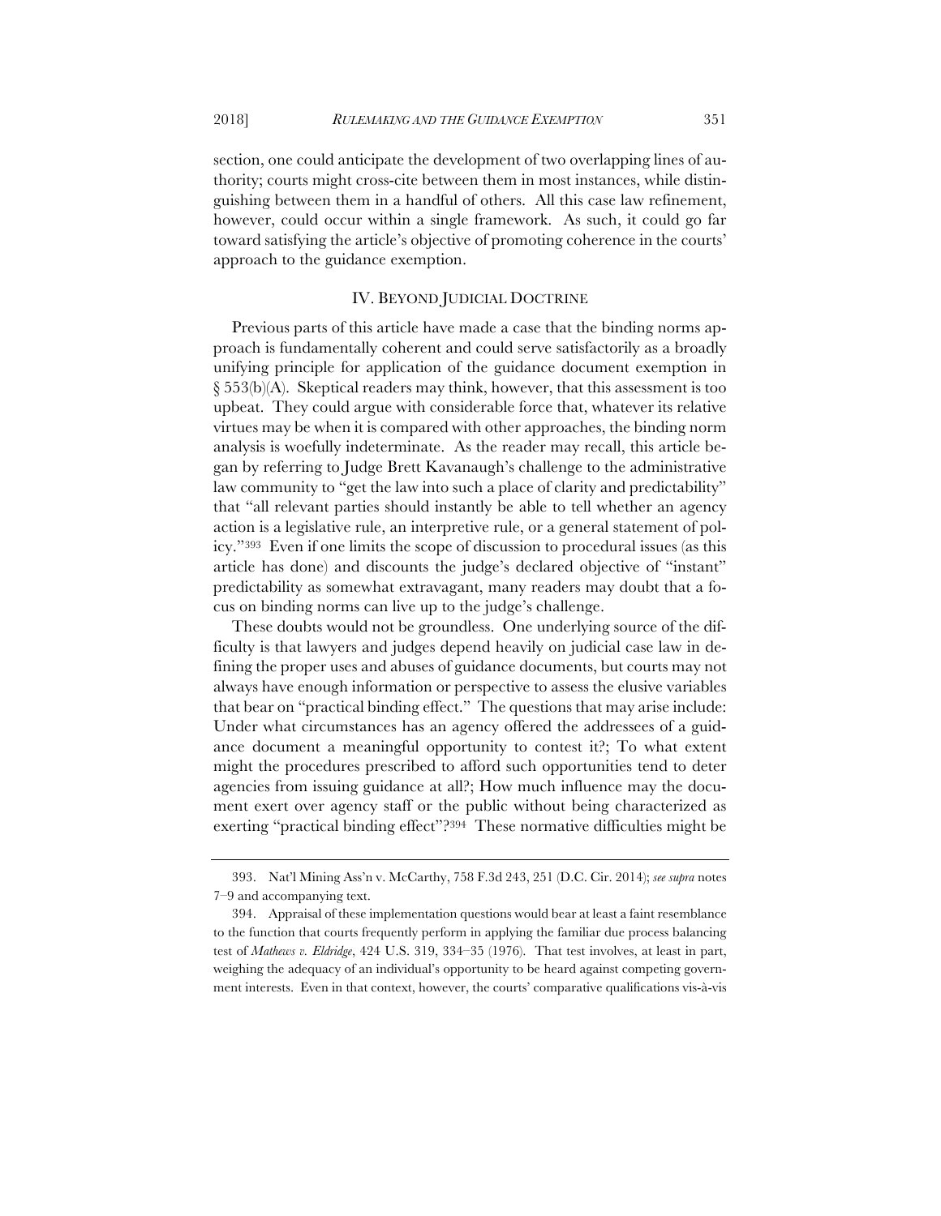section, one could anticipate the development of two overlapping lines of authority; courts might cross-cite between them in most instances, while distinguishing between them in a handful of others. All this case law refinement, however, could occur within a single framework. As such, it could go far toward satisfying the article's objective of promoting coherence in the courts' approach to the guidance exemption.

## IV. BEYOND JUDICIAL DOCTRINE

Previous parts of this article have made a case that the binding norms approach is fundamentally coherent and could serve satisfactorily as a broadly unifying principle for application of the guidance document exemption in § 553(b)(A). Skeptical readers may think, however, that this assessment is too upbeat. They could argue with considerable force that, whatever its relative virtues may be when it is compared with other approaches, the binding norm analysis is woefully indeterminate. As the reader may recall, this article began by referring to Judge Brett Kavanaugh's challenge to the administrative law community to "get the law into such a place of clarity and predictability" that "all relevant parties should instantly be able to tell whether an agency action is a legislative rule, an interpretive rule, or a general statement of policy."[393] Even if one limits the scope of discussion to procedural issues (as this article has done) and discounts the judge's declared objective of "instant" predictability as somewhat extravagant, many readers may doubt that a focus on binding norms can live up to the judge's challenge.

These doubts would not be groundless. One underlying source of the difficulty is that lawyers and judges depend heavily on judicial case law in defining the proper uses and abuses of guidance documents, but courts may not always have enough information or perspective to assess the elusive variables that bear on "practical binding effect." The questions that may arise include: Under what circumstances has an agency offered the addressees of a guidance document a meaningful opportunity to contest it?; To what extent might the procedures prescribed to afford such opportunities tend to deter agencies from issuing guidance at all?; How much influence may the document exert over agency staff or the public without being characterized as exerting "practical binding effect"?[394] These normative difficulties might be

---

393. Nat'l Mining Ass'n v. McCarthy, 758 F.3d 243, 251 (D.C. Cir. 2014); *see supra* notes 7–9 and accompanying text.

394. Appraisal of these implementation questions would bear at least a faint resemblance to the function that courts frequently perform in applying the familiar due process balancing test of *Mathews v. Eldridge*, 424 U.S. 319, 334–35 (1976). That test involves, at least in part, weighing the adequacy of an individual's opportunity to be heard against competing government interests. Even in that context, however, the courts' comparative qualifications vis-à-vis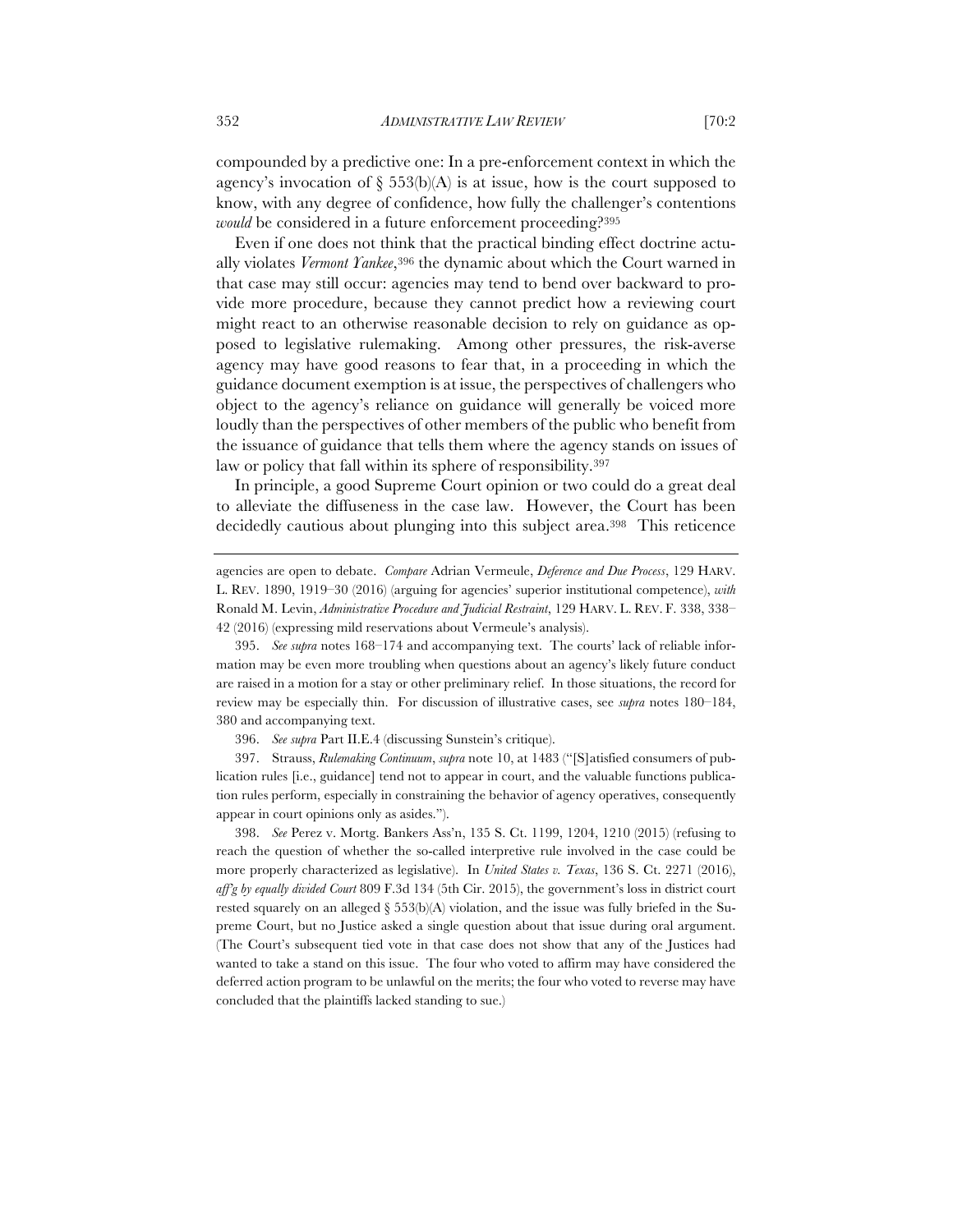compounded by a predictive one: In a pre-enforcement context in which the agency's invocation of § 553(b)(A) is at issue, how is the court supposed to know, with any degree of confidence, how fully the challenger's contentions *would* be considered in a future enforcement proceeding?[395]

Even if one does not think that the practical binding effect doctrine actually violates *Vermont Yankee*,[396] the dynamic about which the Court warned in that case may still occur: agencies may tend to bend over backward to provide more procedure, because they cannot predict how a reviewing court might react to an otherwise reasonable decision to rely on guidance as opposed to legislative rulemaking. Among other pressures, the risk-averse agency may have good reasons to fear that, in a proceeding in which the guidance document exemption is at issue, the perspectives of challengers who object to the agency's reliance on guidance will generally be voiced more loudly than the perspectives of other members of the public who benefit from the issuance of guidance that tells them where the agency stands on issues of law or policy that fall within its sphere of responsibility.[397]

In principle, a good Supreme Court opinion or two could do a great deal to alleviate the diffuseness in the case law. However, the Court has been decidedly cautious about plunging into this subject area.[398] This reticence

---

agencies are open to debate. *Compare* Adrian Vermeule, *Deference and Due Process*, 129 HARV. L. REV. 1890, 1919–30 (2016) (arguing for agencies' superior institutional competence), *with* Ronald M. Levin, *Administrative Procedure and Judicial Restraint*, 129 HARV. L. REV. F. 338, 338–42 (2016) (expressing mild reservations about Vermeule's analysis).

395. *See supra* notes 168–174 and accompanying text. The courts' lack of reliable information may be even more troubling when questions about an agency's likely future conduct are raised in a motion for a stay or other preliminary relief. In those situations, the record for review may be especially thin. For discussion of illustrative cases, see *supra* notes 180–184, 380 and accompanying text.

396. *See supra* Part II.E.4 (discussing Sunstein's critique).

397. Strauss, *Rulemaking Continuum*, *supra* note 10, at 1483 ("[S]atisfied consumers of publication rules [i.e., guidance] tend not to appear in court, and the valuable functions publication rules perform, especially in constraining the behavior of agency operatives, consequently appear in court opinions only as asides.").

398. *See* Perez v. Mortg. Bankers Ass'n, 135 S. Ct. 1199, 1204, 1210 (2015) (refusing to reach the question of whether the so-called interpretive rule involved in the case could be more properly characterized as legislative). In *United States v. Texas*, 136 S. Ct. 2271 (2016), *aff'g by equally divided Court* 809 F.3d 134 (5th Cir. 2015), the government's loss in district court rested squarely on an alleged § 553(b)(A) violation, and the issue was fully briefed in the Supreme Court, but no Justice asked a single question about that issue during oral argument. (The Court's subsequent tied vote in that case does not show that any of the Justices had wanted to take a stand on this issue. The four who voted to affirm may have considered the deferred action program to be unlawful on the merits; the four who voted to reverse may have concluded that the plaintiffs lacked standing to sue.)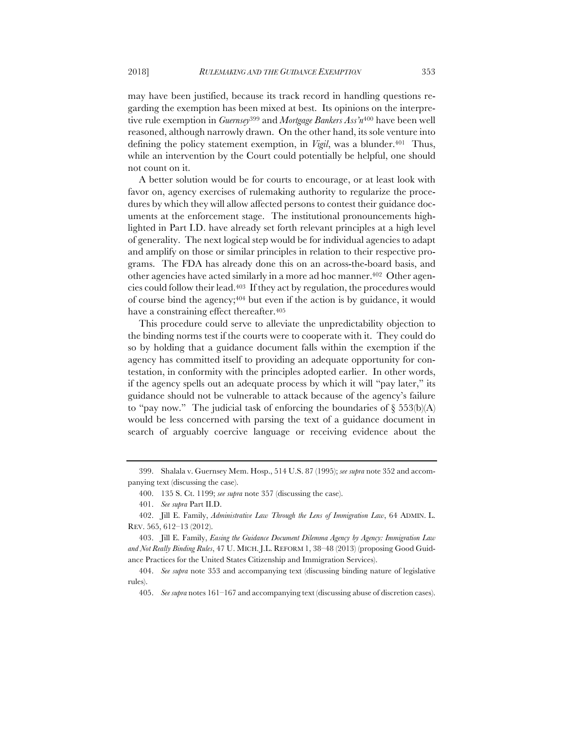may have been justified, because its track record in handling questions regarding the exemption has been mixed at best. Its opinions on the interpretive rule exemption in *Guernsey*[399] and *Mortgage Bankers Ass'n*[400] have been well reasoned, although narrowly drawn. On the other hand, its sole venture into defining the policy statement exemption, in *Vigil*, was a blunder.[401] Thus, while an intervention by the Court could potentially be helpful, one should not count on it.

A better solution would be for courts to encourage, or at least look with favor on, agency exercises of rulemaking authority to regularize the procedures by which they will allow affected persons to contest their guidance documents at the enforcement stage. The institutional pronouncements highlighted in Part I.D. have already set forth relevant principles at a high level of generality. The next logical step would be for individual agencies to adapt and amplify on those or similar principles in relation to their respective programs. The FDA has already done this on an across-the-board basis, and other agencies have acted similarly in a more ad hoc manner.[402] Other agencies could follow their lead.[403] If they act by regulation, the procedures would of course bind the agency;[404] but even if the action is by guidance, it would have a constraining effect thereafter.[405]

This procedure could serve to alleviate the unpredictability objection to the binding norms test if the courts were to cooperate with it. They could do so by holding that a guidance document falls within the exemption if the agency has committed itself to providing an adequate opportunity for contestation, in conformity with the principles adopted earlier. In other words, if the agency spells out an adequate process by which it will "pay later," its guidance should not be vulnerable to attack because of the agency's failure to "pay now." The judicial task of enforcing the boundaries of § 553(b)(A) would be less concerned with parsing the text of a guidance document in search of arguably coercive language or receiving evidence about the

---

399. Shalala v. Guernsey Mem. Hosp., 514 U.S. 87 (1995); *see supra* note 352 and accompanying text (discussing the case).

400. 135 S. Ct. 1199; *see supra* note 357 (discussing the case).

401. *See supra* Part II.D.

402. Jill E. Family, *Administrative Law Through the Lens of Immigration Law*, 64 ADMIN. L. REV. 565, 612–13 (2012).

403. Jill E. Family, *Easing the Guidance Document Dilemma Agency by Agency: Immigration Law and Not Really Binding Rules*, 47 U. MICH. J.L. REFORM 1, 38–48 (2013) (proposing Good Guidance Practices for the United States Citizenship and Immigration Services).

404. *See supra* note 353 and accompanying text (discussing binding nature of legislative rules).

405. *See supra* notes 161–167 and accompanying text (discussing abuse of discretion cases).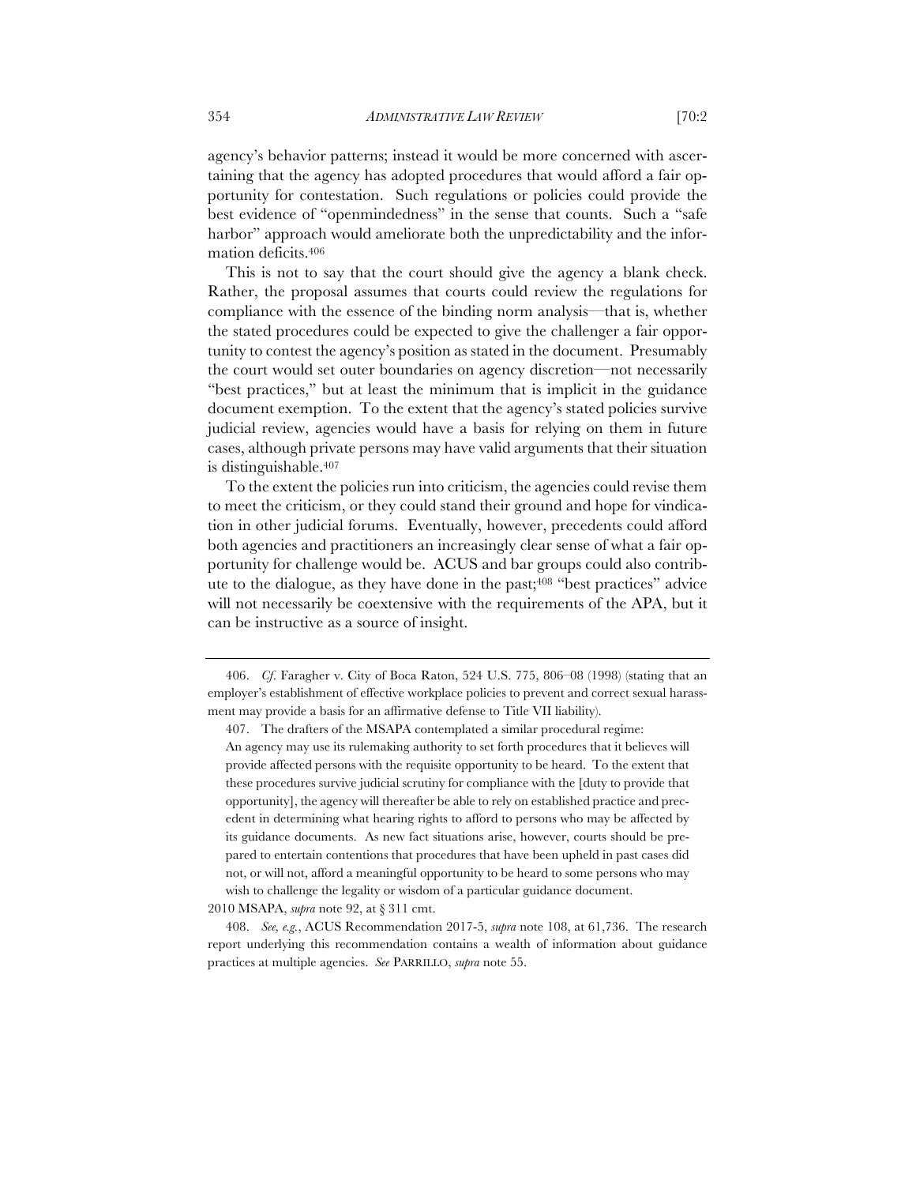agency's behavior patterns; instead it would be more concerned with ascertaining that the agency has adopted procedures that would afford a fair opportunity for contestation. Such regulations or policies could provide the best evidence of "openmindedness" in the sense that counts. Such a "safe harbor" approach would ameliorate both the unpredictability and the information deficits.[406]

This is not to say that the court should give the agency a blank check. Rather, the proposal assumes that courts could review the regulations for compliance with the essence of the binding norm analysis—that is, whether the stated procedures could be expected to give the challenger a fair opportunity to contest the agency's position as stated in the document. Presumably the court would set outer boundaries on agency discretion—not necessarily "best practices," but at least the minimum that is implicit in the guidance document exemption. To the extent that the agency's stated policies survive judicial review, agencies would have a basis for relying on them in future cases, although private persons may have valid arguments that their situation is distinguishable.[407]

To the extent the policies run into criticism, the agencies could revise them to meet the criticism, or they could stand their ground and hope for vindication in other judicial forums. Eventually, however, precedents could afford both agencies and practitioners an increasingly clear sense of what a fair opportunity for challenge would be. ACUS and bar groups could also contribute to the dialogue, as they have done in the past;[408] "best practices" advice will not necessarily be coextensive with the requirements of the APA, but it can be instructive as a source of insight.

---

406. *Cf.* Faragher v. City of Boca Raton, 524 U.S. 775, 806–08 (1998) (stating that an employer's establishment of effective workplace policies to prevent and correct sexual harassment may provide a basis for an affirmative defense to Title VII liability).

407. The drafters of the MSAPA contemplated a similar procedural regime:

> An agency may use its rulemaking authority to set forth procedures that it believes will provide affected persons with the requisite opportunity to be heard. To the extent that these procedures survive judicial scrutiny for compliance with the [duty to provide that opportunity], the agency will thereafter be able to rely on established practice and precedent in determining what hearing rights to afford to persons who may be affected by its guidance documents. As new fact situations arise, however, courts should be prepared to entertain contentions that procedures that have been upheld in past cases did not, or will not, afford a meaningful opportunity to be heard to some persons who may wish to challenge the legality or wisdom of a particular guidance document.

2010 MSAPA, *supra* note 92, at § 311 cmt.

408. *See, e.g.*, ACUS Recommendation 2017-5, *supra* note 108, at 61,736. The research report underlying this recommendation contains a wealth of information about guidance practices at multiple agencies. *See* PARRILLO, *supra* note 55.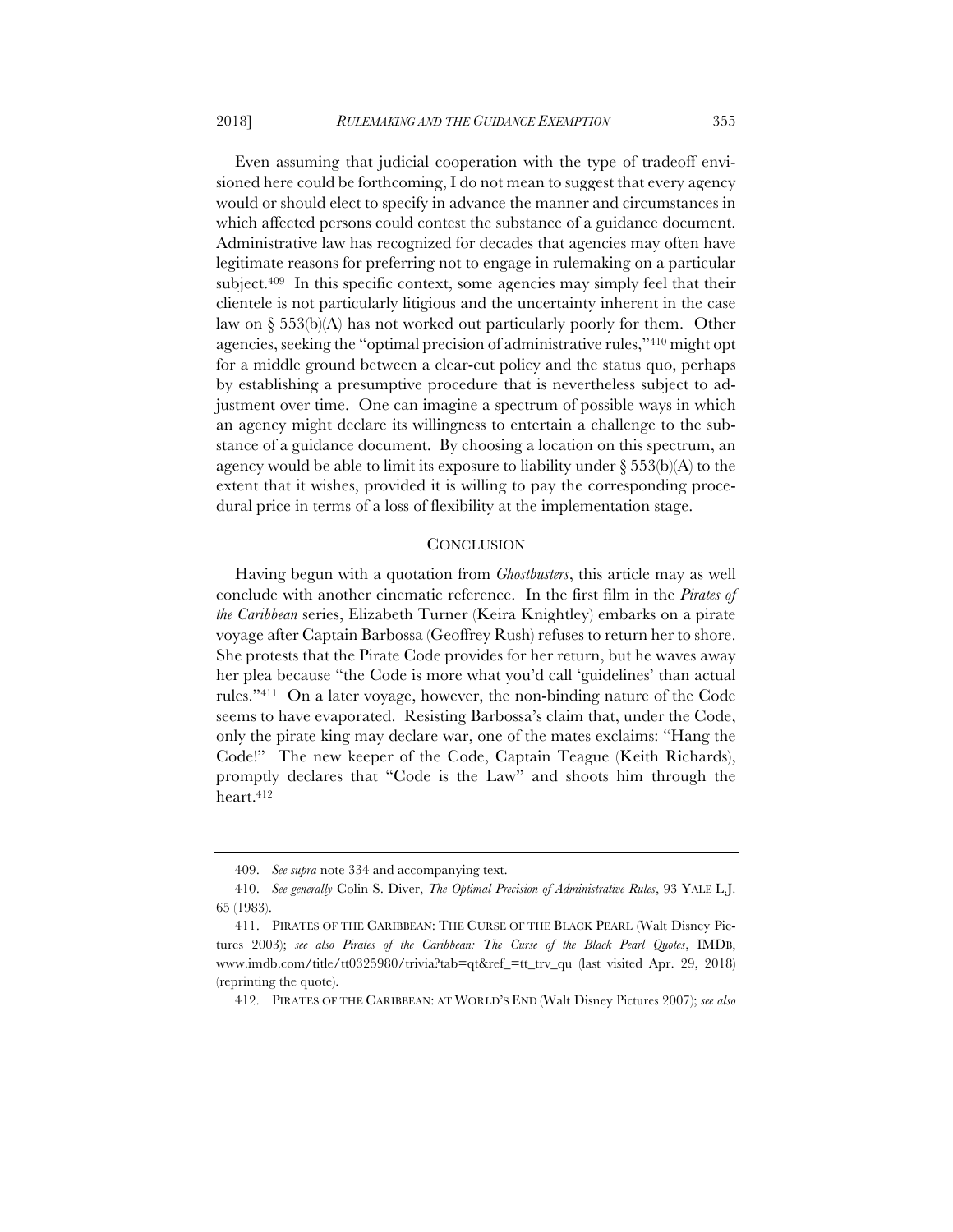Even assuming that judicial cooperation with the type of tradeoff envisioned here could be forthcoming, I do not mean to suggest that every agency would or should elect to specify in advance the manner and circumstances in which affected persons could contest the substance of a guidance document. Administrative law has recognized for decades that agencies may often have legitimate reasons for preferring not to engage in rulemaking on a particular subject.[409] In this specific context, some agencies may simply feel that their clientele is not particularly litigious and the uncertainty inherent in the case law on § 553(b)(A) has not worked out particularly poorly for them. Other agencies, seeking the "optimal precision of administrative rules,"[410] might opt for a middle ground between a clear-cut policy and the status quo, perhaps by establishing a presumptive procedure that is nevertheless subject to adjustment over time. One can imagine a spectrum of possible ways in which an agency might declare its willingness to entertain a challenge to the substance of a guidance document. By choosing a location on this spectrum, an agency would be able to limit its exposure to liability under § 553(b)(A) to the extent that it wishes, provided it is willing to pay the corresponding procedural price in terms of a loss of flexibility at the implementation stage.

## CONCLUSION

Having begun with a quotation from *Ghostbusters*, this article may as well conclude with another cinematic reference. In the first film in the *Pirates of the Caribbean* series, Elizabeth Turner (Keira Knightley) embarks on a pirate voyage after Captain Barbossa (Geoffrey Rush) refuses to return her to shore. She protests that the Pirate Code provides for her return, but he waves away her plea because "the Code is more what you'd call 'guidelines' than actual rules."[411] On a later voyage, however, the non-binding nature of the Code seems to have evaporated. Resisting Barbossa's claim that, under the Code, only the pirate king may declare war, one of the mates exclaims: "Hang the Code!" The new keeper of the Code, Captain Teague (Keith Richards), promptly declares that "Code is the Law" and shoots him through the heart.[412]

---

409. *See supra* note 334 and accompanying text.

410. *See generally* Colin S. Diver, *The Optimal Precision of Administrative Rules*, 93 YALE L.J. 65 (1983).

411. PIRATES OF THE CARIBBEAN: THE CURSE OF THE BLACK PEARL (Walt Disney Pictures 2003); *see also Pirates of the Caribbean: The Curse of the Black Pearl Quotes*, IMDB, www.imdb.com/title/tt0325980/trivia?tab=qt&ref_=tt_trv_qu (last visited Apr. 29, 2018) (reprinting the quote).

412. PIRATES OF THE CARIBBEAN: AT WORLD'S END (Walt Disney Pictures 2007); *see also*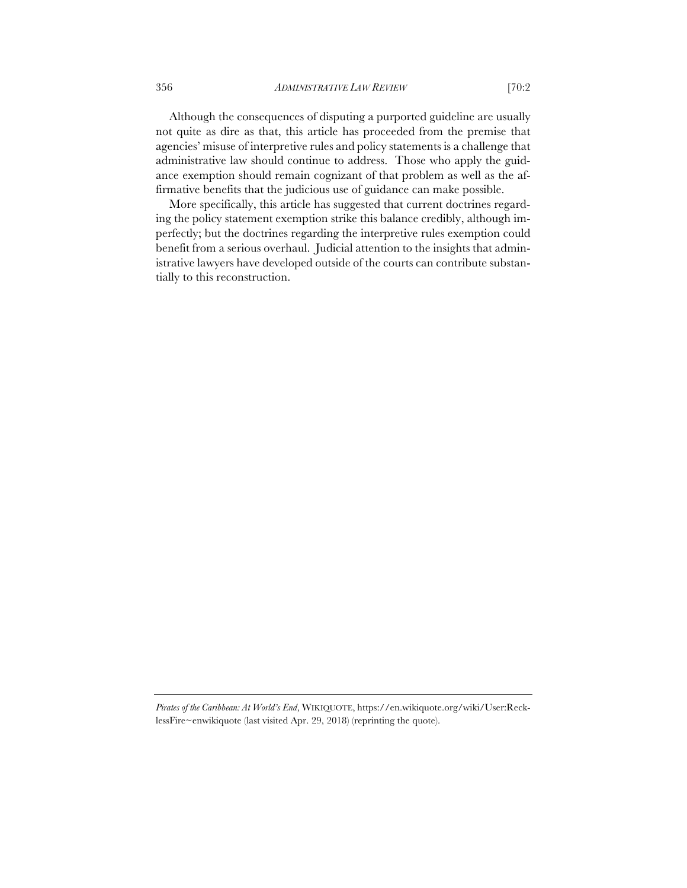Although the consequences of disputing a purported guideline are usually not quite as dire as that, this article has proceeded from the premise that agencies' misuse of interpretive rules and policy statements is a challenge that administrative law should continue to address. Those who apply the guidance exemption should remain cognizant of that problem as well as the affirmative benefits that the judicious use of guidance can make possible.

More specifically, this article has suggested that current doctrines regarding the policy statement exemption strike this balance credibly, although imperfectly; but the doctrines regarding the interpretive rules exemption could benefit from a serious overhaul. Judicial attention to the insights that administrative lawyers have developed outside of the courts can contribute substantially to this reconstruction.

---

*Pirates of the Caribbean: At World's End*, WIKIQUOTE, https://en.wikiquote.org/wiki/User:RecklessFire~enwikiquote (last visited Apr. 29, 2018) (reprinting the quote).